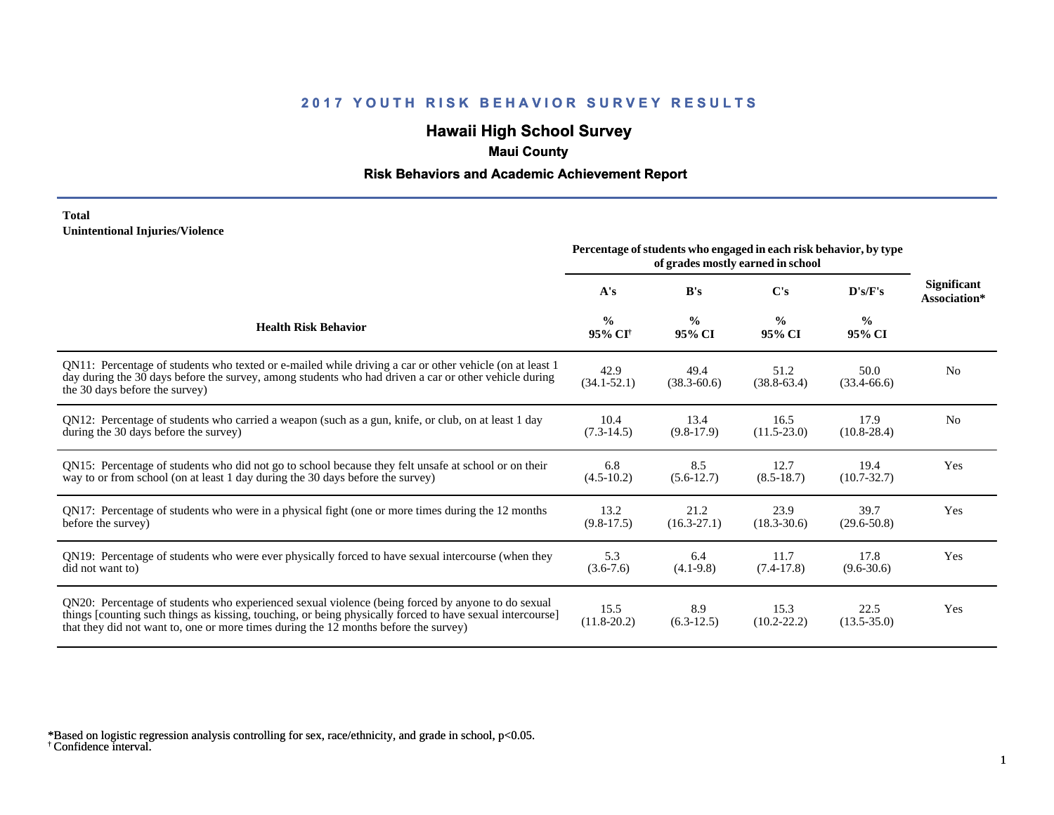# 2017 YOUTH RISK BEHAVIOR SURVEY RESULTS

## Hawaii High School Survey

### Maui County

### Risk Behaviors and Academic Achievement Report

**Total**
**Unintentional Injuries/Violence**

| Health Risk Behavior | Percentage of students who engaged in each risk behavior, by type of grades mostly earned in school | | | | Significant Association* |
|---|---|---|---|---|---|
| | A's | B's | C's | D's/F's | |
| | % 95% CI[†] | % 95% CI | % 95% CI | % 95% CI | |
| QN11: Percentage of students who texted or e-mailed while driving a car or other vehicle (on at least 1 day during the 30 days before the survey, among students who had driven a car or other vehicle during the 30 days before the survey) | 42.9 (34.1-52.1) | 49.4 (38.3-60.6) | 51.2 (38.8-63.4) | 50.0 (33.4-66.6) | No |
| QN12: Percentage of students who carried a weapon (such as a gun, knife, or club, on at least 1 day during the 30 days before the survey) | 10.4 (7.3-14.5) | 13.4 (9.8-17.9) | 16.5 (11.5-23.0) | 17.9 (10.8-28.4) | No |
| QN15: Percentage of students who did not go to school because they felt unsafe at school or on their way to or from school (on at least 1 day during the 30 days before the survey) | 6.8 (4.5-10.2) | 8.5 (5.6-12.7) | 12.7 (8.5-18.7) | 19.4 (10.7-32.7) | Yes |
| QN17: Percentage of students who were in a physical fight (one or more times during the 12 months before the survey) | 13.2 (9.8-17.5) | 21.2 (16.3-27.1) | 23.9 (18.3-30.6) | 39.7 (29.6-50.8) | Yes |
| QN19: Percentage of students who were ever physically forced to have sexual intercourse (when they did not want to) | 5.3 (3.6-7.6) | 6.4 (4.1-9.8) | 11.7 (7.4-17.8) | 17.8 (9.6-30.6) | Yes |
| QN20: Percentage of students who experienced sexual violence (being forced by anyone to do sexual things [counting such things as kissing, touching, or being physically forced to have sexual intercourse] that they did not want to, one or more times during the 12 months before the survey) | 15.5 (11.8-20.2) | 8.9 (6.3-12.5) | 15.3 (10.2-22.2) | 22.5 (13.5-35.0) | Yes |

*Based on logistic regression analysis controlling for sex, race/ethnicity, and grade in school, $p<0.05$.
[†] Confidence interval.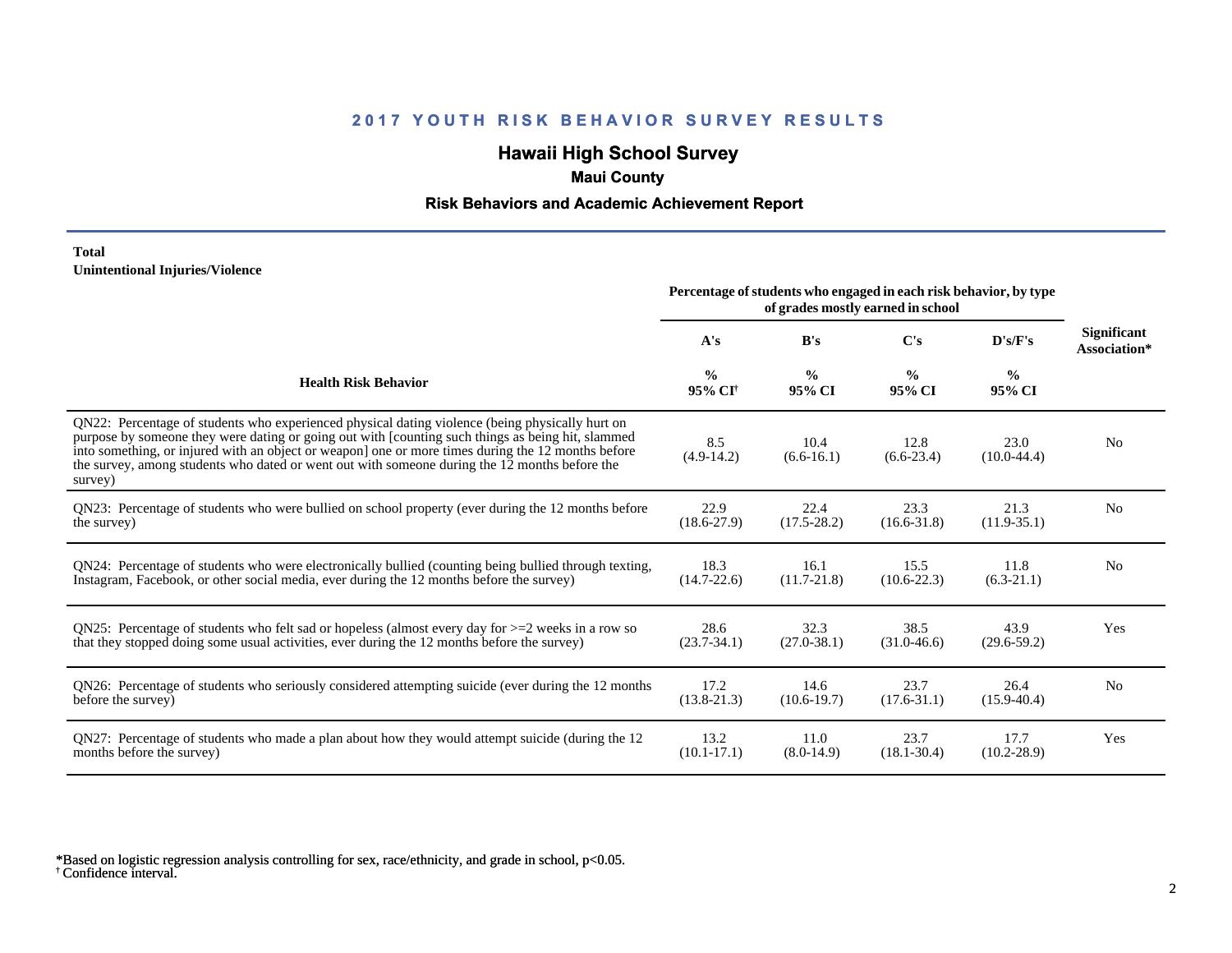# 2017 YOUTH RISK BEHAVIOR SURVEY RESULTS

## Hawaii High School Survey

### Maui County

### Risk Behaviors and Academic Achievement Report

**Total**
**Unintentional Injuries/Violence**

| Health Risk Behavior | A's % 95% CI[†] | B's % 95% CI | C's % 95% CI | D's/F's % 95% CI | Significant Association* |
|---|---|---|---|---|---|
| | Percentage of students who engaged in each risk behavior, by type of grades mostly earned in school | | | | |
| QN22: Percentage of students who experienced physical dating violence (being physically hurt on purpose by someone they were dating or going out with [counting such things as being hit, slammed into something, or injured with an object or weapon] one or more times during the 12 months before the survey, among students who dated or went out with someone during the 12 months before the survey) | 8.5 (4.9-14.2) | 10.4 (6.6-16.1) | 12.8 (6.6-23.4) | 23.0 (10.0-44.4) | No |
| QN23: Percentage of students who were bullied on school property (ever during the 12 months before the survey) | 22.9 (18.6-27.9) | 22.4 (17.5-28.2) | 23.3 (16.6-31.8) | 21.3 (11.9-35.1) | No |
| QN24: Percentage of students who were electronically bullied (counting being bullied through texting, Instagram, Facebook, or other social media, ever during the 12 months before the survey) | 18.3 (14.7-22.6) | 16.1 (11.7-21.8) | 15.5 (10.6-22.3) | 11.8 (6.3-21.1) | No |
| QN25: Percentage of students who felt sad or hopeless (almost every day for >=2 weeks in a row so that they stopped doing some usual activities, ever during the 12 months before the survey) | 28.6 (23.7-34.1) | 32.3 (27.0-38.1) | 38.5 (31.0-46.6) | 43.9 (29.6-59.2) | Yes |
| QN26: Percentage of students who seriously considered attempting suicide (ever during the 12 months before the survey) | 17.2 (13.8-21.3) | 14.6 (10.6-19.7) | 23.7 (17.6-31.1) | 26.4 (15.9-40.4) | No |
| QN27: Percentage of students who made a plan about how they would attempt suicide (during the 12 months before the survey) | 13.2 (10.1-17.1) | 11.0 (8.0-14.9) | 23.7 (18.1-30.4) | 17.7 (10.2-28.9) | Yes |

*Based on logistic regression analysis controlling for sex, race/ethnicity, and grade in school, $p<0.05$.
[†] Confidence interval.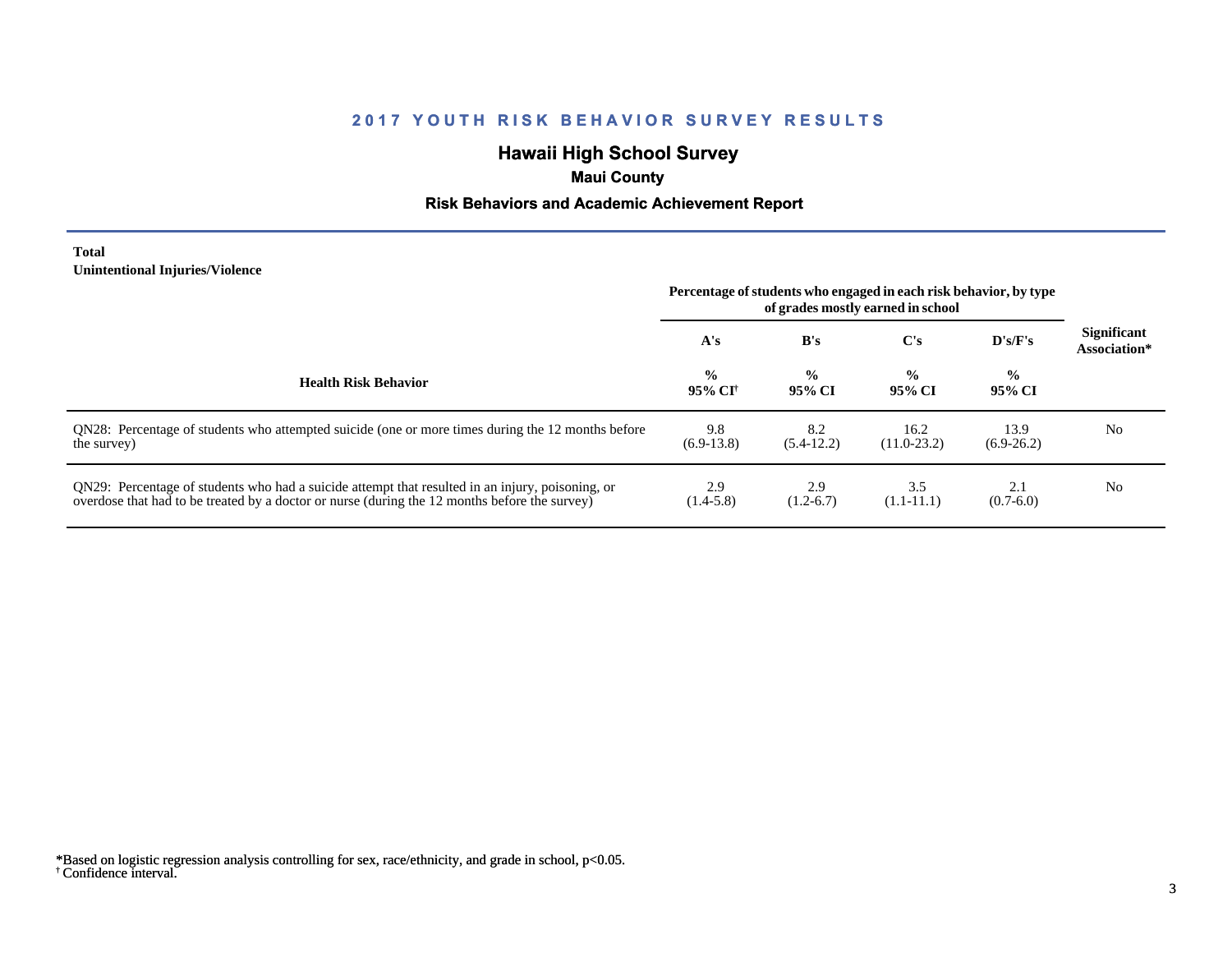**2017 YOUTH RISK BEHAVIOR SURVEY RESULTS**

# Hawaii High School Survey

## Maui County

### Risk Behaviors and Academic Achievement Report

**Total**
**Unintentional Injuries/Violence**

| Health Risk Behavior | Percentage of students who engaged in each risk behavior, by type of grades mostly earned in school | | | | Significant Association* |
|---|---|---|---|---|---|
| | A's | B's | C's | D's/F's | |
| | % 95% CI† | % 95% CI | % 95% CI | % 95% CI | |
| QN28: Percentage of students who attempted suicide (one or more times during the 12 months before the survey) | 9.8 (6.9-13.8) | 8.2 (5.4-12.2) | 16.2 (11.0-23.2) | 13.9 (6.9-26.2) | No |
| QN29: Percentage of students who had a suicide attempt that resulted in an injury, poisoning, or overdose that had to be treated by a doctor or nurse (during the 12 months before the survey) | 2.9 (1.4-5.8) | 2.9 (1.2-6.7) | 3.5 (1.1-11.1) | 2.1 (0.7-6.0) | No |

*Based on logistic regression analysis controlling for sex, race/ethnicity, and grade in school, $p<0.05$.
† Confidence interval.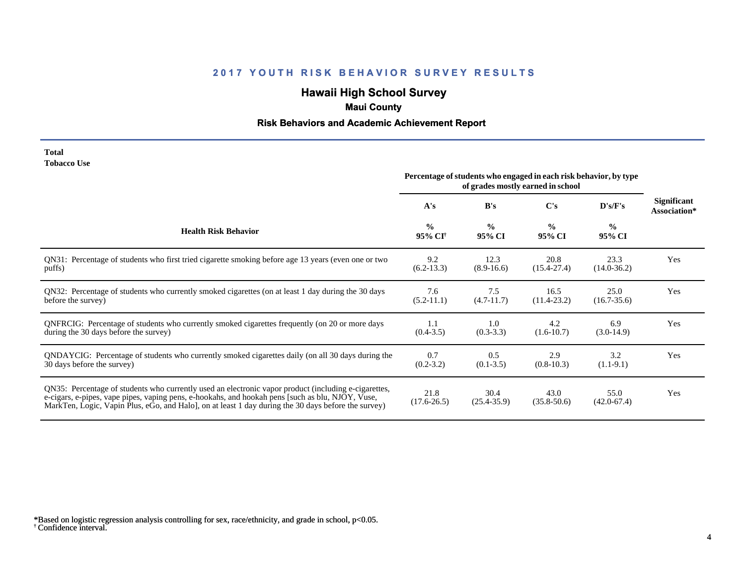## 2017 YOUTH RISK BEHAVIOR SURVEY RESULTS

### Hawaii High School Survey

**Maui County**

**Risk Behaviors and Academic Achievement Report**

**Total**
**Tobacco Use**

| Health Risk Behavior | Percentage of students who engaged in each risk behavior, by type of grades mostly earned in school | | | | Significant Association* |
|---|---|---|---|---|---|
| | A's | B's | C's | D's/F's | |
| | % 95% CI[†] | % 95% CI | % 95% CI | % 95% CI | |
| QN31: Percentage of students who first tried cigarette smoking before age 13 years (even one or two puffs) | 9.2 (6.2-13.3) | 12.3 (8.9-16.6) | 20.8 (15.4-27.4) | 23.3 (14.0-36.2) | Yes |
| QN32: Percentage of students who currently smoked cigarettes (on at least 1 day during the 30 days before the survey) | 7.6 (5.2-11.1) | 7.5 (4.7-11.7) | 16.5 (11.4-23.2) | 25.0 (16.7-35.6) | Yes |
| QNFRCIG: Percentage of students who currently smoked cigarettes frequently (on 20 or more days during the 30 days before the survey) | 1.1 (0.4-3.5) | 1.0 (0.3-3.3) | 4.2 (1.6-10.7) | 6.9 (3.0-14.9) | Yes |
| QNDAYCIG: Percentage of students who currently smoked cigarettes daily (on all 30 days during the 30 days before the survey) | 0.7 (0.2-3.2) | 0.5 (0.1-3.5) | 2.9 (0.8-10.3) | 3.2 (1.1-9.1) | Yes |
| QN35: Percentage of students who currently used an electronic vapor product (including e-cigarettes, e-cigars, e-pipes, vape pipes, vaping pens, e-hookahs, and hookah pens [such as blu, NJOY, Vuse, MarkTen, Logic, Vapin Plus, eGo, and Halo], on at least 1 day during the 30 days before the survey) | 21.8 (17.6-26.5) | 30.4 (25.4-35.9) | 43.0 (35.8-50.6) | 55.0 (42.0-67.4) | Yes |

*Based on logistic regression analysis controlling for sex, race/ethnicity, and grade in school, $p<0.05$.
[†] Confidence interval.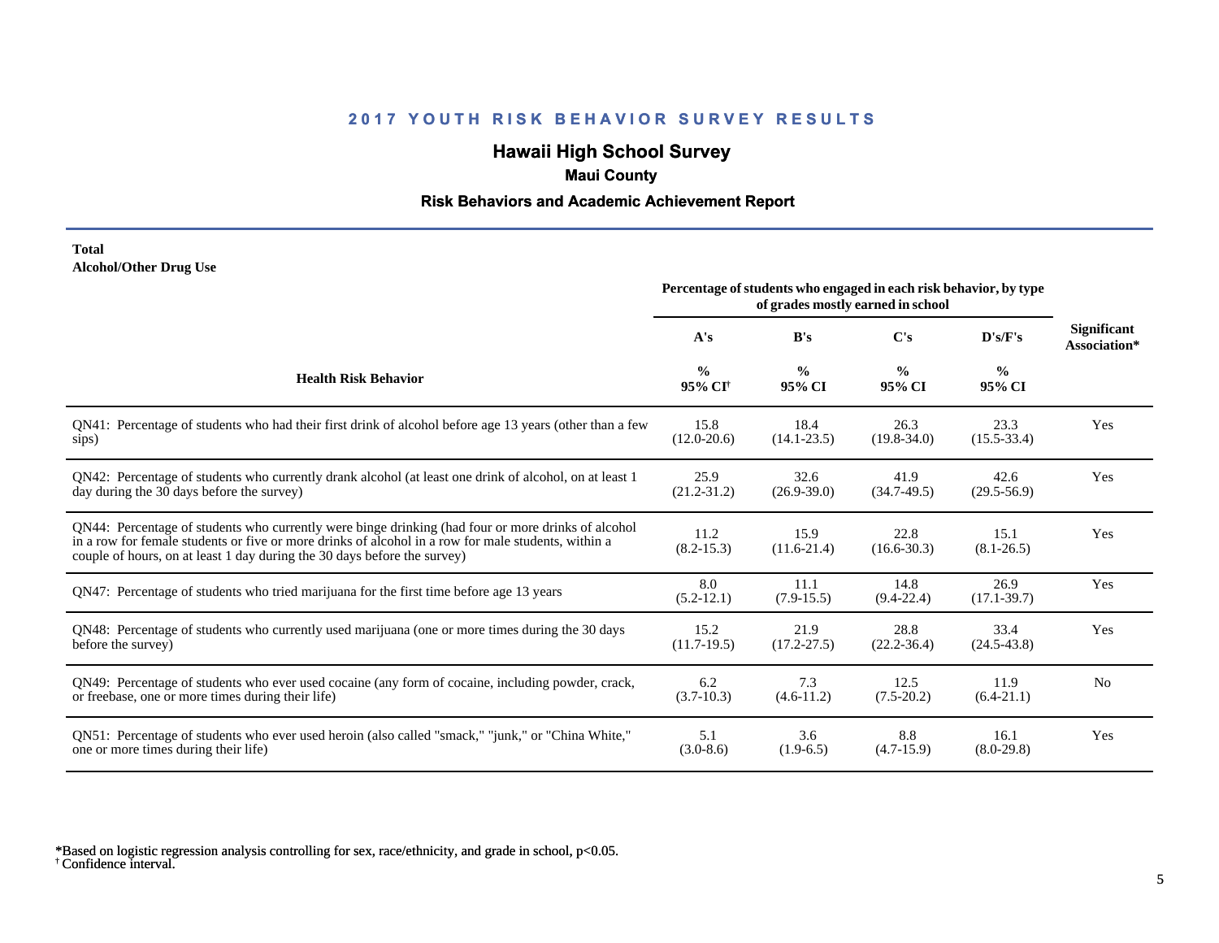## 2017 YOUTH RISK BEHAVIOR SURVEY RESULTS

### Hawaii High School Survey

**Maui County**

**Risk Behaviors and Academic Achievement Report**

**Total**
**Alcohol/Other Drug Use**

| Health Risk Behavior | Percentage of students who engaged in each risk behavior, by type of grades mostly earned in school | | | | Significant Association* |
|---|---|---|---|---|---|
| | A's | B's | C's | D's/F's | |
| | % 95% CI† | % 95% CI | % 95% CI | % 95% CI | |
| QN41: Percentage of students who had their first drink of alcohol before age 13 years (other than a few sips) | 15.8 (12.0-20.6) | 18.4 (14.1-23.5) | 26.3 (19.8-34.0) | 23.3 (15.5-33.4) | Yes |
| QN42: Percentage of students who currently drank alcohol (at least one drink of alcohol, on at least 1 day during the 30 days before the survey) | 25.9 (21.2-31.2) | 32.6 (26.9-39.0) | 41.9 (34.7-49.5) | 42.6 (29.5-56.9) | Yes |
| QN44: Percentage of students who currently were binge drinking (had four or more drinks of alcohol in a row for female students or five or more drinks of alcohol in a row for male students, within a couple of hours, on at least 1 day during the 30 days before the survey) | 11.2 (8.2-15.3) | 15.9 (11.6-21.4) | 22.8 (16.6-30.3) | 15.1 (8.1-26.5) | Yes |
| QN47: Percentage of students who tried marijuana for the first time before age 13 years | 8.0 (5.2-12.1) | 11.1 (7.9-15.5) | 14.8 (9.4-22.4) | 26.9 (17.1-39.7) | Yes |
| QN48: Percentage of students who currently used marijuana (one or more times during the 30 days before the survey) | 15.2 (11.7-19.5) | 21.9 (17.2-27.5) | 28.8 (22.2-36.4) | 33.4 (24.5-43.8) | Yes |
| QN49: Percentage of students who ever used cocaine (any form of cocaine, including powder, crack, or freebase, one or more times during their life) | 6.2 (3.7-10.3) | 7.3 (4.6-11.2) | 12.5 (7.5-20.2) | 11.9 (6.4-21.1) | No |
| QN51: Percentage of students who ever used heroin (also called "smack," "junk," or "China White," one or more times during their life) | 5.1 (3.0-8.6) | 3.6 (1.9-6.5) | 8.8 (4.7-15.9) | 16.1 (8.0-29.8) | Yes |

*Based on logistic regression analysis controlling for sex, race/ethnicity, and grade in school, $p<0.05$.
† Confidence interval.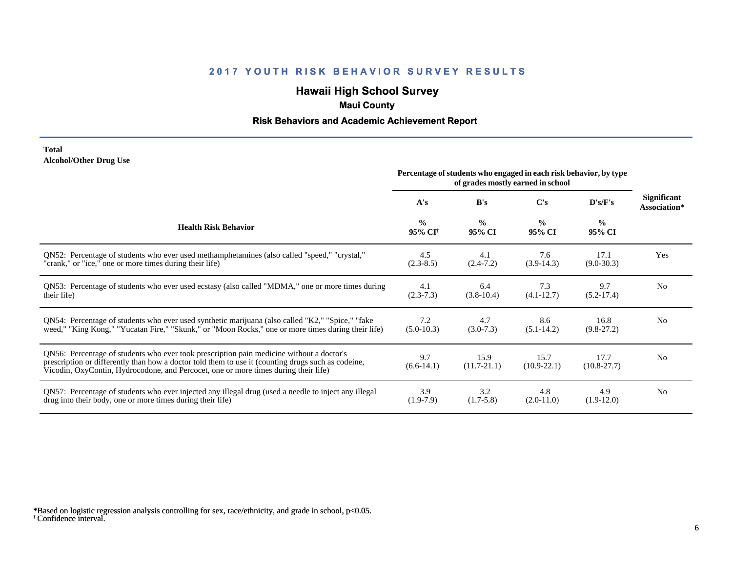# 2017 YOUTH RISK BEHAVIOR SURVEY RESULTS

## Hawaii High School Survey

### Maui County

### Risk Behaviors and Academic Achievement Report

**Total**
**Alcohol/Other Drug Use**

| Health Risk Behavior | Percentage of students who engaged in each risk behavior, by type of grades mostly earned in school | | | | Significant Association* |
|---|---|---|---|---|---|
| | A's | B's | C's | D's/F's | |
| | % 95% CI† | % 95% CI | % 95% CI | % 95% CI | |
| QN52: Percentage of students who ever used methamphetamines (also called "speed," "crystal," "crank," or "ice," one or more times during their life) | 4.5 (2.3-8.5) | 4.1 (2.4-7.2) | 7.6 (3.9-14.3) | 17.1 (9.0-30.3) | Yes |
| QN53: Percentage of students who ever used ecstasy (also called "MDMA," one or more times during their life) | 4.1 (2.3-7.3) | 6.4 (3.8-10.4) | 7.3 (4.1-12.7) | 9.7 (5.2-17.4) | No |
| QN54: Percentage of students who ever used synthetic marijuana (also called "K2," "Spice," "fake weed," "King Kong," "Yucatan Fire," "Skunk," or "Moon Rocks," one or more times during their life) | 7.2 (5.0-10.3) | 4.7 (3.0-7.3) | 8.6 (5.1-14.2) | 16.8 (9.8-27.2) | No |
| QN56: Percentage of students who ever took prescription pain medicine without a doctor's prescription or differently than how a doctor told them to use it (counting drugs such as codeine, Vicodin, OxyContin, Hydrocodone, and Percocet, one or more times during their life) | 9.7 (6.6-14.1) | 15.9 (11.7-21.1) | 15.7 (10.9-22.1) | 17.7 (10.8-27.7) | No |
| QN57: Percentage of students who ever injected any illegal drug (used a needle to inject any illegal drug into their body, one or more times during their life) | 3.9 (1.9-7.9) | 3.2 (1.7-5.8) | 4.8 (2.0-11.0) | 4.9 (1.9-12.0) | No |

*Based on logistic regression analysis controlling for sex, race/ethnicity, and grade in school, $p<0.05$.
† Confidence interval.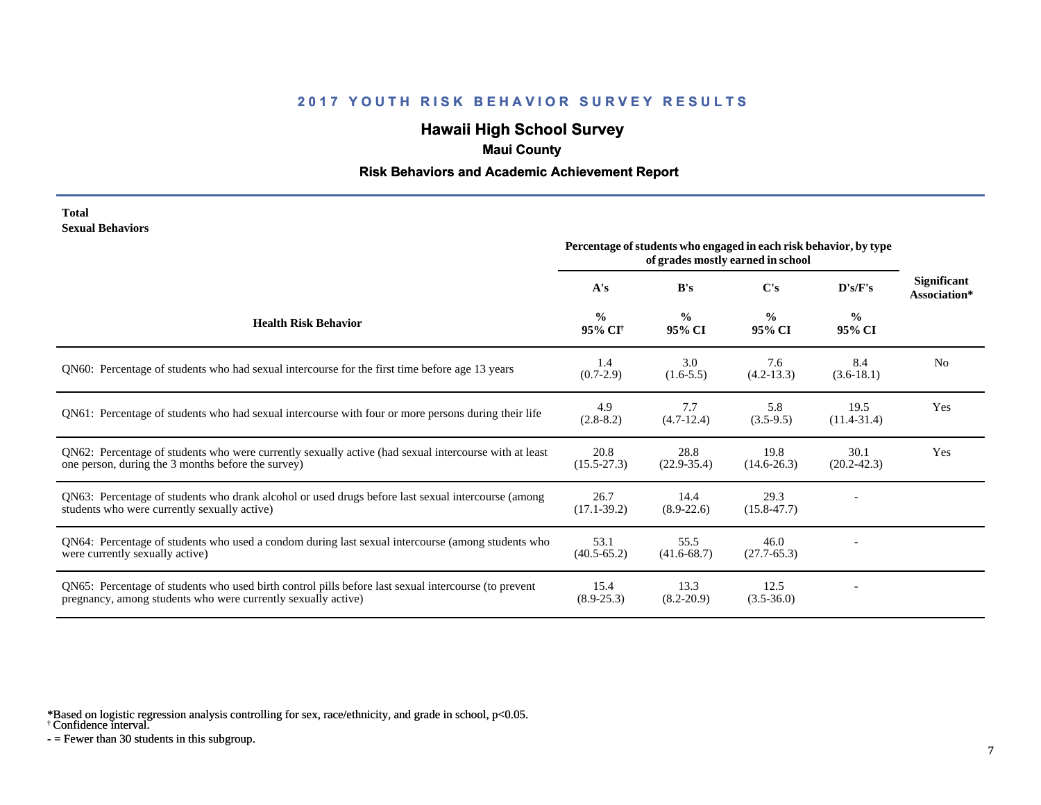## 2017 YOUTH RISK BEHAVIOR SURVEY RESULTS

### Hawaii High School Survey

**Maui County**

**Risk Behaviors and Academic Achievement Report**

**Total**
**Sexual Behaviors**

| Health Risk Behavior | Percentage of students who engaged in each risk behavior, by type of grades mostly earned in school | | | | Significant Association* |
|---|---|---|---|---|---|
| | A's | B's | C's | D's/F's | |
| | % 95% CI[†] | % 95% CI | % 95% CI | % 95% CI | |
| QN60: Percentage of students who had sexual intercourse for the first time before age 13 years | 1.4 (0.7-2.9) | 3.0 (1.6-5.5) | 7.6 (4.2-13.3) | 8.4 (3.6-18.1) | No |
| QN61: Percentage of students who had sexual intercourse with four or more persons during their life | 4.9 (2.8-8.2) | 7.7 (4.7-12.4) | 5.8 (3.5-9.5) | 19.5 (11.4-31.4) | Yes |
| QN62: Percentage of students who were currently sexually active (had sexual intercourse with at least one person, during the 3 months before the survey) | 20.8 (15.5-27.3) | 28.8 (22.9-35.4) | 19.8 (14.6-26.3) | 30.1 (20.2-42.3) | Yes |
| QN63: Percentage of students who drank alcohol or used drugs before last sexual intercourse (among students who were currently sexually active) | 26.7 (17.1-39.2) | 14.4 (8.9-22.6) | 29.3 (15.8-47.7) | - | |
| QN64: Percentage of students who used a condom during last sexual intercourse (among students who were currently sexually active) | 53.1 (40.5-65.2) | 55.5 (41.6-68.7) | 46.0 (27.7-65.3) | - | |
| QN65: Percentage of students who used birth control pills before last sexual intercourse (to prevent pregnancy, among students who were currently sexually active) | 15.4 (8.9-25.3) | 13.3 (8.2-20.9) | 12.5 (3.5-36.0) | - | |

*Based on logistic regression analysis controlling for sex, race/ethnicity, and grade in school, $p<0.05$.
† Confidence interval.
- = Fewer than 30 students in this subgroup.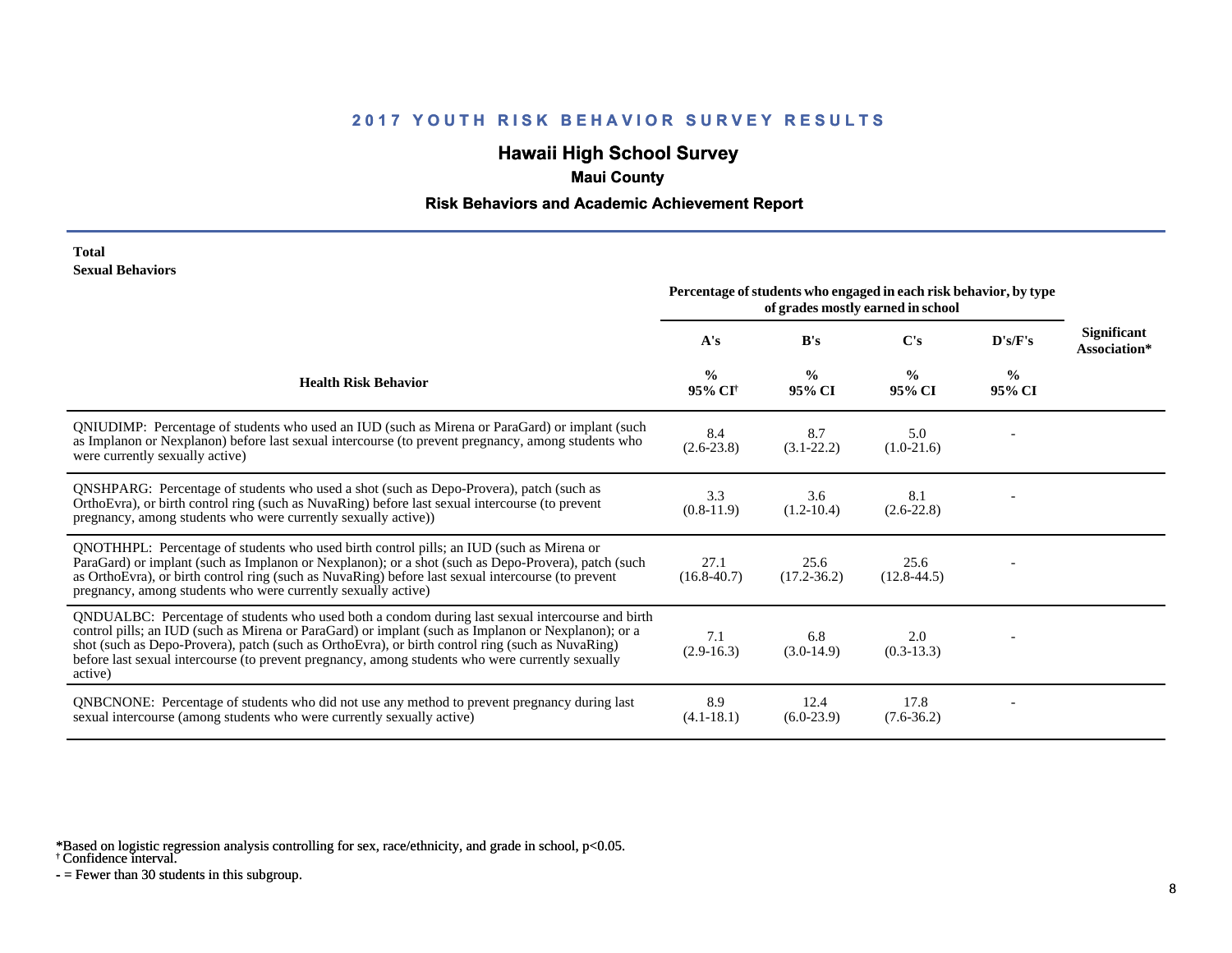# 2017 YOUTH RISK BEHAVIOR SURVEY RESULTS

## Hawaii High School Survey

### Maui County

### Risk Behaviors and Academic Achievement Report

**Total**
**Sexual Behaviors**

| Health Risk Behavior | Percentage of students who engaged in each risk behavior, by type of grades mostly earned in school | | | | Significant Association* |
|---|---|---|---|---|---|
| | A's | B's | C's | D's/F's | |
| | % 95% CI† | % 95% CI | % 95% CI | % 95% CI | |
| QNIUDIMP: Percentage of students who used an IUD (such as Mirena or ParaGard) or implant (such as Implanon or Nexplanon) before last sexual intercourse (to prevent pregnancy, among students who were currently sexually active) | 8.4 (2.6-23.8) | 8.7 (3.1-22.2) | 5.0 (1.0-21.6) | - | |
| QNSHPARG: Percentage of students who used a shot (such as Depo-Provera), patch (such as OrthoEvra), or birth control ring (such as NuvaRing) before last sexual intercourse (to prevent pregnancy, among students who were currently sexually active)) | 3.3 (0.8-11.9) | 3.6 (1.2-10.4) | 8.1 (2.6-22.8) | - | |
| QNOTHHPL: Percentage of students who used birth control pills; an IUD (such as Mirena or ParaGard) or implant (such as Implanon or Nexplanon); or a shot (such as Depo-Provera), patch (such as OrthoEvra), or birth control ring (such as NuvaRing) before last sexual intercourse (to prevent pregnancy, among students who were currently sexually active) | 27.1 (16.8-40.7) | 25.6 (17.2-36.2) | 25.6 (12.8-44.5) | - | |
| QNDUALBC: Percentage of students who used both a condom during last sexual intercourse and birth control pills; an IUD (such as Mirena or ParaGard) or implant (such as Implanon or Nexplanon); or a shot (such as Depo-Provera), patch (such as OrthoEvra), or birth control ring (such as NuvaRing) before last sexual intercourse (to prevent pregnancy, among students who were currently sexually active) | 7.1 (2.9-16.3) | 6.8 (3.0-14.9) | 2.0 (0.3-13.3) | - | |
| QNBCNONE: Percentage of students who did not use any method to prevent pregnancy during last sexual intercourse (among students who were currently sexually active) | 8.9 (4.1-18.1) | 12.4 (6.0-23.9) | 17.8 (7.6-36.2) | - | |

*Based on logistic regression analysis controlling for sex, race/ethnicity, and grade in school, $p<0.05$.
† Confidence interval.
- = Fewer than 30 students in this subgroup.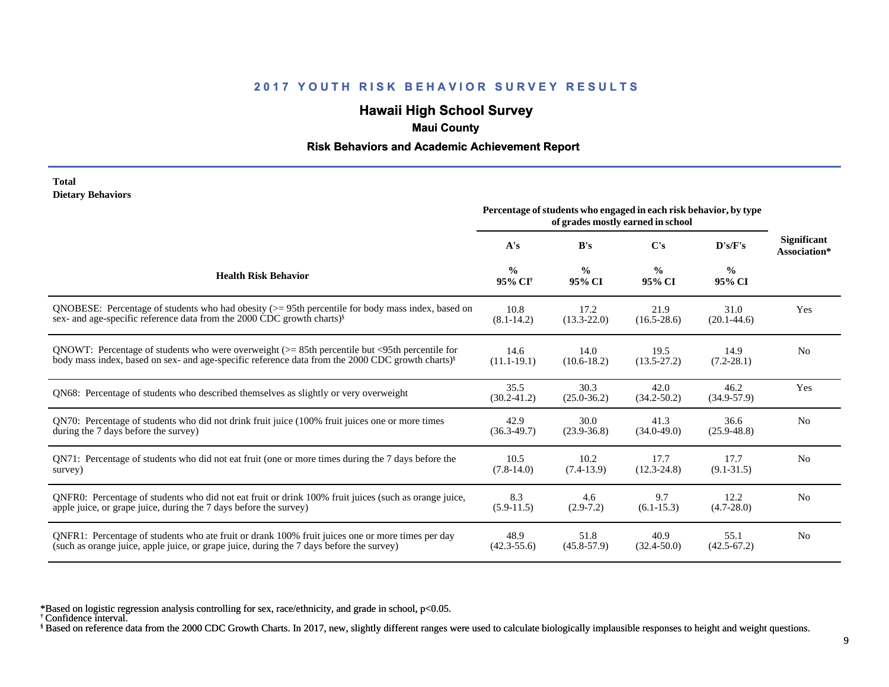## 2017 YOUTH RISK BEHAVIOR SURVEY RESULTS

# Hawaii High School Survey

### Maui County

### Risk Behaviors and Academic Achievement Report

**Total**
**Dietary Behaviors**

| Health Risk Behavior | Percentage of students who engaged in each risk behavior, by type of grades mostly earned in school | | | | Significant Association* |
|---|---|---|---|---|---|
| | A's | B's | C's | D's/F's | |
| | % 95% CI[†] | % 95% CI | % 95% CI | % 95% CI | |
| QNOBESE: Percentage of students who had obesity (>= 95th percentile for body mass index, based on sex- and age-specific reference data from the 2000 CDC growth charts)[§] | 10.8 (8.1-14.2) | 17.2 (13.3-22.0) | 21.9 (16.5-28.6) | 31.0 (20.1-44.6) | Yes |
| QNOWT: Percentage of students who were overweight (>= 85th percentile but <95th percentile for body mass index, based on sex- and age-specific reference data from the 2000 CDC growth charts)[§] | 14.6 (11.1-19.1) | 14.0 (10.6-18.2) | 19.5 (13.5-27.2) | 14.9 (7.2-28.1) | No |
| QN68: Percentage of students who described themselves as slightly or very overweight | 35.5 (30.2-41.2) | 30.3 (25.0-36.2) | 42.0 (34.2-50.2) | 46.2 (34.9-57.9) | Yes |
| QN70: Percentage of students who did not drink fruit juice (100% fruit juices one or more times during the 7 days before the survey) | 42.9 (36.3-49.7) | 30.0 (23.9-36.8) | 41.3 (34.0-49.0) | 36.6 (25.9-48.8) | No |
| QN71: Percentage of students who did not eat fruit (one or more times during the 7 days before the survey) | 10.5 (7.8-14.0) | 10.2 (7.4-13.9) | 17.7 (12.3-24.8) | 17.7 (9.1-31.5) | No |
| QNFR0: Percentage of students who did not eat fruit or drink 100% fruit juices (such as orange juice, apple juice, or grape juice, during the 7 days before the survey) | 8.3 (5.9-11.5) | 4.6 (2.9-7.2) | 9.7 (6.1-15.3) | 12.2 (4.7-28.0) | No |
| QNFR1: Percentage of students who ate fruit or drank 100% fruit juices one or more times per day (such as orange juice, apple juice, or grape juice, during the 7 days before the survey) | 48.9 (42.3-55.6) | 51.8 (45.8-57.9) | 40.9 (32.4-50.0) | 55.1 (42.5-67.2) | No |

*Based on logistic regression analysis controlling for sex, race/ethnicity, and grade in school, $p<0.05$.
[†] Confidence interval.
[§] Based on reference data from the 2000 CDC Growth Charts. In 2017, new, slightly different ranges were used to calculate biologically implausible responses to height and weight questions.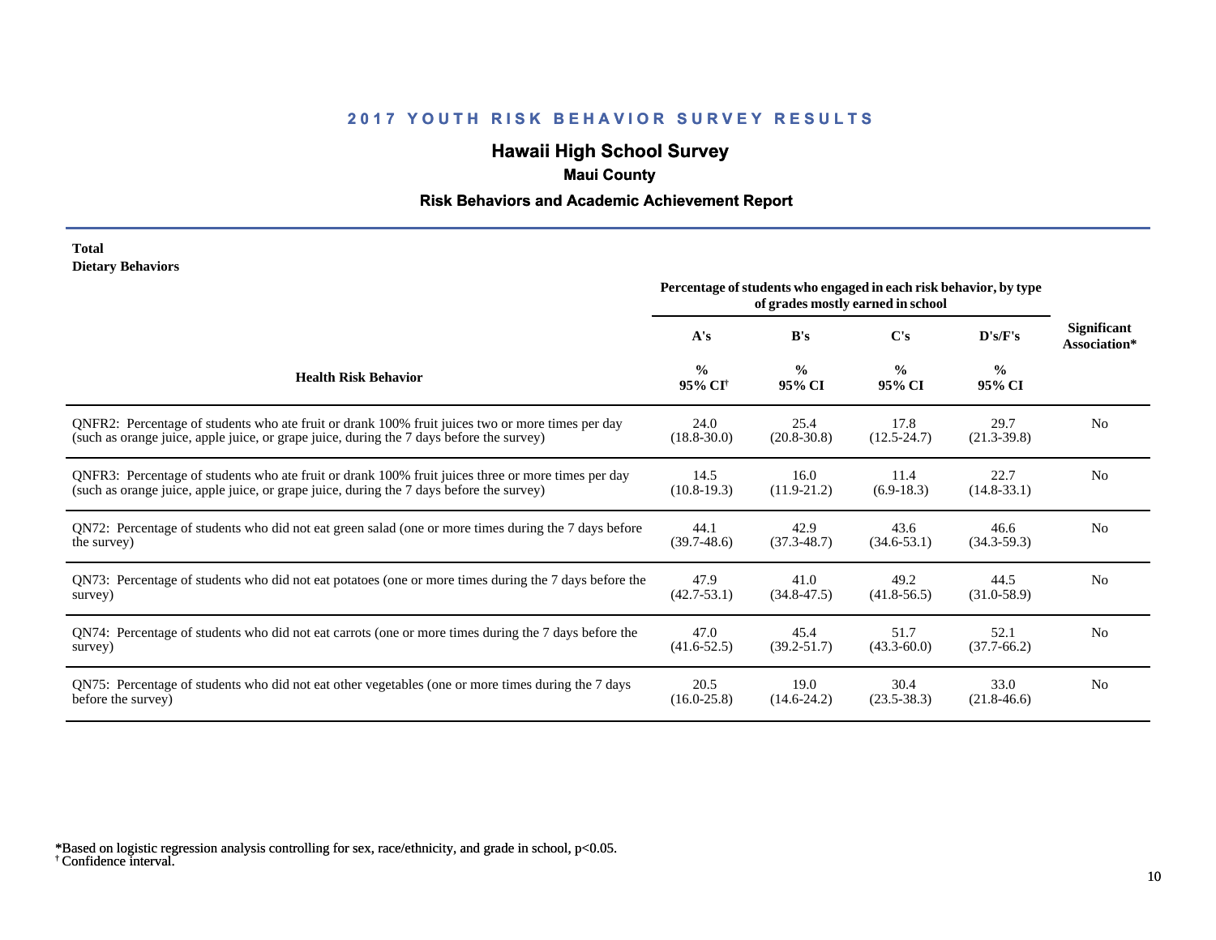## 2017 YOUTH RISK BEHAVIOR SURVEY RESULTS

# Hawaii High School Survey

### Maui County

### Risk Behaviors and Academic Achievement Report

**Total**
**Dietary Behaviors**

| Health Risk Behavior | Percentage of students who engaged in each risk behavior, by type of grades mostly earned in school | | | | Significant Association* |
|---|---|---|---|---|---|
| | A's | B's | C's | D's/F's | |
| | % 95% CI† | % 95% CI | % 95% CI | % 95% CI | |
| QNFR2: Percentage of students who ate fruit or drank 100% fruit juices two or more times per day (such as orange juice, apple juice, or grape juice, during the 7 days before the survey) | 24.0 (18.8-30.0) | 25.4 (20.8-30.8) | 17.8 (12.5-24.7) | 29.7 (21.3-39.8) | No |
| QNFR3: Percentage of students who ate fruit or drank 100% fruit juices three or more times per day (such as orange juice, apple juice, or grape juice, during the 7 days before the survey) | 14.5 (10.8-19.3) | 16.0 (11.9-21.2) | 11.4 (6.9-18.3) | 22.7 (14.8-33.1) | No |
| QN72: Percentage of students who did not eat green salad (one or more times during the 7 days before the survey) | 44.1 (39.7-48.6) | 42.9 (37.3-48.7) | 43.6 (34.6-53.1) | 46.6 (34.3-59.3) | No |
| QN73: Percentage of students who did not eat potatoes (one or more times during the 7 days before the survey) | 47.9 (42.7-53.1) | 41.0 (34.8-47.5) | 49.2 (41.8-56.5) | 44.5 (31.0-58.9) | No |
| QN74: Percentage of students who did not eat carrots (one or more times during the 7 days before the survey) | 47.0 (41.6-52.5) | 45.4 (39.2-51.7) | 51.7 (43.3-60.0) | 52.1 (37.7-66.2) | No |
| QN75: Percentage of students who did not eat other vegetables (one or more times during the 7 days before the survey) | 20.5 (16.0-25.8) | 19.0 (14.6-24.2) | 30.4 (23.5-38.3) | 33.0 (21.8-46.6) | No |

*Based on logistic regression analysis controlling for sex, race/ethnicity, and grade in school, $p<0.05$.
† Confidence interval.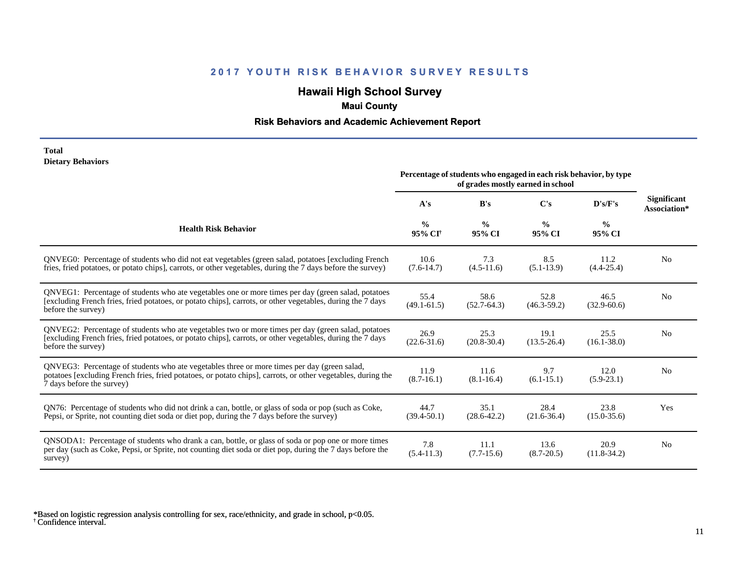# 2017 YOUTH RISK BEHAVIOR SURVEY RESULTS

## Hawaii High School Survey

### Maui County

### Risk Behaviors and Academic Achievement Report

**Total**
**Dietary Behaviors**

| Health Risk Behavior | Percentage of students who engaged in each risk behavior, by type of grades mostly earned in school | | | | Significant Association* |
|---|---|---|---|---|---|
| | A's | B's | C's | D's/F's | |
| | % 95% CI† | % 95% CI | % 95% CI | % 95% CI | |
| QNVEG0: Percentage of students who did not eat vegetables (green salad, potatoes [excluding French fries, fried potatoes, or potato chips], carrots, or other vegetables, during the 7 days before the survey) | 10.6 (7.6-14.7) | 7.3 (4.5-11.6) | 8.5 (5.1-13.9) | 11.2 (4.4-25.4) | No |
| QNVEG1: Percentage of students who ate vegetables one or more times per day (green salad, potatoes [excluding French fries, fried potatoes, or potato chips], carrots, or other vegetables, during the 7 days before the survey) | 55.4 (49.1-61.5) | 58.6 (52.7-64.3) | 52.8 (46.3-59.2) | 46.5 (32.9-60.6) | No |
| QNVEG2: Percentage of students who ate vegetables two or more times per day (green salad, potatoes [excluding French fries, fried potatoes, or potato chips], carrots, or other vegetables, during the 7 days before the survey) | 26.9 (22.6-31.6) | 25.3 (20.8-30.4) | 19.1 (13.5-26.4) | 25.5 (16.1-38.0) | No |
| QNVEG3: Percentage of students who ate vegetables three or more times per day (green salad, potatoes [excluding French fries, fried potatoes, or potato chips], carrots, or other vegetables, during the 7 days before the survey) | 11.9 (8.7-16.1) | 11.6 (8.1-16.4) | 9.7 (6.1-15.1) | 12.0 (5.9-23.1) | No |
| QN76: Percentage of students who did not drink a can, bottle, or glass of soda or pop (such as Coke, Pepsi, or Sprite, not counting diet soda or diet pop, during the 7 days before the survey) | 44.7 (39.4-50.1) | 35.1 (28.6-42.2) | 28.4 (21.6-36.4) | 23.8 (15.0-35.6) | Yes |
| QNSODA1: Percentage of students who drank a can, bottle, or glass of soda or pop one or more times per day (such as Coke, Pepsi, or Sprite, not counting diet soda or diet pop, during the 7 days before the survey) | 7.8 (5.4-11.3) | 11.1 (7.7-15.6) | 13.6 (8.7-20.5) | 20.9 (11.8-34.2) | No |

*Based on logistic regression analysis controlling for sex, race/ethnicity, and grade in school, $p<0.05$.
† Confidence interval.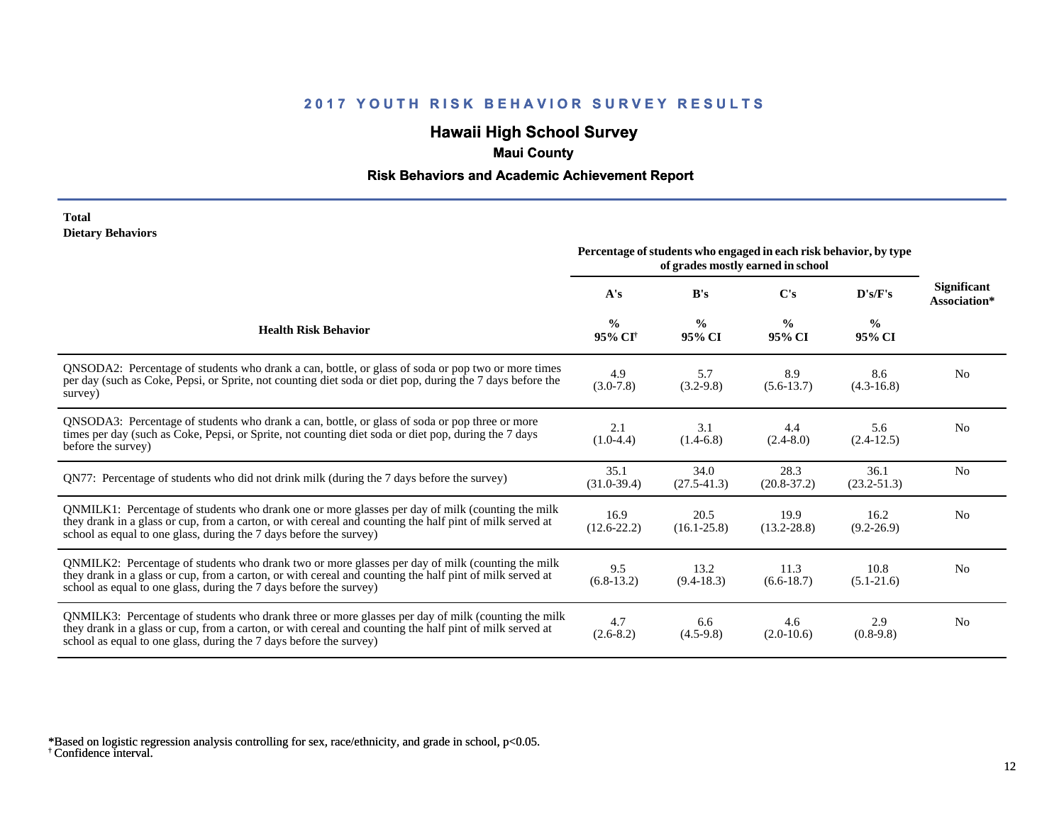# 2017 YOUTH RISK BEHAVIOR SURVEY RESULTS

## Hawaii High School Survey

### Maui County

### Risk Behaviors and Academic Achievement Report

**Total**
**Dietary Behaviors**

| Health Risk Behavior | Percentage of students who engaged in each risk behavior, by type of grades mostly earned in school | | | | Significant Association* |
|---|---|---|---|---|---|
| | A's | B's | C's | D's/F's | |
| | % 95% CI† | % 95% CI | % 95% CI | % 95% CI | |
| QNSODA2: Percentage of students who drank a can, bottle, or glass of soda or pop two or more times per day (such as Coke, Pepsi, or Sprite, not counting diet soda or diet pop, during the 7 days before the survey) | 4.9 (3.0-7.8) | 5.7 (3.2-9.8) | 8.9 (5.6-13.7) | 8.6 (4.3-16.8) | No |
| QNSODA3: Percentage of students who drank a can, bottle, or glass of soda or pop three or more times per day (such as Coke, Pepsi, or Sprite, not counting diet soda or diet pop, during the 7 days before the survey) | 2.1 (1.0-4.4) | 3.1 (1.4-6.8) | 4.4 (2.4-8.0) | 5.6 (2.4-12.5) | No |
| QN77: Percentage of students who did not drink milk (during the 7 days before the survey) | 35.1 (31.0-39.4) | 34.0 (27.5-41.3) | 28.3 (20.8-37.2) | 36.1 (23.2-51.3) | No |
| QNMILK1: Percentage of students who drank one or more glasses per day of milk (counting the milk they drank in a glass or cup, from a carton, or with cereal and counting the half pint of milk served at school as equal to one glass, during the 7 days before the survey) | 16.9 (12.6-22.2) | 20.5 (16.1-25.8) | 19.9 (13.2-28.8) | 16.2 (9.2-26.9) | No |
| QNMILK2: Percentage of students who drank two or more glasses per day of milk (counting the milk they drank in a glass or cup, from a carton, or with cereal and counting the half pint of milk served at school as equal to one glass, during the 7 days before the survey) | 9.5 (6.8-13.2) | 13.2 (9.4-18.3) | 11.3 (6.6-18.7) | 10.8 (5.1-21.6) | No |
| QNMILK3: Percentage of students who drank three or more glasses per day of milk (counting the milk they drank in a glass or cup, from a carton, or with cereal and counting the half pint of milk served at school as equal to one glass, during the 7 days before the survey) | 4.7 (2.6-8.2) | 6.6 (4.5-9.8) | 4.6 (2.0-10.6) | 2.9 (0.8-9.8) | No |

*Based on logistic regression analysis controlling for sex, race/ethnicity, and grade in school, $p<0.05$.
† Confidence interval.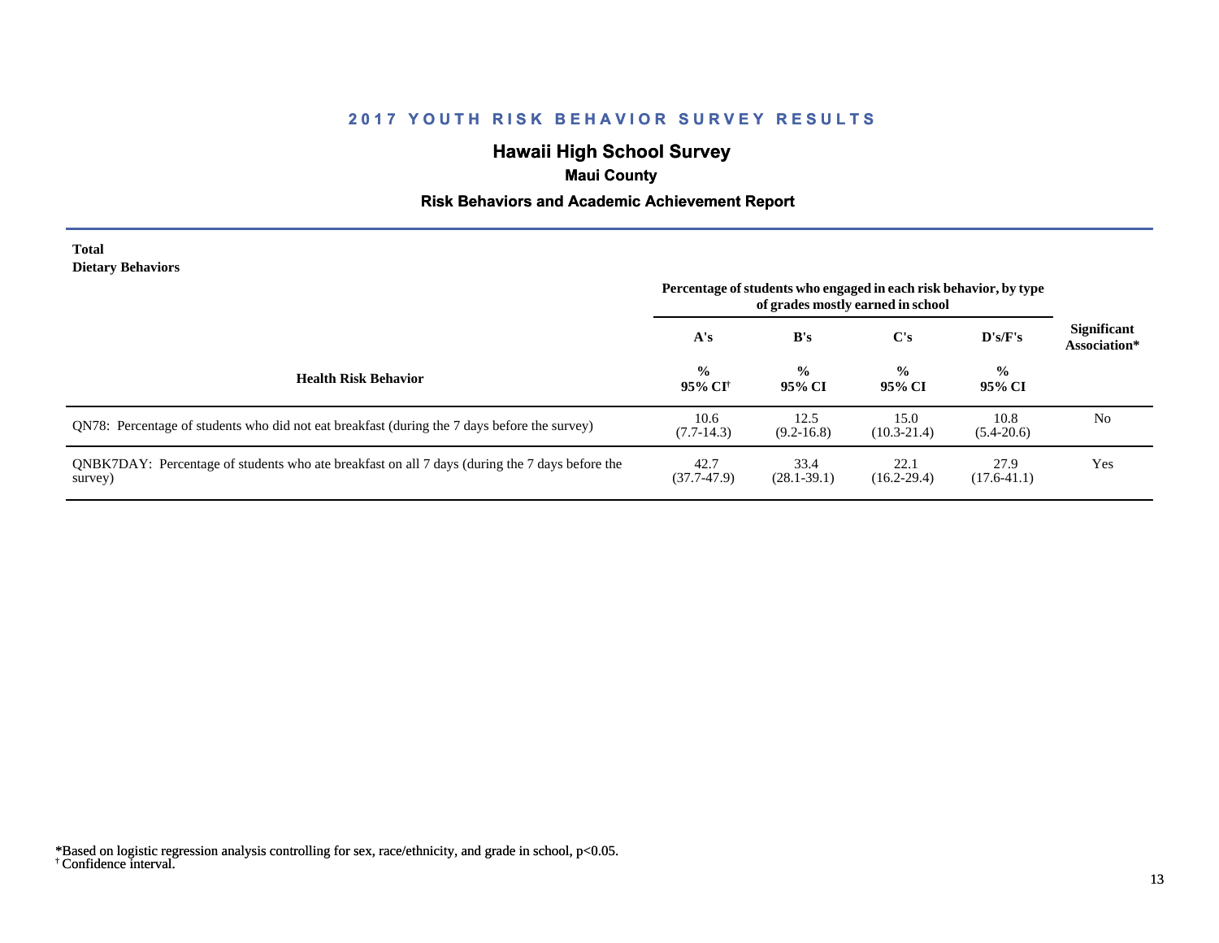## 2017 YOUTH RISK BEHAVIOR SURVEY RESULTS

### Hawaii High School Survey

**Maui County**

**Risk Behaviors and Academic Achievement Report**

**Total**
**Dietary Behaviors**

| Health Risk Behavior | Percentage of students who engaged in each risk behavior, by type of grades mostly earned in school | | | | Significant Association* |
|---|---|---|---|---|---|
| | A's | B's | C's | D's/F's | |
| | % 95% CI[†] | % 95% CI | % 95% CI | % 95% CI | |
| QN78: Percentage of students who did not eat breakfast (during the 7 days before the survey) | 10.6 (7.7-14.3) | 12.5 (9.2-16.8) | 15.0 (10.3-21.4) | 10.8 (5.4-20.6) | No |
| QNBK7DAY: Percentage of students who ate breakfast on all 7 days (during the 7 days before the survey) | 42.7 (37.7-47.9) | 33.4 (28.1-39.1) | 22.1 (16.2-29.4) | 27.9 (17.6-41.1) | Yes |

*Based on logistic regression analysis controlling for sex, race/ethnicity, and grade in school, $p<0.05$.
[†] Confidence interval.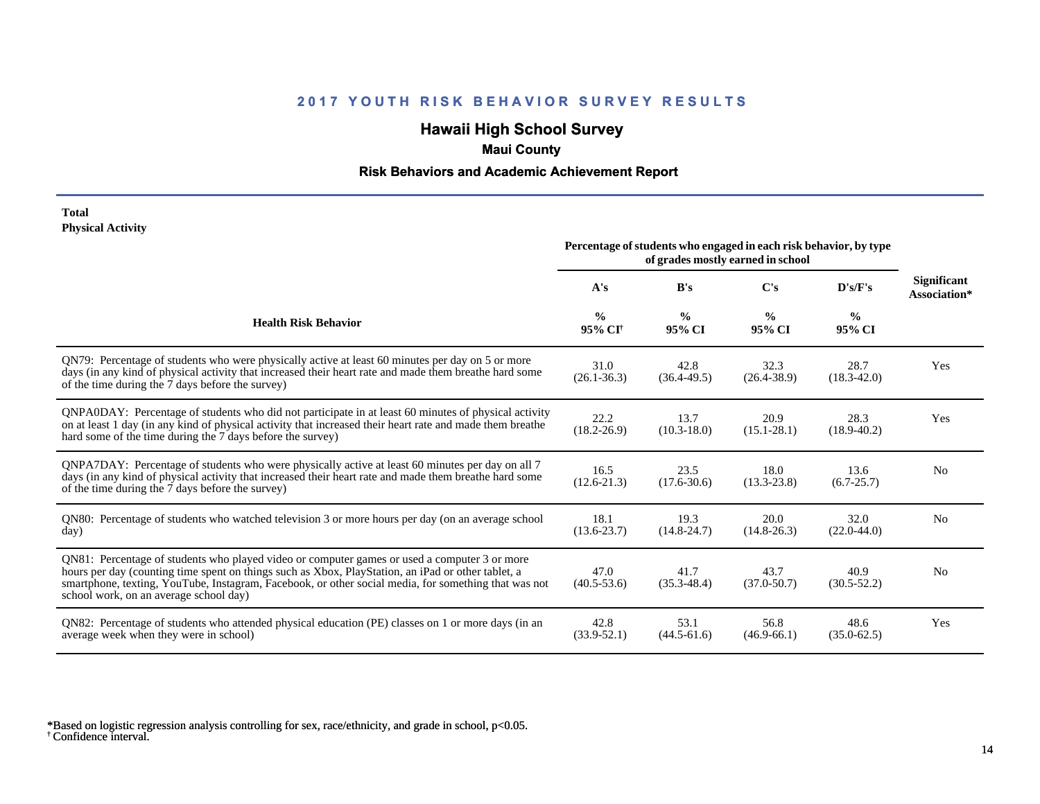## 2017 YOUTH RISK BEHAVIOR SURVEY RESULTS

# Hawaii High School Survey

### Maui County

### Risk Behaviors and Academic Achievement Report

**Total**
**Physical Activity**

| Health Risk Behavior | Percentage of students who engaged in each risk behavior, by type of grades mostly earned in school | | | | Significant Association* |
|---|---|---|---|---|---|
| | A's | B's | C's | D's/F's | |
| | % 95% CI[†] | % 95% CI | % 95% CI | % 95% CI | |
| QN79: Percentage of students who were physically active at least 60 minutes per day on 5 or more days (in any kind of physical activity that increased their heart rate and made them breathe hard some of the time during the 7 days before the survey) | 31.0 (26.1-36.3) | 42.8 (36.4-49.5) | 32.3 (26.4-38.9) | 28.7 (18.3-42.0) | Yes |
| QNPA0DAY: Percentage of students who did not participate in at least 60 minutes of physical activity on at least 1 day (in any kind of physical activity that increased their heart rate and made them breathe hard some of the time during the 7 days before the survey) | 22.2 (18.2-26.9) | 13.7 (10.3-18.0) | 20.9 (15.1-28.1) | 28.3 (18.9-40.2) | Yes |
| QNPA7DAY: Percentage of students who were physically active at least 60 minutes per day on all 7 days (in any kind of physical activity that increased their heart rate and made them breathe hard some of the time during the 7 days before the survey) | 16.5 (12.6-21.3) | 23.5 (17.6-30.6) | 18.0 (13.3-23.8) | 13.6 (6.7-25.7) | No |
| QN80: Percentage of students who watched television 3 or more hours per day (on an average school day) | 18.1 (13.6-23.7) | 19.3 (14.8-24.7) | 20.0 (14.8-26.3) | 32.0 (22.0-44.0) | No |
| QN81: Percentage of students who played video or computer games or used a computer 3 or more hours per day (counting time spent on things such as Xbox, PlayStation, an iPad or other tablet, a smartphone, texting, YouTube, Instagram, Facebook, or other social media, for something that was not school work, on an average school day) | 47.0 (40.5-53.6) | 41.7 (35.3-48.4) | 43.7 (37.0-50.7) | 40.9 (30.5-52.2) | No |
| QN82: Percentage of students who attended physical education (PE) classes on 1 or more days (in an average week when they were in school) | 42.8 (33.9-52.1) | 53.1 (44.5-61.6) | 56.8 (46.9-66.1) | 48.6 (35.0-62.5) | Yes |

*Based on logistic regression analysis controlling for sex, race/ethnicity, and grade in school, $p<0.05$.
[†] Confidence interval.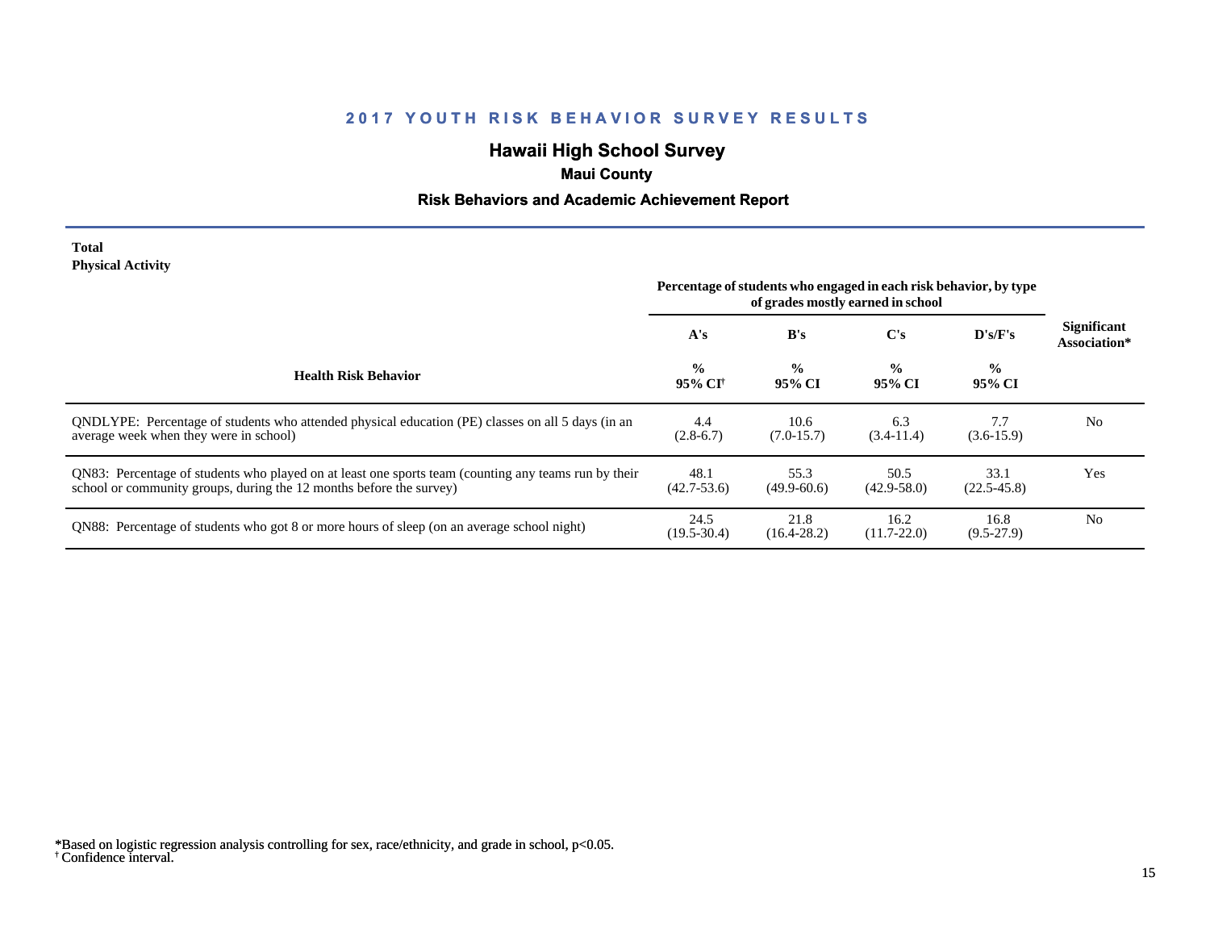## 2017 YOUTH RISK BEHAVIOR SURVEY RESULTS

### Hawaii High School Survey

**Maui County**

**Risk Behaviors and Academic Achievement Report**

**Total**
**Physical Activity**

| Health Risk Behavior | Percentage of students who engaged in each risk behavior, by type of grades mostly earned in school | | | | Significant Association* |
|---|---|---|---|---|---|
| | A's | B's | C's | D's/F's | |
| | % 95% CI† | % 95% CI | % 95% CI | % 95% CI | |
| QNDLYPE: Percentage of students who attended physical education (PE) classes on all 5 days (in an average week when they were in school) | 4.4 (2.8-6.7) | 10.6 (7.0-15.7) | 6.3 (3.4-11.4) | 7.7 (3.6-15.9) | No |
| QN83: Percentage of students who played on at least one sports team (counting any teams run by their school or community groups, during the 12 months before the survey) | 48.1 (42.7-53.6) | 55.3 (49.9-60.6) | 50.5 (42.9-58.0) | 33.1 (22.5-45.8) | Yes |
| QN88: Percentage of students who got 8 or more hours of sleep (on an average school night) | 24.5 (19.5-30.4) | 21.8 (16.4-28.2) | 16.2 (11.7-22.0) | 16.8 (9.5-27.9) | No |

*Based on logistic regression analysis controlling for sex, race/ethnicity, and grade in school, $p<0.05$.
† Confidence interval.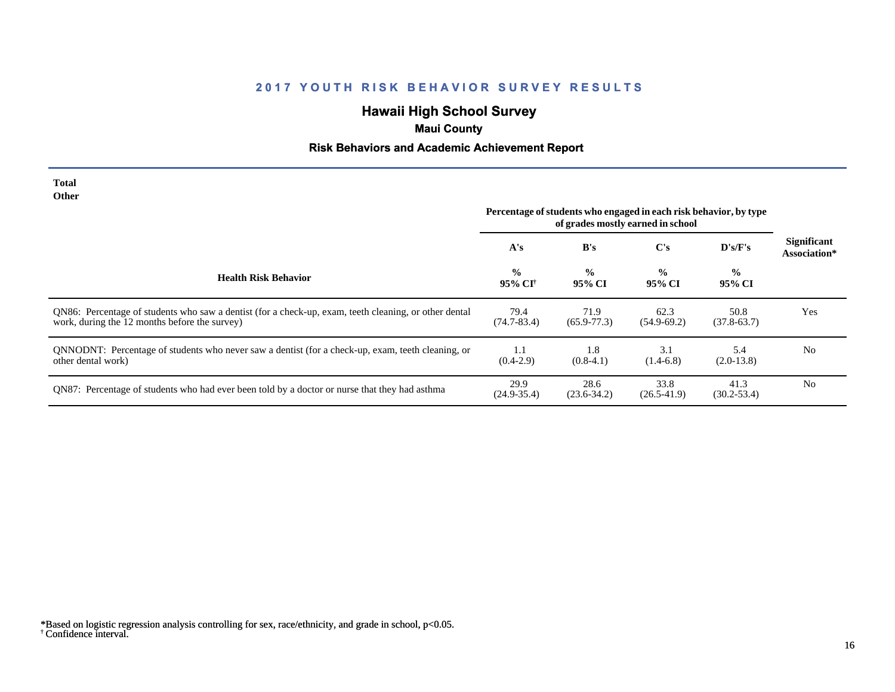## 2017 YOUTH RISK BEHAVIOR SURVEY RESULTS

### Hawaii High School Survey

**Maui County**

**Risk Behaviors and Academic Achievement Report**

**Total**
**Other**

| Health Risk Behavior | Percentage of students who engaged in each risk behavior, by type of grades mostly earned in school | | | | Significant Association* |
|---|---|---|---|---|---|
| | A's | B's | C's | D's/F's | |
| | % 95% CI† | % 95% CI | % 95% CI | % 95% CI | |
| QN86: Percentage of students who saw a dentist (for a check-up, exam, teeth cleaning, or other dental work, during the 12 months before the survey) | 79.4 (74.7-83.4) | 71.9 (65.9-77.3) | 62.3 (54.9-69.2) | 50.8 (37.8-63.7) | Yes |
| QNNODNT: Percentage of students who never saw a dentist (for a check-up, exam, teeth cleaning, or other dental work) | 1.1 (0.4-2.9) | 1.8 (0.8-4.1) | 3.1 (1.4-6.8) | 5.4 (2.0-13.8) | No |
| QN87: Percentage of students who had ever been told by a doctor or nurse that they had asthma | 29.9 (24.9-35.4) | 28.6 (23.6-34.2) | 33.8 (26.5-41.9) | 41.3 (30.2-53.4) | No |

*Based on logistic regression analysis controlling for sex, race/ethnicity, and grade in school, $p<0.05$.
† Confidence interval.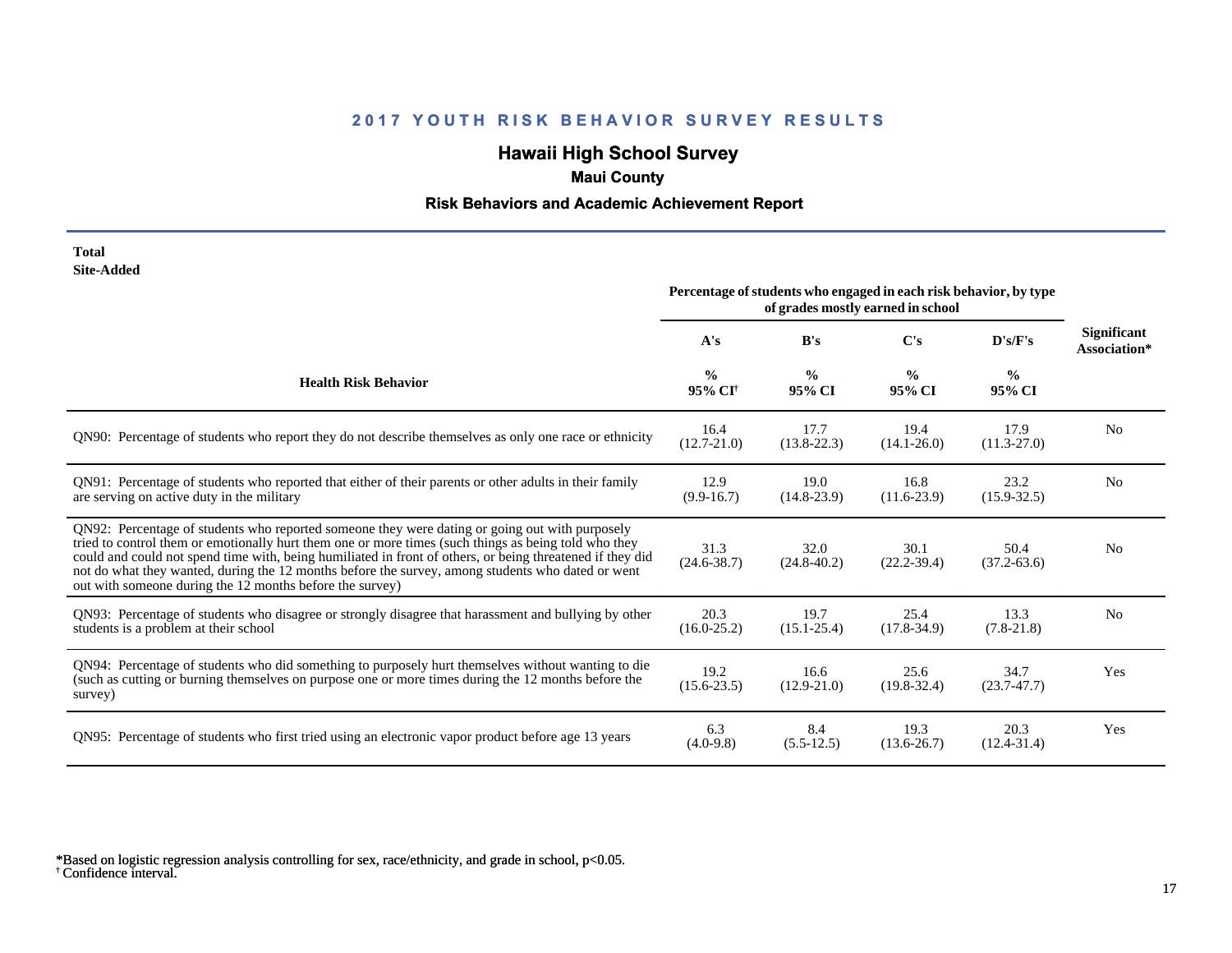# 2017 YOUTH RISK BEHAVIOR SURVEY RESULTS

## Hawaii High School Survey

### Maui County

### Risk Behaviors and Academic Achievement Report

**Total**
**Site-Added**

| Health Risk Behavior | A's % 95% CI[†] | B's % 95% CI | C's % 95% CI | D's/F's % 95% CI | Significant Association* |
|---|---|---|---|---|---|
| | Percentage of students who engaged in each risk behavior, by type of grades mostly earned in school | | | | |
| QN90: Percentage of students who report they do not describe themselves as only one race or ethnicity | 16.4 (12.7-21.0) | 17.7 (13.8-22.3) | 19.4 (14.1-26.0) | 17.9 (11.3-27.0) | No |
| QN91: Percentage of students who reported that either of their parents or other adults in their family are serving on active duty in the military | 12.9 (9.9-16.7) | 19.0 (14.8-23.9) | 16.8 (11.6-23.9) | 23.2 (15.9-32.5) | No |
| QN92: Percentage of students who reported someone they were dating or going out with purposely tried to control them or emotionally hurt them one or more times (such things as being told who they could and could not spend time with, being humiliated in front of others, or being threatened if they did not do what they wanted, during the 12 months before the survey, among students who dated or went out with someone during the 12 months before the survey) | 31.3 (24.6-38.7) | 32.0 (24.8-40.2) | 30.1 (22.2-39.4) | 50.4 (37.2-63.6) | No |
| QN93: Percentage of students who disagree or strongly disagree that harassment and bullying by other students is a problem at their school | 20.3 (16.0-25.2) | 19.7 (15.1-25.4) | 25.4 (17.8-34.9) | 13.3 (7.8-21.8) | No |
| QN94: Percentage of students who did something to purposely hurt themselves without wanting to die (such as cutting or burning themselves on purpose one or more times during the 12 months before the survey) | 19.2 (15.6-23.5) | 16.6 (12.9-21.0) | 25.6 (19.8-32.4) | 34.7 (23.7-47.7) | Yes |
| QN95: Percentage of students who first tried using an electronic vapor product before age 13 years | 6.3 (4.0-9.8) | 8.4 (5.5-12.5) | 19.3 (13.6-26.7) | 20.3 (12.4-31.4) | Yes |

*Based on logistic regression analysis controlling for sex, race/ethnicity, and grade in school, $p<0.05$.
[†] Confidence interval.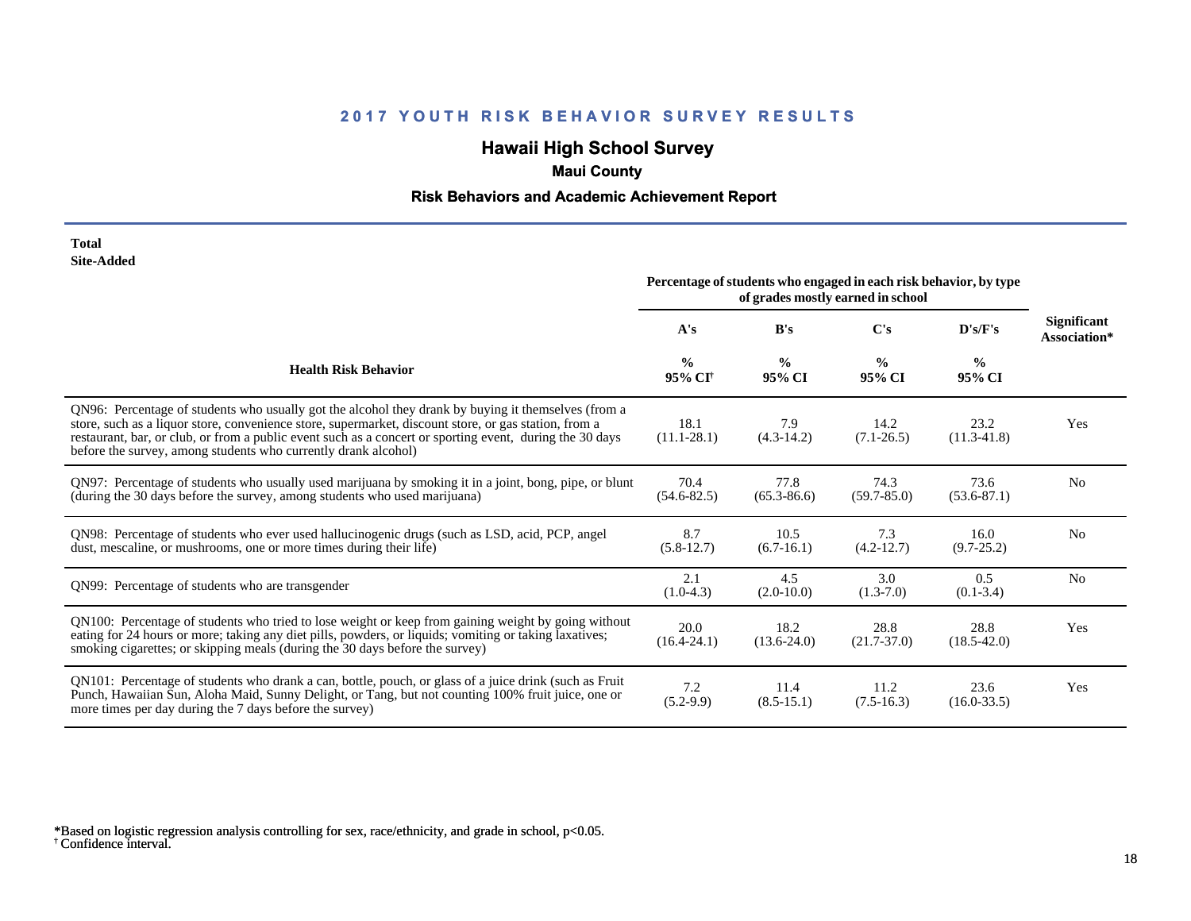## 2017 YOUTH RISK BEHAVIOR SURVEY RESULTS

### Hawaii High School Survey

**Maui County**

**Risk Behaviors and Academic Achievement Report**

**Total**
**Site-Added**

| Health Risk Behavior | Percentage of students who engaged in each risk behavior, by type of grades mostly earned in school | | | | Significant Association* |
|---|---|---|---|---|---|
| | A's | B's | C's | D's/F's | |
| | % 95% CI[†] | % 95% CI | % 95% CI | % 95% CI | |
| QN96: Percentage of students who usually got the alcohol they drank by buying it themselves (from a store, such as a liquor store, convenience store, supermarket, discount store, or gas station, from a restaurant, bar, or club, or from a public event such as a concert or sporting event, during the 30 days before the survey, among students who currently drank alcohol) | 18.1 (11.1-28.1) | 7.9 (4.3-14.2) | 14.2 (7.1-26.5) | 23.2 (11.3-41.8) | Yes |
| QN97: Percentage of students who usually used marijuana by smoking it in a joint, bong, pipe, or blunt (during the 30 days before the survey, among students who used marijuana) | 70.4 (54.6-82.5) | 77.8 (65.3-86.6) | 74.3 (59.7-85.0) | 73.6 (53.6-87.1) | No |
| QN98: Percentage of students who ever used hallucinogenic drugs (such as LSD, acid, PCP, angel dust, mescaline, or mushrooms, one or more times during their life) | 8.7 (5.8-12.7) | 10.5 (6.7-16.1) | 7.3 (4.2-12.7) | 16.0 (9.7-25.2) | No |
| QN99: Percentage of students who are transgender | 2.1 (1.0-4.3) | 4.5 (2.0-10.0) | 3.0 (1.3-7.0) | 0.5 (0.1-3.4) | No |
| QN100: Percentage of students who tried to lose weight or keep from gaining weight by going without eating for 24 hours or more; taking any diet pills, powders, or liquids; vomiting or taking laxatives; smoking cigarettes; or skipping meals (during the 30 days before the survey) | 20.0 (16.4-24.1) | 18.2 (13.6-24.0) | 28.8 (21.7-37.0) | 28.8 (18.5-42.0) | Yes |
| QN101: Percentage of students who drank a can, bottle, pouch, or glass of a juice drink (such as Fruit Punch, Hawaiian Sun, Aloha Maid, Sunny Delight, or Tang, but not counting 100% fruit juice, one or more times per day during the 7 days before the survey) | 7.2 (5.2-9.9) | 11.4 (8.5-15.1) | 11.2 (7.5-16.3) | 23.6 (16.0-33.5) | Yes |

*Based on logistic regression analysis controlling for sex, race/ethnicity, and grade in school, $p<0.05$.
[†] Confidence interval.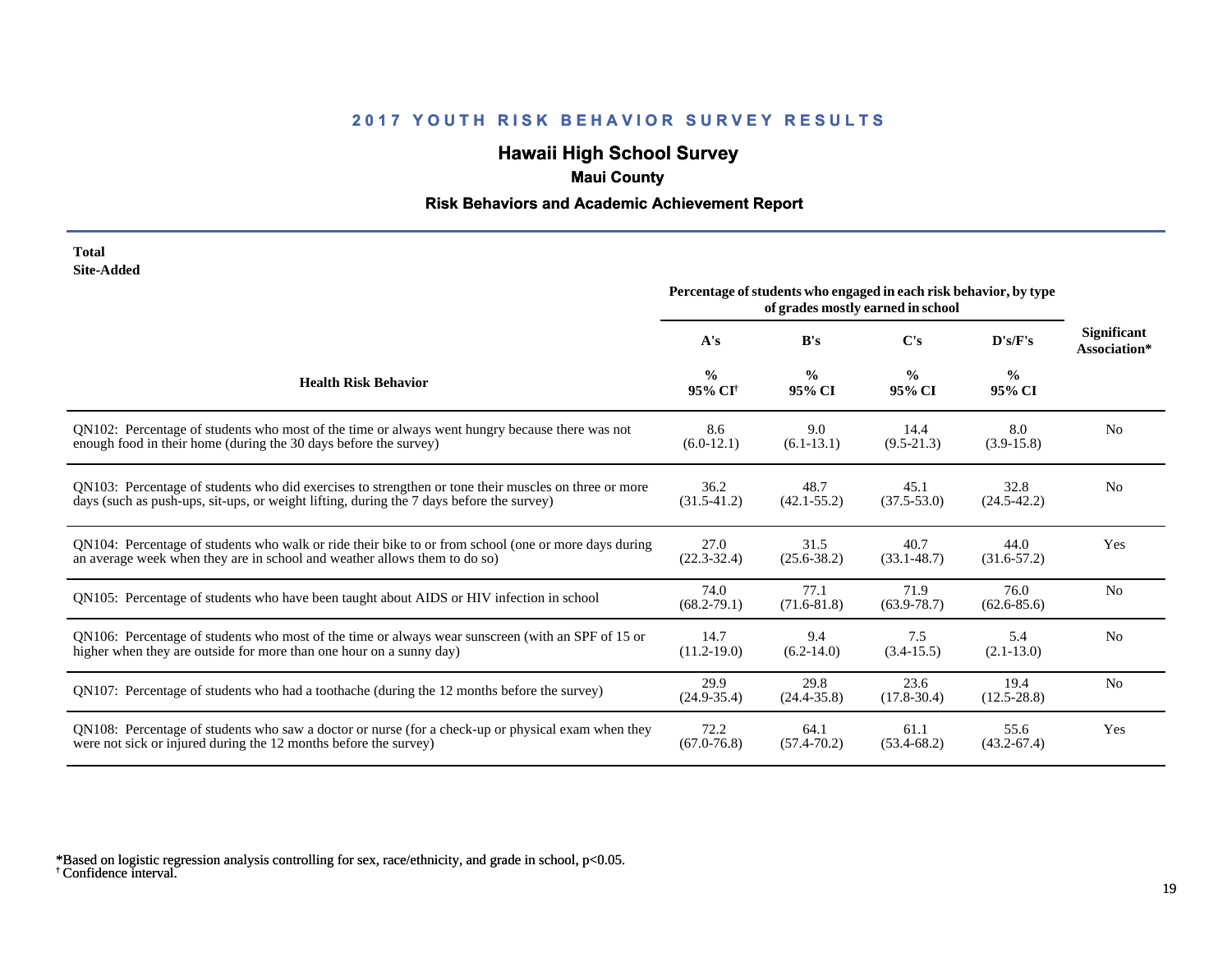## 2017 YOUTH RISK BEHAVIOR SURVEY RESULTS

# Hawaii High School Survey

### Maui County

### Risk Behaviors and Academic Achievement Report

**Total**
**Site-Added**

| Health Risk Behavior | Percentage of students who engaged in each risk behavior, by type of grades mostly earned in school | | | | Significant Association* |
|---|---|---|---|---|---|
| | A's | B's | C's | D's/F's | |
| | % 95% CI[†] | % 95% CI | % 95% CI | % 95% CI | |
| QN102: Percentage of students who most of the time or always went hungry because there was not enough food in their home (during the 30 days before the survey) | 8.6 (6.0-12.1) | 9.0 (6.1-13.1) | 14.4 (9.5-21.3) | 8.0 (3.9-15.8) | No |
| QN103: Percentage of students who did exercises to strengthen or tone their muscles on three or more days (such as push-ups, sit-ups, or weight lifting, during the 7 days before the survey) | 36.2 (31.5-41.2) | 48.7 (42.1-55.2) | 45.1 (37.5-53.0) | 32.8 (24.5-42.2) | No |
| QN104: Percentage of students who walk or ride their bike to or from school (one or more days during an average week when they are in school and weather allows them to do so) | 27.0 (22.3-32.4) | 31.5 (25.6-38.2) | 40.7 (33.1-48.7) | 44.0 (31.6-57.2) | Yes |
| QN105: Percentage of students who have been taught about AIDS or HIV infection in school | 74.0 (68.2-79.1) | 77.1 (71.6-81.8) | 71.9 (63.9-78.7) | 76.0 (62.6-85.6) | No |
| QN106: Percentage of students who most of the time or always wear sunscreen (with an SPF of 15 or higher when they are outside for more than one hour on a sunny day) | 14.7 (11.2-19.0) | 9.4 (6.2-14.0) | 7.5 (3.4-15.5) | 5.4 (2.1-13.0) | No |
| QN107: Percentage of students who had a toothache (during the 12 months before the survey) | 29.9 (24.9-35.4) | 29.8 (24.4-35.8) | 23.6 (17.8-30.4) | 19.4 (12.5-28.8) | No |
| QN108: Percentage of students who saw a doctor or nurse (for a check-up or physical exam when they were not sick or injured during the 12 months before the survey) | 72.2 (67.0-76.8) | 64.1 (57.4-70.2) | 61.1 (53.4-68.2) | 55.6 (43.2-67.4) | Yes |

*Based on logistic regression analysis controlling for sex, race/ethnicity, and grade in school, $p<0.05$.
[†] Confidence interval.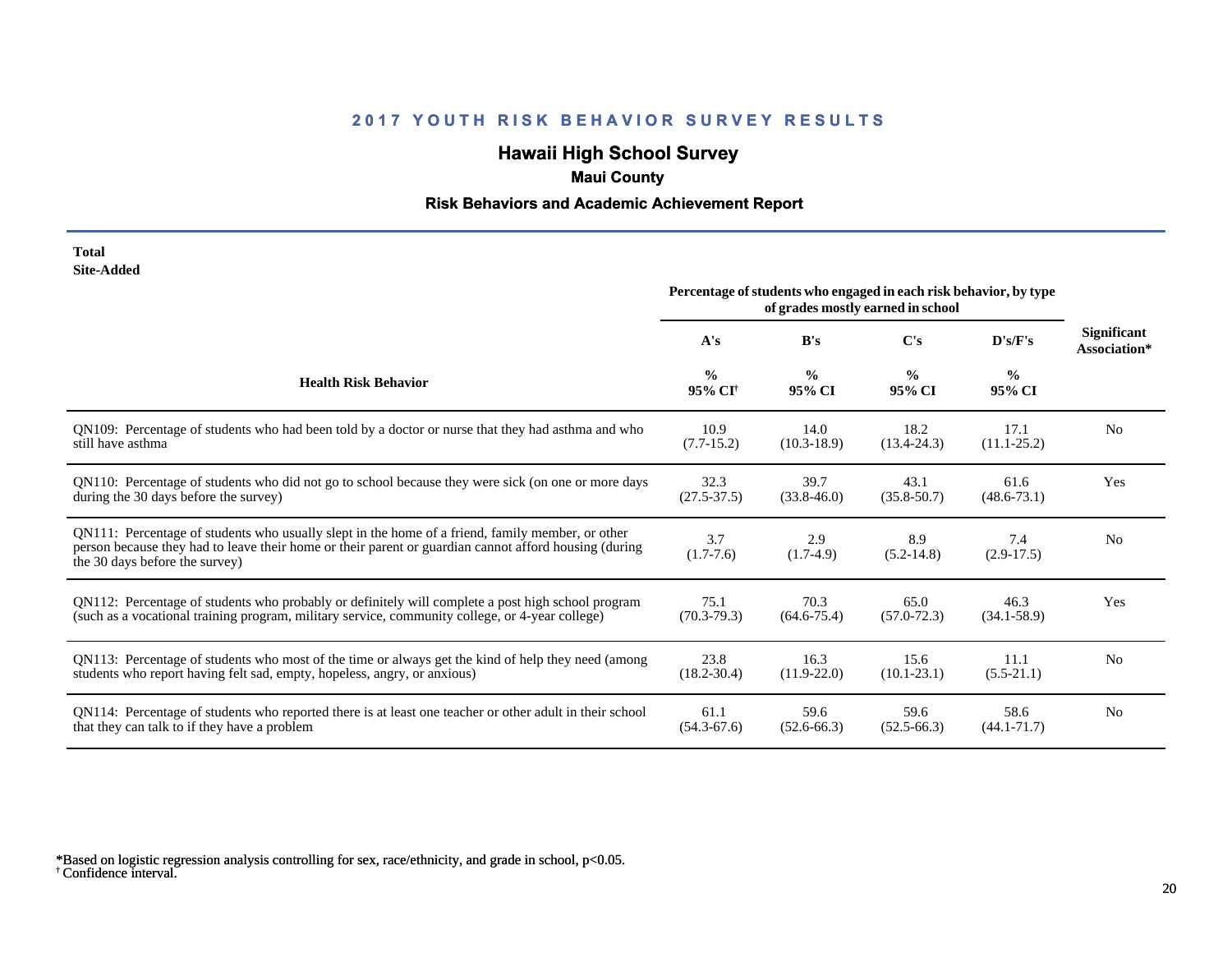## 2017 YOUTH RISK BEHAVIOR SURVEY RESULTS

### Hawaii High School Survey

**Maui County**

**Risk Behaviors and Academic Achievement Report**

**Total**
**Site-Added**

| Health Risk Behavior | Percentage of students who engaged in each risk behavior, by type of grades mostly earned in school | | | | Significant Association* |
|---|---|---|---|---|---|
| | A's | B's | C's | D's/F's | |
| | % 95% CI[†] | % 95% CI | % 95% CI | % 95% CI | |
| QN109: Percentage of students who had been told by a doctor or nurse that they had asthma and who still have asthma | 10.9 (7.7-15.2) | 14.0 (10.3-18.9) | 18.2 (13.4-24.3) | 17.1 (11.1-25.2) | No |
| QN110: Percentage of students who did not go to school because they were sick (on one or more days during the 30 days before the survey) | 32.3 (27.5-37.5) | 39.7 (33.8-46.0) | 43.1 (35.8-50.7) | 61.6 (48.6-73.1) | Yes |
| QN111: Percentage of students who usually slept in the home of a friend, family member, or other person because they had to leave their home or their parent or guardian cannot afford housing (during the 30 days before the survey) | 3.7 (1.7-7.6) | 2.9 (1.7-4.9) | 8.9 (5.2-14.8) | 7.4 (2.9-17.5) | No |
| QN112: Percentage of students who probably or definitely will complete a post high school program (such as a vocational training program, military service, community college, or 4-year college) | 75.1 (70.3-79.3) | 70.3 (64.6-75.4) | 65.0 (57.0-72.3) | 46.3 (34.1-58.9) | Yes |
| QN113: Percentage of students who most of the time or always get the kind of help they need (among students who report having felt sad, empty, hopeless, angry, or anxious) | 23.8 (18.2-30.4) | 16.3 (11.9-22.0) | 15.6 (10.1-23.1) | 11.1 (5.5-21.1) | No |
| QN114: Percentage of students who reported there is at least one teacher or other adult in their school that they can talk to if they have a problem | 61.1 (54.3-67.6) | 59.6 (52.6-66.3) | 59.6 (52.5-66.3) | 58.6 (44.1-71.7) | No |

*Based on logistic regression analysis controlling for sex, race/ethnicity, and grade in school, $p<0.05$.
† Confidence interval.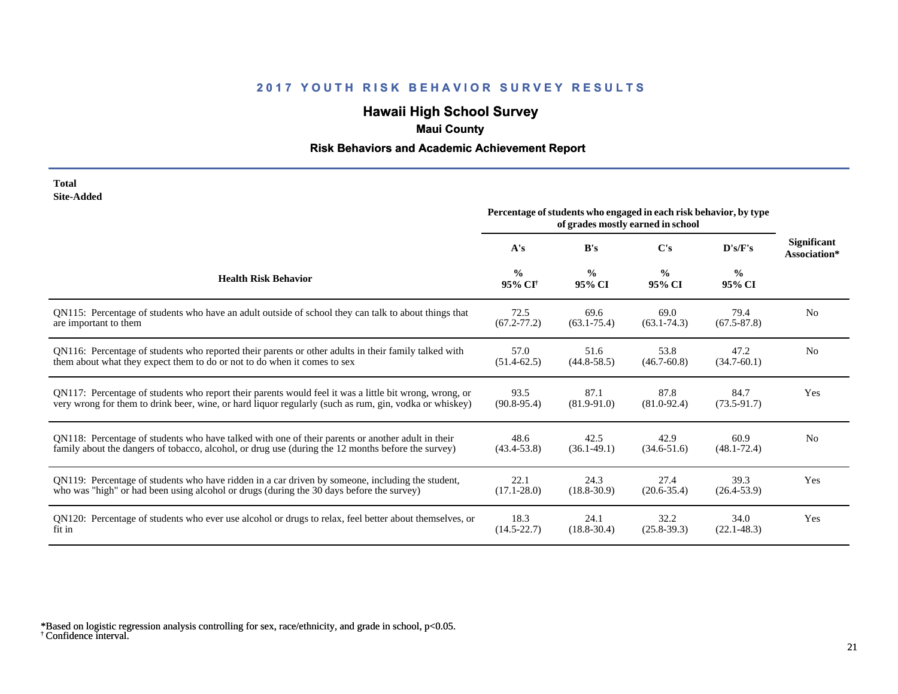# 2017 YOUTH RISK BEHAVIOR SURVEY RESULTS

## Hawaii High School Survey

### Maui County

### Risk Behaviors and Academic Achievement Report

**Total**
**Site-Added**

| Health Risk Behavior | Percentage of students who engaged in each risk behavior, by type of grades mostly earned in school | | | | Significant Association* |
|---|---|---|---|---|---|
| | A's | B's | C's | D's/F's | |
| | % 95% CI† | % 95% CI | % 95% CI | % 95% CI | |
| QN115: Percentage of students who have an adult outside of school they can talk to about things that are important to them | 72.5 (67.2-77.2) | 69.6 (63.1-75.4) | 69.0 (63.1-74.3) | 79.4 (67.5-87.8) | No |
| QN116: Percentage of students who reported their parents or other adults in their family talked with them about what they expect them to do or not to do when it comes to sex | 57.0 (51.4-62.5) | 51.6 (44.8-58.5) | 53.8 (46.7-60.8) | 47.2 (34.7-60.1) | No |
| QN117: Percentage of students who report their parents would feel it was a little bit wrong, wrong, or very wrong for them to drink beer, wine, or hard liquor regularly (such as rum, gin, vodka or whiskey) | 93.5 (90.8-95.4) | 87.1 (81.9-91.0) | 87.8 (81.0-92.4) | 84.7 (73.5-91.7) | Yes |
| QN118: Percentage of students who have talked with one of their parents or another adult in their family about the dangers of tobacco, alcohol, or drug use (during the 12 months before the survey) | 48.6 (43.4-53.8) | 42.5 (36.1-49.1) | 42.9 (34.6-51.6) | 60.9 (48.1-72.4) | No |
| QN119: Percentage of students who have ridden in a car driven by someone, including the student, who was "high" or had been using alcohol or drugs (during the 30 days before the survey) | 22.1 (17.1-28.0) | 24.3 (18.8-30.9) | 27.4 (20.6-35.4) | 39.3 (26.4-53.9) | Yes |
| QN120: Percentage of students who ever use alcohol or drugs to relax, feel better about themselves, or fit in | 18.3 (14.5-22.7) | 24.1 (18.8-30.4) | 32.2 (25.8-39.3) | 34.0 (22.1-48.3) | Yes |

*Based on logistic regression analysis controlling for sex, race/ethnicity, and grade in school, $p<0.05$.
† Confidence interval.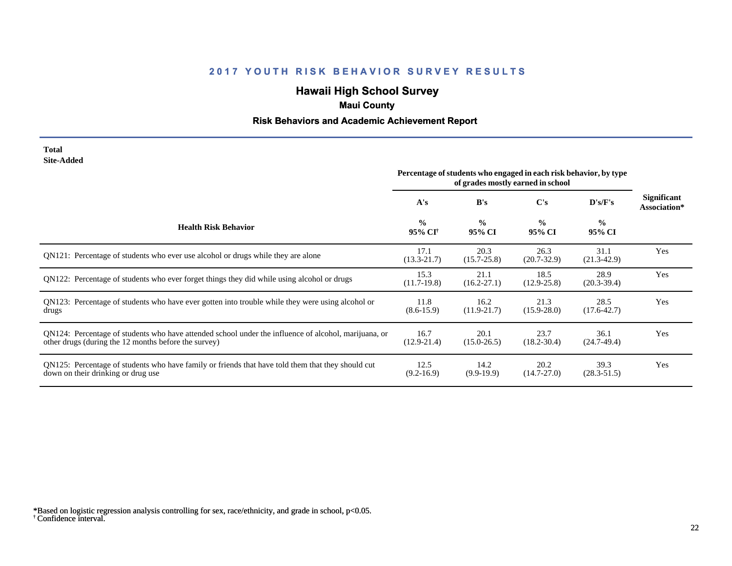# 2017 YOUTH RISK BEHAVIOR SURVEY RESULTS

## Hawaii High School Survey

### Maui County

### Risk Behaviors and Academic Achievement Report

**Total**
**Site-Added**

| Health Risk Behavior | Percentage of students who engaged in each risk behavior, by type of grades mostly earned in school | | | | Significant Association* |
|---|---|---|---|---|---|
| | A's | B's | C's | D's/F's | |
| | % 95% CI† | % 95% CI | % 95% CI | % 95% CI | |
| QN121: Percentage of students who ever use alcohol or drugs while they are alone | 17.1 (13.3-21.7) | 20.3 (15.7-25.8) | 26.3 (20.7-32.9) | 31.1 (21.3-42.9) | Yes |
| QN122: Percentage of students who ever forget things they did while using alcohol or drugs | 15.3 (11.7-19.8) | 21.1 (16.2-27.1) | 18.5 (12.9-25.8) | 28.9 (20.3-39.4) | Yes |
| QN123: Percentage of students who have ever gotten into trouble while they were using alcohol or drugs | 11.8 (8.6-15.9) | 16.2 (11.9-21.7) | 21.3 (15.9-28.0) | 28.5 (17.6-42.7) | Yes |
| QN124: Percentage of students who have attended school under the influence of alcohol, marijuana, or other drugs (during the 12 months before the survey) | 16.7 (12.9-21.4) | 20.1 (15.0-26.5) | 23.7 (18.2-30.4) | 36.1 (24.7-49.4) | Yes |
| QN125: Percentage of students who have family or friends that have told them that they should cut down on their drinking or drug use | 12.5 (9.2-16.9) | 14.2 (9.9-19.9) | 20.2 (14.7-27.0) | 39.3 (28.3-51.5) | Yes |

*Based on logistic regression analysis controlling for sex, race/ethnicity, and grade in school, p<0.05.
† Confidence interval.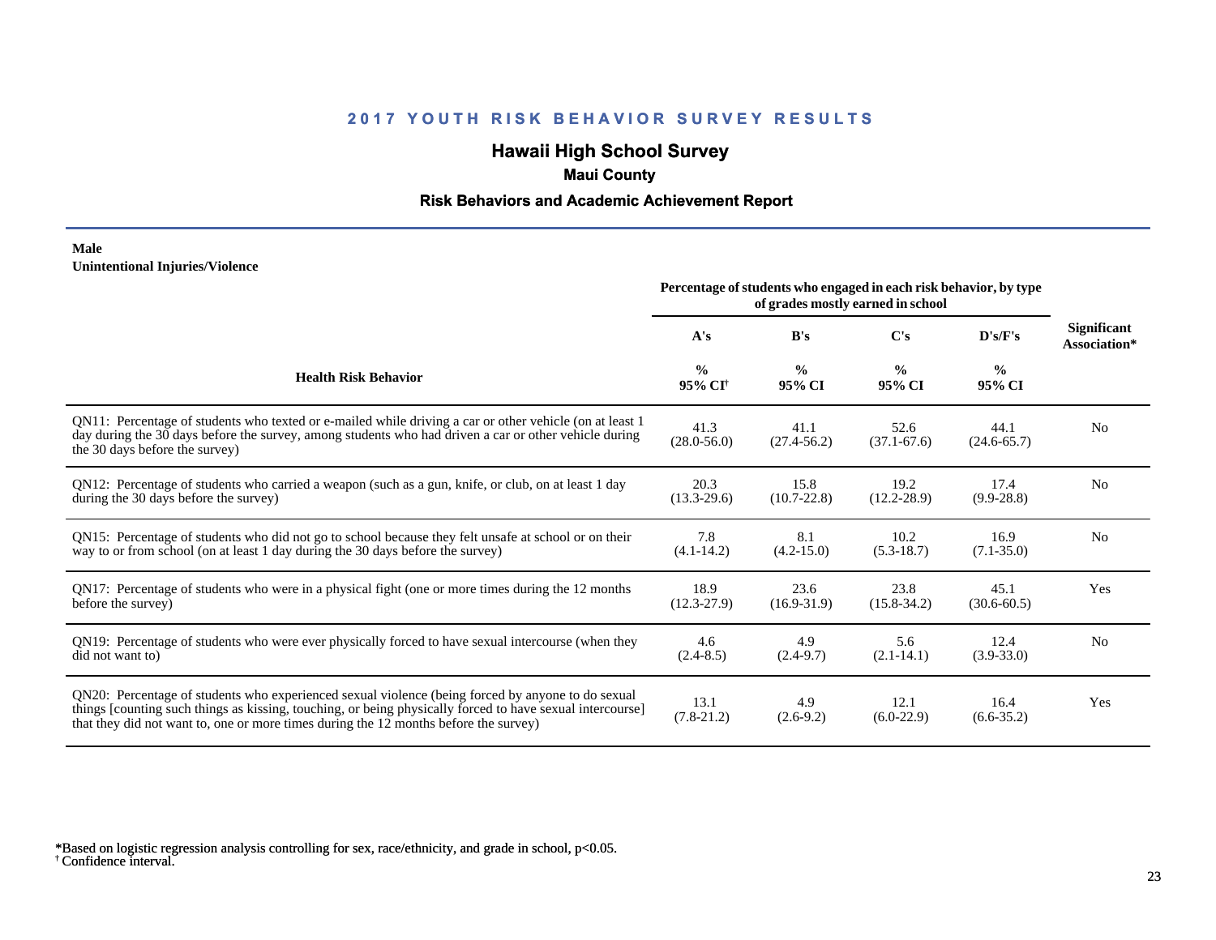# 2017 YOUTH RISK BEHAVIOR SURVEY RESULTS

## Hawaii High School Survey

### Maui County

### Risk Behaviors and Academic Achievement Report

**Male**
**Unintentional Injuries/Violence**

| Health Risk Behavior | Percentage of students who engaged in each risk behavior, by type of grades mostly earned in school | | | | Significant Association* |
|---|---|---|---|---|---|
| | A's | B's | C's | D's/F's | |
| | % 95% CI[†] | % 95% CI | % 95% CI | % 95% CI | |
| QN11: Percentage of students who texted or e-mailed while driving a car or other vehicle (on at least 1 day during the 30 days before the survey, among students who had driven a car or other vehicle during the 30 days before the survey) | 41.3 (28.0-56.0) | 41.1 (27.4-56.2) | 52.6 (37.1-67.6) | 44.1 (24.6-65.7) | No |
| QN12: Percentage of students who carried a weapon (such as a gun, knife, or club, on at least 1 day during the 30 days before the survey) | 20.3 (13.3-29.6) | 15.8 (10.7-22.8) | 19.2 (12.2-28.9) | 17.4 (9.9-28.8) | No |
| QN15: Percentage of students who did not go to school because they felt unsafe at school or on their way to or from school (on at least 1 day during the 30 days before the survey) | 7.8 (4.1-14.2) | 8.1 (4.2-15.0) | 10.2 (5.3-18.7) | 16.9 (7.1-35.0) | No |
| QN17: Percentage of students who were in a physical fight (one or more times during the 12 months before the survey) | 18.9 (12.3-27.9) | 23.6 (16.9-31.9) | 23.8 (15.8-34.2) | 45.1 (30.6-60.5) | Yes |
| QN19: Percentage of students who were ever physically forced to have sexual intercourse (when they did not want to) | 4.6 (2.4-8.5) | 4.9 (2.4-9.7) | 5.6 (2.1-14.1) | 12.4 (3.9-33.0) | No |
| QN20: Percentage of students who experienced sexual violence (being forced by anyone to do sexual things [counting such things as kissing, touching, or being physically forced to have sexual intercourse] that they did not want to, one or more times during the 12 months before the survey) | 13.1 (7.8-21.2) | 4.9 (2.6-9.2) | 12.1 (6.0-22.9) | 16.4 (6.6-35.2) | Yes |

*Based on logistic regression analysis controlling for sex, race/ethnicity, and grade in school, $p<0.05$.
[†] Confidence interval.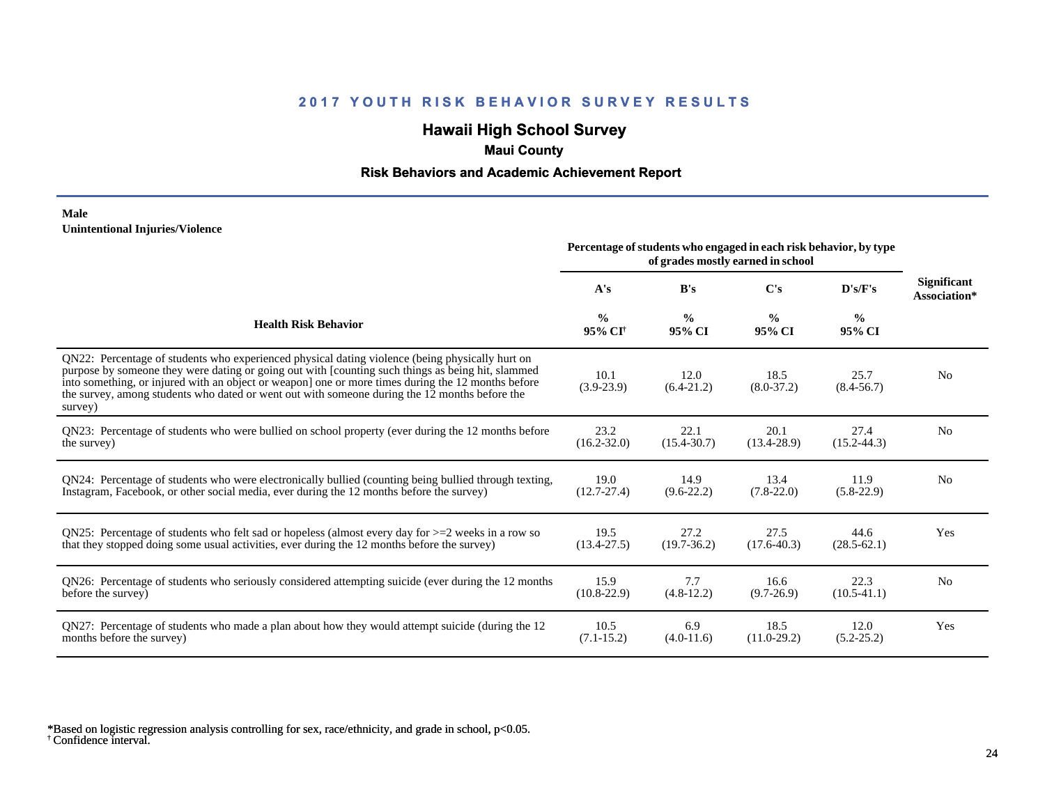## 2017 YOUTH RISK BEHAVIOR SURVEY RESULTS

### Hawaii High School Survey

**Maui County**

**Risk Behaviors and Academic Achievement Report**

**Male**
**Unintentional Injuries/Violence**

| Health Risk Behavior | Percentage of students who engaged in each risk behavior, by type of grades mostly earned in school | | | | Significant Association* |
|---|---|---|---|---|---|
| | A's | B's | C's | D's/F's | |
| | % 95% CI[†] | % 95% CI | % 95% CI | % 95% CI | |
| QN22: Percentage of students who experienced physical dating violence (being physically hurt on purpose by someone they were dating or going out with [counting such things as being hit, slammed into something, or injured with an object or weapon] one or more times during the 12 months before the survey, among students who dated or went out with someone during the 12 months before the survey) | 10.1 (3.9-23.9) | 12.0 (6.4-21.2) | 18.5 (8.0-37.2) | 25.7 (8.4-56.7) | No |
| QN23: Percentage of students who were bullied on school property (ever during the 12 months before the survey) | 23.2 (16.2-32.0) | 22.1 (15.4-30.7) | 20.1 (13.4-28.9) | 27.4 (15.2-44.3) | No |
| QN24: Percentage of students who were electronically bullied (counting being bullied through texting, Instagram, Facebook, or other social media, ever during the 12 months before the survey) | 19.0 (12.7-27.4) | 14.9 (9.6-22.2) | 13.4 (7.8-22.0) | 11.9 (5.8-22.9) | No |
| QN25: Percentage of students who felt sad or hopeless (almost every day for >=2 weeks in a row so that they stopped doing some usual activities, ever during the 12 months before the survey) | 19.5 (13.4-27.5) | 27.2 (19.7-36.2) | 27.5 (17.6-40.3) | 44.6 (28.5-62.1) | Yes |
| QN26: Percentage of students who seriously considered attempting suicide (ever during the 12 months before the survey) | 15.9 (10.8-22.9) | 7.7 (4.8-12.2) | 16.6 (9.7-26.9) | 22.3 (10.5-41.1) | No |
| QN27: Percentage of students who made a plan about how they would attempt suicide (during the 12 months before the survey) | 10.5 (7.1-15.2) | 6.9 (4.0-11.6) | 18.5 (11.0-29.2) | 12.0 (5.2-25.2) | Yes |

*Based on logistic regression analysis controlling for sex, race/ethnicity, and grade in school, $p<0.05$.
[†] Confidence interval.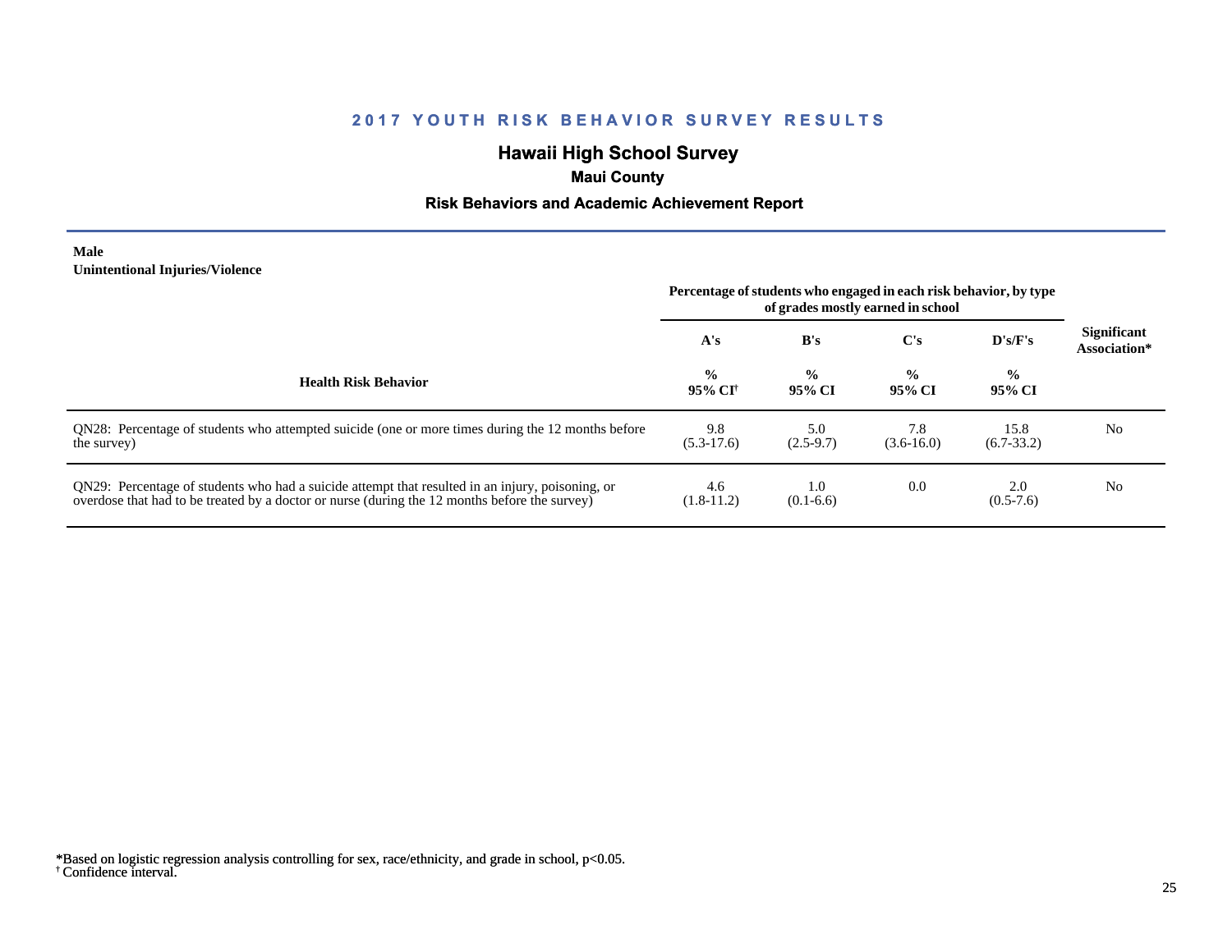# 2017 YOUTH RISK BEHAVIOR SURVEY RESULTS

## Hawaii High School Survey

### Maui County

### Risk Behaviors and Academic Achievement Report

**Male**
**Unintentional Injuries/Violence**

| Health Risk Behavior | Percentage of students who engaged in each risk behavior, by type of grades mostly earned in school | | | | Significant Association* |
|---|---|---|---|---|---|
| | A's | B's | C's | D's/F's | |
| | % 95% CI[†] | % 95% CI | % 95% CI | % 95% CI | |
| QN28: Percentage of students who attempted suicide (one or more times during the 12 months before the survey) | 9.8 (5.3-17.6) | 5.0 (2.5-9.7) | 7.8 (3.6-16.0) | 15.8 (6.7-33.2) | No |
| QN29: Percentage of students who had a suicide attempt that resulted in an injury, poisoning, or overdose that had to be treated by a doctor or nurse (during the 12 months before the survey) | 4.6 (1.8-11.2) | 1.0 (0.1-6.6) | 0.0 | 2.0 (0.5-7.6) | No |

*Based on logistic regression analysis controlling for sex, race/ethnicity, and grade in school, $p<0.05$.
[†] Confidence interval.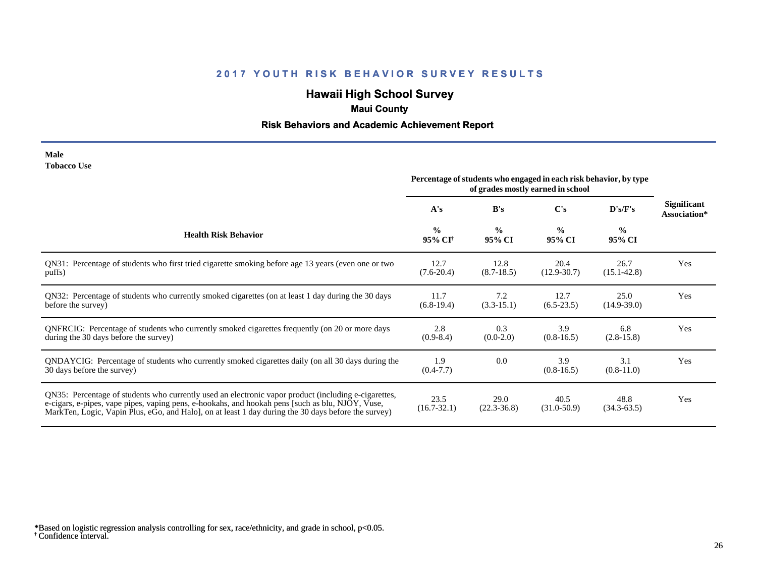## 2017 YOUTH RISK BEHAVIOR SURVEY RESULTS

# Hawaii High School Survey

### Maui County

### Risk Behaviors and Academic Achievement Report

**Male**
**Tobacco Use**

| Health Risk Behavior | A's % 95% CI[†] | B's % 95% CI | C's % 95% CI | D's/F's % 95% CI | Significant Association* |
|---|---|---|---|---|---|
| | Percentage of students who engaged in each risk behavior, by type of grades mostly earned in school | | | | |
| QN31: Percentage of students who first tried cigarette smoking before age 13 years (even one or two puffs) | 12.7 (7.6-20.4) | 12.8 (8.7-18.5) | 20.4 (12.9-30.7) | 26.7 (15.1-42.8) | Yes |
| QN32: Percentage of students who currently smoked cigarettes (on at least 1 day during the 30 days before the survey) | 11.7 (6.8-19.4) | 7.2 (3.3-15.1) | 12.7 (6.5-23.5) | 25.0 (14.9-39.0) | Yes |
| QNFRCIG: Percentage of students who currently smoked cigarettes frequently (on 20 or more days during the 30 days before the survey) | 2.8 (0.9-8.4) | 0.3 (0.0-2.0) | 3.9 (0.8-16.5) | 6.8 (2.8-15.8) | Yes |
| QNDAYCIG: Percentage of students who currently smoked cigarettes daily (on all 30 days during the 30 days before the survey) | 1.9 (0.4-7.7) | 0.0 | 3.9 (0.8-16.5) | 3.1 (0.8-11.0) | Yes |
| QN35: Percentage of students who currently used an electronic vapor product (including e-cigarettes, e-cigars, e-pipes, vape pipes, vaping pens, e-hookahs, and hookah pens [such as blu, NJOY, Vuse, MarkTen, Logic, Vapin Plus, eGo, and Halo], on at least 1 day during the 30 days before the survey) | 23.5 (16.7-32.1) | 29.0 (22.3-36.8) | 40.5 (31.0-50.9) | 48.8 (34.3-63.5) | Yes |

*Based on logistic regression analysis controlling for sex, race/ethnicity, and grade in school, $p<0.05$.
[†] Confidence interval.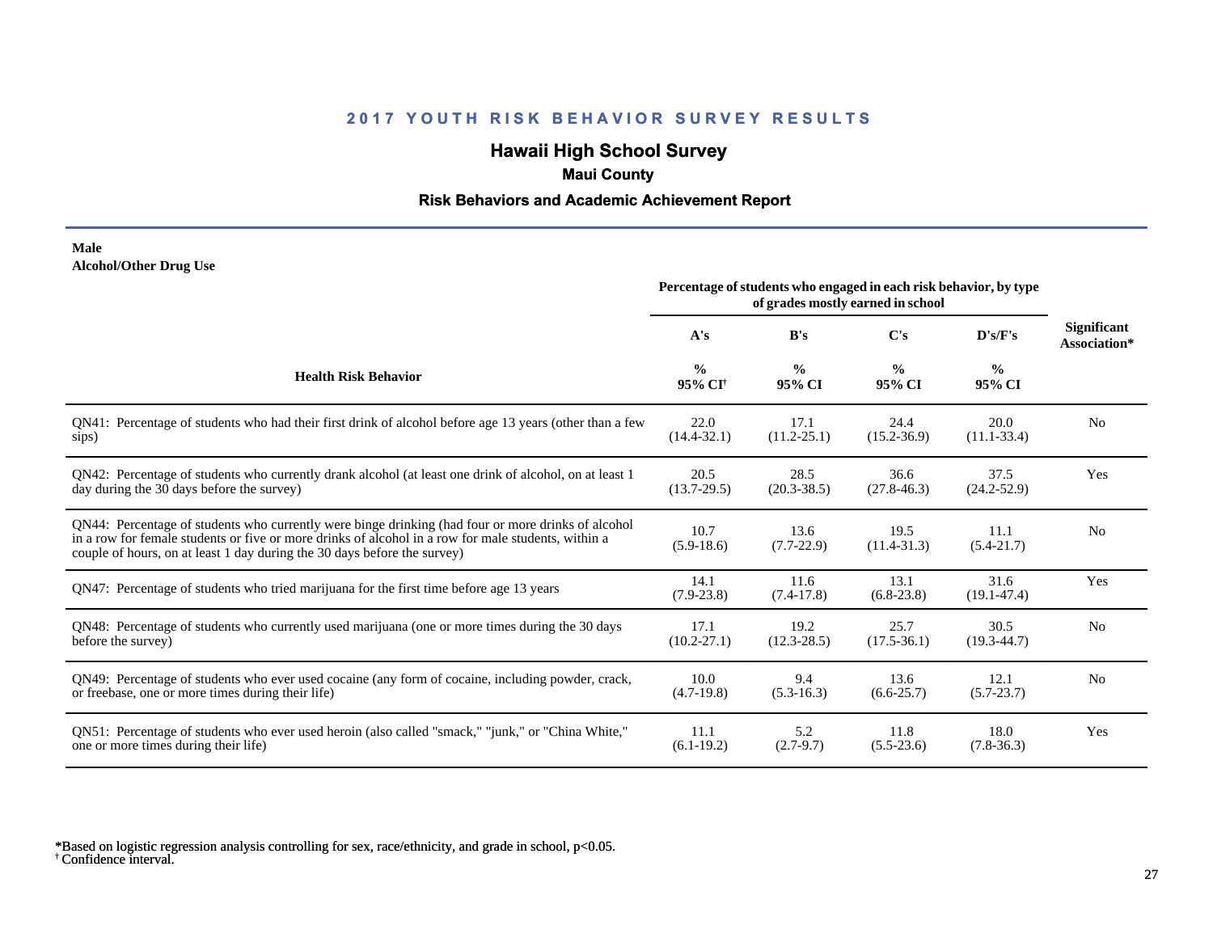# 2017 YOUTH RISK BEHAVIOR SURVEY RESULTS

## Hawaii High School Survey

### Maui County

### Risk Behaviors and Academic Achievement Report

**Male**
**Alcohol/Other Drug Use**

| Health Risk Behavior | Percentage of students who engaged in each risk behavior, by type of grades mostly earned in school | | | | Significant Association* |
|---|---|---|---|---|---|
| | A's | B's | C's | D's/F's | |
| | % 95% CI[†] | % 95% CI | % 95% CI | % 95% CI | |
| QN41: Percentage of students who had their first drink of alcohol before age 13 years (other than a few sips) | 22.0 (14.4-32.1) | 17.1 (11.2-25.1) | 24.4 (15.2-36.9) | 20.0 (11.1-33.4) | No |
| QN42: Percentage of students who currently drank alcohol (at least one drink of alcohol, on at least 1 day during the 30 days before the survey) | 20.5 (13.7-29.5) | 28.5 (20.3-38.5) | 36.6 (27.8-46.3) | 37.5 (24.2-52.9) | Yes |
| QN44: Percentage of students who currently were binge drinking (had four or more drinks of alcohol in a row for female students or five or more drinks of alcohol in a row for male students, within a couple of hours, on at least 1 day during the 30 days before the survey) | 10.7 (5.9-18.6) | 13.6 (7.7-22.9) | 19.5 (11.4-31.3) | 11.1 (5.4-21.7) | No |
| QN47: Percentage of students who tried marijuana for the first time before age 13 years | 14.1 (7.9-23.8) | 11.6 (7.4-17.8) | 13.1 (6.8-23.8) | 31.6 (19.1-47.4) | Yes |
| QN48: Percentage of students who currently used marijuana (one or more times during the 30 days before the survey) | 17.1 (10.2-27.1) | 19.2 (12.3-28.5) | 25.7 (17.5-36.1) | 30.5 (19.3-44.7) | No |
| QN49: Percentage of students who ever used cocaine (any form of cocaine, including powder, crack, or freebase, one or more times during their life) | 10.0 (4.7-19.8) | 9.4 (5.3-16.3) | 13.6 (6.6-25.7) | 12.1 (5.7-23.7) | No |
| QN51: Percentage of students who ever used heroin (also called "smack," "junk," or "China White," one or more times during their life) | 11.1 (6.1-19.2) | 5.2 (2.7-9.7) | 11.8 (5.5-23.6) | 18.0 (7.8-36.3) | Yes |

*Based on logistic regression analysis controlling for sex, race/ethnicity, and grade in school, $p<0.05$.
[†] Confidence interval.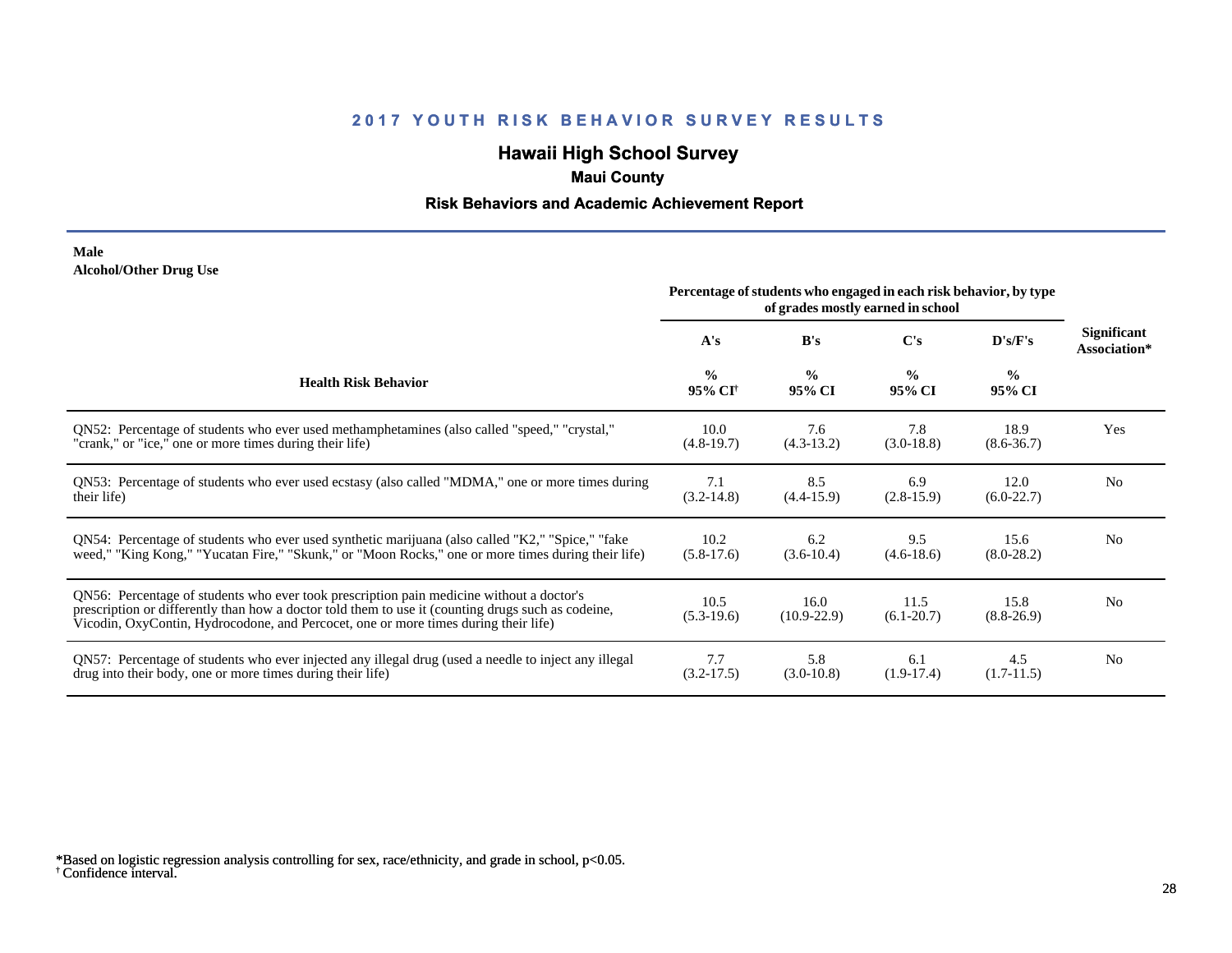## 2017 YOUTH RISK BEHAVIOR SURVEY RESULTS

# Hawaii High School Survey

### Maui County

### Risk Behaviors and Academic Achievement Report

**Male**
**Alcohol/Other Drug Use**

| Health Risk Behavior | Percentage of students who engaged in each risk behavior, by type of grades mostly earned in school | | | | Significant Association* |
|---|---|---|---|---|---|
| | A's | B's | C's | D's/F's | |
| | % 95% CI[†] | % 95% CI | % 95% CI | % 95% CI | |
| QN52: Percentage of students who ever used methamphetamines (also called "speed," "crystal," "crank," or "ice," one or more times during their life) | 10.0 (4.8-19.7) | 7.6 (4.3-13.2) | 7.8 (3.0-18.8) | 18.9 (8.6-36.7) | Yes |
| QN53: Percentage of students who ever used ecstasy (also called "MDMA," one or more times during their life) | 7.1 (3.2-14.8) | 8.5 (4.4-15.9) | 6.9 (2.8-15.9) | 12.0 (6.0-22.7) | No |
| QN54: Percentage of students who ever used synthetic marijuana (also called "K2," "Spice," "fake weed," "King Kong," "Yucatan Fire," "Skunk," or "Moon Rocks," one or more times during their life) | 10.2 (5.8-17.6) | 6.2 (3.6-10.4) | 9.5 (4.6-18.6) | 15.6 (8.0-28.2) | No |
| QN56: Percentage of students who ever took prescription pain medicine without a doctor's prescription or differently than how a doctor told them to use it (counting drugs such as codeine, Vicodin, OxyContin, Hydrocodone, and Percocet, one or more times during their life) | 10.5 (5.3-19.6) | 16.0 (10.9-22.9) | 11.5 (6.1-20.7) | 15.8 (8.8-26.9) | No |
| QN57: Percentage of students who ever injected any illegal drug (used a needle to inject any illegal drug into their body, one or more times during their life) | 7.7 (3.2-17.5) | 5.8 (3.0-10.8) | 6.1 (1.9-17.4) | 4.5 (1.7-11.5) | No |

*Based on logistic regression analysis controlling for sex, race/ethnicity, and grade in school, $p<0.05$.
[†] Confidence interval.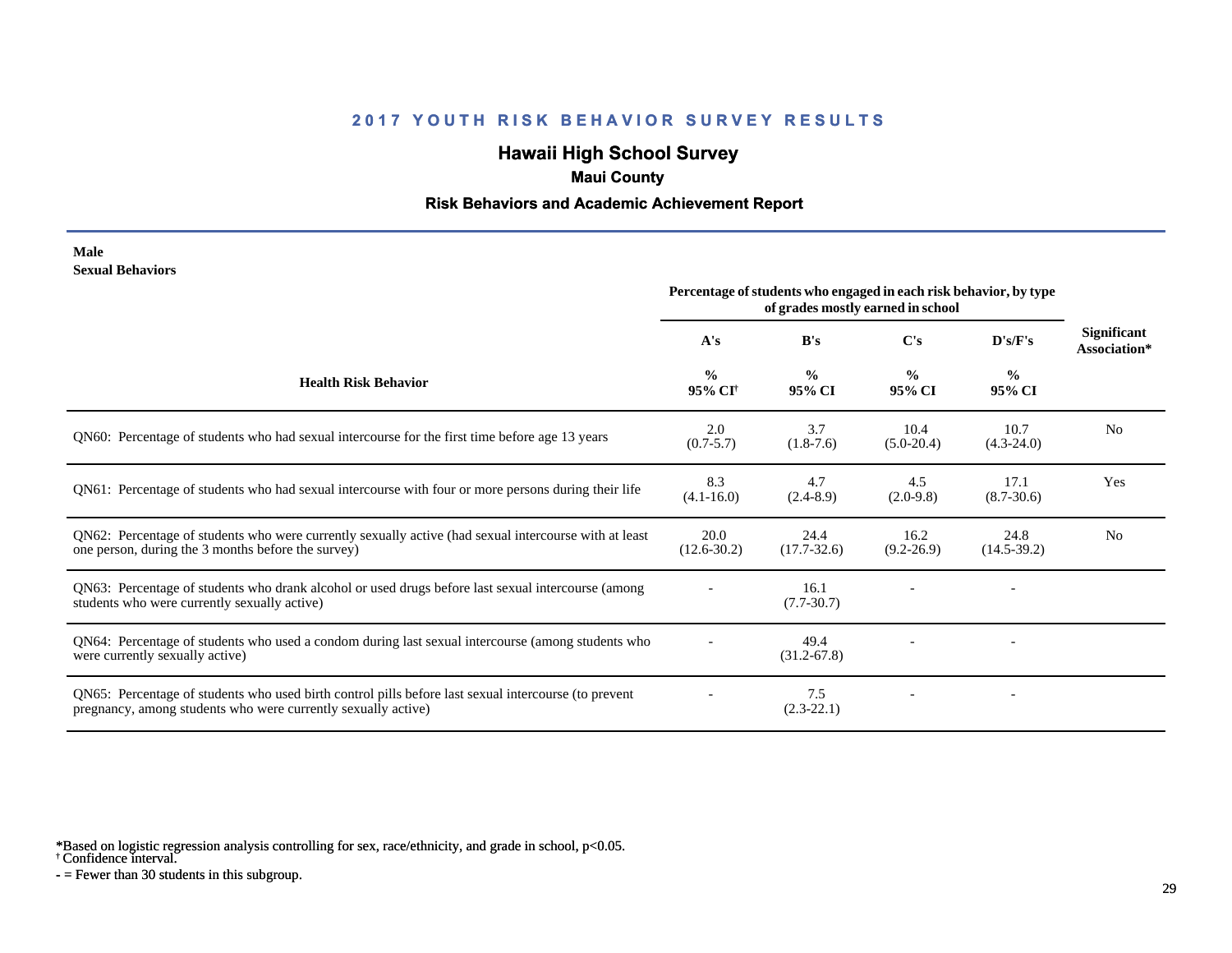## 2017 YOUTH RISK BEHAVIOR SURVEY RESULTS

## Hawaii High School Survey

### Maui County

### Risk Behaviors and Academic Achievement Report

**Male**
**Sexual Behaviors**

| Health Risk Behavior | Percentage of students who engaged in each risk behavior, by type of grades mostly earned in school | | | | Significant Association* |
|---|---|---|---|---|---|
| | A's | B's | C's | D's/F's | |
| | % 95% CI† | % 95% CI | % 95% CI | % 95% CI | |
| QN60: Percentage of students who had sexual intercourse for the first time before age 13 years | 2.0 (0.7-5.7) | 3.7 (1.8-7.6) | 10.4 (5.0-20.4) | 10.7 (4.3-24.0) | No |
| QN61: Percentage of students who had sexual intercourse with four or more persons during their life | 8.3 (4.1-16.0) | 4.7 (2.4-8.9) | 4.5 (2.0-9.8) | 17.1 (8.7-30.6) | Yes |
| QN62: Percentage of students who were currently sexually active (had sexual intercourse with at least one person, during the 3 months before the survey) | 20.0 (12.6-30.2) | 24.4 (17.7-32.6) | 16.2 (9.2-26.9) | 24.8 (14.5-39.2) | No |
| QN63: Percentage of students who drank alcohol or used drugs before last sexual intercourse (among students who were currently sexually active) | - | 16.1 (7.7-30.7) | - | - | |
| QN64: Percentage of students who used a condom during last sexual intercourse (among students who were currently sexually active) | - | 49.4 (31.2-67.8) | - | - | |
| QN65: Percentage of students who used birth control pills before last sexual intercourse (to prevent pregnancy, among students who were currently sexually active) | - | 7.5 (2.3-22.1) | - | - | |

*Based on logistic regression analysis controlling for sex, race/ethnicity, and grade in school, $p<0.05$.
† Confidence interval.
- = Fewer than 30 students in this subgroup.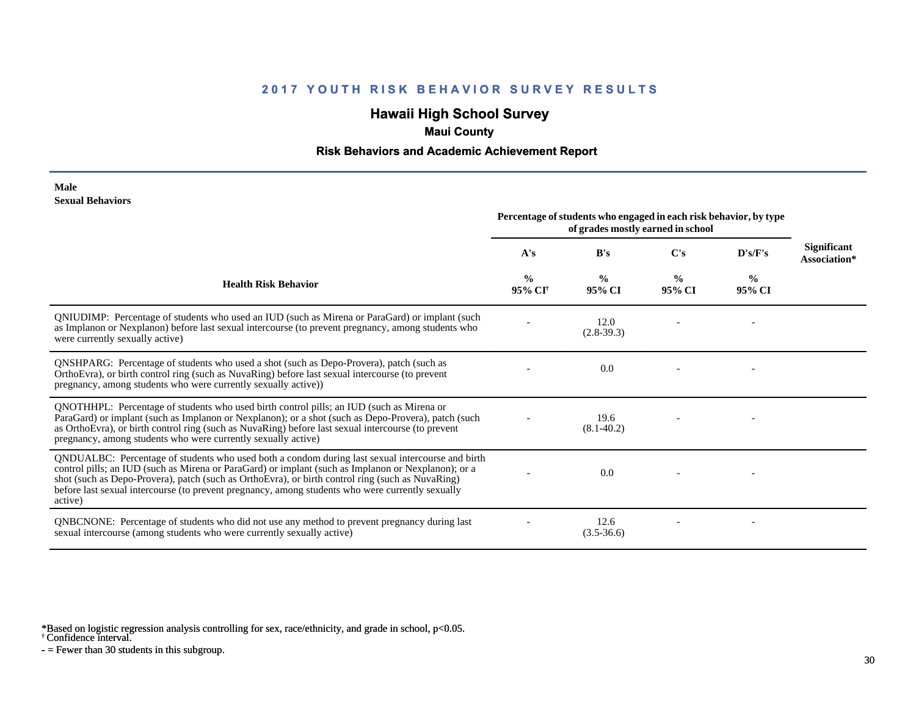## 2017 YOUTH RISK BEHAVIOR SURVEY RESULTS

### Hawaii High School Survey

**Maui County**

**Risk Behaviors and Academic Achievement Report**

**Male**
**Sexual Behaviors**

| Health Risk Behavior | Percentage of students who engaged in each risk behavior, by type of grades mostly earned in school | | | | Significant Association* |
|---|---|---|---|---|---|
| | A's | B's | C's | D's/F's | |
| | % 95% CI[†] | % 95% CI | % 95% CI | % 95% CI | |
| QNIUDIMP: Percentage of students who used an IUD (such as Mirena or ParaGard) or implant (such as Implanon or Nexplanon) before last sexual intercourse (to prevent pregnancy, among students who were currently sexually active) | - | 12.0 (2.8-39.3) | - | - | |
| QNSHPARG: Percentage of students who used a shot (such as Depo-Provera), patch (such as OrthoEvra), or birth control ring (such as NuvaRing) before last sexual intercourse (to prevent pregnancy, among students who were currently sexually active)) | - | 0.0 | - | - | |
| QNOTHHPL: Percentage of students who used birth control pills; an IUD (such as Mirena or ParaGard) or implant (such as Implanon or Nexplanon); or a shot (such as Depo-Provera), patch (such as OrthoEvra), or birth control ring (such as NuvaRing) before last sexual intercourse (to prevent pregnancy, among students who were currently sexually active) | - | 19.6 (8.1-40.2) | - | - | |
| QNDUALBC: Percentage of students who used both a condom during last sexual intercourse and birth control pills; an IUD (such as Mirena or ParaGard) or implant (such as Implanon or Nexplanon); or a shot (such as Depo-Provera), patch (such as OrthoEvra), or birth control ring (such as NuvaRing) before last sexual intercourse (to prevent pregnancy, among students who were currently sexually active) | - | 0.0 | - | - | |
| QNBCNONE: Percentage of students who did not use any method to prevent pregnancy during last sexual intercourse (among students who were currently sexually active) | - | 12.6 (3.5-36.6) | - | - | |

*Based on logistic regression analysis controlling for sex, race/ethnicity, and grade in school, $p<0.05$.
[†] Confidence interval.
- = Fewer than 30 students in this subgroup.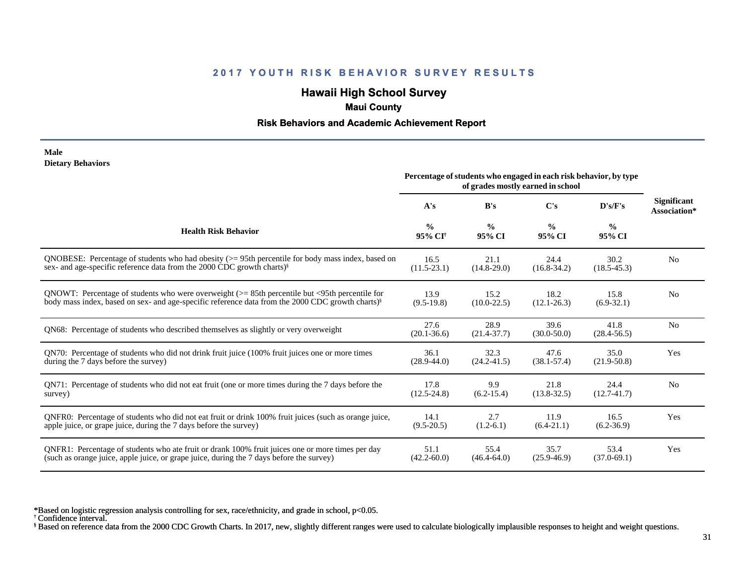## 2017 YOUTH RISK BEHAVIOR SURVEY RESULTS

### Hawaii High School Survey

**Maui County**

**Risk Behaviors and Academic Achievement Report**

**Male**
**Dietary Behaviors**

| Health Risk Behavior | Percentage of students who engaged in each risk behavior, by type of grades mostly earned in school | | | | Significant Association* |
|---|---|---|---|---|---|
| | A's | B's | C's | D's/F's | |
| | % 95% CI[†] | % 95% CI | % 95% CI | % 95% CI | |
| QNOBESE: Percentage of students who had obesity (>= 95th percentile for body mass index, based on sex- and age-specific reference data from the 2000 CDC growth charts)[§] | 16.5 (11.5-23.1) | 21.1 (14.8-29.0) | 24.4 (16.8-34.2) | 30.2 (18.5-45.3) | No |
| QNOWT: Percentage of students who were overweight (>= 85th percentile but <95th percentile for body mass index, based on sex- and age-specific reference data from the 2000 CDC growth charts)[§] | 13.9 (9.5-19.8) | 15.2 (10.0-22.5) | 18.2 (12.1-26.3) | 15.8 (6.9-32.1) | No |
| QN68: Percentage of students who described themselves as slightly or very overweight | 27.6 (20.1-36.6) | 28.9 (21.4-37.7) | 39.6 (30.0-50.0) | 41.8 (28.4-56.5) | No |
| QN70: Percentage of students who did not drink fruit juice (100% fruit juices one or more times during the 7 days before the survey) | 36.1 (28.9-44.0) | 32.3 (24.2-41.5) | 47.6 (38.1-57.4) | 35.0 (21.9-50.8) | Yes |
| QN71: Percentage of students who did not eat fruit (one or more times during the 7 days before the survey) | 17.8 (12.5-24.8) | 9.9 (6.2-15.4) | 21.8 (13.8-32.5) | 24.4 (12.7-41.7) | No |
| QNFR0: Percentage of students who did not eat fruit or drink 100% fruit juices (such as orange juice, apple juice, or grape juice, during the 7 days before the survey) | 14.1 (9.5-20.5) | 2.7 (1.2-6.1) | 11.9 (6.4-21.1) | 16.5 (6.2-36.9) | Yes |
| QNFR1: Percentage of students who ate fruit or drank 100% fruit juices one or more times per day (such as orange juice, apple juice, or grape juice, during the 7 days before the survey) | 51.1 (42.2-60.0) | 55.4 (46.4-64.0) | 35.7 (25.9-46.9) | 53.4 (37.0-69.1) | Yes |

*Based on logistic regression analysis controlling for sex, race/ethnicity, and grade in school, $p<0.05$.
[†] Confidence interval.
[§] Based on reference data from the 2000 CDC Growth Charts. In 2017, new, slightly different ranges were used to calculate biologically implausible responses to height and weight questions.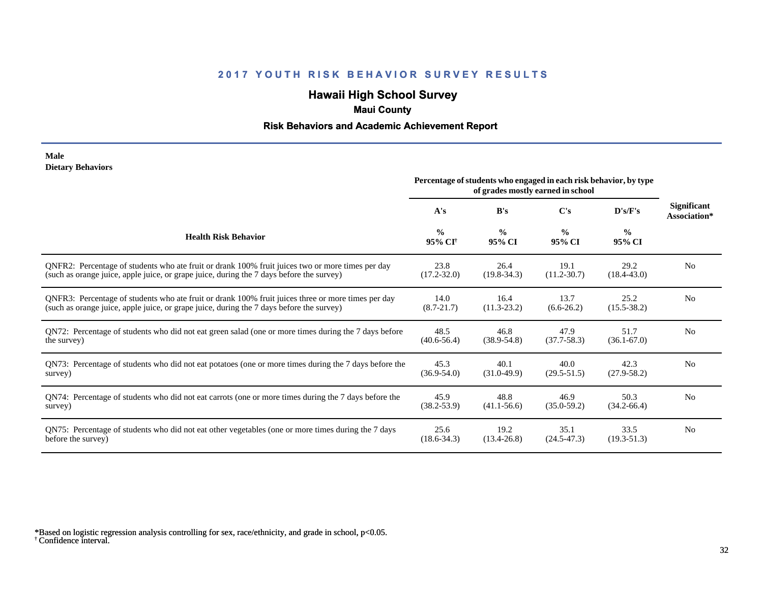## 2017 YOUTH RISK BEHAVIOR SURVEY RESULTS

# Hawaii High School Survey

### Maui County

### Risk Behaviors and Academic Achievement Report

**Male**
**Dietary Behaviors**

| Health Risk Behavior | Percentage of students who engaged in each risk behavior, by type of grades mostly earned in school | | | | Significant Association* |
|---|---|---|---|---|---|
| | A's | B's | C's | D's/F's | |
| | % 95% CI† | % 95% CI | % 95% CI | % 95% CI | |
| QNFR2: Percentage of students who ate fruit or drank 100% fruit juices two or more times per day (such as orange juice, apple juice, or grape juice, during the 7 days before the survey) | 23.8 (17.2-32.0) | 26.4 (19.8-34.3) | 19.1 (11.2-30.7) | 29.2 (18.4-43.0) | No |
| QNFR3: Percentage of students who ate fruit or drank 100% fruit juices three or more times per day (such as orange juice, apple juice, or grape juice, during the 7 days before the survey) | 14.0 (8.7-21.7) | 16.4 (11.3-23.2) | 13.7 (6.6-26.2) | 25.2 (15.5-38.2) | No |
| QN72: Percentage of students who did not eat green salad (one or more times during the 7 days before the survey) | 48.5 (40.6-56.4) | 46.8 (38.9-54.8) | 47.9 (37.7-58.3) | 51.7 (36.1-67.0) | No |
| QN73: Percentage of students who did not eat potatoes (one or more times during the 7 days before the survey) | 45.3 (36.9-54.0) | 40.1 (31.0-49.9) | 40.0 (29.5-51.5) | 42.3 (27.9-58.2) | No |
| QN74: Percentage of students who did not eat carrots (one or more times during the 7 days before the survey) | 45.9 (38.2-53.9) | 48.8 (41.1-56.6) | 46.9 (35.0-59.2) | 50.3 (34.2-66.4) | No |
| QN75: Percentage of students who did not eat other vegetables (one or more times during the 7 days before the survey) | 25.6 (18.6-34.3) | 19.2 (13.4-26.8) | 35.1 (24.5-47.3) | 33.5 (19.3-51.3) | No |

*Based on logistic regression analysis controlling for sex, race/ethnicity, and grade in school, $p<0.05$.
† Confidence interval.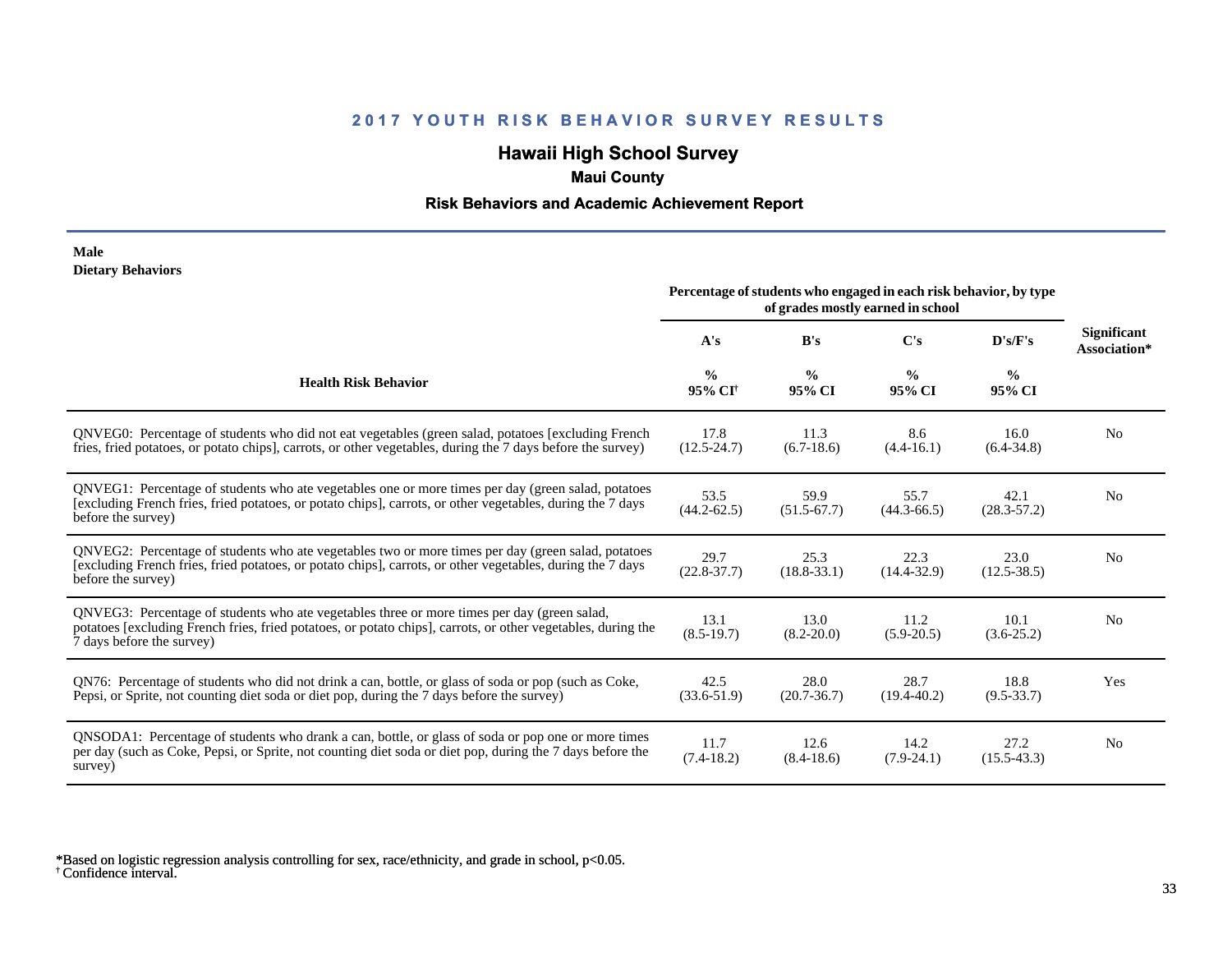# 2017 YOUTH RISK BEHAVIOR SURVEY RESULTS

## Hawaii High School Survey

### Maui County

### Risk Behaviors and Academic Achievement Report

**Male**
**Dietary Behaviors**

| Health Risk Behavior | Percentage of students who engaged in each risk behavior, by type of grades mostly earned in school | | | | Significant Association* |
|---|---|---|---|---|---|
| | A's | B's | C's | D's/F's | |
| | % 95% CI[†] | % 95% CI | % 95% CI | % 95% CI | |
| QNVEG0: Percentage of students who did not eat vegetables (green salad, potatoes [excluding French fries, fried potatoes, or potato chips], carrots, or other vegetables, during the 7 days before the survey) | 17.8 (12.5-24.7) | 11.3 (6.7-18.6) | 8.6 (4.4-16.1) | 16.0 (6.4-34.8) | No |
| QNVEG1: Percentage of students who ate vegetables one or more times per day (green salad, potatoes [excluding French fries, fried potatoes, or potato chips], carrots, or other vegetables, during the 7 days before the survey) | 53.5 (44.2-62.5) | 59.9 (51.5-67.7) | 55.7 (44.3-66.5) | 42.1 (28.3-57.2) | No |
| QNVEG2: Percentage of students who ate vegetables two or more times per day (green salad, potatoes [excluding French fries, fried potatoes, or potato chips], carrots, or other vegetables, during the 7 days before the survey) | 29.7 (22.8-37.7) | 25.3 (18.8-33.1) | 22.3 (14.4-32.9) | 23.0 (12.5-38.5) | No |
| QNVEG3: Percentage of students who ate vegetables three or more times per day (green salad, potatoes [excluding French fries, fried potatoes, or potato chips], carrots, or other vegetables, during the 7 days before the survey) | 13.1 (8.5-19.7) | 13.0 (8.2-20.0) | 11.2 (5.9-20.5) | 10.1 (3.6-25.2) | No |
| QN76: Percentage of students who did not drink a can, bottle, or glass of soda or pop (such as Coke, Pepsi, or Sprite, not counting diet soda or diet pop, during the 7 days before the survey) | 42.5 (33.6-51.9) | 28.0 (20.7-36.7) | 28.7 (19.4-40.2) | 18.8 (9.5-33.7) | Yes |
| QNSODA1: Percentage of students who drank a can, bottle, or glass of soda or pop one or more times per day (such as Coke, Pepsi, or Sprite, not counting diet soda or diet pop, during the 7 days before the survey) | 11.7 (7.4-18.2) | 12.6 (8.4-18.6) | 14.2 (7.9-24.1) | 27.2 (15.5-43.3) | No |

*Based on logistic regression analysis controlling for sex, race/ethnicity, and grade in school, $p<0.05$.
[†] Confidence interval.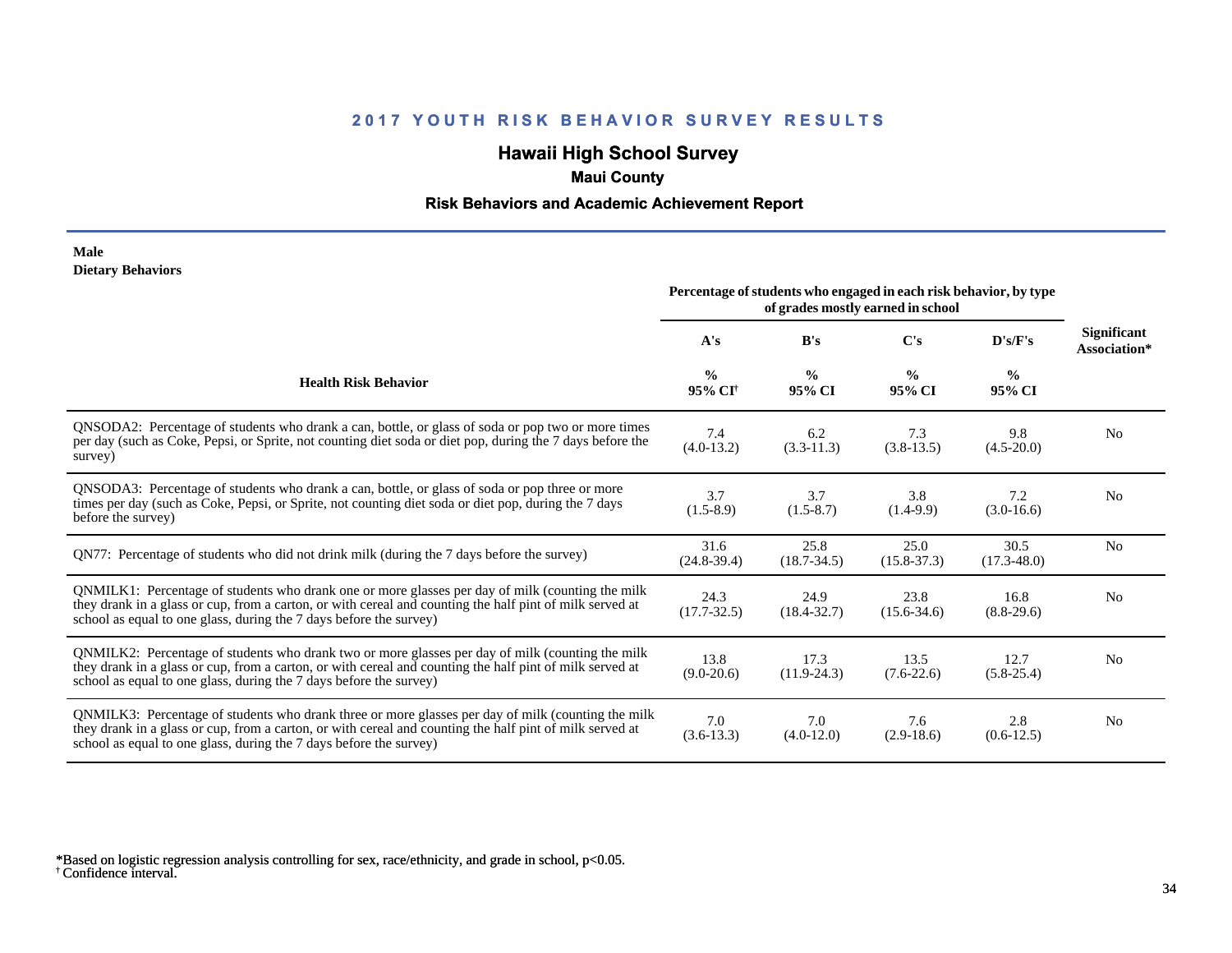## 2017 YOUTH RISK BEHAVIOR SURVEY RESULTS

# Hawaii High School Survey

### Maui County

### Risk Behaviors and Academic Achievement Report

**Male**
**Dietary Behaviors**

| Health Risk Behavior | Percentage of students who engaged in each risk behavior, by type of grades mostly earned in school | | | | Significant Association* |
|---|---|---|---|---|---|
| | A's | B's | C's | D's/F's | |
| | % 95% CI† | % 95% CI | % 95% CI | % 95% CI | |
| QNSODA2: Percentage of students who drank a can, bottle, or glass of soda or pop two or more times per day (such as Coke, Pepsi, or Sprite, not counting diet soda or diet pop, during the 7 days before the survey) | 7.4 (4.0-13.2) | 6.2 (3.3-11.3) | 7.3 (3.8-13.5) | 9.8 (4.5-20.0) | No |
| QNSODA3: Percentage of students who drank a can, bottle, or glass of soda or pop three or more times per day (such as Coke, Pepsi, or Sprite, not counting diet soda or diet pop, during the 7 days before the survey) | 3.7 (1.5-8.9) | 3.7 (1.5-8.7) | 3.8 (1.4-9.9) | 7.2 (3.0-16.6) | No |
| QN77: Percentage of students who did not drink milk (during the 7 days before the survey) | 31.6 (24.8-39.4) | 25.8 (18.7-34.5) | 25.0 (15.8-37.3) | 30.5 (17.3-48.0) | No |
| QNMILK1: Percentage of students who drank one or more glasses per day of milk (counting the milk they drank in a glass or cup, from a carton, or with cereal and counting the half pint of milk served at school as equal to one glass, during the 7 days before the survey) | 24.3 (17.7-32.5) | 24.9 (18.4-32.7) | 23.8 (15.6-34.6) | 16.8 (8.8-29.6) | No |
| QNMILK2: Percentage of students who drank two or more glasses per day of milk (counting the milk they drank in a glass or cup, from a carton, or with cereal and counting the half pint of milk served at school as equal to one glass, during the 7 days before the survey) | 13.8 (9.0-20.6) | 17.3 (11.9-24.3) | 13.5 (7.6-22.6) | 12.7 (5.8-25.4) | No |
| QNMILK3: Percentage of students who drank three or more glasses per day of milk (counting the milk they drank in a glass or cup, from a carton, or with cereal and counting the half pint of milk served at school as equal to one glass, during the 7 days before the survey) | 7.0 (3.6-13.3) | 7.0 (4.0-12.0) | 7.6 (2.9-18.6) | 2.8 (0.6-12.5) | No |

*Based on logistic regression analysis controlling for sex, race/ethnicity, and grade in school, $p<0.05$.
† Confidence interval.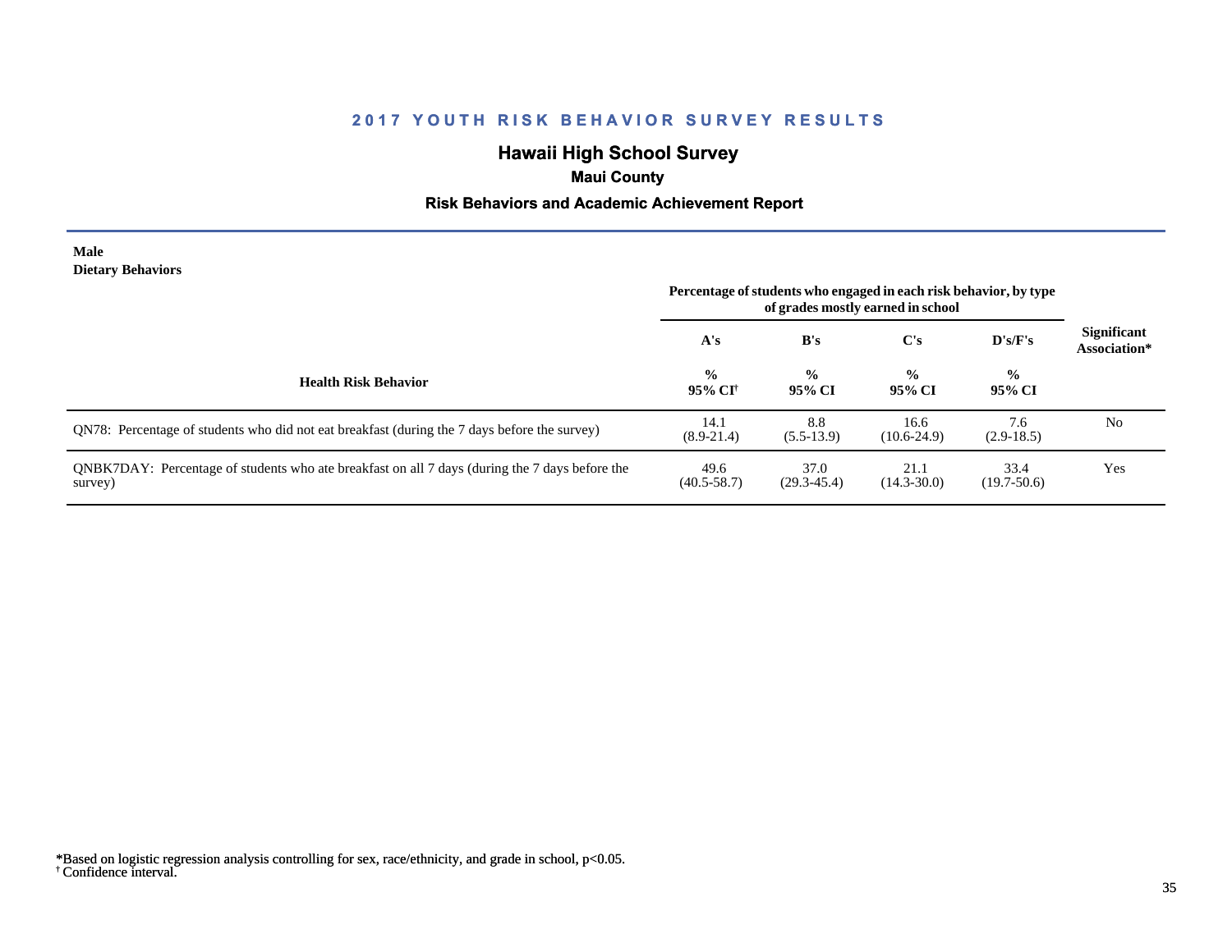## 2017 YOUTH RISK BEHAVIOR SURVEY RESULTS

### Hawaii High School Survey

**Maui County**

**Risk Behaviors and Academic Achievement Report**

**Male**
**Dietary Behaviors**

| Health Risk Behavior | Percentage of students who engaged in each risk behavior, by type of grades mostly earned in school | | | | Significant Association* |
|---|---|---|---|---|---|
| | A's | B's | C's | D's/F's | |
| | % 95% CI[†] | % 95% CI | % 95% CI | % 95% CI | |
| QN78: Percentage of students who did not eat breakfast (during the 7 days before the survey) | 14.1 (8.9-21.4) | 8.8 (5.5-13.9) | 16.6 (10.6-24.9) | 7.6 (2.9-18.5) | No |
| QNBK7DAY: Percentage of students who ate breakfast on all 7 days (during the 7 days before the survey) | 49.6 (40.5-58.7) | 37.0 (29.3-45.4) | 21.1 (14.3-30.0) | 33.4 (19.7-50.6) | Yes |

*Based on logistic regression analysis controlling for sex, race/ethnicity, and grade in school, $p<0.05$.
[†] Confidence interval.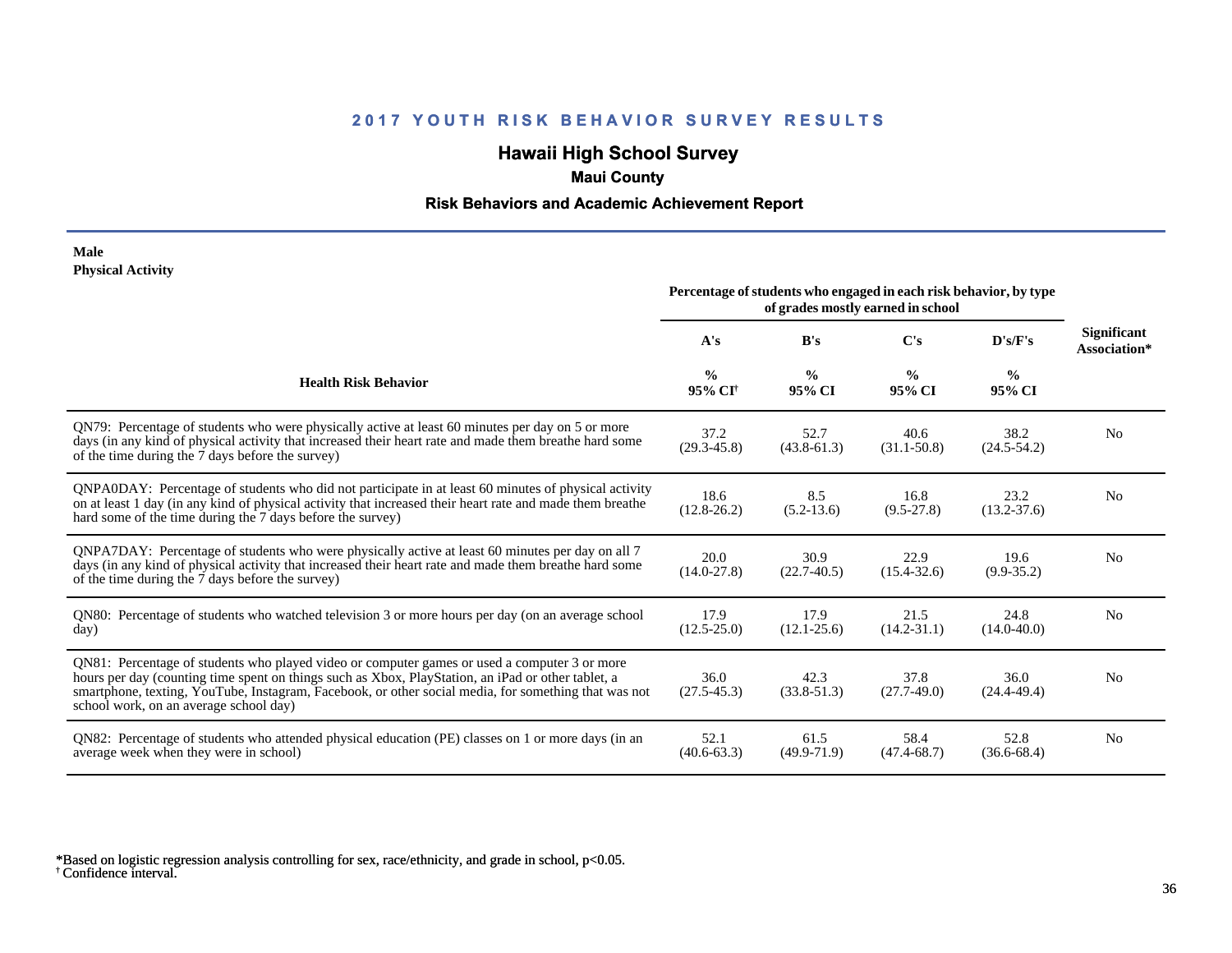# 2017 YOUTH RISK BEHAVIOR SURVEY RESULTS

## Hawaii High School Survey

### Maui County

### Risk Behaviors and Academic Achievement Report

**Male**
**Physical Activity**

| Health Risk Behavior | Percentage of students who engaged in each risk behavior, by type of grades mostly earned in school | | | | Significant Association* |
|---|---|---|---|---|---|
| | A's | B's | C's | D's/F's | |
| | % 95% CI[†] | % 95% CI | % 95% CI | % 95% CI | |
| QN79: Percentage of students who were physically active at least 60 minutes per day on 5 or more days (in any kind of physical activity that increased their heart rate and made them breathe hard some of the time during the 7 days before the survey) | 37.2 (29.3-45.8) | 52.7 (43.8-61.3) | 40.6 (31.1-50.8) | 38.2 (24.5-54.2) | No |
| QNPA0DAY: Percentage of students who did not participate in at least 60 minutes of physical activity on at least 1 day (in any kind of physical activity that increased their heart rate and made them breathe hard some of the time during the 7 days before the survey) | 18.6 (12.8-26.2) | 8.5 (5.2-13.6) | 16.8 (9.5-27.8) | 23.2 (13.2-37.6) | No |
| QNPA7DAY: Percentage of students who were physically active at least 60 minutes per day on all 7 days (in any kind of physical activity that increased their heart rate and made them breathe hard some of the time during the 7 days before the survey) | 20.0 (14.0-27.8) | 30.9 (22.7-40.5) | 22.9 (15.4-32.6) | 19.6 (9.9-35.2) | No |
| QN80: Percentage of students who watched television 3 or more hours per day (on an average school day) | 17.9 (12.5-25.0) | 17.9 (12.1-25.6) | 21.5 (14.2-31.1) | 24.8 (14.0-40.0) | No |
| QN81: Percentage of students who played video or computer games or used a computer 3 or more hours per day (counting time spent on things such as Xbox, PlayStation, an iPad or other tablet, a smartphone, texting, YouTube, Instagram, Facebook, or other social media, for something that was not school work, on an average school day) | 36.0 (27.5-45.3) | 42.3 (33.8-51.3) | 37.8 (27.7-49.0) | 36.0 (24.4-49.4) | No |
| QN82: Percentage of students who attended physical education (PE) classes on 1 or more days (in an average week when they were in school) | 52.1 (40.6-63.3) | 61.5 (49.9-71.9) | 58.4 (47.4-68.7) | 52.8 (36.6-68.4) | No |

*Based on logistic regression analysis controlling for sex, race/ethnicity, and grade in school, $p<0.05$.
[†] Confidence interval.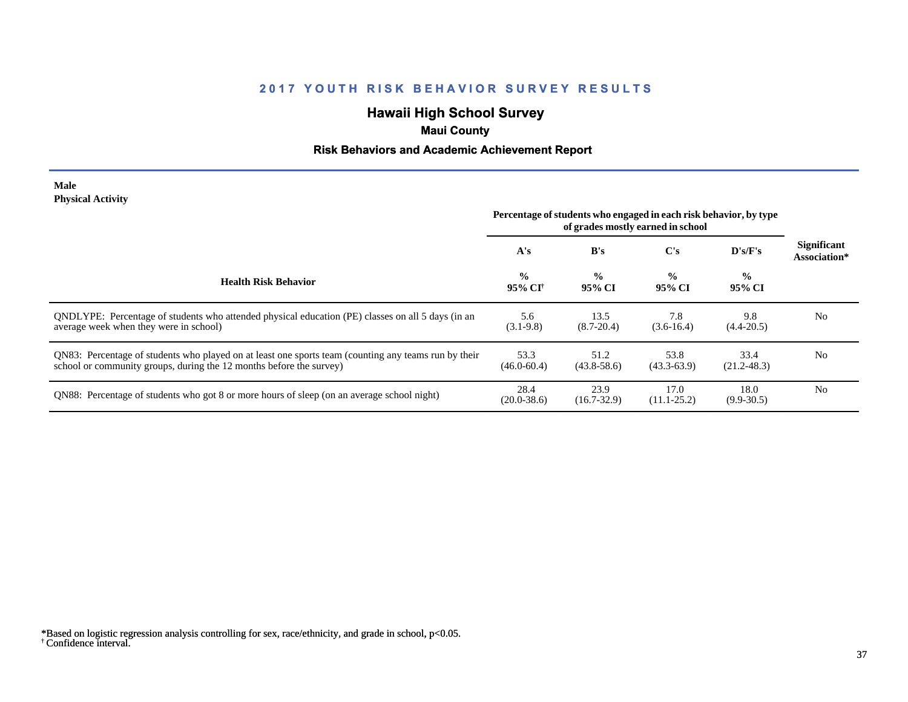## 2017 YOUTH RISK BEHAVIOR SURVEY RESULTS

# Hawaii High School Survey

### Maui County

### Risk Behaviors and Academic Achievement Report

**Male**
**Physical Activity**

| Health Risk Behavior | Percentage of students who engaged in each risk behavior, by type of grades mostly earned in school | | | | Significant Association* |
|---|---|---|---|---|---|
| | A's | B's | C's | D's/F's | |
| | % 95% CI[†] | % 95% CI | % 95% CI | % 95% CI | |
| QNDLYPE: Percentage of students who attended physical education (PE) classes on all 5 days (in an average week when they were in school) | 5.6 (3.1-9.8) | 13.5 (8.7-20.4) | 7.8 (3.6-16.4) | 9.8 (4.4-20.5) | No |
| QN83: Percentage of students who played on at least one sports team (counting any teams run by their school or community groups, during the 12 months before the survey) | 53.3 (46.0-60.4) | 51.2 (43.8-58.6) | 53.8 (43.3-63.9) | 33.4 (21.2-48.3) | No |
| QN88: Percentage of students who got 8 or more hours of sleep (on an average school night) | 28.4 (20.0-38.6) | 23.9 (16.7-32.9) | 17.0 (11.1-25.2) | 18.0 (9.9-30.5) | No |

*Based on logistic regression analysis controlling for sex, race/ethnicity, and grade in school, $p<0.05$.
[†] Confidence interval.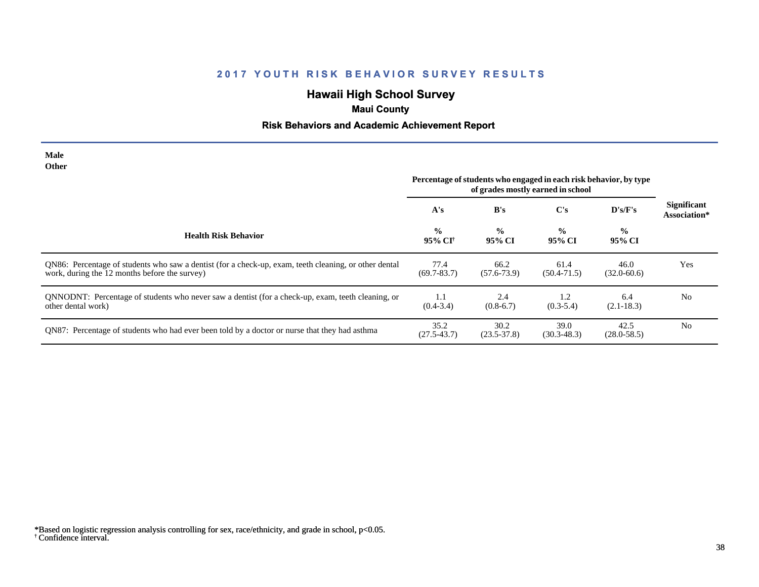## 2017 YOUTH RISK BEHAVIOR SURVEY RESULTS

## Hawaii High School Survey

### Maui County

### Risk Behaviors and Academic Achievement Report

**Male**
**Other**

| Health Risk Behavior | Percentage of students who engaged in each risk behavior, by type of grades mostly earned in school | | | | Significant Association* |
|---|---|---|---|---|---|
| | A's<br>%<br>95% CI[†] | B's<br>%<br>95% CI | C's<br>%<br>95% CI | D's/F's<br>%<br>95% CI | |
| QN86: Percentage of students who saw a dentist (for a check-up, exam, teeth cleaning, or other dental work, during the 12 months before the survey) | 77.4<br>(69.7-83.7) | 66.2<br>(57.6-73.9) | 61.4<br>(50.4-71.5) | 46.0<br>(32.0-60.6) | Yes |
| QNNODNT: Percentage of students who never saw a dentist (for a check-up, exam, teeth cleaning, or other dental work) | 1.1<br>(0.4-3.4) | 2.4<br>(0.8-6.7) | 1.2<br>(0.3-5.4) | 6.4<br>(2.1-18.3) | No |
| QN87: Percentage of students who had ever been told by a doctor or nurse that they had asthma | 35.2<br>(27.5-43.7) | 30.2<br>(23.5-37.8) | 39.0<br>(30.3-48.3) | 42.5<br>(28.0-58.5) | No |

*Based on logistic regression analysis controlling for sex, race/ethnicity, and grade in school, $p<0.05$.
[†] Confidence interval.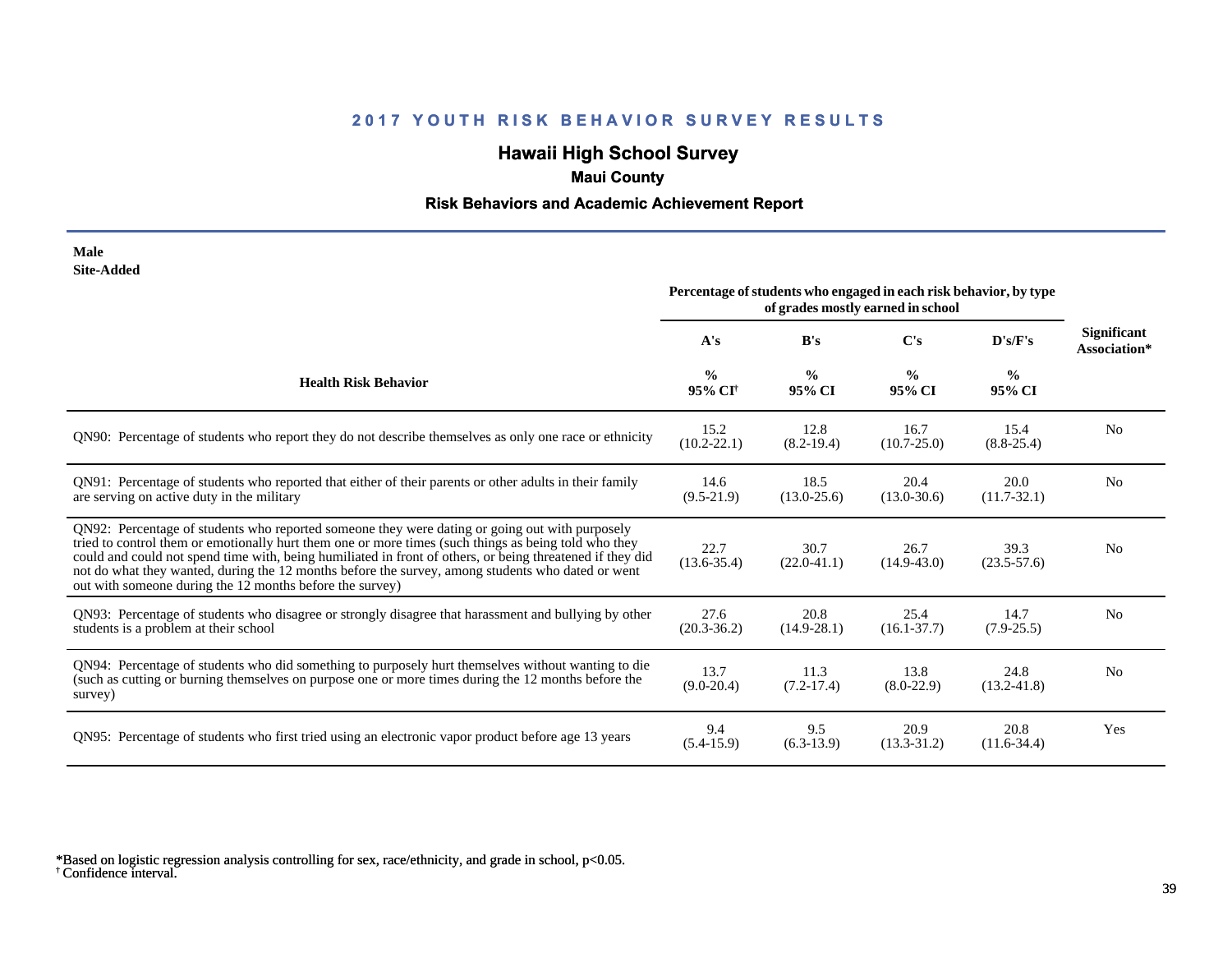## 2017 YOUTH RISK BEHAVIOR SURVEY RESULTS

# Hawaii High School Survey

### Maui County

### Risk Behaviors and Academic Achievement Report

**Male**
**Site-Added**

| Health Risk Behavior | Percentage of students who engaged in each risk behavior, by type of grades mostly earned in school | | | | Significant Association* |
|---|---|---|---|---|---|
| | A's | B's | C's | D's/F's | |
| | % 95% CI[†] | % 95% CI | % 95% CI | % 95% CI | |
| QN90: Percentage of students who report they do not describe themselves as only one race or ethnicity | 15.2 (10.2-22.1) | 12.8 (8.2-19.4) | 16.7 (10.7-25.0) | 15.4 (8.8-25.4) | No |
| QN91: Percentage of students who reported that either of their parents or other adults in their family are serving on active duty in the military | 14.6 (9.5-21.9) | 18.5 (13.0-25.6) | 20.4 (13.0-30.6) | 20.0 (11.7-32.1) | No |
| QN92: Percentage of students who reported someone they were dating or going out with purposely tried to control them or emotionally hurt them one or more times (such things as being told who they could and could not spend time with, being humiliated in front of others, or being threatened if they did not do what they wanted, during the 12 months before the survey, among students who dated or went out with someone during the 12 months before the survey) | 22.7 (13.6-35.4) | 30.7 (22.0-41.1) | 26.7 (14.9-43.0) | 39.3 (23.5-57.6) | No |
| QN93: Percentage of students who disagree or strongly disagree that harassment and bullying by other students is a problem at their school | 27.6 (20.3-36.2) | 20.8 (14.9-28.1) | 25.4 (16.1-37.7) | 14.7 (7.9-25.5) | No |
| QN94: Percentage of students who did something to purposely hurt themselves without wanting to die (such as cutting or burning themselves on purpose one or more times during the 12 months before the survey) | 13.7 (9.0-20.4) | 11.3 (7.2-17.4) | 13.8 (8.0-22.9) | 24.8 (13.2-41.8) | No |
| QN95: Percentage of students who first tried using an electronic vapor product before age 13 years | 9.4 (5.4-15.9) | 9.5 (6.3-13.9) | 20.9 (13.3-31.2) | 20.8 (11.6-34.4) | Yes |

*Based on logistic regression analysis controlling for sex, race/ethnicity, and grade in school, $p<0.05$.
[†] Confidence interval.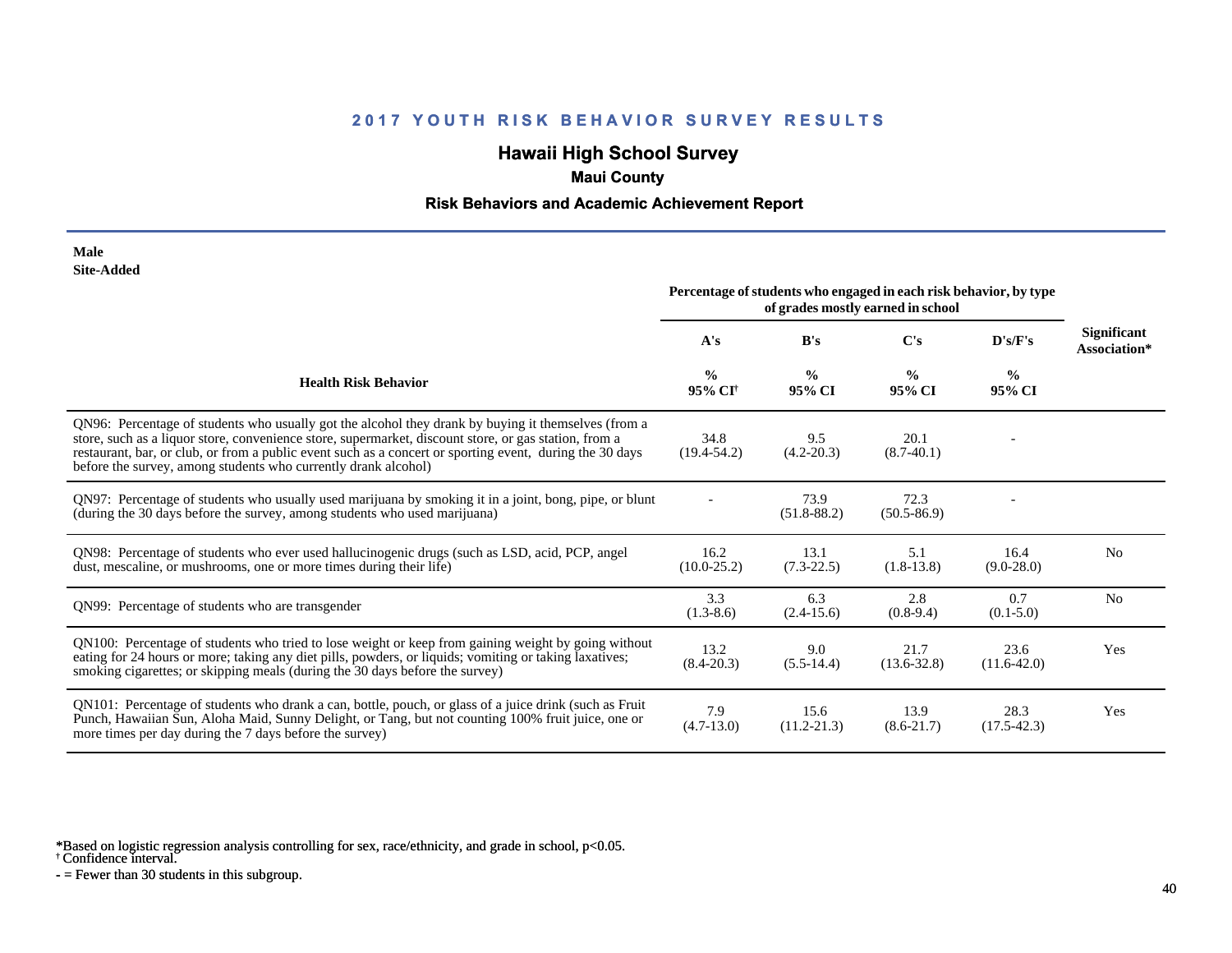# 2017 YOUTH RISK BEHAVIOR SURVEY RESULTS

## Hawaii High School Survey

### Maui County

### Risk Behaviors and Academic Achievement Report

**Male**
**Site-Added**

| Health Risk Behavior | Percentage of students who engaged in each risk behavior, by type of grades mostly earned in school | | | | Significant Association* |
|---|---|---|---|---|---|
| | A's | B's | C's | D's/F's | |
| | % 95% CI[†] | % 95% CI | % 95% CI | % 95% CI | |
| QN96: Percentage of students who usually got the alcohol they drank by buying it themselves (from a store, such as a liquor store, convenience store, supermarket, discount store, or gas station, from a restaurant, bar, or club, or from a public event such as a concert or sporting event, during the 30 days before the survey, among students who currently drank alcohol) | 34.8 (19.4-54.2) | 9.5 (4.2-20.3) | 20.1 (8.7-40.1) | - | |
| QN97: Percentage of students who usually used marijuana by smoking it in a joint, bong, pipe, or blunt (during the 30 days before the survey, among students who used marijuana) | - | 73.9 (51.8-88.2) | 72.3 (50.5-86.9) | - | |
| QN98: Percentage of students who ever used hallucinogenic drugs (such as LSD, acid, PCP, angel dust, mescaline, or mushrooms, one or more times during their life) | 16.2 (10.0-25.2) | 13.1 (7.3-22.5) | 5.1 (1.8-13.8) | 16.4 (9.0-28.0) | No |
| QN99: Percentage of students who are transgender | 3.3 (1.3-8.6) | 6.3 (2.4-15.6) | 2.8 (0.8-9.4) | 0.7 (0.1-5.0) | No |
| QN100: Percentage of students who tried to lose weight or keep from gaining weight by going without eating for 24 hours or more; taking any diet pills, powders, or liquids; vomiting or taking laxatives; smoking cigarettes; or skipping meals (during the 30 days before the survey) | 13.2 (8.4-20.3) | 9.0 (5.5-14.4) | 21.7 (13.6-32.8) | 23.6 (11.6-42.0) | Yes |
| QN101: Percentage of students who drank a can, bottle, pouch, or glass of a juice drink (such as Fruit Punch, Hawaiian Sun, Aloha Maid, Sunny Delight, or Tang, but not counting 100% fruit juice, one or more times per day during the 7 days before the survey) | 7.9 (4.7-13.0) | 15.6 (11.2-21.3) | 13.9 (8.6-21.7) | 28.3 (17.5-42.3) | Yes |

*Based on logistic regression analysis controlling for sex, race/ethnicity, and grade in school, $p<0.05$.
[†] Confidence interval.
- = Fewer than 30 students in this subgroup.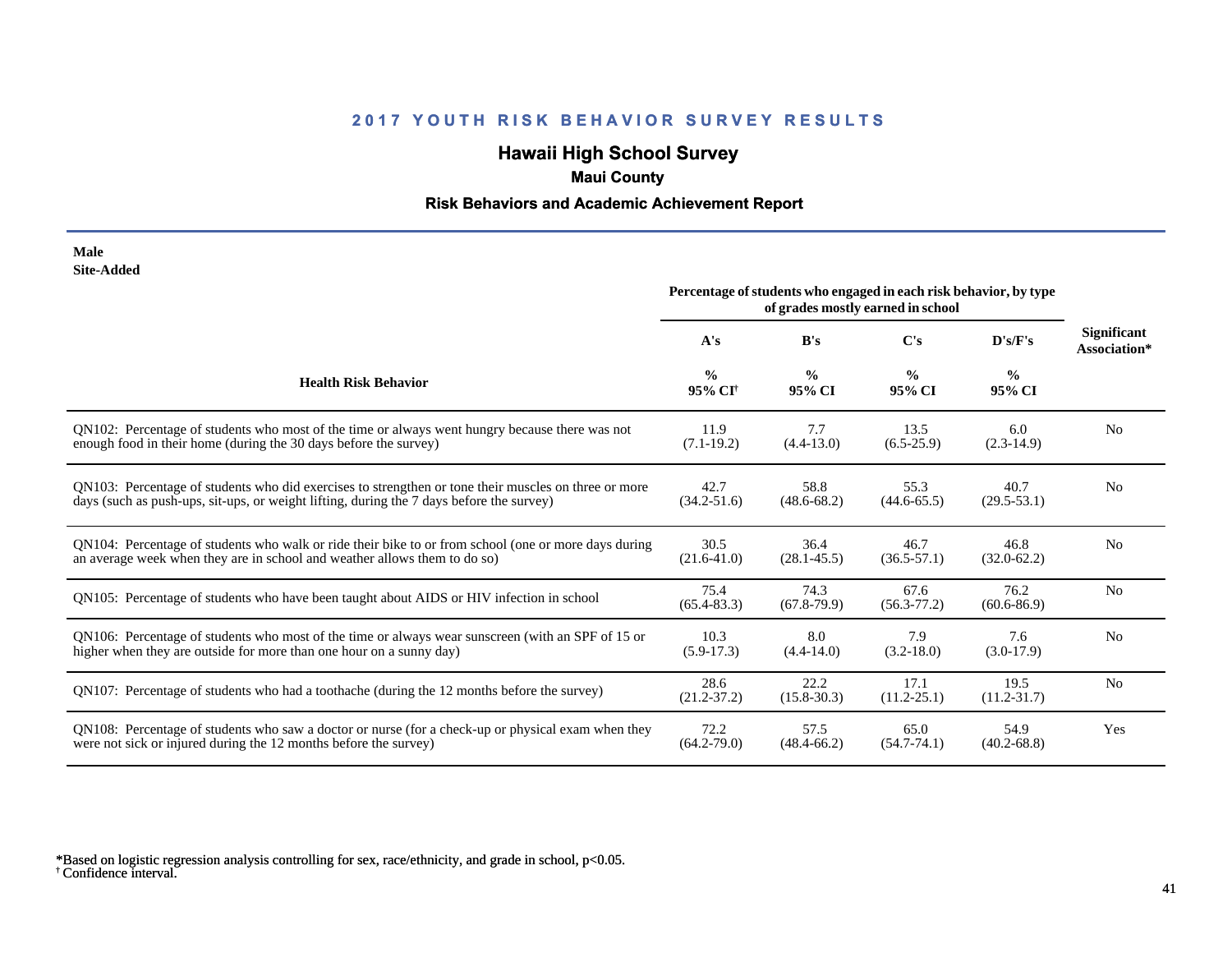# 2017 YOUTH RISK BEHAVIOR SURVEY RESULTS

## Hawaii High School Survey

### Maui County

### Risk Behaviors and Academic Achievement Report

**Male**
**Site-Added**

| Health Risk Behavior | Percentage of students who engaged in each risk behavior, by type of grades mostly earned in school | | | | Significant Association* |
|---|---|---|---|---|---|
| | A's | B's | C's | D's/F's | |
| | % 95% CI[†] | % 95% CI | % 95% CI | % 95% CI | |
| QN102: Percentage of students who most of the time or always went hungry because there was not enough food in their home (during the 30 days before the survey) | 11.9 (7.1-19.2) | 7.7 (4.4-13.0) | 13.5 (6.5-25.9) | 6.0 (2.3-14.9) | No |
| QN103: Percentage of students who did exercises to strengthen or tone their muscles on three or more days (such as push-ups, sit-ups, or weight lifting, during the 7 days before the survey) | 42.7 (34.2-51.6) | 58.8 (48.6-68.2) | 55.3 (44.6-65.5) | 40.7 (29.5-53.1) | No |
| QN104: Percentage of students who walk or ride their bike to or from school (one or more days during an average week when they are in school and weather allows them to do so) | 30.5 (21.6-41.0) | 36.4 (28.1-45.5) | 46.7 (36.5-57.1) | 46.8 (32.0-62.2) | No |
| QN105: Percentage of students who have been taught about AIDS or HIV infection in school | 75.4 (65.4-83.3) | 74.3 (67.8-79.9) | 67.6 (56.3-77.2) | 76.2 (60.6-86.9) | No |
| QN106: Percentage of students who most of the time or always wear sunscreen (with an SPF of 15 or higher when they are outside for more than one hour on a sunny day) | 10.3 (5.9-17.3) | 8.0 (4.4-14.0) | 7.9 (3.2-18.0) | 7.6 (3.0-17.9) | No |
| QN107: Percentage of students who had a toothache (during the 12 months before the survey) | 28.6 (21.2-37.2) | 22.2 (15.8-30.3) | 17.1 (11.2-25.1) | 19.5 (11.2-31.7) | No |
| QN108: Percentage of students who saw a doctor or nurse (for a check-up or physical exam when they were not sick or injured during the 12 months before the survey) | 72.2 (64.2-79.0) | 57.5 (48.4-66.2) | 65.0 (54.7-74.1) | 54.9 (40.2-68.8) | Yes |

*Based on logistic regression analysis controlling for sex, race/ethnicity, and grade in school, $p<0.05$.
[†] Confidence interval.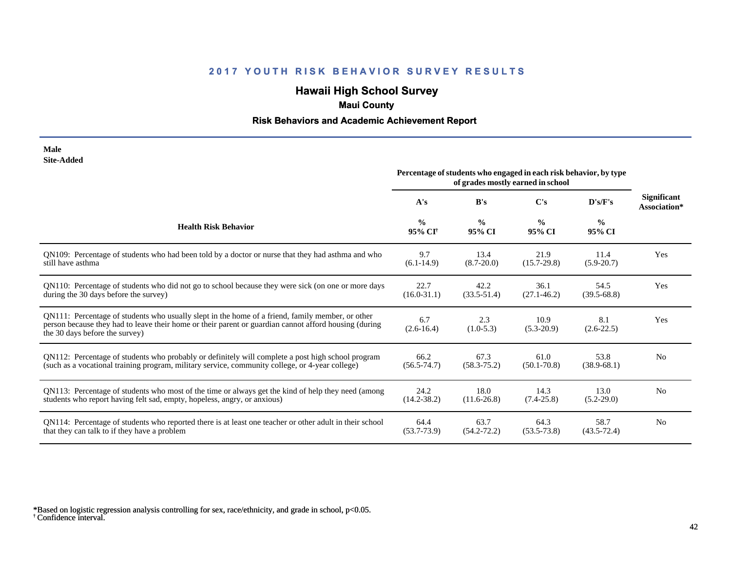## 2017 YOUTH RISK BEHAVIOR SURVEY RESULTS

### Hawaii High School Survey

**Maui County**

**Risk Behaviors and Academic Achievement Report**

**Male**
**Site-Added**

| Health Risk Behavior | Percentage of students who engaged in each risk behavior, by type of grades mostly earned in school | | | | Significant Association* |
|---|---|---|---|---|---|
| | A's | B's | C's | D's/F's | |
| | % 95% CI[†] | % 95% CI | % 95% CI | % 95% CI | |
| QN109: Percentage of students who had been told by a doctor or nurse that they had asthma and who still have asthma | 9.7 (6.1-14.9) | 13.4 (8.7-20.0) | 21.9 (15.7-29.8) | 11.4 (5.9-20.7) | Yes |
| QN110: Percentage of students who did not go to school because they were sick (on one or more days during the 30 days before the survey) | 22.7 (16.0-31.1) | 42.2 (33.5-51.4) | 36.1 (27.1-46.2) | 54.5 (39.5-68.8) | Yes |
| QN111: Percentage of students who usually slept in the home of a friend, family member, or other person because they had to leave their home or their parent or guardian cannot afford housing (during the 30 days before the survey) | 6.7 (2.6-16.4) | 2.3 (1.0-5.3) | 10.9 (5.3-20.9) | 8.1 (2.6-22.5) | Yes |
| QN112: Percentage of students who probably or definitely will complete a post high school program (such as a vocational training program, military service, community college, or 4-year college) | 66.2 (56.5-74.7) | 67.3 (58.3-75.2) | 61.0 (50.1-70.8) | 53.8 (38.9-68.1) | No |
| QN113: Percentage of students who most of the time or always get the kind of help they need (among students who report having felt sad, empty, hopeless, angry, or anxious) | 24.2 (14.2-38.2) | 18.0 (11.6-26.8) | 14.3 (7.4-25.8) | 13.0 (5.2-29.0) | No |
| QN114: Percentage of students who reported there is at least one teacher or other adult in their school that they can talk to if they have a problem | 64.4 (53.7-73.9) | 63.7 (54.2-72.2) | 64.3 (53.5-73.8) | 58.7 (43.5-72.4) | No |

*Based on logistic regression analysis controlling for sex, race/ethnicity, and grade in school, $p<0.05$.
[†] Confidence interval.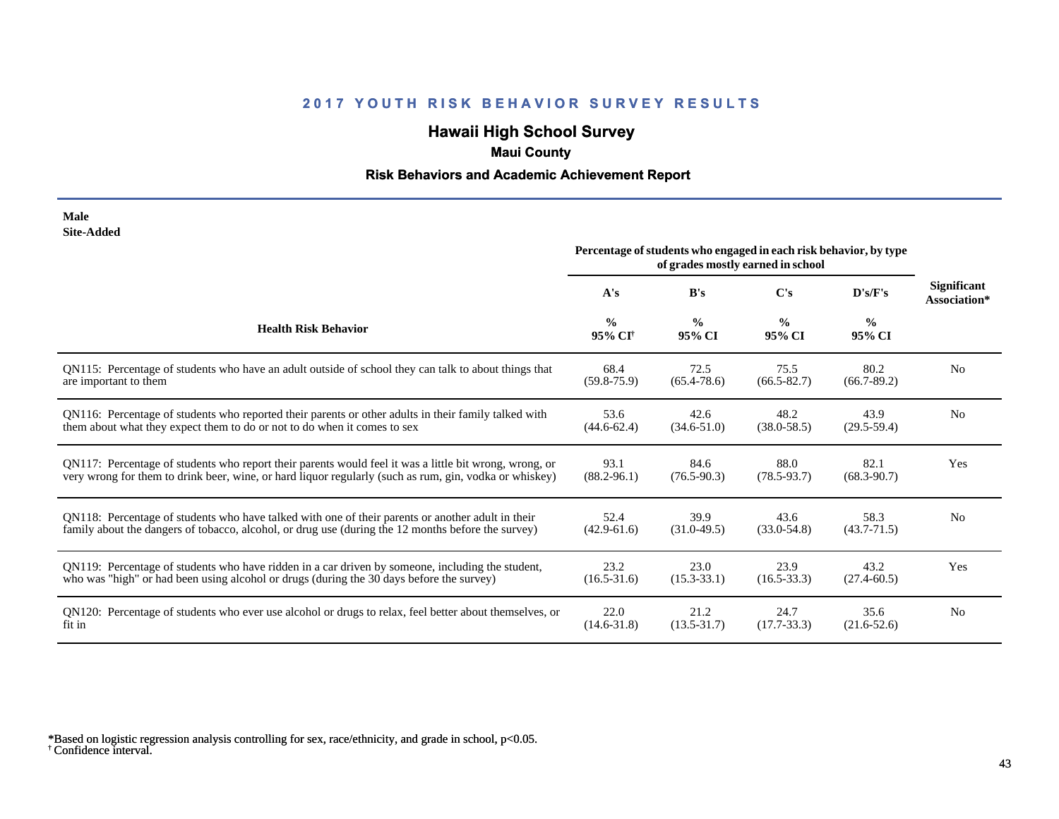# 2017 YOUTH RISK BEHAVIOR SURVEY RESULTS

## Hawaii High School Survey

### Maui County

### Risk Behaviors and Academic Achievement Report

**Male**
**Site-Added**

| Health Risk Behavior | Percentage of students who engaged in each risk behavior, by type of grades mostly earned in school | | | | Significant Association* |
|---|---|---|---|---|---|
| | A's | B's | C's | D's/F's | |
| | % 95% CI[†] | % 95% CI | % 95% CI | % 95% CI | |
| QN115: Percentage of students who have an adult outside of school they can talk to about things that are important to them | 68.4 (59.8-75.9) | 72.5 (65.4-78.6) | 75.5 (66.5-82.7) | 80.2 (66.7-89.2) | No |
| QN116: Percentage of students who reported their parents or other adults in their family talked with them about what they expect them to do or not to do when it comes to sex | 53.6 (44.6-62.4) | 42.6 (34.6-51.0) | 48.2 (38.0-58.5) | 43.9 (29.5-59.4) | No |
| QN117: Percentage of students who report their parents would feel it was a little bit wrong, wrong, or very wrong for them to drink beer, wine, or hard liquor regularly (such as rum, gin, vodka or whiskey) | 93.1 (88.2-96.1) | 84.6 (76.5-90.3) | 88.0 (78.5-93.7) | 82.1 (68.3-90.7) | Yes |
| QN118: Percentage of students who have talked with one of their parents or another adult in their family about the dangers of tobacco, alcohol, or drug use (during the 12 months before the survey) | 52.4 (42.9-61.6) | 39.9 (31.0-49.5) | 43.6 (33.0-54.8) | 58.3 (43.7-71.5) | No |
| QN119: Percentage of students who have ridden in a car driven by someone, including the student, who was "high" or had been using alcohol or drugs (during the 30 days before the survey) | 23.2 (16.5-31.6) | 23.0 (15.3-33.1) | 23.9 (16.5-33.3) | 43.2 (27.4-60.5) | Yes |
| QN120: Percentage of students who ever use alcohol or drugs to relax, feel better about themselves, or fit in | 22.0 (14.6-31.8) | 21.2 (13.5-31.7) | 24.7 (17.7-33.3) | 35.6 (21.6-52.6) | No |

*Based on logistic regression analysis controlling for sex, race/ethnicity, and grade in school, $p<0.05$.
[†] Confidence interval.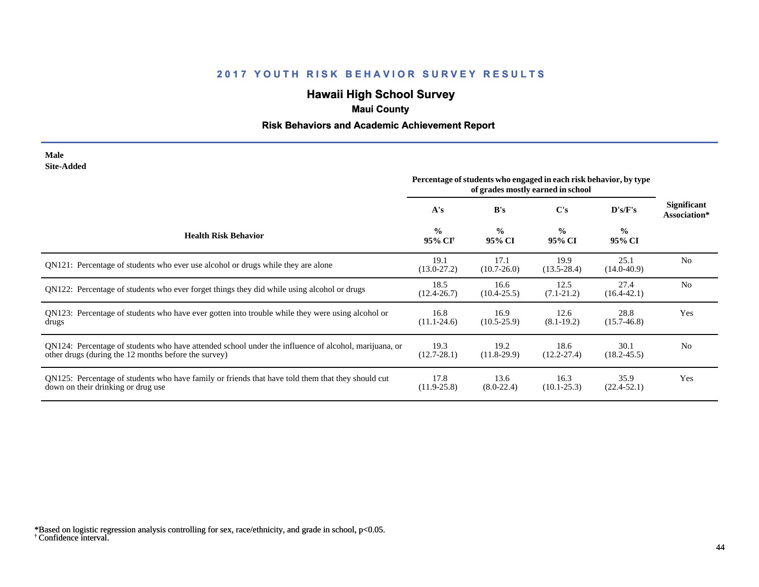# 2017 YOUTH RISK BEHAVIOR SURVEY RESULTS

## Hawaii High School Survey

### Maui County

### Risk Behaviors and Academic Achievement Report

**Male**
**Site-Added**

| Health Risk Behavior | Percentage of students who engaged in each risk behavior, by type of grades mostly earned in school | | | | Significant Association* |
|---|---|---|---|---|---|
| | A's | B's | C's | D's/F's | |
| | % 95% CI[†] | % 95% CI | % 95% CI | % 95% CI | |
| QN121: Percentage of students who ever use alcohol or drugs while they are alone | 19.1 (13.0-27.2) | 17.1 (10.7-26.0) | 19.9 (13.5-28.4) | 25.1 (14.0-40.9) | No |
| QN122: Percentage of students who ever forget things they did while using alcohol or drugs | 18.5 (12.4-26.7) | 16.6 (10.4-25.5) | 12.5 (7.1-21.2) | 27.4 (16.4-42.1) | No |
| QN123: Percentage of students who have ever gotten into trouble while they were using alcohol or drugs | 16.8 (11.1-24.6) | 16.9 (10.5-25.9) | 12.6 (8.1-19.2) | 28.8 (15.7-46.8) | Yes |
| QN124: Percentage of students who have attended school under the influence of alcohol, marijuana, or other drugs (during the 12 months before the survey) | 19.3 (12.7-28.1) | 19.2 (11.8-29.9) | 18.6 (12.2-27.4) | 30.1 (18.2-45.5) | No |
| QN125: Percentage of students who have family or friends that have told them that they should cut down on their drinking or drug use | 17.8 (11.9-25.8) | 13.6 (8.0-22.4) | 16.3 (10.1-25.3) | 35.9 (22.4-52.1) | Yes |

*Based on logistic regression analysis controlling for sex, race/ethnicity, and grade in school, $p<0.05$.
[†] Confidence interval.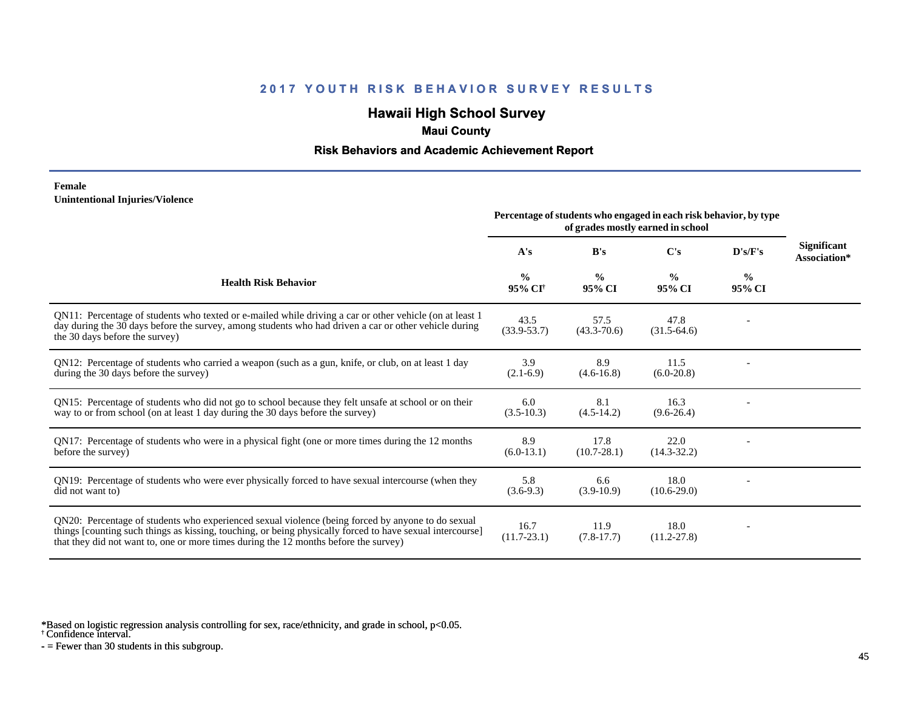# 2017 YOUTH RISK BEHAVIOR SURVEY RESULTS

## Hawaii High School Survey

### Maui County

### Risk Behaviors and Academic Achievement Report

**Female**
**Unintentional Injuries/Violence**

| Health Risk Behavior | Percentage of students who engaged in each risk behavior, by type of grades mostly earned in school | | | | Significant Association* |
|---|---|---|---|---|---|
| | A's | B's | C's | D's/F's | |
| | % 95% CI[†] | % 95% CI | % 95% CI | % 95% CI | |
| QN11: Percentage of students who texted or e-mailed while driving a car or other vehicle (on at least 1 day during the 30 days before the survey, among students who had driven a car or other vehicle during the 30 days before the survey) | 43.5 (33.9-53.7) | 57.5 (43.3-70.6) | 47.8 (31.5-64.6) | - | |
| QN12: Percentage of students who carried a weapon (such as a gun, knife, or club, on at least 1 day during the 30 days before the survey) | 3.9 (2.1-6.9) | 8.9 (4.6-16.8) | 11.5 (6.0-20.8) | - | |
| QN15: Percentage of students who did not go to school because they felt unsafe at school or on their way to or from school (on at least 1 day during the 30 days before the survey) | 6.0 (3.5-10.3) | 8.1 (4.5-14.2) | 16.3 (9.6-26.4) | - | |
| QN17: Percentage of students who were in a physical fight (one or more times during the 12 months before the survey) | 8.9 (6.0-13.1) | 17.8 (10.7-28.1) | 22.0 (14.3-32.2) | - | |
| QN19: Percentage of students who were ever physically forced to have sexual intercourse (when they did not want to) | 5.8 (3.6-9.3) | 6.6 (3.9-10.9) | 18.0 (10.6-29.0) | - | |
| QN20: Percentage of students who experienced sexual violence (being forced by anyone to do sexual things [counting such things as kissing, touching, or being physically forced to have sexual intercourse] that they did not want to, one or more times during the 12 months before the survey) | 16.7 (11.7-23.1) | 11.9 (7.8-17.7) | 18.0 (11.2-27.8) | - | |

*Based on logistic regression analysis controlling for sex, race/ethnicity, and grade in school, $p<0.05$.
[†] Confidence interval.
\- = Fewer than 30 students in this subgroup.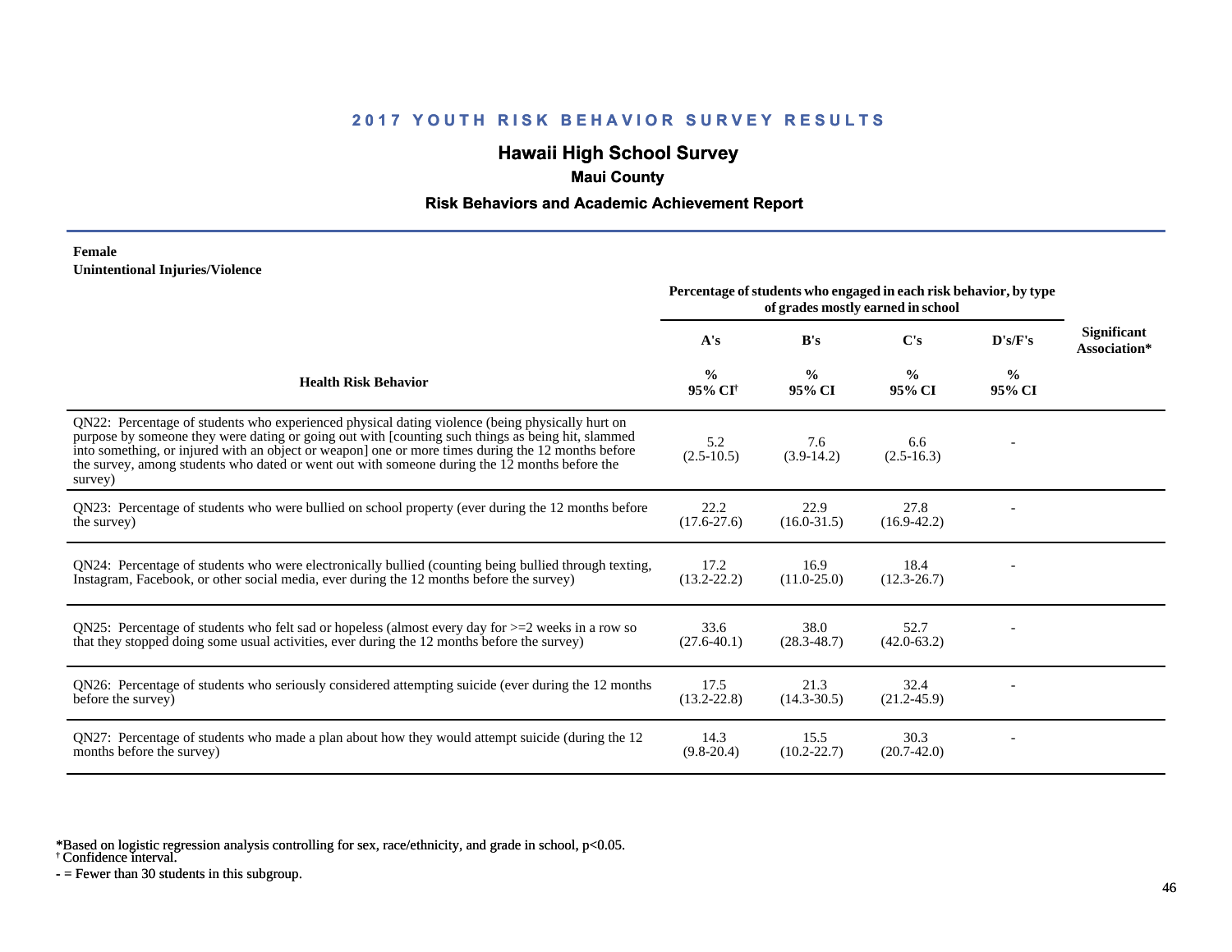# 2017 YOUTH RISK BEHAVIOR SURVEY RESULTS

## Hawaii High School Survey

### Maui County

### Risk Behaviors and Academic Achievement Report

**Female**
**Unintentional Injuries/Violence**

| Health Risk Behavior | A's | B's | C's | D's/F's | Significant Association* |
|---|---|---|---|---|---|
| | Percentage of students who engaged in each risk behavior, by type of grades mostly earned in school | | | | |
| | % 95% CI[†] | % 95% CI | % 95% CI | % 95% CI | |
| QN22: Percentage of students who experienced physical dating violence (being physically hurt on purpose by someone they were dating or going out with [counting such things as being hit, slammed into something, or injured with an object or weapon] one or more times during the 12 months before the survey, among students who dated or went out with someone during the 12 months before the survey) | 5.2 (2.5-10.5) | 7.6 (3.9-14.2) | 6.6 (2.5-16.3) | - | |
| QN23: Percentage of students who were bullied on school property (ever during the 12 months before the survey) | 22.2 (17.6-27.6) | 22.9 (16.0-31.5) | 27.8 (16.9-42.2) | - | |
| QN24: Percentage of students who were electronically bullied (counting being bullied through texting, Instagram, Facebook, or other social media, ever during the 12 months before the survey) | 17.2 (13.2-22.2) | 16.9 (11.0-25.0) | 18.4 (12.3-26.7) | - | |
| QN25: Percentage of students who felt sad or hopeless (almost every day for >=2 weeks in a row so that they stopped doing some usual activities, ever during the 12 months before the survey) | 33.6 (27.6-40.1) | 38.0 (28.3-48.7) | 52.7 (42.0-63.2) | - | |
| QN26: Percentage of students who seriously considered attempting suicide (ever during the 12 months before the survey) | 17.5 (13.2-22.8) | 21.3 (14.3-30.5) | 32.4 (21.2-45.9) | - | |
| QN27: Percentage of students who made a plan about how they would attempt suicide (during the 12 months before the survey) | 14.3 (9.8-20.4) | 15.5 (10.2-22.7) | 30.3 (20.7-42.0) | - | |

*Based on logistic regression analysis controlling for sex, race/ethnicity, and grade in school, $p<0.05$.
† Confidence interval.
- = Fewer than 30 students in this subgroup.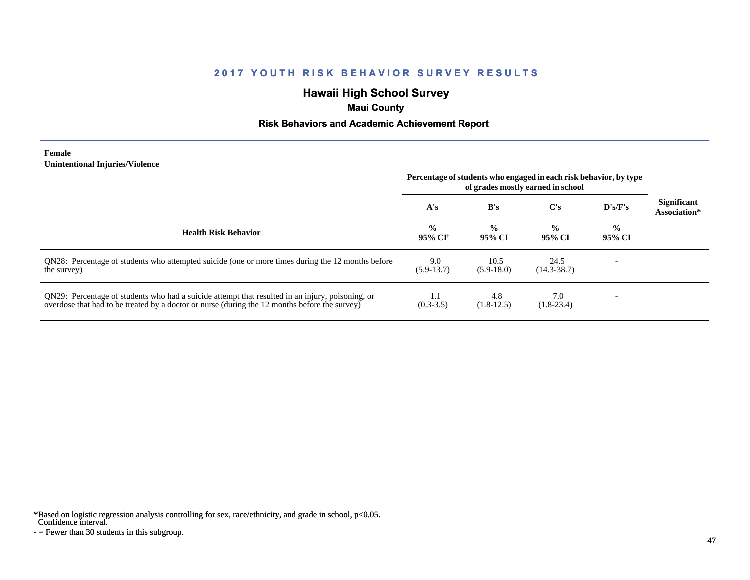## 2017 YOUTH RISK BEHAVIOR SURVEY RESULTS

# Hawaii High School Survey

### Maui County

### Risk Behaviors and Academic Achievement Report

**Female**
**Unintentional Injuries/Violence**

| Health Risk Behavior | Percentage of students who engaged in each risk behavior, by type of grades mostly earned in school | | | | Significant Association* |
|---|---|---|---|---|---|
| | A's | B's | C's | D's/F's | |
| | % 95% CI† | % 95% CI | % 95% CI | % 95% CI | |
| QN28: Percentage of students who attempted suicide (one or more times during the 12 months before the survey) | 9.0 (5.9-13.7) | 10.5 (5.9-18.0) | 24.5 (14.3-38.7) | - | |
| QN29: Percentage of students who had a suicide attempt that resulted in an injury, poisoning, or overdose that had to be treated by a doctor or nurse (during the 12 months before the survey) | 1.1 (0.3-3.5) | 4.8 (1.8-12.5) | 7.0 (1.8-23.4) | - | |

*Based on logistic regression analysis controlling for sex, race/ethnicity, and grade in school, $p<0.05$.
† Confidence interval.
- = Fewer than 30 students in this subgroup.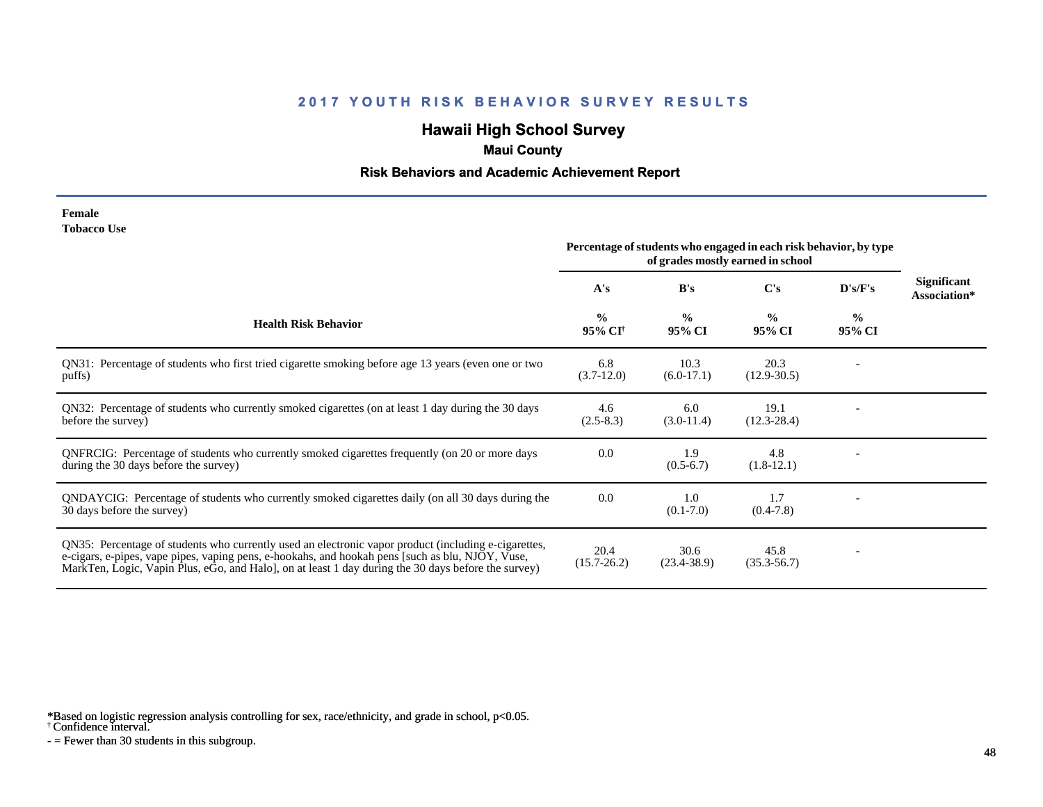## 2017 YOUTH RISK BEHAVIOR SURVEY RESULTS

# Hawaii High School Survey

### Maui County

### Risk Behaviors and Academic Achievement Report

**Female**
**Tobacco Use**

| Health Risk Behavior | Percentage of students who engaged in each risk behavior, by type of grades mostly earned in school | | | | Significant Association* |
|---|---|---|---|---|---|
| | A's | B's | C's | D's/F's | |
| | % 95% CI† | % 95% CI | % 95% CI | % 95% CI | |
| QN31: Percentage of students who first tried cigarette smoking before age 13 years (even one or two puffs) | 6.8 (3.7-12.0) | 10.3 (6.0-17.1) | 20.3 (12.9-30.5) | - | |
| QN32: Percentage of students who currently smoked cigarettes (on at least 1 day during the 30 days before the survey) | 4.6 (2.5-8.3) | 6.0 (3.0-11.4) | 19.1 (12.3-28.4) | - | |
| QNFRCIG: Percentage of students who currently smoked cigarettes frequently (on 20 or more days during the 30 days before the survey) | 0.0 | 1.9 (0.5-6.7) | 4.8 (1.8-12.1) | - | |
| QNDAYCIG: Percentage of students who currently smoked cigarettes daily (on all 30 days during the 30 days before the survey) | 0.0 | 1.0 (0.1-7.0) | 1.7 (0.4-7.8) | - | |
| QN35: Percentage of students who currently used an electronic vapor product (including e-cigarettes, e-cigars, e-pipes, vape pipes, vaping pens, e-hookahs, and hookah pens [such as blu, NJOY, Vuse, MarkTen, Logic, Vapin Plus, eGo, and Halo], on at least 1 day during the 30 days before the survey) | 20.4 (15.7-26.2) | 30.6 (23.4-38.9) | 45.8 (35.3-56.7) | - | |

*Based on logistic regression analysis controlling for sex, race/ethnicity, and grade in school, $p<0.05$.
† Confidence interval.
- = Fewer than 30 students in this subgroup.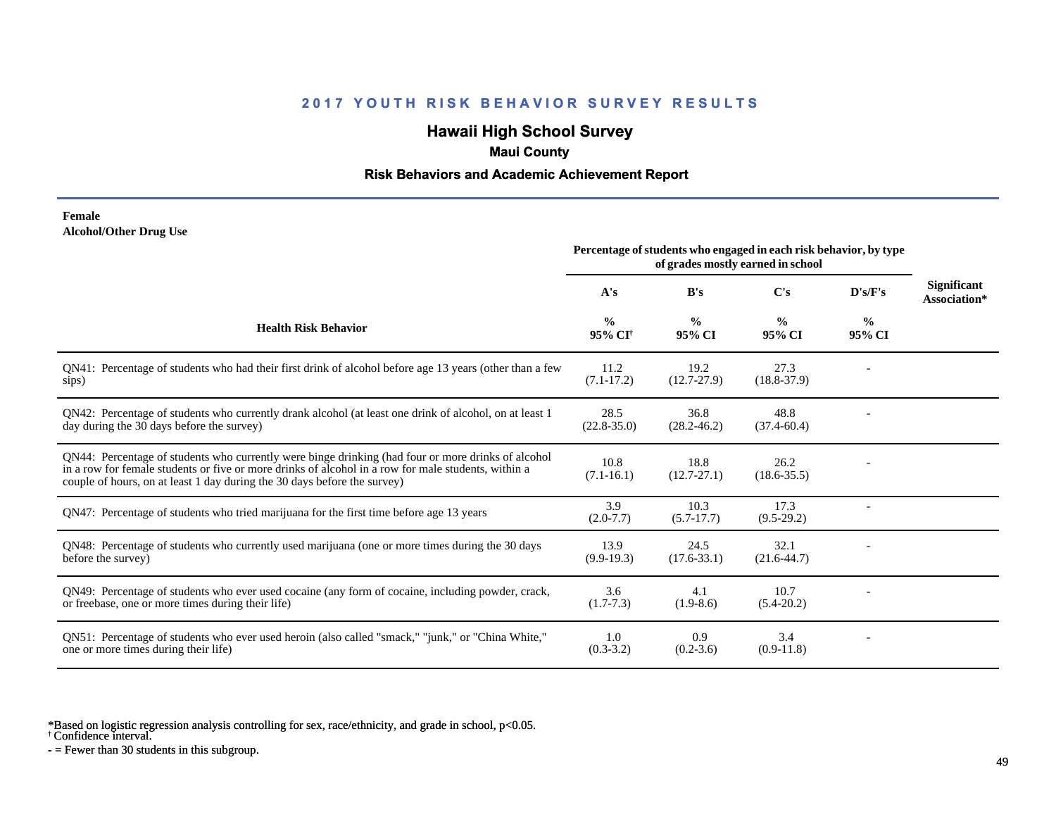## 2017 YOUTH RISK BEHAVIOR SURVEY RESULTS

# Hawaii High School Survey

### Maui County

### Risk Behaviors and Academic Achievement Report

**Female**
**Alcohol/Other Drug Use**

| Health Risk Behavior | Percentage of students who engaged in each risk behavior, by type of grades mostly earned in school | | | | Significant Association* |
|---|---|---|---|---|---|
| | A's | B's | C's | D's/F's | |
| | % 95% CI[†] | % 95% CI | % 95% CI | % 95% CI | |
| QN41: Percentage of students who had their first drink of alcohol before age 13 years (other than a few sips) | 11.2 (7.1-17.2) | 19.2 (12.7-27.9) | 27.3 (18.8-37.9) | - | |
| QN42: Percentage of students who currently drank alcohol (at least one drink of alcohol, on at least 1 day during the 30 days before the survey) | 28.5 (22.8-35.0) | 36.8 (28.2-46.2) | 48.8 (37.4-60.4) | - | |
| QN44: Percentage of students who currently were binge drinking (had four or more drinks of alcohol in a row for female students or five or more drinks of alcohol in a row for male students, within a couple of hours, on at least 1 day during the 30 days before the survey) | 10.8 (7.1-16.1) | 18.8 (12.7-27.1) | 26.2 (18.6-35.5) | - | |
| QN47: Percentage of students who tried marijuana for the first time before age 13 years | 3.9 (2.0-7.7) | 10.3 (5.7-17.7) | 17.3 (9.5-29.2) | - | |
| QN48: Percentage of students who currently used marijuana (one or more times during the 30 days before the survey) | 13.9 (9.9-19.3) | 24.5 (17.6-33.1) | 32.1 (21.6-44.7) | - | |
| QN49: Percentage of students who ever used cocaine (any form of cocaine, including powder, crack, or freebase, one or more times during their life) | 3.6 (1.7-7.3) | 4.1 (1.9-8.6) | 10.7 (5.4-20.2) | - | |
| QN51: Percentage of students who ever used heroin (also called "smack," "junk," or "China White," one or more times during their life) | 1.0 (0.3-3.2) | 0.9 (0.2-3.6) | 3.4 (0.9-11.8) | - | |

*Based on logistic regression analysis controlling for sex, race/ethnicity, and grade in school, p<0.05.
[†] Confidence interval.
- = Fewer than 30 students in this subgroup.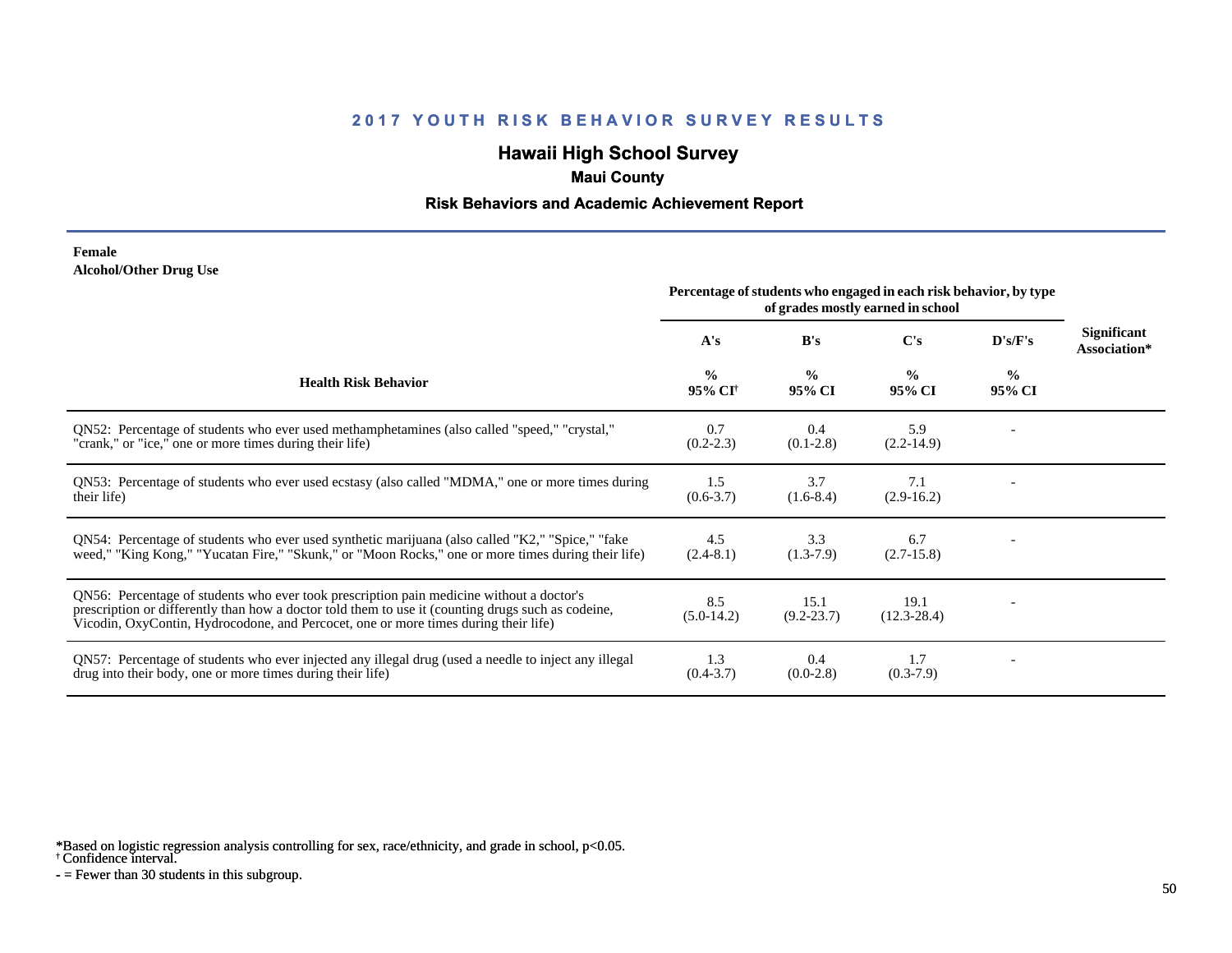## 2017 YOUTH RISK BEHAVIOR SURVEY RESULTS

# Hawaii High School Survey

### Maui County

### Risk Behaviors and Academic Achievement Report

**Female**
**Alcohol/Other Drug Use**

| Health Risk Behavior | Percentage of students who engaged in each risk behavior, by type of grades mostly earned in school | | | | Significant Association* |
|---|---|---|---|---|---|
| | A's | B's | C's | D's/F's | |
| | % 95% CI† | % 95% CI | % 95% CI | % 95% CI | |
| QN52: Percentage of students who ever used methamphetamines (also called "speed," "crystal," "crank," or "ice," one or more times during their life) | 0.7 (0.2-2.3) | 0.4 (0.1-2.8) | 5.9 (2.2-14.9) | - | |
| QN53: Percentage of students who ever used ecstasy (also called "MDMA," one or more times during their life) | 1.5 (0.6-3.7) | 3.7 (1.6-8.4) | 7.1 (2.9-16.2) | - | |
| QN54: Percentage of students who ever used synthetic marijuana (also called "K2," "Spice," "fake weed," "King Kong," "Yucatan Fire," "Skunk," or "Moon Rocks," one or more times during their life) | 4.5 (2.4-8.1) | 3.3 (1.3-7.9) | 6.7 (2.7-15.8) | - | |
| QN56: Percentage of students who ever took prescription pain medicine without a doctor's prescription or differently than how a doctor told them to use it (counting drugs such as codeine, Vicodin, OxyContin, Hydrocodone, and Percocet, one or more times during their life) | 8.5 (5.0-14.2) | 15.1 (9.2-23.7) | 19.1 (12.3-28.4) | - | |
| QN57: Percentage of students who ever injected any illegal drug (used a needle to inject any illegal drug into their body, one or more times during their life) | 1.3 (0.4-3.7) | 0.4 (0.0-2.8) | 1.7 (0.3-7.9) | - | |

*Based on logistic regression analysis controlling for sex, race/ethnicity, and grade in school, $p<0.05$.
† Confidence interval.
- = Fewer than 30 students in this subgroup.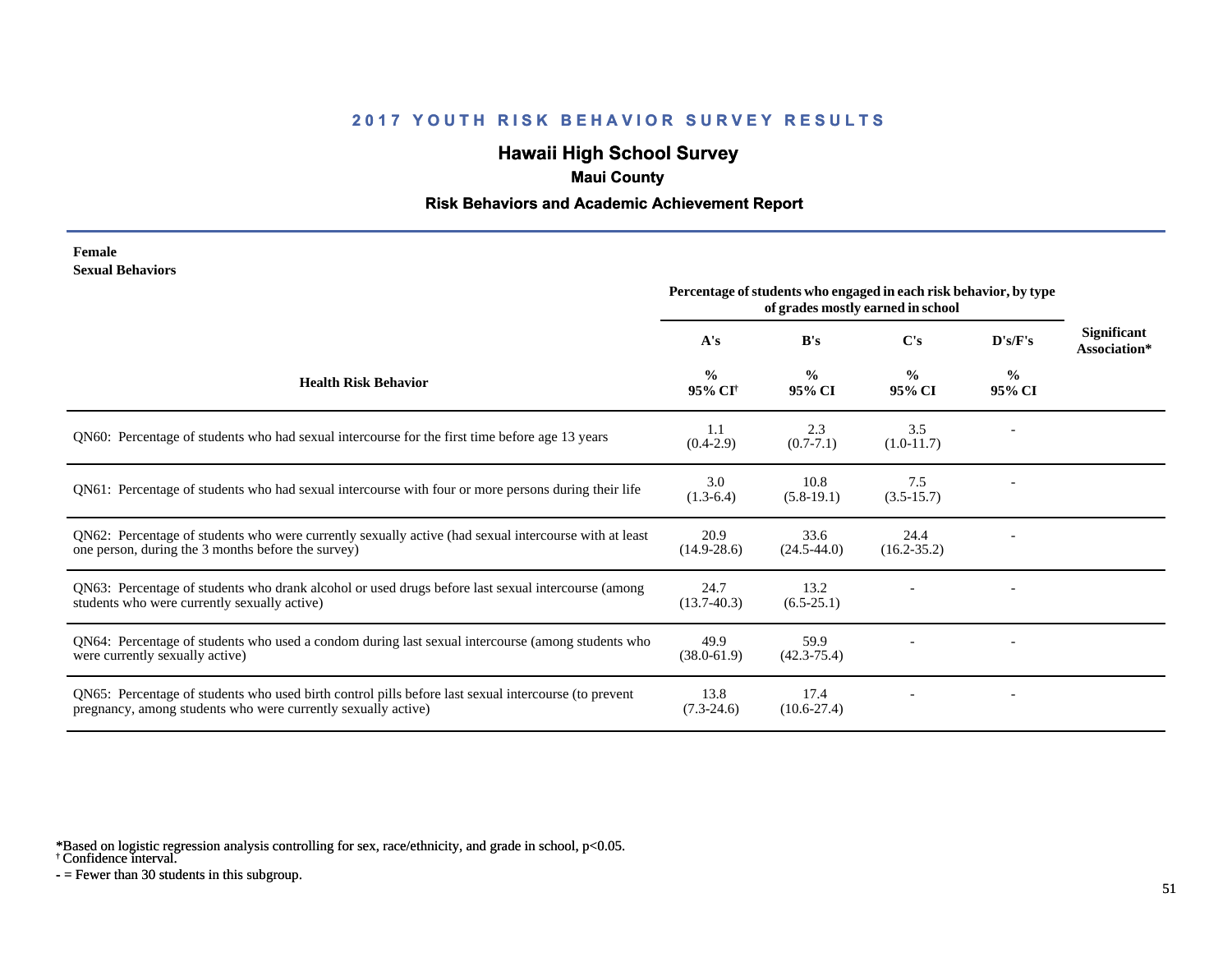## 2017 YOUTH RISK BEHAVIOR SURVEY RESULTS

# Hawaii High School Survey

### Maui County

### Risk Behaviors and Academic Achievement Report

**Female**
**Sexual Behaviors**

| Health Risk Behavior | Percentage of students who engaged in each risk behavior, by type of grades mostly earned in school | | | | Significant Association* |
|---|---|---|---|---|---|
| | A's | B's | C's | D's/F's | |
| | % 95% CI[†] | % 95% CI | % 95% CI | % 95% CI | |
| QN60: Percentage of students who had sexual intercourse for the first time before age 13 years | 1.1 (0.4-2.9) | 2.3 (0.7-7.1) | 3.5 (1.0-11.7) | - | |
| QN61: Percentage of students who had sexual intercourse with four or more persons during their life | 3.0 (1.3-6.4) | 10.8 (5.8-19.1) | 7.5 (3.5-15.7) | - | |
| QN62: Percentage of students who were currently sexually active (had sexual intercourse with at least one person, during the 3 months before the survey) | 20.9 (14.9-28.6) | 33.6 (24.5-44.0) | 24.4 (16.2-35.2) | - | |
| QN63: Percentage of students who drank alcohol or used drugs before last sexual intercourse (among students who were currently sexually active) | 24.7 (13.7-40.3) | 13.2 (6.5-25.1) | - | - | |
| QN64: Percentage of students who used a condom during last sexual intercourse (among students who were currently sexually active) | 49.9 (38.0-61.9) | 59.9 (42.3-75.4) | - | - | |
| QN65: Percentage of students who used birth control pills before last sexual intercourse (to prevent pregnancy, among students who were currently sexually active) | 13.8 (7.3-24.6) | 17.4 (10.6-27.4) | - | - | |

*Based on logistic regression analysis controlling for sex, race/ethnicity, and grade in school, p<0.05.
[†] Confidence interval.
- = Fewer than 30 students in this subgroup.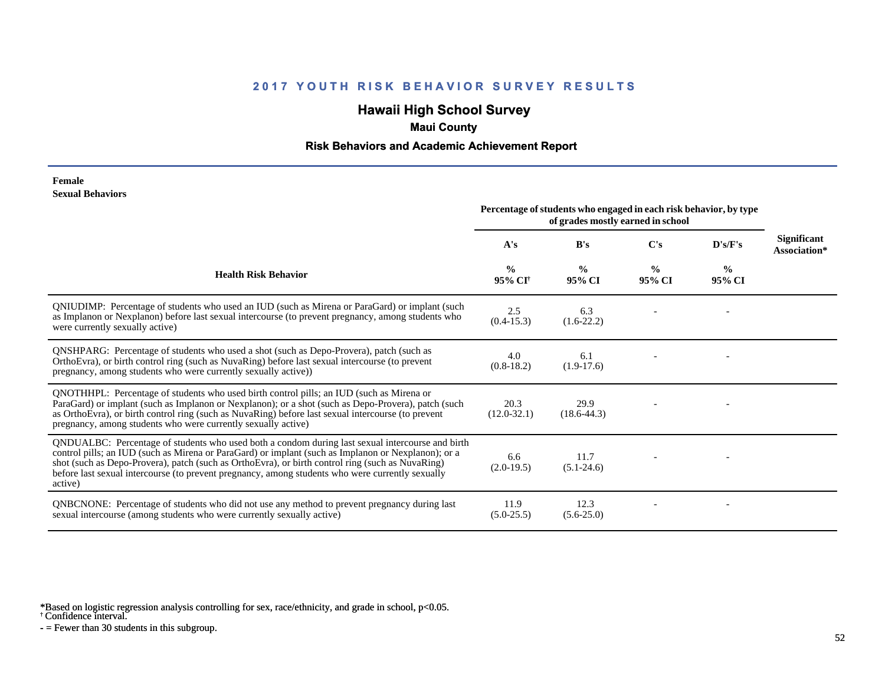# 2017 YOUTH RISK BEHAVIOR SURVEY RESULTS

## Hawaii High School Survey

### Maui County

### Risk Behaviors and Academic Achievement Report

**Female**
**Sexual Behaviors**

| Health Risk Behavior | Percentage of students who engaged in each risk behavior, by type of grades mostly earned in school | | | | Significant Association* |
|---|---|---|---|---|---|
| | A's | B's | C's | D's/F's | |
| | % 95% CI† | % 95% CI | % 95% CI | % 95% CI | |
| QNIUDIMP: Percentage of students who used an IUD (such as Mirena or ParaGard) or implant (such as Implanon or Nexplanon) before last sexual intercourse (to prevent pregnancy, among students who were currently sexually active) | 2.5 (0.4-15.3) | 6.3 (1.6-22.2) | - | - | |
| QNSHPARG: Percentage of students who used a shot (such as Depo-Provera), patch (such as OrthoEvra), or birth control ring (such as NuvaRing) before last sexual intercourse (to prevent pregnancy, among students who were currently sexually active)) | 4.0 (0.8-18.2) | 6.1 (1.9-17.6) | - | - | |
| QNOTHHPL: Percentage of students who used birth control pills; an IUD (such as Mirena or ParaGard) or implant (such as Implanon or Nexplanon); or a shot (such as Depo-Provera), patch (such as OrthoEvra), or birth control ring (such as NuvaRing) before last sexual intercourse (to prevent pregnancy, among students who were currently sexually active) | 20.3 (12.0-32.1) | 29.9 (18.6-44.3) | - | - | |
| QNDUALBC: Percentage of students who used both a condom during last sexual intercourse and birth control pills; an IUD (such as Mirena or ParaGard) or implant (such as Implanon or Nexplanon); or a shot (such as Depo-Provera), patch (such as OrthoEvra), or birth control ring (such as NuvaRing) before last sexual intercourse (to prevent pregnancy, among students who were currently sexually active) | 6.6 (2.0-19.5) | 11.7 (5.1-24.6) | - | - | |
| QNBCNONE: Percentage of students who did not use any method to prevent pregnancy during last sexual intercourse (among students who were currently sexually active) | 11.9 (5.0-25.5) | 12.3 (5.6-25.0) | - | - | |

*Based on logistic regression analysis controlling for sex, race/ethnicity, and grade in school, $p<0.05$.
† Confidence interval.
- = Fewer than 30 students in this subgroup.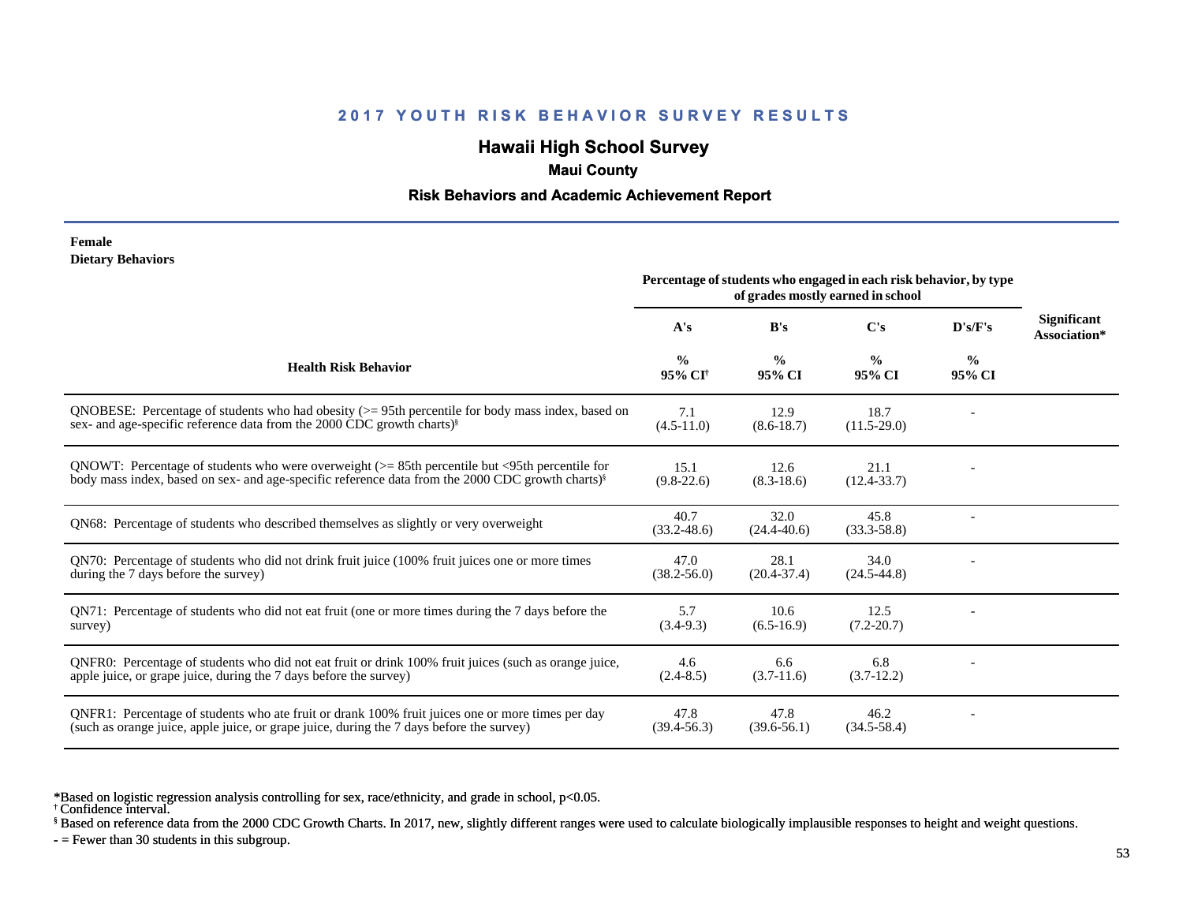# 2017 YOUTH RISK BEHAVIOR SURVEY RESULTS

## Hawaii High School Survey

### Maui County

### Risk Behaviors and Academic Achievement Report

**Female**
**Dietary Behaviors**

| Health Risk Behavior | Percentage of students who engaged in each risk behavior, by type of grades mostly earned in school | | | | Significant Association* |
|---|---|---|---|---|---|
| | A's | B's | C's | D's/F's | |
| | % 95% CI[†] | % 95% CI | % 95% CI | % 95% CI | |
| QNOBESE: Percentage of students who had obesity (>= 95th percentile for body mass index, based on sex- and age-specific reference data from the 2000 CDC growth charts)[§] | 7.1 (4.5-11.0) | 12.9 (8.6-18.7) | 18.7 (11.5-29.0) | - | |
| QNOWT: Percentage of students who were overweight (>= 85th percentile but <95th percentile for body mass index, based on sex- and age-specific reference data from the 2000 CDC growth charts)[§] | 15.1 (9.8-22.6) | 12.6 (8.3-18.6) | 21.1 (12.4-33.7) | - | |
| QN68: Percentage of students who described themselves as slightly or very overweight | 40.7 (33.2-48.6) | 32.0 (24.4-40.6) | 45.8 (33.3-58.8) | - | |
| QN70: Percentage of students who did not drink fruit juice (100% fruit juices one or more times during the 7 days before the survey) | 47.0 (38.2-56.0) | 28.1 (20.4-37.4) | 34.0 (24.5-44.8) | - | |
| QN71: Percentage of students who did not eat fruit (one or more times during the 7 days before the survey) | 5.7 (3.4-9.3) | 10.6 (6.5-16.9) | 12.5 (7.2-20.7) | - | |
| QNFR0: Percentage of students who did not eat fruit or drink 100% fruit juices (such as orange juice, apple juice, or grape juice, during the 7 days before the survey) | 4.6 (2.4-8.5) | 6.6 (3.7-11.6) | 6.8 (3.7-12.2) | - | |
| QNFR1: Percentage of students who ate fruit or drank 100% fruit juices one or more times per day (such as orange juice, apple juice, or grape juice, during the 7 days before the survey) | 47.8 (39.4-56.3) | 47.8 (39.6-56.1) | 46.2 (34.5-58.4) | - | |

*Based on logistic regression analysis controlling for sex, race/ethnicity, and grade in school, $p<0.05$.
[†] Confidence interval.
[§] Based on reference data from the 2000 CDC Growth Charts. In 2017, new, slightly different ranges were used to calculate biologically implausible responses to height and weight questions.
- = Fewer than 30 students in this subgroup.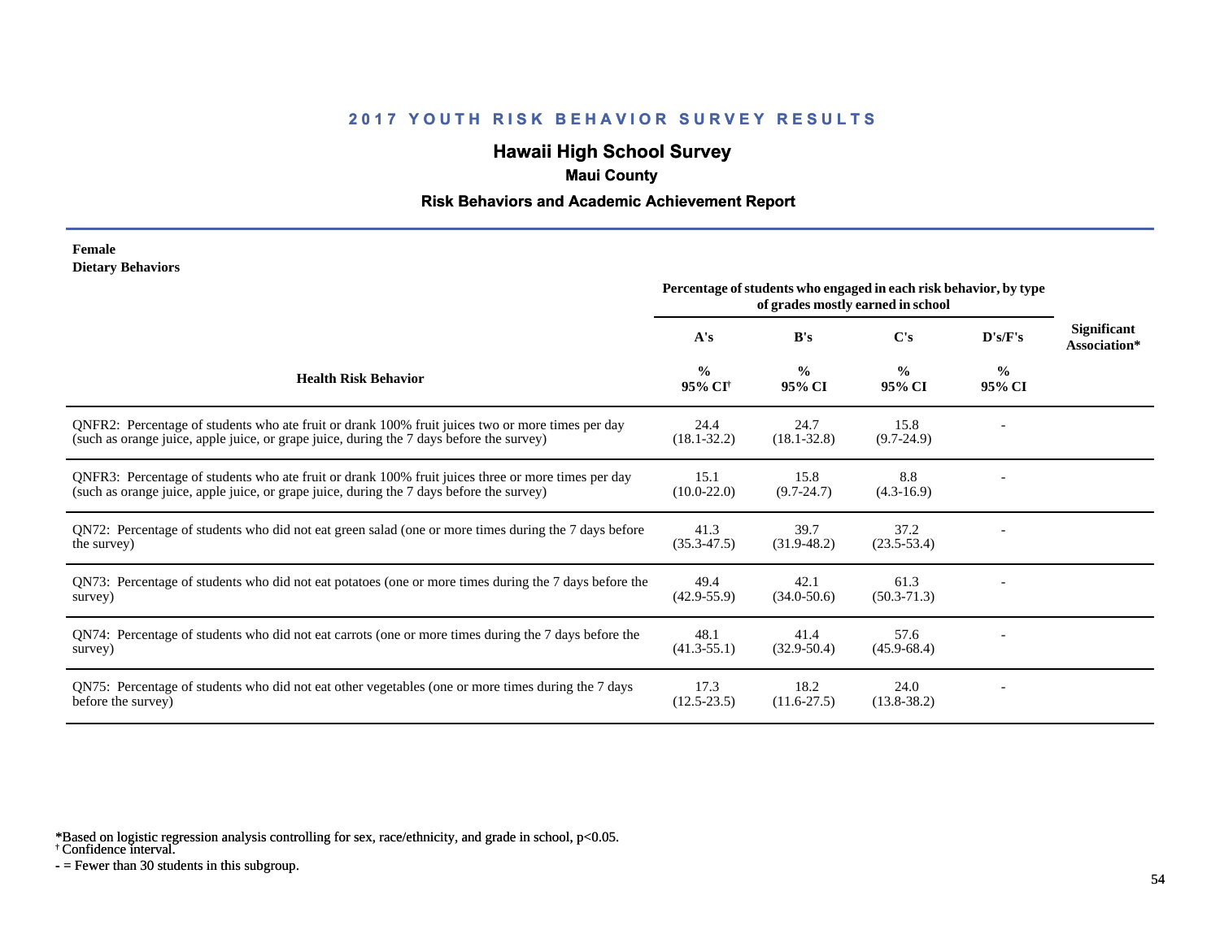## 2017 YOUTH RISK BEHAVIOR SURVEY RESULTS

# Hawaii High School Survey

### Maui County

### Risk Behaviors and Academic Achievement Report

**Female**
**Dietary Behaviors**

| Health Risk Behavior | Percentage of students who engaged in each risk behavior, by type of grades mostly earned in school | | | | Significant Association* |
|---|---|---|---|---|---|
| | A's | B's | C's | D's/F's | |
| | % 95% CI[†] | % 95% CI | % 95% CI | % 95% CI | |
| QNFR2: Percentage of students who ate fruit or drank 100% fruit juices two or more times per day (such as orange juice, apple juice, or grape juice, during the 7 days before the survey) | 24.4 (18.1-32.2) | 24.7 (18.1-32.8) | 15.8 (9.7-24.9) | - | |
| QNFR3: Percentage of students who ate fruit or drank 100% fruit juices three or more times per day (such as orange juice, apple juice, or grape juice, during the 7 days before the survey) | 15.1 (10.0-22.0) | 15.8 (9.7-24.7) | 8.8 (4.3-16.9) | - | |
| QN72: Percentage of students who did not eat green salad (one or more times during the 7 days before the survey) | 41.3 (35.3-47.5) | 39.7 (31.9-48.2) | 37.2 (23.5-53.4) | - | |
| QN73: Percentage of students who did not eat potatoes (one or more times during the 7 days before the survey) | 49.4 (42.9-55.9) | 42.1 (34.0-50.6) | 61.3 (50.3-71.3) | - | |
| QN74: Percentage of students who did not eat carrots (one or more times during the 7 days before the survey) | 48.1 (41.3-55.1) | 41.4 (32.9-50.4) | 57.6 (45.9-68.4) | - | |
| QN75: Percentage of students who did not eat other vegetables (one or more times during the 7 days before the survey) | 17.3 (12.5-23.5) | 18.2 (11.6-27.5) | 24.0 (13.8-38.2) | - | |

*Based on logistic regression analysis controlling for sex, race/ethnicity, and grade in school, $p<0.05$.
[†] Confidence interval.
- = Fewer than 30 students in this subgroup.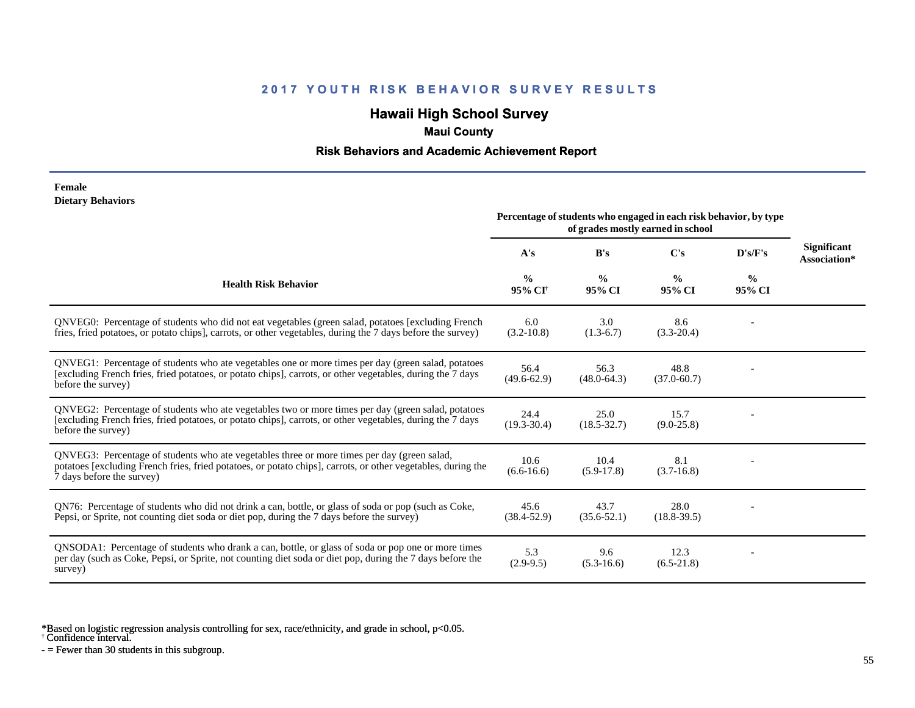## 2017 YOUTH RISK BEHAVIOR SURVEY RESULTS

## Hawaii High School Survey

### Maui County

### Risk Behaviors and Academic Achievement Report

**Female**
**Dietary Behaviors**

| Health Risk Behavior | Percentage of students who engaged in each risk behavior, by type of grades mostly earned in school | | | | Significant Association* |
|---|---|---|---|---|---|
| | A's | B's | C's | D's/F's | |
| | % 95% CI[†] | % 95% CI | % 95% CI | % 95% CI | |
| QNVEG0: Percentage of students who did not eat vegetables (green salad, potatoes [excluding French fries, fried potatoes, or potato chips], carrots, or other vegetables, during the 7 days before the survey) | 6.0 (3.2-10.8) | 3.0 (1.3-6.7) | 8.6 (3.3-20.4) | - | |
| QNVEG1: Percentage of students who ate vegetables one or more times per day (green salad, potatoes [excluding French fries, fried potatoes, or potato chips], carrots, or other vegetables, during the 7 days before the survey) | 56.4 (49.6-62.9) | 56.3 (48.0-64.3) | 48.8 (37.0-60.7) | - | |
| QNVEG2: Percentage of students who ate vegetables two or more times per day (green salad, potatoes [excluding French fries, fried potatoes, or potato chips], carrots, or other vegetables, during the 7 days before the survey) | 24.4 (19.3-30.4) | 25.0 (18.5-32.7) | 15.7 (9.0-25.8) | - | |
| QNVEG3: Percentage of students who ate vegetables three or more times per day (green salad, potatoes [excluding French fries, fried potatoes, or potato chips], carrots, or other vegetables, during the 7 days before the survey) | 10.6 (6.6-16.6) | 10.4 (5.9-17.8) | 8.1 (3.7-16.8) | - | |
| QN76: Percentage of students who did not drink a can, bottle, or glass of soda or pop (such as Coke, Pepsi, or Sprite, not counting diet soda or diet pop, during the 7 days before the survey) | 45.6 (38.4-52.9) | 43.7 (35.6-52.1) | 28.0 (18.8-39.5) | - | |
| QNSODA1: Percentage of students who drank a can, bottle, or glass of soda or pop one or more times per day (such as Coke, Pepsi, or Sprite, not counting diet soda or diet pop, during the 7 days before the survey) | 5.3 (2.9-9.5) | 9.6 (5.3-16.6) | 12.3 (6.5-21.8) | - | |

*Based on logistic regression analysis controlling for sex, race/ethnicity, and grade in school, $p<0.05$.
† Confidence interval.
- = Fewer than 30 students in this subgroup.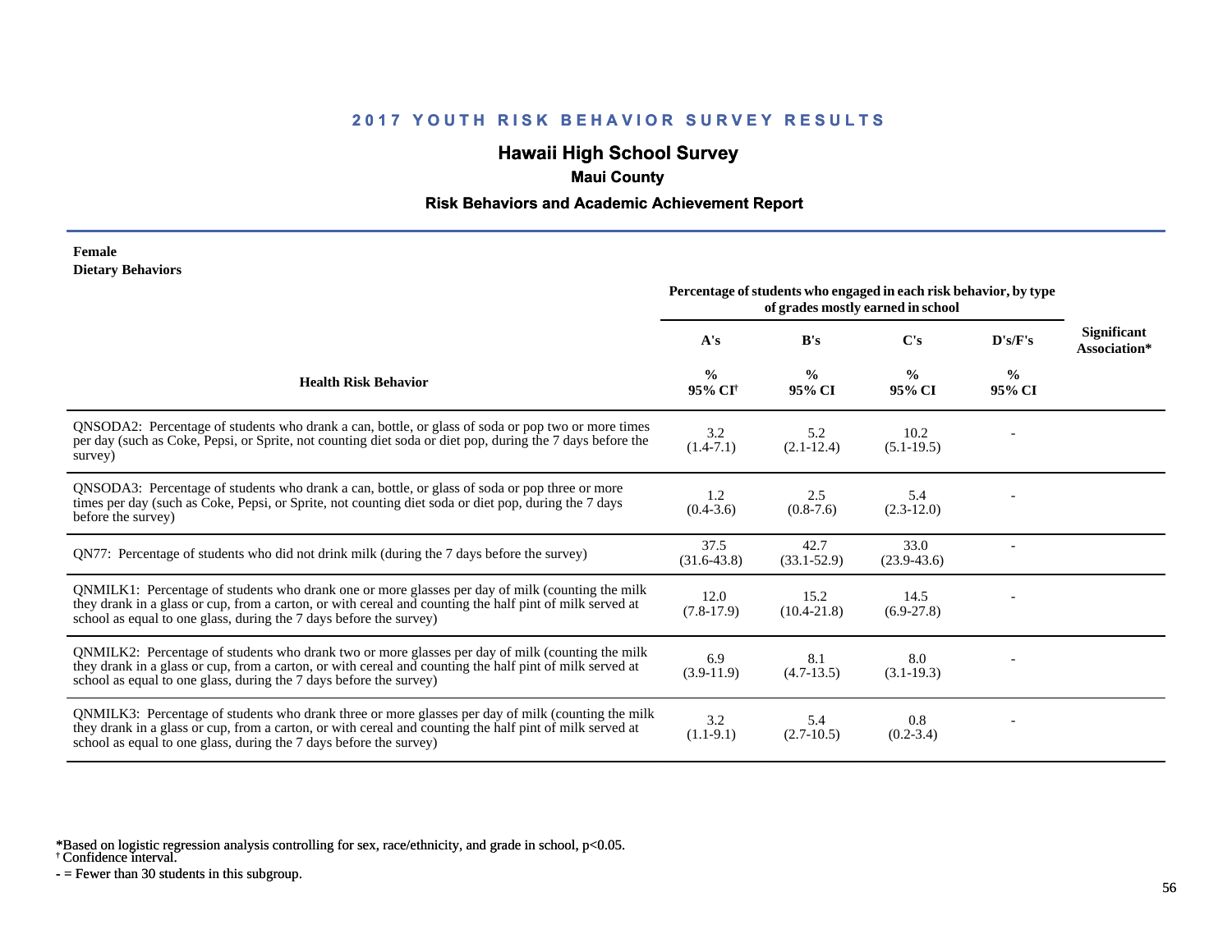## 2017 YOUTH RISK BEHAVIOR SURVEY RESULTS

## Hawaii High School Survey

### Maui County

### Risk Behaviors and Academic Achievement Report

**Female**
**Dietary Behaviors**

| Health Risk Behavior | Percentage of students who engaged in each risk behavior, by type of grades mostly earned in school | | | | Significant Association* |
|---|---|---|---|---|---|
| | A's | B's | C's | D's/F's | |
| | % 95% CI† | % 95% CI | % 95% CI | % 95% CI | |
| QNSODA2: Percentage of students who drank a can, bottle, or glass of soda or pop two or more times per day (such as Coke, Pepsi, or Sprite, not counting diet soda or diet pop, during the 7 days before the survey) | 3.2 (1.4-7.1) | 5.2 (2.1-12.4) | 10.2 (5.1-19.5) | - | |
| QNSODA3: Percentage of students who drank a can, bottle, or glass of soda or pop three or more times per day (such as Coke, Pepsi, or Sprite, not counting diet soda or diet pop, during the 7 days before the survey) | 1.2 (0.4-3.6) | 2.5 (0.8-7.6) | 5.4 (2.3-12.0) | - | |
| QN77: Percentage of students who did not drink milk (during the 7 days before the survey) | 37.5 (31.6-43.8) | 42.7 (33.1-52.9) | 33.0 (23.9-43.6) | - | |
| QNMILK1: Percentage of students who drank one or more glasses per day of milk (counting the milk they drank in a glass or cup, from a carton, or with cereal and counting the half pint of milk served at school as equal to one glass, during the 7 days before the survey) | 12.0 (7.8-17.9) | 15.2 (10.4-21.8) | 14.5 (6.9-27.8) | - | |
| QNMILK2: Percentage of students who drank two or more glasses per day of milk (counting the milk they drank in a glass or cup, from a carton, or with cereal and counting the half pint of milk served at school as equal to one glass, during the 7 days before the survey) | 6.9 (3.9-11.9) | 8.1 (4.7-13.5) | 8.0 (3.1-19.3) | - | |
| QNMILK3: Percentage of students who drank three or more glasses per day of milk (counting the milk they drank in a glass or cup, from a carton, or with cereal and counting the half pint of milk served at school as equal to one glass, during the 7 days before the survey) | 3.2 (1.1-9.1) | 5.4 (2.7-10.5) | 0.8 (0.2-3.4) | - | |

*Based on logistic regression analysis controlling for sex, race/ethnicity, and grade in school, $p<0.05$.
† Confidence interval.
- = Fewer than 30 students in this subgroup.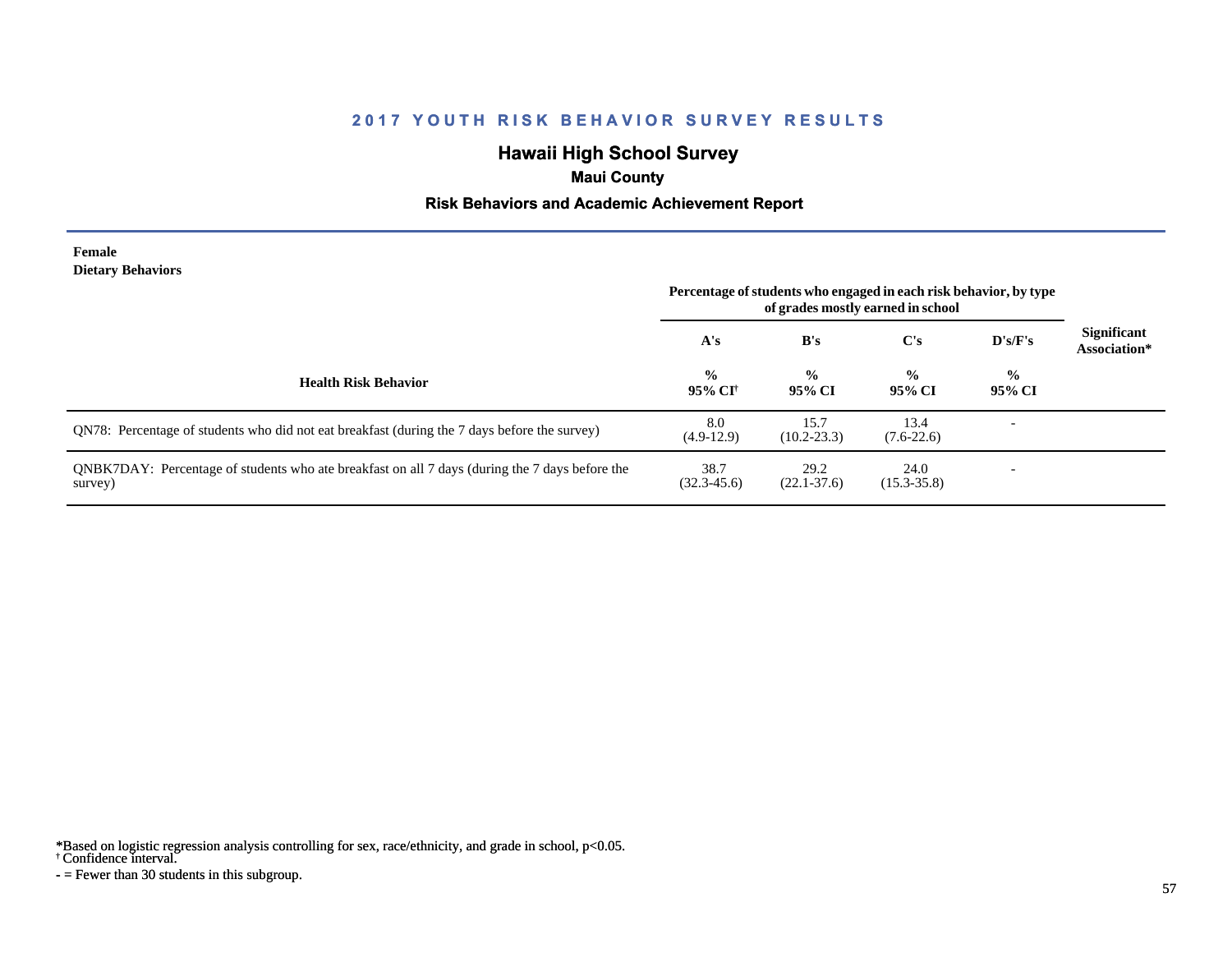# 2017 YOUTH RISK BEHAVIOR SURVEY RESULTS

## Hawaii High School Survey

### Maui County

### Risk Behaviors and Academic Achievement Report

**Female**
**Dietary Behaviors**

| Health Risk Behavior | Percentage of students who engaged in each risk behavior, by type of grades mostly earned in school | | | | Significant Association* |
|---|---|---|---|---|---|
| | A's | B's | C's | D's/F's | |
| | % 95% CI† | % 95% CI | % 95% CI | % 95% CI | |
| QN78: Percentage of students who did not eat breakfast (during the 7 days before the survey) | 8.0 (4.9-12.9) | 15.7 (10.2-23.3) | 13.4 (7.6-22.6) | - | |
| QNBK7DAY: Percentage of students who ate breakfast on all 7 days (during the 7 days before the survey) | 38.7 (32.3-45.6) | 29.2 (22.1-37.6) | 24.0 (15.3-35.8) | - | |

*Based on logistic regression analysis controlling for sex, race/ethnicity, and grade in school, $p<0.05$.
† Confidence interval.
- = Fewer than 30 students in this subgroup.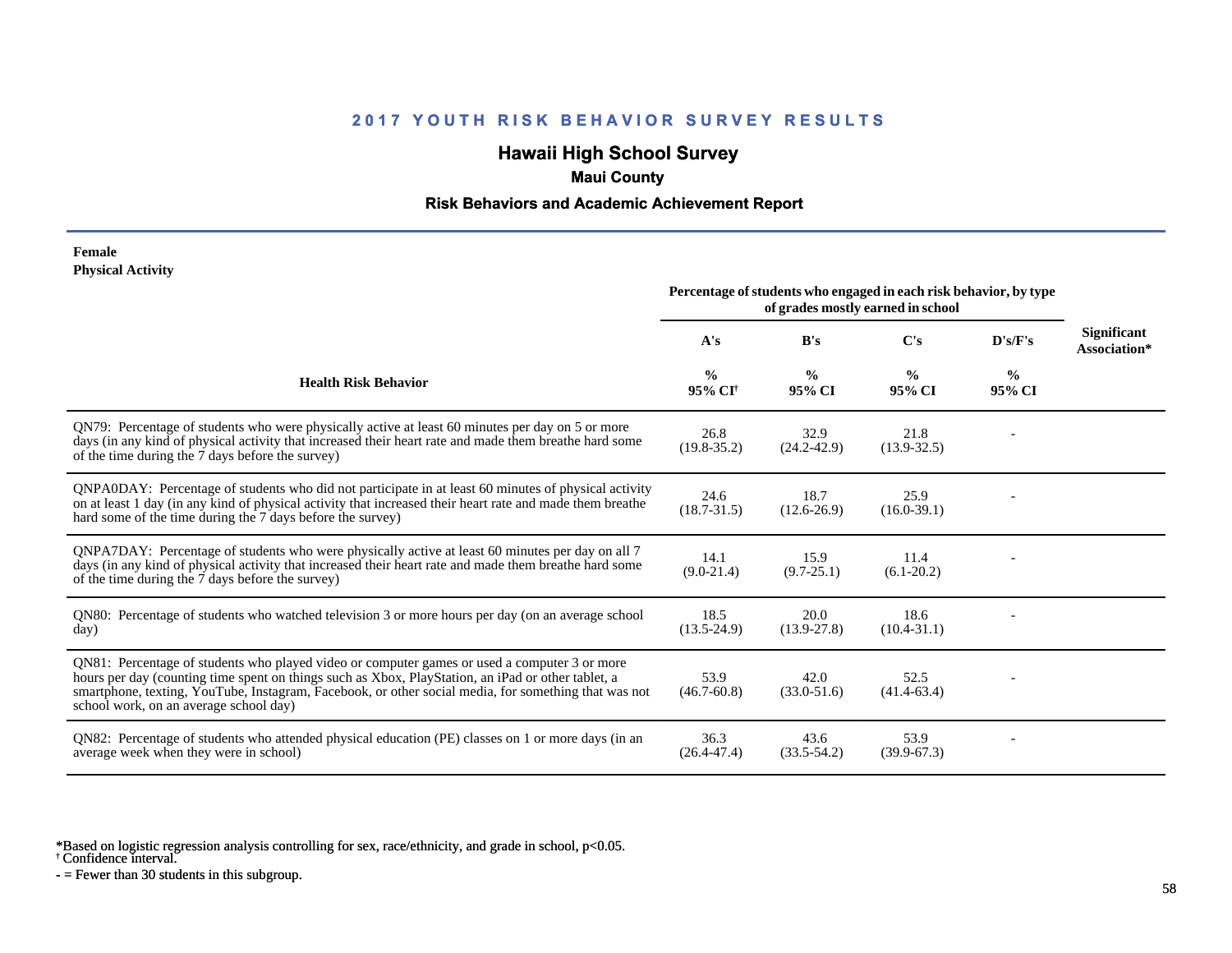# 2017 YOUTH RISK BEHAVIOR SURVEY RESULTS

## Hawaii High School Survey

### Maui County

### Risk Behaviors and Academic Achievement Report

**Female**
**Physical Activity**

| Health Risk Behavior | Percentage of students who engaged in each risk behavior, by type of grades mostly earned in school | | | | Significant Association* |
|---|---|---|---|---|---|
| | A's | B's | C's | D's/F's | |
| | % 95% CI[†] | % 95% CI | % 95% CI | % 95% CI | |
| QN79: Percentage of students who were physically active at least 60 minutes per day on 5 or more days (in any kind of physical activity that increased their heart rate and made them breathe hard some of the time during the 7 days before the survey) | 26.8 (19.8-35.2) | 32.9 (24.2-42.9) | 21.8 (13.9-32.5) | - | |
| QNPA0DAY: Percentage of students who did not participate in at least 60 minutes of physical activity on at least 1 day (in any kind of physical activity that increased their heart rate and made them breathe hard some of the time during the 7 days before the survey) | 24.6 (18.7-31.5) | 18.7 (12.6-26.9) | 25.9 (16.0-39.1) | - | |
| QNPA7DAY: Percentage of students who were physically active at least 60 minutes per day on all 7 days (in any kind of physical activity that increased their heart rate and made them breathe hard some of the time during the 7 days before the survey) | 14.1 (9.0-21.4) | 15.9 (9.7-25.1) | 11.4 (6.1-20.2) | - | |
| QN80: Percentage of students who watched television 3 or more hours per day (on an average school day) | 18.5 (13.5-24.9) | 20.0 (13.9-27.8) | 18.6 (10.4-31.1) | - | |
| QN81: Percentage of students who played video or computer games or used a computer 3 or more hours per day (counting time spent on things such as Xbox, PlayStation, an iPad or other tablet, a smartphone, texting, YouTube, Instagram, Facebook, or other social media, for something that was not school work, on an average school day) | 53.9 (46.7-60.8) | 42.0 (33.0-51.6) | 52.5 (41.4-63.4) | - | |
| QN82: Percentage of students who attended physical education (PE) classes on 1 or more days (in an average week when they were in school) | 36.3 (26.4-47.4) | 43.6 (33.5-54.2) | 53.9 (39.9-67.3) | - | |

*Based on logistic regression analysis controlling for sex, race/ethnicity, and grade in school, $p<0.05$.
[†] Confidence interval.
\- = Fewer than 30 students in this subgroup.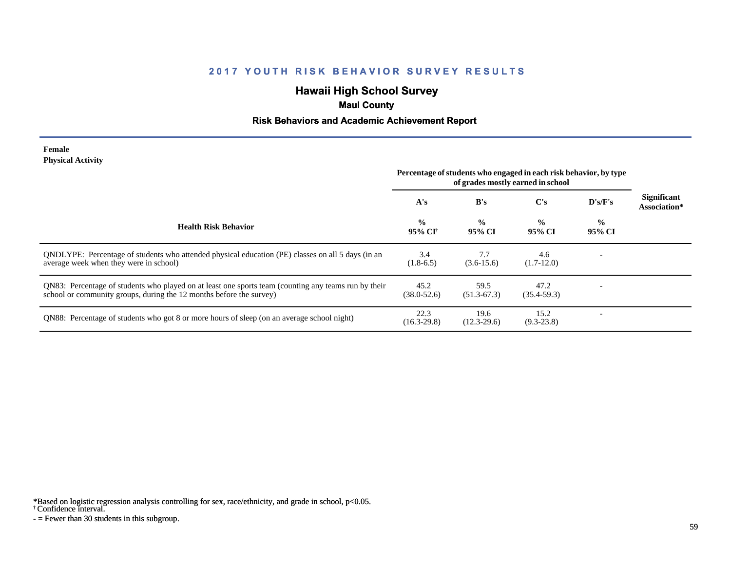## 2017 YOUTH RISK BEHAVIOR SURVEY RESULTS

# Hawaii High School Survey

### Maui County

### Risk Behaviors and Academic Achievement Report

**Female**
**Physical Activity**

| Health Risk Behavior | Percentage of students who engaged in each risk behavior, by type of grades mostly earned in school | | | | Significant Association* |
|---|---|---|---|---|---|
| | A's<br>%<br>95% CI[†] | B's<br>%<br>95% CI | C's<br>%<br>95% CI | D's/F's<br>%<br>95% CI | |
| QNDLYPE: Percentage of students who attended physical education (PE) classes on all 5 days (in an average week when they were in school) | 3.4<br>(1.8-6.5) | 7.7<br>(3.6-15.6) | 4.6<br>(1.7-12.0) | - | |
| QN83: Percentage of students who played on at least one sports team (counting any teams run by their school or community groups, during the 12 months before the survey) | 45.2<br>(38.0-52.6) | 59.5<br>(51.3-67.3) | 47.2<br>(35.4-59.3) | - | |
| QN88: Percentage of students who got 8 or more hours of sleep (on an average school night) | 22.3<br>(16.3-29.8) | 19.6<br>(12.3-29.6) | 15.2<br>(9.3-23.8) | - | |

*Based on logistic regression analysis controlling for sex, race/ethnicity, and grade in school, $p<0.05$.
[†] Confidence interval.
- = Fewer than 30 students in this subgroup.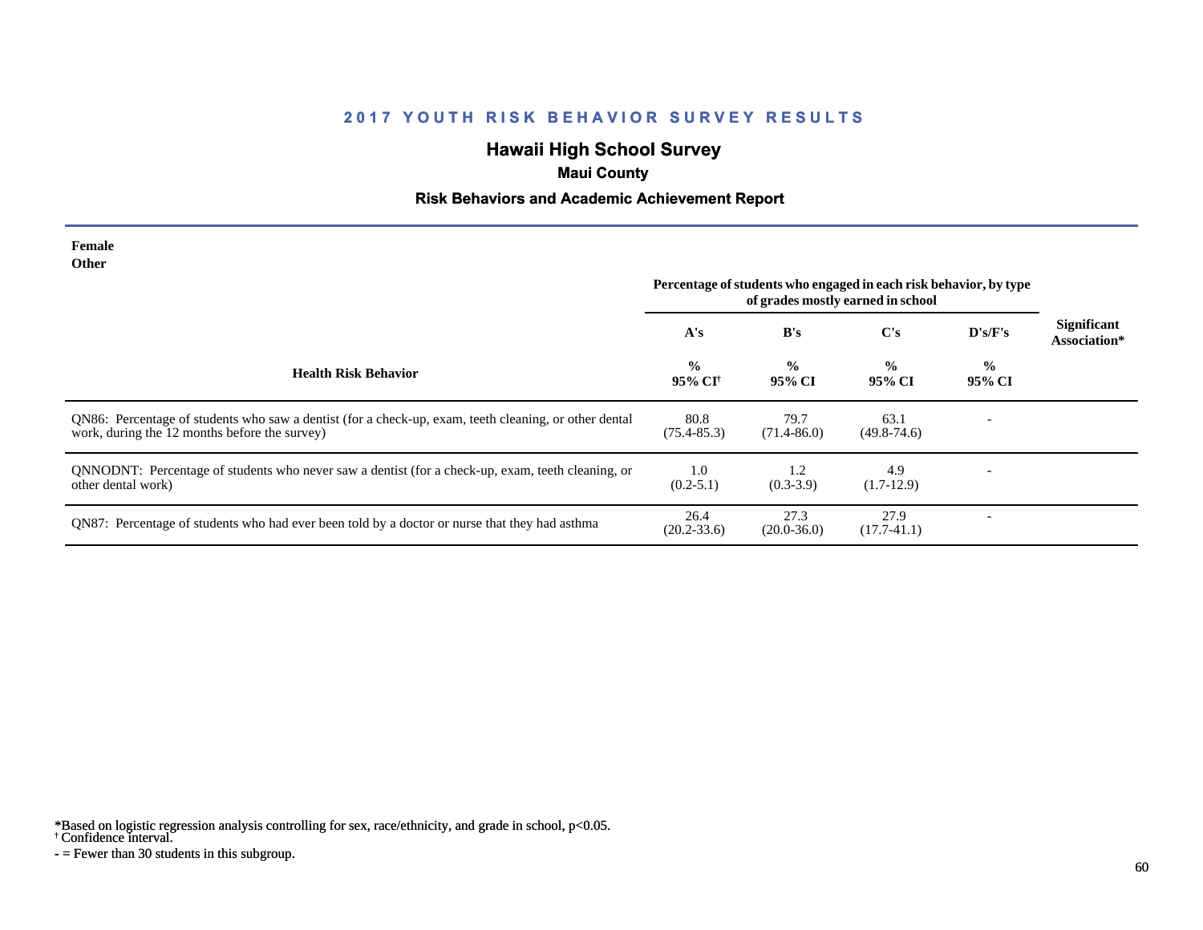# 2017 YOUTH RISK BEHAVIOR SURVEY RESULTS

## Hawaii High School Survey

### Maui County

### Risk Behaviors and Academic Achievement Report

**Female**
**Other**

| Health Risk Behavior | Percentage of students who engaged in each risk behavior, by type of grades mostly earned in school | | | | Significant Association* |
|---|---|---|---|---|---|
| | A's | B's | C's | D's/F's | |
| | % 95% CI[†] | % 95% CI | % 95% CI | % 95% CI | |
| QN86: Percentage of students who saw a dentist (for a check-up, exam, teeth cleaning, or other dental work, during the 12 months before the survey) | 80.8 (75.4-85.3) | 79.7 (71.4-86.0) | 63.1 (49.8-74.6) | - | |
| QNNODNT: Percentage of students who never saw a dentist (for a check-up, exam, teeth cleaning, or other dental work) | 1.0 (0.2-5.1) | 1.2 (0.3-3.9) | 4.9 (1.7-12.9) | - | |
| QN87: Percentage of students who had ever been told by a doctor or nurse that they had asthma | 26.4 (20.2-33.6) | 27.3 (20.0-36.0) | 27.9 (17.7-41.1) | - | |

*Based on logistic regression analysis controlling for sex, race/ethnicity, and grade in school, $p<0.05$.
[†] Confidence interval.
- = Fewer than 30 students in this subgroup.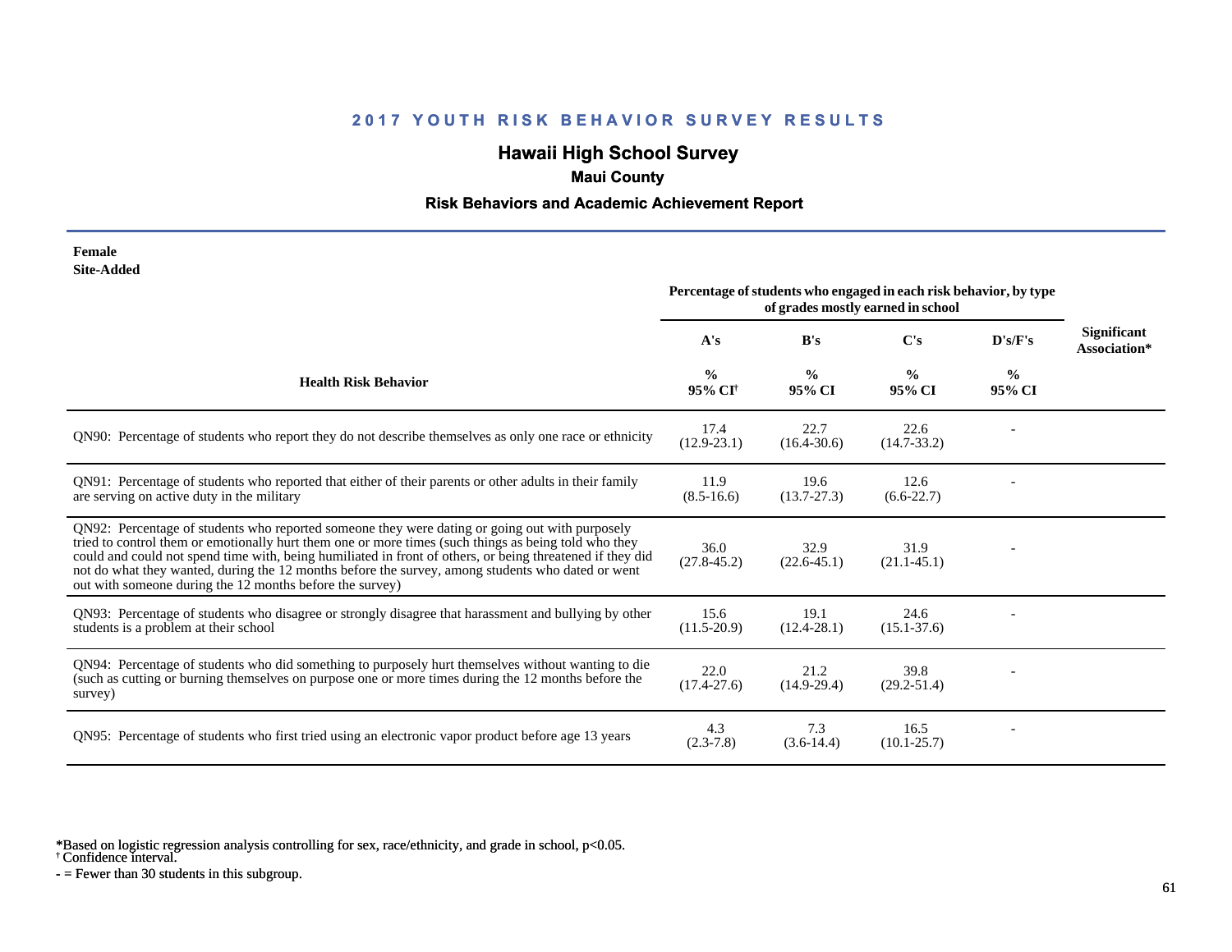# 2017 YOUTH RISK BEHAVIOR SURVEY RESULTS

## Hawaii High School Survey

### Maui County

### Risk Behaviors and Academic Achievement Report

**Female**
**Site-Added**

| Health Risk Behavior | Percentage of students who engaged in each risk behavior, by type of grades mostly earned in school | | | | Significant Association* |
|---|---|---|---|---|---|
| | A's | B's | C's | D's/F's | |
| | % 95% CI† | % 95% CI | % 95% CI | % 95% CI | |
| QN90: Percentage of students who report they do not describe themselves as only one race or ethnicity | 17.4 (12.9-23.1) | 22.7 (16.4-30.6) | 22.6 (14.7-33.2) | - | |
| QN91: Percentage of students who reported that either of their parents or other adults in their family are serving on active duty in the military | 11.9 (8.5-16.6) | 19.6 (13.7-27.3) | 12.6 (6.6-22.7) | - | |
| QN92: Percentage of students who reported someone they were dating or going out with purposely tried to control them or emotionally hurt them one or more times (such things as being told who they could and could not spend time with, being humiliated in front of others, or being threatened if they did not do what they wanted, during the 12 months before the survey, among students who dated or went out with someone during the 12 months before the survey) | 36.0 (27.8-45.2) | 32.9 (22.6-45.1) | 31.9 (21.1-45.1) | - | |
| QN93: Percentage of students who disagree or strongly disagree that harassment and bullying by other students is a problem at their school | 15.6 (11.5-20.9) | 19.1 (12.4-28.1) | 24.6 (15.1-37.6) | - | |
| QN94: Percentage of students who did something to purposely hurt themselves without wanting to die (such as cutting or burning themselves on purpose one or more times during the 12 months before the survey) | 22.0 (17.4-27.6) | 21.2 (14.9-29.4) | 39.8 (29.2-51.4) | - | |
| QN95: Percentage of students who first tried using an electronic vapor product before age 13 years | 4.3 (2.3-7.8) | 7.3 (3.6-14.4) | 16.5 (10.1-25.7) | - | |

*Based on logistic regression analysis controlling for sex, race/ethnicity, and grade in school, $p<0.05$.
† Confidence interval.
- = Fewer than 30 students in this subgroup.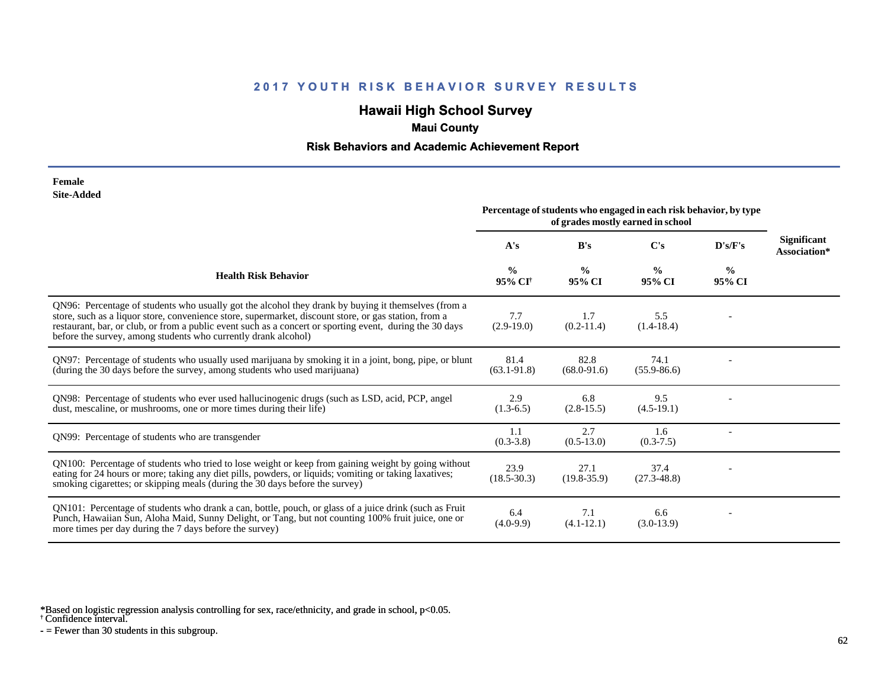## 2017 YOUTH RISK BEHAVIOR SURVEY RESULTS

# Hawaii High School Survey

### Maui County

### Risk Behaviors and Academic Achievement Report

**Female**
**Site-Added**

| Health Risk Behavior | Percentage of students who engaged in each risk behavior, by type of grades mostly earned in school | | | | Significant Association* |
|---|---|---|---|---|---|
| | A's | B's | C's | D's/F's | |
| | % 95% CI[†] | % 95% CI | % 95% CI | % 95% CI | |
| QN96: Percentage of students who usually got the alcohol they drank by buying it themselves (from a store, such as a liquor store, convenience store, supermarket, discount store, or gas station, from a restaurant, bar, or club, or from a public event such as a concert or sporting event, during the 30 days before the survey, among students who currently drank alcohol) | 7.7 (2.9-19.0) | 1.7 (0.2-11.4) | 5.5 (1.4-18.4) | - | |
| QN97: Percentage of students who usually used marijuana by smoking it in a joint, bong, pipe, or blunt (during the 30 days before the survey, among students who used marijuana) | 81.4 (63.1-91.8) | 82.8 (68.0-91.6) | 74.1 (55.9-86.6) | - | |
| QN98: Percentage of students who ever used hallucinogenic drugs (such as LSD, acid, PCP, angel dust, mescaline, or mushrooms, one or more times during their life) | 2.9 (1.3-6.5) | 6.8 (2.8-15.5) | 9.5 (4.5-19.1) | - | |
| QN99: Percentage of students who are transgender | 1.1 (0.3-3.8) | 2.7 (0.5-13.0) | 1.6 (0.3-7.5) | - | |
| QN100: Percentage of students who tried to lose weight or keep from gaining weight by going without eating for 24 hours or more; taking any diet pills, powders, or liquids; vomiting or taking laxatives; smoking cigarettes; or skipping meals (during the 30 days before the survey) | 23.9 (18.5-30.3) | 27.1 (19.8-35.9) | 37.4 (27.3-48.8) | - | |
| QN101: Percentage of students who drank a can, bottle, pouch, or glass of a juice drink (such as Fruit Punch, Hawaiian Sun, Aloha Maid, Sunny Delight, or Tang, but not counting 100% fruit juice, one or more times per day during the 7 days before the survey) | 6.4 (4.0-9.9) | 7.1 (4.1-12.1) | 6.6 (3.0-13.9) | - | |

*Based on logistic regression analysis controlling for sex, race/ethnicity, and grade in school, p<0.05.
[†] Confidence interval.
- = Fewer than 30 students in this subgroup.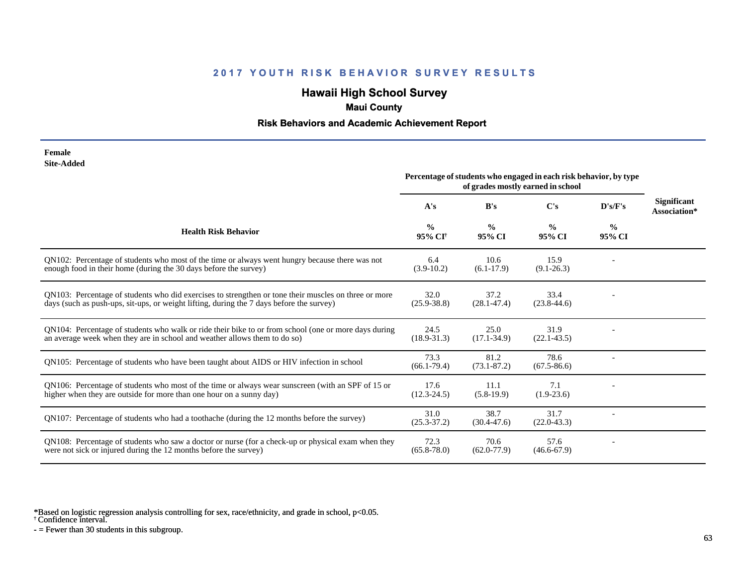## 2017 YOUTH RISK BEHAVIOR SURVEY RESULTS

# Hawaii High School Survey

### Maui County

### Risk Behaviors and Academic Achievement Report

**Female**
**Site-Added**

| Health Risk Behavior | Percentage of students who engaged in each risk behavior, by type of grades mostly earned in school | | | | Significant Association* |
|---|---|---|---|---|---|
| | A's | B's | C's | D's/F's | |
| | % 95% CI[†] | % 95% CI | % 95% CI | % 95% CI | |
| QN102: Percentage of students who most of the time or always went hungry because there was not enough food in their home (during the 30 days before the survey) | 6.4 (3.9-10.2) | 10.6 (6.1-17.9) | 15.9 (9.1-26.3) | - | |
| QN103: Percentage of students who did exercises to strengthen or tone their muscles on three or more days (such as push-ups, sit-ups, or weight lifting, during the 7 days before the survey) | 32.0 (25.9-38.8) | 37.2 (28.1-47.4) | 33.4 (23.8-44.6) | - | |
| QN104: Percentage of students who walk or ride their bike to or from school (one or more days during an average week when they are in school and weather allows them to do so) | 24.5 (18.9-31.3) | 25.0 (17.1-34.9) | 31.9 (22.1-43.5) | - | |
| QN105: Percentage of students who have been taught about AIDS or HIV infection in school | 73.3 (66.1-79.4) | 81.2 (73.1-87.2) | 78.6 (67.5-86.6) | - | |
| QN106: Percentage of students who most of the time or always wear sunscreen (with an SPF of 15 or higher when they are outside for more than one hour on a sunny day) | 17.6 (12.3-24.5) | 11.1 (5.8-19.9) | 7.1 (1.9-23.6) | - | |
| QN107: Percentage of students who had a toothache (during the 12 months before the survey) | 31.0 (25.3-37.2) | 38.7 (30.4-47.6) | 31.7 (22.0-43.3) | - | |
| QN108: Percentage of students who saw a doctor or nurse (for a check-up or physical exam when they were not sick or injured during the 12 months before the survey) | 72.3 (65.8-78.0) | 70.6 (62.0-77.9) | 57.6 (46.6-67.9) | - | |

*Based on logistic regression analysis controlling for sex, race/ethnicity, and grade in school, $p<0.05$.
† Confidence interval.
- = Fewer than 30 students in this subgroup.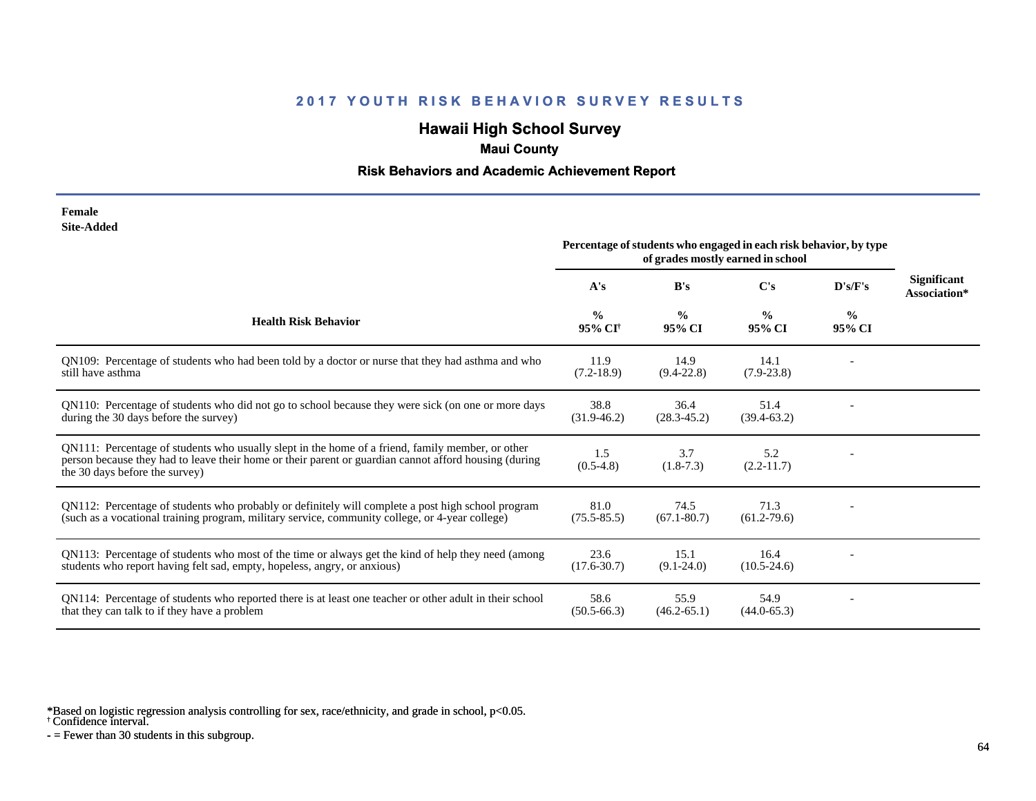## 2017 YOUTH RISK BEHAVIOR SURVEY RESULTS

## Hawaii High School Survey

### Maui County

### Risk Behaviors and Academic Achievement Report

**Female**
**Site-Added**

| Health Risk Behavior | Percentage of students who engaged in each risk behavior, by type of grades mostly earned in school | | | | Significant Association* |
|---|---|---|---|---|---|
| | A's | B's | C's | D's/F's | |
| | % 95% CI† | % 95% CI | % 95% CI | % 95% CI | |
| QN109: Percentage of students who had been told by a doctor or nurse that they had asthma and who still have asthma | 11.9 (7.2-18.9) | 14.9 (9.4-22.8) | 14.1 (7.9-23.8) | - | |
| QN110: Percentage of students who did not go to school because they were sick (on one or more days during the 30 days before the survey) | 38.8 (31.9-46.2) | 36.4 (28.3-45.2) | 51.4 (39.4-63.2) | - | |
| QN111: Percentage of students who usually slept in the home of a friend, family member, or other person because they had to leave their home or their parent or guardian cannot afford housing (during the 30 days before the survey) | 1.5 (0.5-4.8) | 3.7 (1.8-7.3) | 5.2 (2.2-11.7) | - | |
| QN112: Percentage of students who probably or definitely will complete a post high school program (such as a vocational training program, military service, community college, or 4-year college) | 81.0 (75.5-85.5) | 74.5 (67.1-80.7) | 71.3 (61.2-79.6) | - | |
| QN113: Percentage of students who most of the time or always get the kind of help they need (among students who report having felt sad, empty, hopeless, angry, or anxious) | 23.6 (17.6-30.7) | 15.1 (9.1-24.0) | 16.4 (10.5-24.6) | - | |
| QN114: Percentage of students who reported there is at least one teacher or other adult in their school that they can talk to if they have a problem | 58.6 (50.5-66.3) | 55.9 (46.2-65.1) | 54.9 (44.0-65.3) | - | |

*Based on logistic regression analysis controlling for sex, race/ethnicity, and grade in school, $p<0.05$.
† Confidence interval.
- = Fewer than 30 students in this subgroup.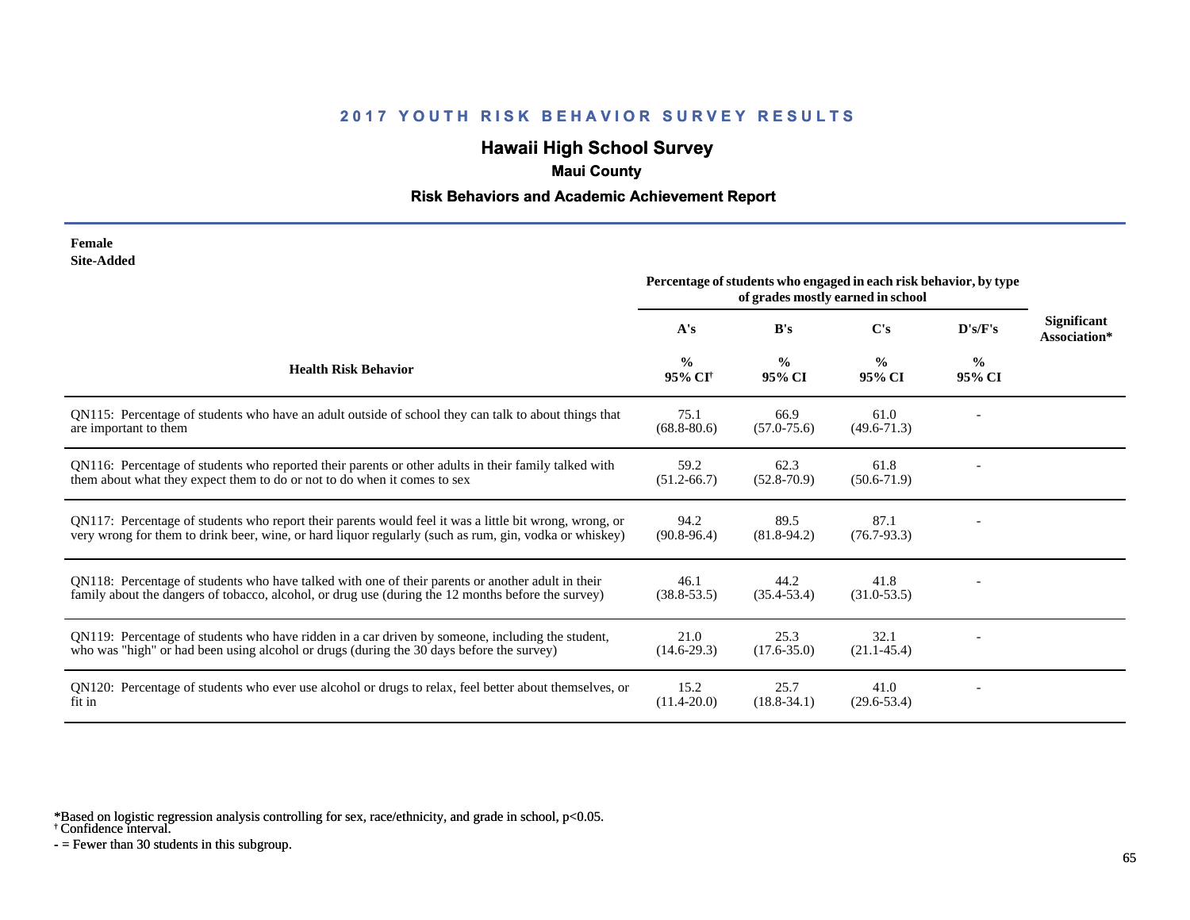## 2017 YOUTH RISK BEHAVIOR SURVEY RESULTS

## Hawaii High School Survey

**Maui County**

**Risk Behaviors and Academic Achievement Report**

**Female**
**Site-Added**

| Health Risk Behavior | Percentage of students who engaged in each risk behavior, by type of grades mostly earned in school | | | | Significant Association* |
|---|---|---|---|---|---|
| | A's | B's | C's | D's/F's | |
| | % 95% CI[†] | % 95% CI | % 95% CI | % 95% CI | |
| QN115: Percentage of students who have an adult outside of school they can talk to about things that are important to them | 75.1 (68.8-80.6) | 66.9 (57.0-75.6) | 61.0 (49.6-71.3) | - | |
| QN116: Percentage of students who reported their parents or other adults in their family talked with them about what they expect them to do or not to do when it comes to sex | 59.2 (51.2-66.7) | 62.3 (52.8-70.9) | 61.8 (50.6-71.9) | - | |
| QN117: Percentage of students who report their parents would feel it was a little bit wrong, wrong, or very wrong for them to drink beer, wine, or hard liquor regularly (such as rum, gin, vodka or whiskey) | 94.2 (90.8-96.4) | 89.5 (81.8-94.2) | 87.1 (76.7-93.3) | - | |
| QN118: Percentage of students who have talked with one of their parents or another adult in their family about the dangers of tobacco, alcohol, or drug use (during the 12 months before the survey) | 46.1 (38.8-53.5) | 44.2 (35.4-53.4) | 41.8 (31.0-53.5) | - | |
| QN119: Percentage of students who have ridden in a car driven by someone, including the student, who was "high" or had been using alcohol or drugs (during the 30 days before the survey) | 21.0 (14.6-29.3) | 25.3 (17.6-35.0) | 32.1 (21.1-45.4) | - | |
| QN120: Percentage of students who ever use alcohol or drugs to relax, feel better about themselves, or fit in | 15.2 (11.4-20.0) | 25.7 (18.8-34.1) | 41.0 (29.6-53.4) | - | |

*Based on logistic regression analysis controlling for sex, race/ethnicity, and grade in school, p<0.05.
[†] Confidence interval.
- = Fewer than 30 students in this subgroup.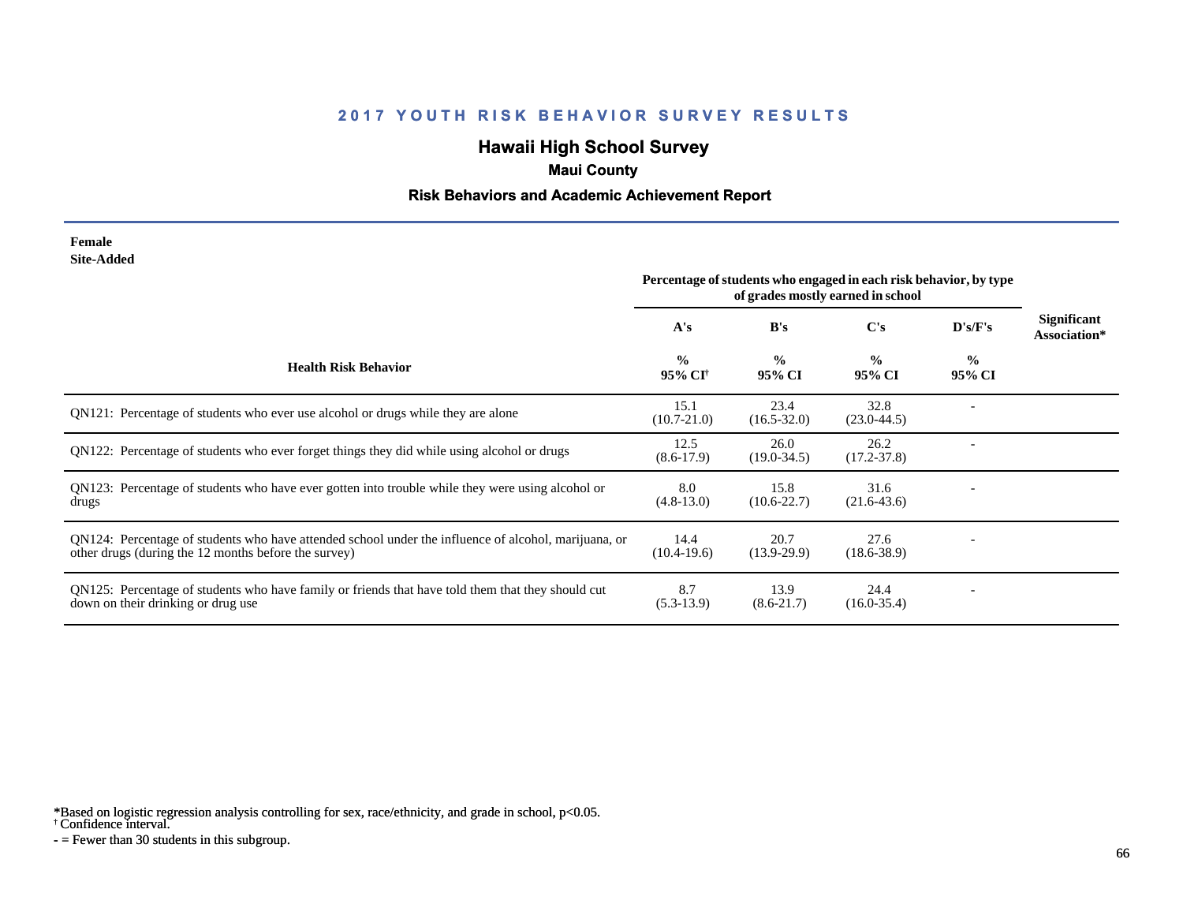# 2017 YOUTH RISK BEHAVIOR SURVEY RESULTS

## Hawaii High School Survey

### Maui County

### Risk Behaviors and Academic Achievement Report

**Female**
**Site-Added**

| Health Risk Behavior | Percentage of students who engaged in each risk behavior, by type of grades mostly earned in school | | | | Significant Association* |
|---|---|---|---|---|---|
| | A's | B's | C's | D's/F's | |
| | % 95% CI[†] | % 95% CI | % 95% CI | % 95% CI | |
| QN121: Percentage of students who ever use alcohol or drugs while they are alone | 15.1 (10.7-21.0) | 23.4 (16.5-32.0) | 32.8 (23.0-44.5) | - | |
| QN122: Percentage of students who ever forget things they did while using alcohol or drugs | 12.5 (8.6-17.9) | 26.0 (19.0-34.5) | 26.2 (17.2-37.8) | - | |
| QN123: Percentage of students who have ever gotten into trouble while they were using alcohol or drugs | 8.0 (4.8-13.0) | 15.8 (10.6-22.7) | 31.6 (21.6-43.6) | - | |
| QN124: Percentage of students who have attended school under the influence of alcohol, marijuana, or other drugs (during the 12 months before the survey) | 14.4 (10.4-19.6) | 20.7 (13.9-29.9) | 27.6 (18.6-38.9) | - | |
| QN125: Percentage of students who have family or friends that have told them that they should cut down on their drinking or drug use | 8.7 (5.3-13.9) | 13.9 (8.6-21.7) | 24.4 (16.0-35.4) | - | |

*Based on logistic regression analysis controlling for sex, race/ethnicity, and grade in school, $p<0.05$.
† Confidence interval.
- = Fewer than 30 students in this subgroup.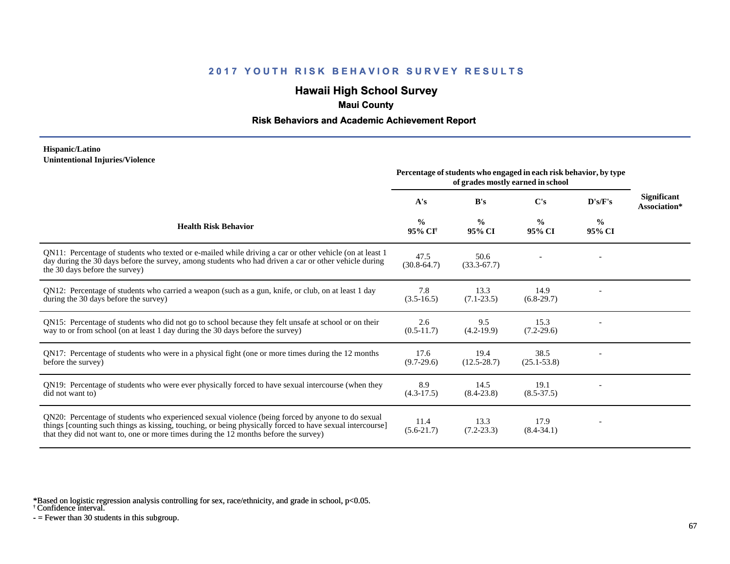# 2017 YOUTH RISK BEHAVIOR SURVEY RESULTS

## Hawaii High School Survey

### Maui County

### Risk Behaviors and Academic Achievement Report

**Hispanic/Latino**
**Unintentional Injuries/Violence**

| Health Risk Behavior | Percentage of students who engaged in each risk behavior, by type of grades mostly earned in school | | | | Significant Association* |
|---|---|---|---|---|---|
| | A's | B's | C's | D's/F's | |
| | % 95% CI[†] | % 95% CI | % 95% CI | % 95% CI | |
| QN11: Percentage of students who texted or e-mailed while driving a car or other vehicle (on at least 1 day during the 30 days before the survey, among students who had driven a car or other vehicle during the 30 days before the survey) | 47.5 (30.8-64.7) | 50.6 (33.3-67.7) | - | - | |
| QN12: Percentage of students who carried a weapon (such as a gun, knife, or club, on at least 1 day during the 30 days before the survey) | 7.8 (3.5-16.5) | 13.3 (7.1-23.5) | 14.9 (6.8-29.7) | - | |
| QN15: Percentage of students who did not go to school because they felt unsafe at school or on their way to or from school (on at least 1 day during the 30 days before the survey) | 2.6 (0.5-11.7) | 9.5 (4.2-19.9) | 15.3 (7.2-29.6) | - | |
| QN17: Percentage of students who were in a physical fight (one or more times during the 12 months before the survey) | 17.6 (9.7-29.6) | 19.4 (12.5-28.7) | 38.5 (25.1-53.8) | - | |
| QN19: Percentage of students who were ever physically forced to have sexual intercourse (when they did not want to) | 8.9 (4.3-17.5) | 14.5 (8.4-23.8) | 19.1 (8.5-37.5) | - | |
| QN20: Percentage of students who experienced sexual violence (being forced by anyone to do sexual things [counting such things as kissing, touching, or being physically forced to have sexual intercourse] that they did not want to, one or more times during the 12 months before the survey) | 11.4 (5.6-21.7) | 13.3 (7.2-23.3) | 17.9 (8.4-34.1) | - | |

*Based on logistic regression analysis controlling for sex, race/ethnicity, and grade in school, $p<0.05$.
[†] Confidence interval.
- = Fewer than 30 students in this subgroup.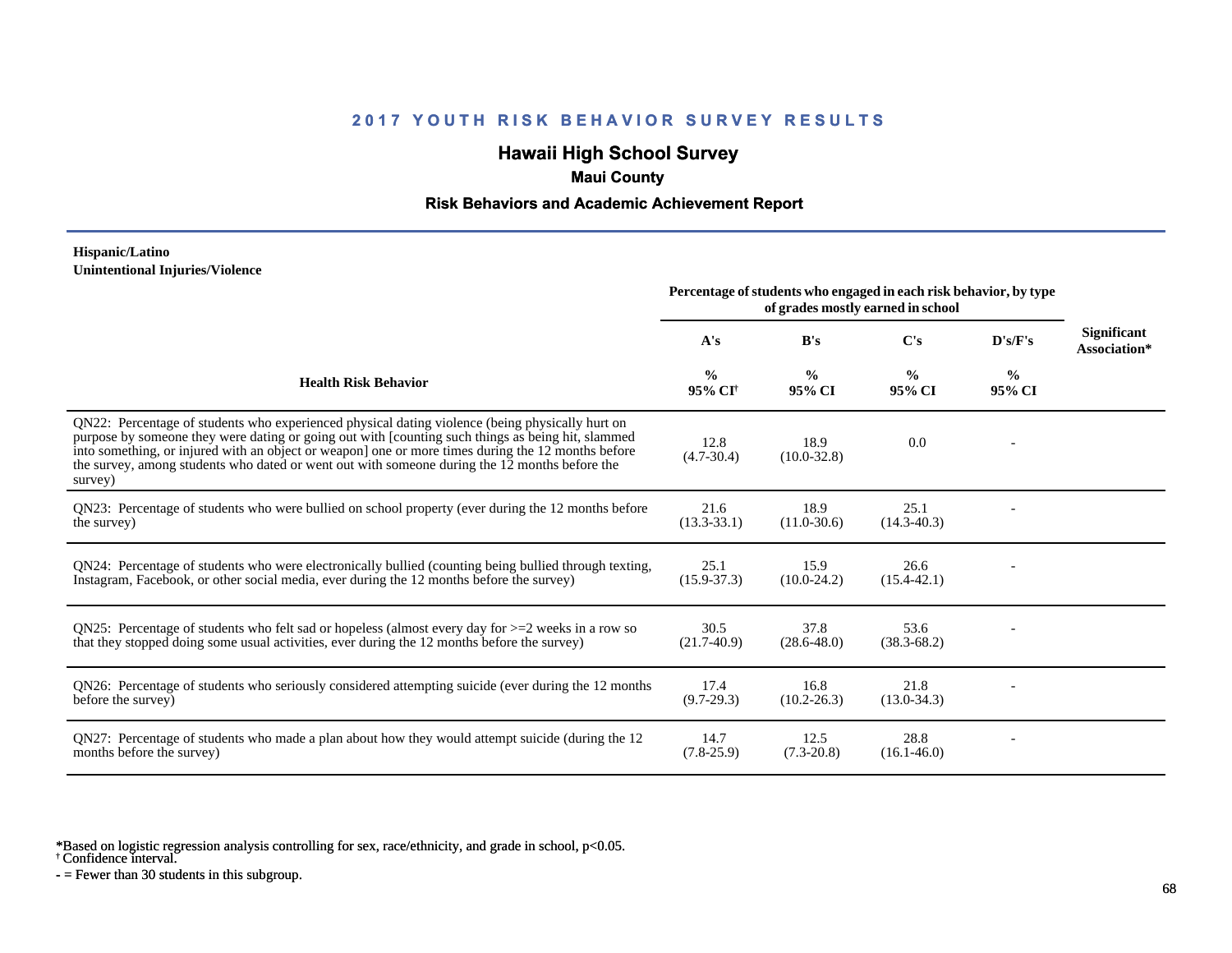# 2017 YOUTH RISK BEHAVIOR SURVEY RESULTS

## Hawaii High School Survey

### Maui County

### Risk Behaviors and Academic Achievement Report

**Hispanic/Latino**
**Unintentional Injuries/Violence**

| Health Risk Behavior | Percentage of students who engaged in each risk behavior, by type of grades mostly earned in school | | | | Significant Association* |
|---|---|---|---|---|---|
| | A's | B's | C's | D's/F's | |
| | % 95% CI† | % 95% CI | % 95% CI | % 95% CI | |
| QN22: Percentage of students who experienced physical dating violence (being physically hurt on purpose by someone they were dating or going out with [counting such things as being hit, slammed into something, or injured with an object or weapon] one or more times during the 12 months before the survey, among students who dated or went out with someone during the 12 months before the survey) | 12.8 (4.7-30.4) | 18.9 (10.0-32.8) | 0.0 | - | |
| QN23: Percentage of students who were bullied on school property (ever during the 12 months before the survey) | 21.6 (13.3-33.1) | 18.9 (11.0-30.6) | 25.1 (14.3-40.3) | - | |
| QN24: Percentage of students who were electronically bullied (counting being bullied through texting, Instagram, Facebook, or other social media, ever during the 12 months before the survey) | 25.1 (15.9-37.3) | 15.9 (10.0-24.2) | 26.6 (15.4-42.1) | - | |
| QN25: Percentage of students who felt sad or hopeless (almost every day for >=2 weeks in a row so that they stopped doing some usual activities, ever during the 12 months before the survey) | 30.5 (21.7-40.9) | 37.8 (28.6-48.0) | 53.6 (38.3-68.2) | - | |
| QN26: Percentage of students who seriously considered attempting suicide (ever during the 12 months before the survey) | 17.4 (9.7-29.3) | 16.8 (10.2-26.3) | 21.8 (13.0-34.3) | - | |
| QN27: Percentage of students who made a plan about how they would attempt suicide (during the 12 months before the survey) | 14.7 (7.8-25.9) | 12.5 (7.3-20.8) | 28.8 (16.1-46.0) | - | |

*Based on logistic regression analysis controlling for sex, race/ethnicity, and grade in school, $p<0.05$.
† Confidence interval.
- = Fewer than 30 students in this subgroup.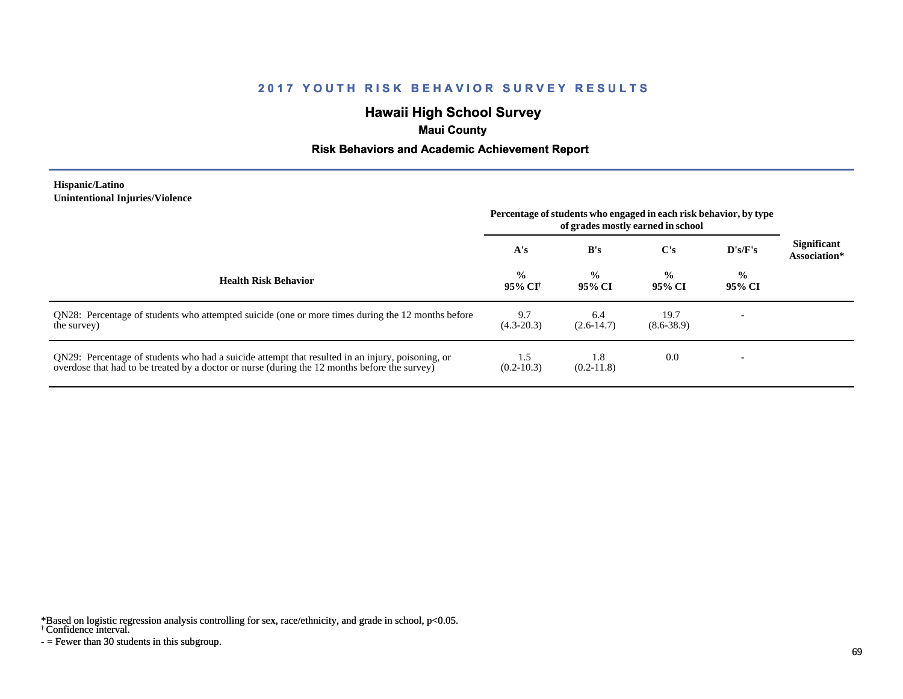## 2017 YOUTH RISK BEHAVIOR SURVEY RESULTS

# Hawaii High School Survey

### Maui County

### Risk Behaviors and Academic Achievement Report

**Hispanic/Latino**
**Unintentional Injuries/Violence**

| Health Risk Behavior | Percentage of students who engaged in each risk behavior, by type of grades mostly earned in school | | | | Significant Association* |
|---|---|---|---|---|---|
| | A's | B's | C's | D's/F's | |
| | % 95% CI† | % 95% CI | % 95% CI | % 95% CI | |
| QN28: Percentage of students who attempted suicide (one or more times during the 12 months before the survey) | 9.7 (4.3-20.3) | 6.4 (2.6-14.7) | 19.7 (8.6-38.9) | - | |
| QN29: Percentage of students who had a suicide attempt that resulted in an injury, poisoning, or overdose that had to be treated by a doctor or nurse (during the 12 months before the survey) | 1.5 (0.2-10.3) | 1.8 (0.2-11.8) | 0.0 | - | |

*Based on logistic regression analysis controlling for sex, race/ethnicity, and grade in school, $p<0.05$.
† Confidence interval.
- = Fewer than 30 students in this subgroup.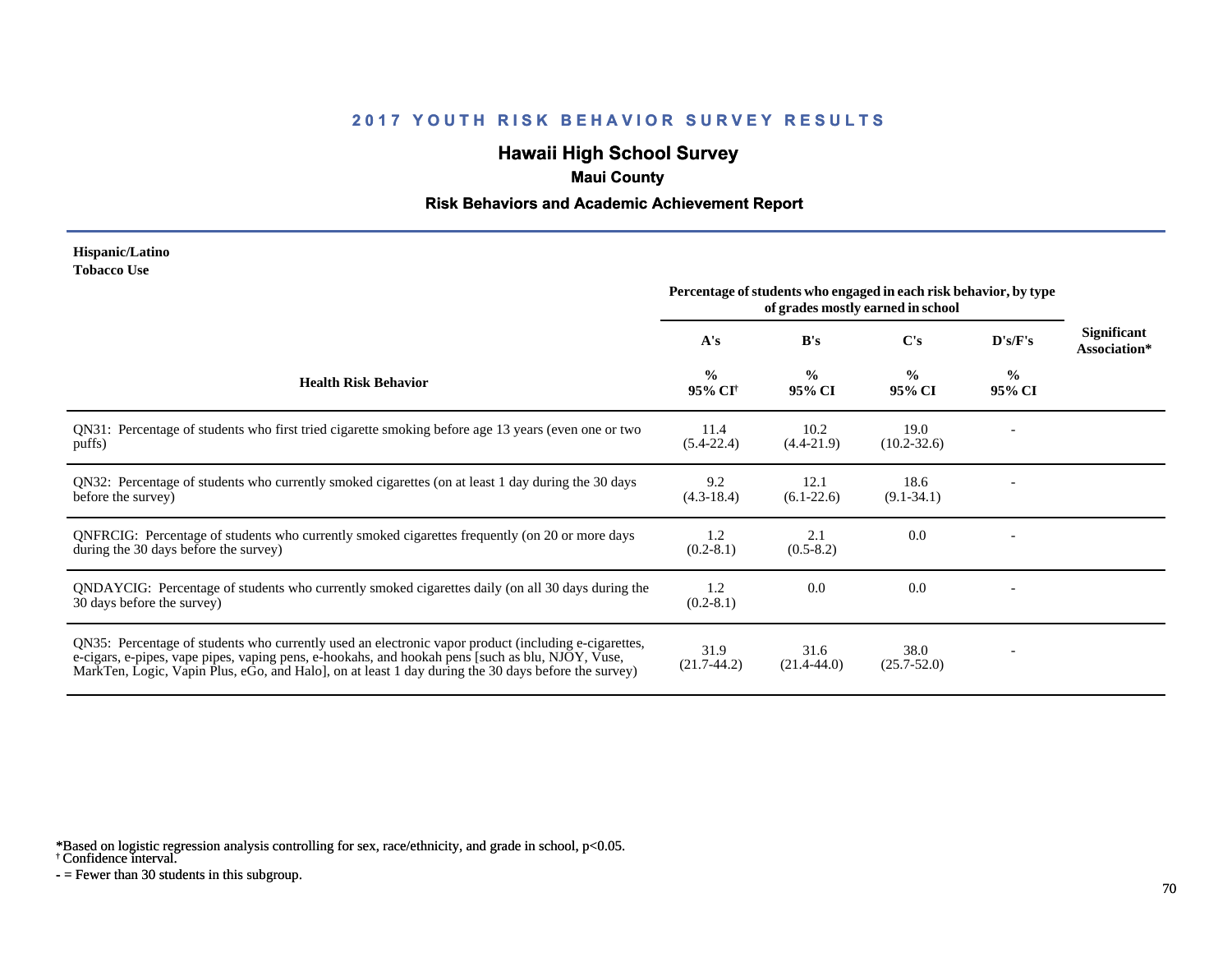# 2017 YOUTH RISK BEHAVIOR SURVEY RESULTS

## Hawaii High School Survey

### Maui County

### Risk Behaviors and Academic Achievement Report

**Hispanic/Latino**
**Tobacco Use**

| Health Risk Behavior | Percentage of students who engaged in each risk behavior, by type of grades mostly earned in school | | | | Significant Association* |
|---|---|---|---|---|---|
| | A's | B's | C's | D's/F's | |
| | % 95% CI† | % 95% CI | % 95% CI | % 95% CI | |
| QN31: Percentage of students who first tried cigarette smoking before age 13 years (even one or two puffs) | 11.4 (5.4-22.4) | 10.2 (4.4-21.9) | 19.0 (10.2-32.6) | - | |
| QN32: Percentage of students who currently smoked cigarettes (on at least 1 day during the 30 days before the survey) | 9.2 (4.3-18.4) | 12.1 (6.1-22.6) | 18.6 (9.1-34.1) | - | |
| QNFRCIG: Percentage of students who currently smoked cigarettes frequently (on 20 or more days during the 30 days before the survey) | 1.2 (0.2-8.1) | 2.1 (0.5-8.2) | 0.0 | - | |
| QNDAYCIG: Percentage of students who currently smoked cigarettes daily (on all 30 days during the 30 days before the survey) | 1.2 (0.2-8.1) | 0.0 | 0.0 | - | |
| QN35: Percentage of students who currently used an electronic vapor product (including e-cigarettes, e-cigars, e-pipes, vape pipes, vaping pens, e-hookahs, and hookah pens [such as blu, NJOY, Vuse, MarkTen, Logic, Vapin Plus, eGo, and Halo], on at least 1 day during the 30 days before the survey) | 31.9 (21.7-44.2) | 31.6 (21.4-44.0) | 38.0 (25.7-52.0) | - | |

*Based on logistic regression analysis controlling for sex, race/ethnicity, and grade in school, $p<0.05$.
† Confidence interval.
- = Fewer than 30 students in this subgroup.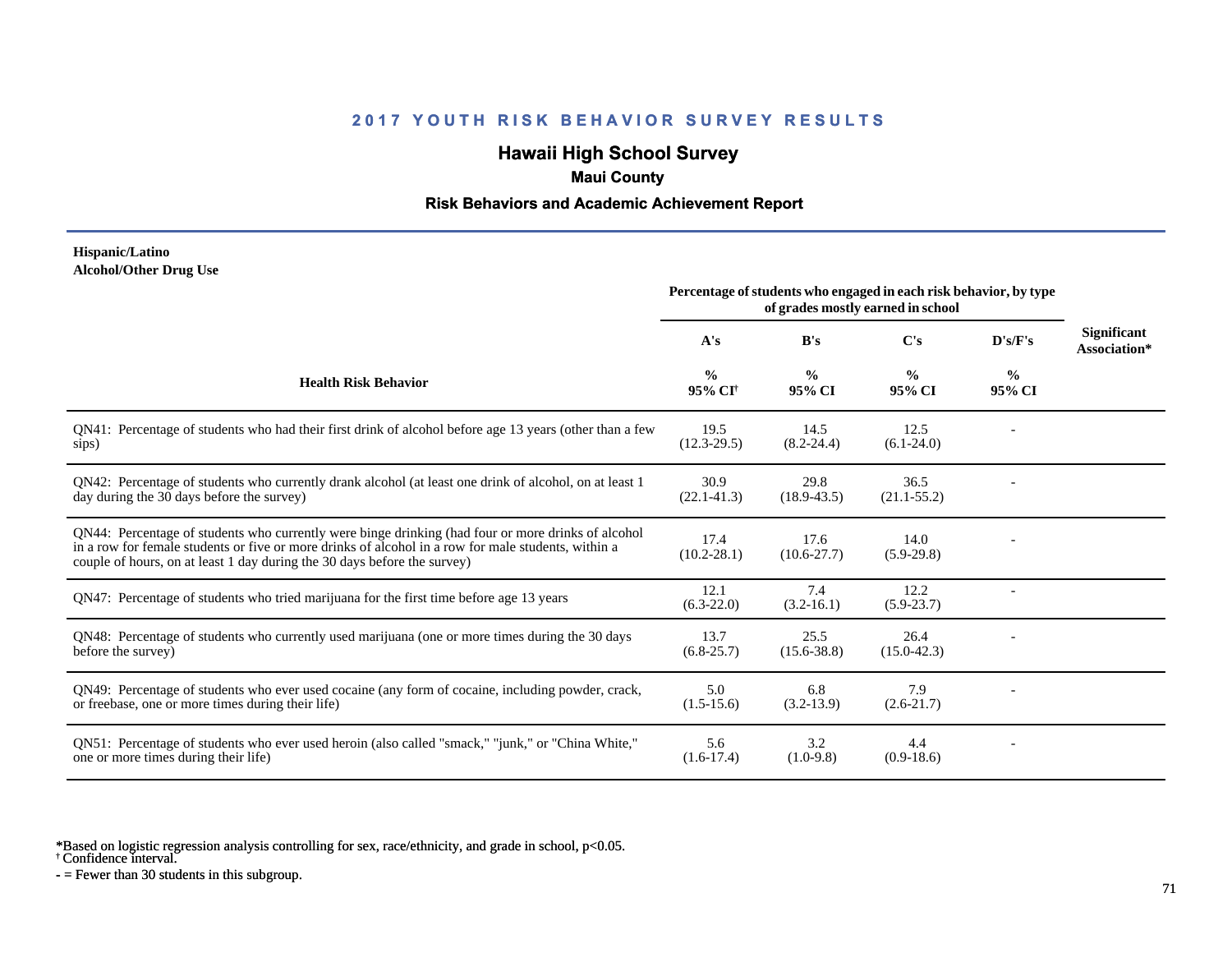# 2017 YOUTH RISK BEHAVIOR SURVEY RESULTS

## Hawaii High School Survey

### Maui County

### Risk Behaviors and Academic Achievement Report

**Hispanic/Latino**
**Alcohol/Other Drug Use**

| Health Risk Behavior | Percentage of students who engaged in each risk behavior, by type of grades mostly earned in school | | | | Significant Association* |
|---|---|---|---|---|---|
| | A's | B's | C's | D's/F's | |
| | % 95% CI† | % 95% CI | % 95% CI | % 95% CI | |
| QN41: Percentage of students who had their first drink of alcohol before age 13 years (other than a few sips) | 19.5 (12.3-29.5) | 14.5 (8.2-24.4) | 12.5 (6.1-24.0) | - | |
| QN42: Percentage of students who currently drank alcohol (at least one drink of alcohol, on at least 1 day during the 30 days before the survey) | 30.9 (22.1-41.3) | 29.8 (18.9-43.5) | 36.5 (21.1-55.2) | - | |
| QN44: Percentage of students who currently were binge drinking (had four or more drinks of alcohol in a row for female students or five or more drinks of alcohol in a row for male students, within a couple of hours, on at least 1 day during the 30 days before the survey) | 17.4 (10.2-28.1) | 17.6 (10.6-27.7) | 14.0 (5.9-29.8) | - | |
| QN47: Percentage of students who tried marijuana for the first time before age 13 years | 12.1 (6.3-22.0) | 7.4 (3.2-16.1) | 12.2 (5.9-23.7) | - | |
| QN48: Percentage of students who currently used marijuana (one or more times during the 30 days before the survey) | 13.7 (6.8-25.7) | 25.5 (15.6-38.8) | 26.4 (15.0-42.3) | - | |
| QN49: Percentage of students who ever used cocaine (any form of cocaine, including powder, crack, or freebase, one or more times during their life) | 5.0 (1.5-15.6) | 6.8 (3.2-13.9) | 7.9 (2.6-21.7) | - | |
| QN51: Percentage of students who ever used heroin (also called "smack," "junk," or "China White," one or more times during their life) | 5.6 (1.6-17.4) | 3.2 (1.0-9.8) | 4.4 (0.9-18.6) | - | |

*Based on logistic regression analysis controlling for sex, race/ethnicity, and grade in school, $p<0.05$.
† Confidence interval.
- = Fewer than 30 students in this subgroup.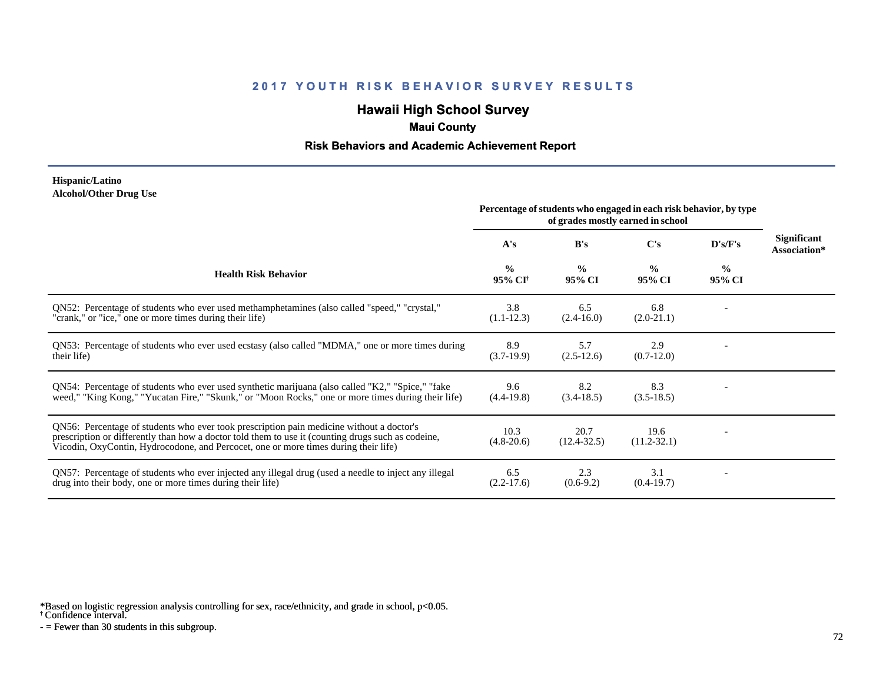## 2017 YOUTH RISK BEHAVIOR SURVEY RESULTS

# Hawaii High School Survey

### Maui County

### Risk Behaviors and Academic Achievement Report

**Hispanic/Latino**
**Alcohol/Other Drug Use**

| Health Risk Behavior | Percentage of students who engaged in each risk behavior, by type of grades mostly earned in school | | | | Significant Association* |
|---|---|---|---|---|---|
| | A's | B's | C's | D's/F's | |
| | % 95% CI[†] | % 95% CI | % 95% CI | % 95% CI | |
| QN52: Percentage of students who ever used methamphetamines (also called "speed," "crystal," "crank," or "ice," one or more times during their life) | 3.8 (1.1-12.3) | 6.5 (2.4-16.0) | 6.8 (2.0-21.1) | - | |
| QN53: Percentage of students who ever used ecstasy (also called "MDMA," one or more times during their life) | 8.9 (3.7-19.9) | 5.7 (2.5-12.6) | 2.9 (0.7-12.0) | - | |
| QN54: Percentage of students who ever used synthetic marijuana (also called "K2," "Spice," "fake weed," "King Kong," "Yucatan Fire," "Skunk," or "Moon Rocks," one or more times during their life) | 9.6 (4.4-19.8) | 8.2 (3.4-18.5) | 8.3 (3.5-18.5) | - | |
| QN56: Percentage of students who ever took prescription pain medicine without a doctor's prescription or differently than how a doctor told them to use it (counting drugs such as codeine, Vicodin, OxyContin, Hydrocodone, and Percocet, one or more times during their life) | 10.3 (4.8-20.6) | 20.7 (12.4-32.5) | 19.6 (11.2-32.1) | - | |
| QN57: Percentage of students who ever injected any illegal drug (used a needle to inject any illegal drug into their body, one or more times during their life) | 6.5 (2.2-17.6) | 2.3 (0.6-9.2) | 3.1 (0.4-19.7) | - | |

*Based on logistic regression analysis controlling for sex, race/ethnicity, and grade in school, $p<0.05$.
† Confidence interval.
- = Fewer than 30 students in this subgroup.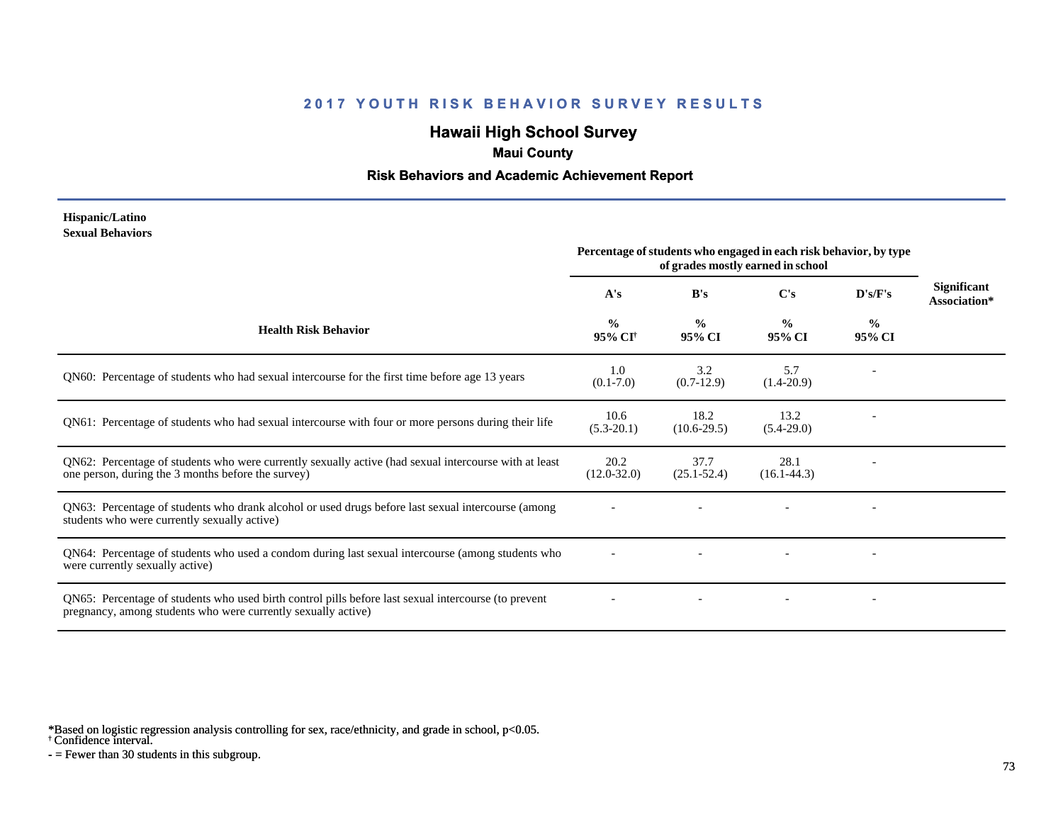# 2017 YOUTH RISK BEHAVIOR SURVEY RESULTS

## Hawaii High School Survey

### Maui County

### Risk Behaviors and Academic Achievement Report

**Hispanic/Latino**
**Sexual Behaviors**

| Health Risk Behavior | A's | B's | C's | D's/F's | Significant Association* |
|---|---|---|---|---|---|
| | Percentage of students who engaged in each risk behavior, by type of grades mostly earned in school | | | | |
| | % 95% CI[†] | % 95% CI | % 95% CI | % 95% CI | |
| QN60: Percentage of students who had sexual intercourse for the first time before age 13 years | 1.0 (0.1-7.0) | 3.2 (0.7-12.9) | 5.7 (1.4-20.9) | - | |
| QN61: Percentage of students who had sexual intercourse with four or more persons during their life | 10.6 (5.3-20.1) | 18.2 (10.6-29.5) | 13.2 (5.4-29.0) | - | |
| QN62: Percentage of students who were currently sexually active (had sexual intercourse with at least one person, during the 3 months before the survey) | 20.2 (12.0-32.0) | 37.7 (25.1-52.4) | 28.1 (16.1-44.3) | - | |
| QN63: Percentage of students who drank alcohol or used drugs before last sexual intercourse (among students who were currently sexually active) | - | - | - | - | |
| QN64: Percentage of students who used a condom during last sexual intercourse (among students who were currently sexually active) | - | - | - | - | |
| QN65: Percentage of students who used birth control pills before last sexual intercourse (to prevent pregnancy, among students who were currently sexually active) | - | - | - | - | |

*Based on logistic regression analysis controlling for sex, race/ethnicity, and grade in school, $p<0.05$.
† Confidence interval.
- = Fewer than 30 students in this subgroup.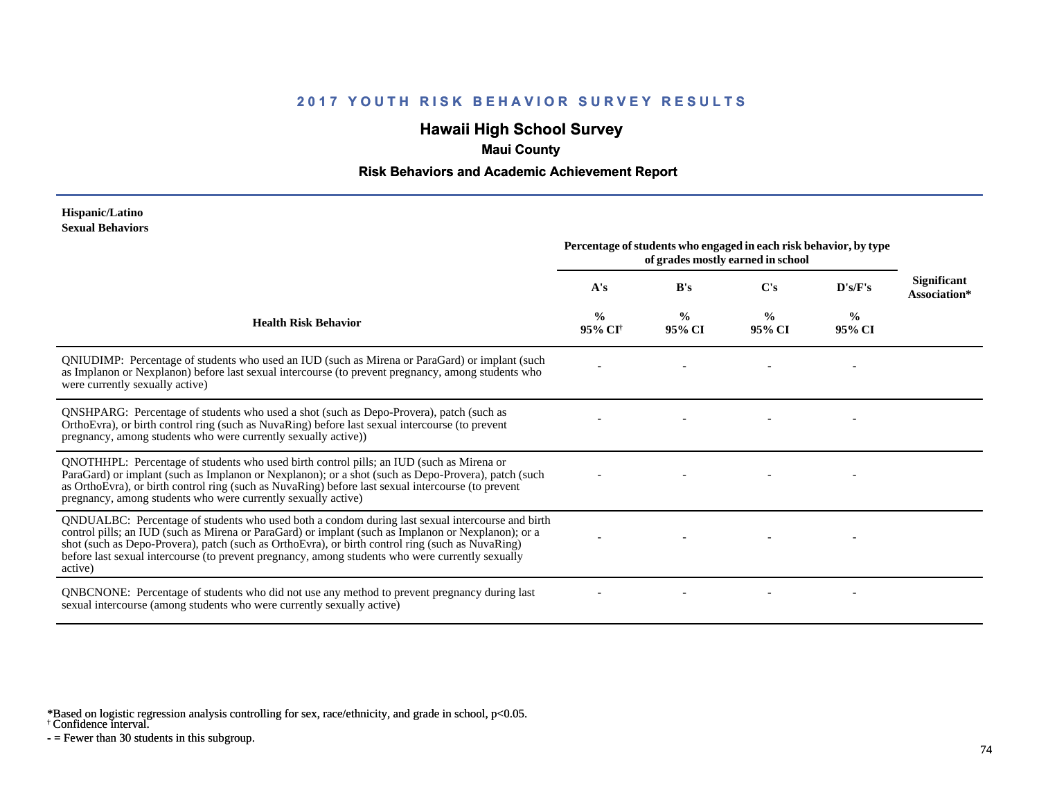## 2017 YOUTH RISK BEHAVIOR SURVEY RESULTS

## Hawaii High School Survey

### Maui County

### Risk Behaviors and Academic Achievement Report

**Hispanic/Latino**
**Sexual Behaviors**

| Health Risk Behavior | Percentage of students who engaged in each risk behavior, by type of grades mostly earned in school | | | | Significant Association* |
|---|---|---|---|---|---|
| | A's | B's | C's | D's/F's | |
| | % 95% CI[†] | % 95% CI | % 95% CI | % 95% CI | |
| QNIUDIMP: Percentage of students who used an IUD (such as Mirena or ParaGard) or implant (such as Implanon or Nexplanon) before last sexual intercourse (to prevent pregnancy, among students who were currently sexually active) | - | - | - | - | |
| QNSHPARG: Percentage of students who used a shot (such as Depo-Provera), patch (such as OrthoEvra), or birth control ring (such as NuvaRing) before last sexual intercourse (to prevent pregnancy, among students who were currently sexually active)) | - | - | - | - | |
| QNOTHHPL: Percentage of students who used birth control pills; an IUD (such as Mirena or ParaGard) or implant (such as Implanon or Nexplanon); or a shot (such as Depo-Provera), patch (such as OrthoEvra), or birth control ring (such as NuvaRing) before last sexual intercourse (to prevent pregnancy, among students who were currently sexually active) | - | - | - | - | |
| QNDUALBC: Percentage of students who used both a condom during last sexual intercourse and birth control pills; an IUD (such as Mirena or ParaGard) or implant (such as Implanon or Nexplanon); or a shot (such as Depo-Provera), patch (such as OrthoEvra), or birth control ring (such as NuvaRing) before last sexual intercourse (to prevent pregnancy, among students who were currently sexually active) | - | - | - | - | |
| QNBCNONE: Percentage of students who did not use any method to prevent pregnancy during last sexual intercourse (among students who were currently sexually active) | - | - | - | - | |

*Based on logistic regression analysis controlling for sex, race/ethnicity, and grade in school, $p<0.05$.
† Confidence interval.
- = Fewer than 30 students in this subgroup.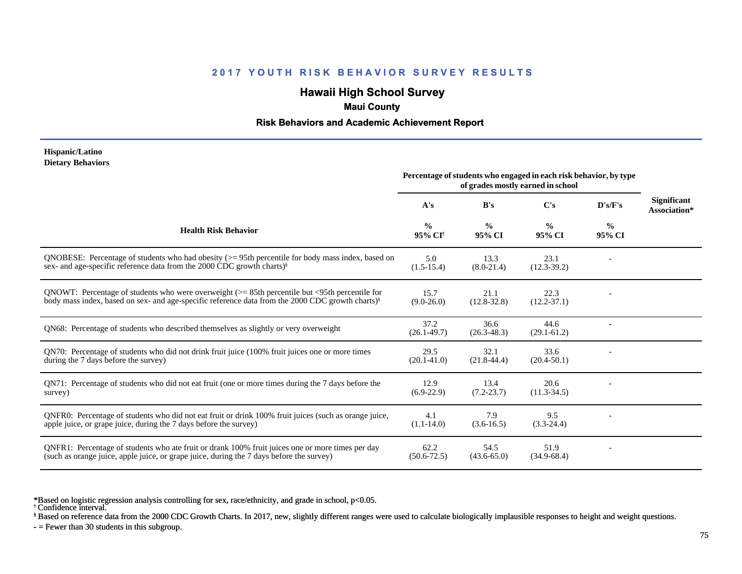## 2017 YOUTH RISK BEHAVIOR SURVEY RESULTS

# Hawaii High School Survey

### Maui County

### Risk Behaviors and Academic Achievement Report

**Hispanic/Latino**
**Dietary Behaviors**

| Health Risk Behavior | Percentage of students who engaged in each risk behavior, by type of grades mostly earned in school | | | | Significant Association* |
|---|---|---|---|---|---|
| | A's | B's | C's | D's/F's | |
| | % 95% CI[†] | % 95% CI | % 95% CI | % 95% CI | |
| QNOBESE: Percentage of students who had obesity (>= 95th percentile for body mass index, based on sex- and age-specific reference data from the 2000 CDC growth charts)[§] | 5.0 (1.5-15.4) | 13.3 (8.0-21.4) | 23.1 (12.3-39.2) | - | |
| QNOWT: Percentage of students who were overweight (>= 85th percentile but <95th percentile for body mass index, based on sex- and age-specific reference data from the 2000 CDC growth charts)[§] | 15.7 (9.0-26.0) | 21.1 (12.8-32.8) | 22.3 (12.2-37.1) | - | |
| QN68: Percentage of students who described themselves as slightly or very overweight | 37.2 (26.1-49.7) | 36.6 (26.3-48.3) | 44.6 (29.1-61.2) | - | |
| QN70: Percentage of students who did not drink fruit juice (100% fruit juices one or more times during the 7 days before the survey) | 29.5 (20.1-41.0) | 32.1 (21.8-44.4) | 33.6 (20.4-50.1) | - | |
| QN71: Percentage of students who did not eat fruit (one or more times during the 7 days before the survey) | 12.9 (6.9-22.9) | 13.4 (7.2-23.7) | 20.6 (11.3-34.5) | - | |
| QNFR0: Percentage of students who did not eat fruit or drink 100% fruit juices (such as orange juice, apple juice, or grape juice, during the 7 days before the survey) | 4.1 (1.1-14.0) | 7.9 (3.6-16.5) | 9.5 (3.3-24.4) | - | |
| QNFR1: Percentage of students who ate fruit or drank 100% fruit juices one or more times per day (such as orange juice, apple juice, or grape juice, during the 7 days before the survey) | 62.2 (50.6-72.5) | 54.5 (43.6-65.0) | 51.9 (34.9-68.4) | - | |

*Based on logistic regression analysis controlling for sex, race/ethnicity, and grade in school, p<0.05.
[†] Confidence interval.
[§] Based on reference data from the 2000 CDC Growth Charts. In 2017, new, slightly different ranges were used to calculate biologically implausible responses to height and weight questions.
- = Fewer than 30 students in this subgroup.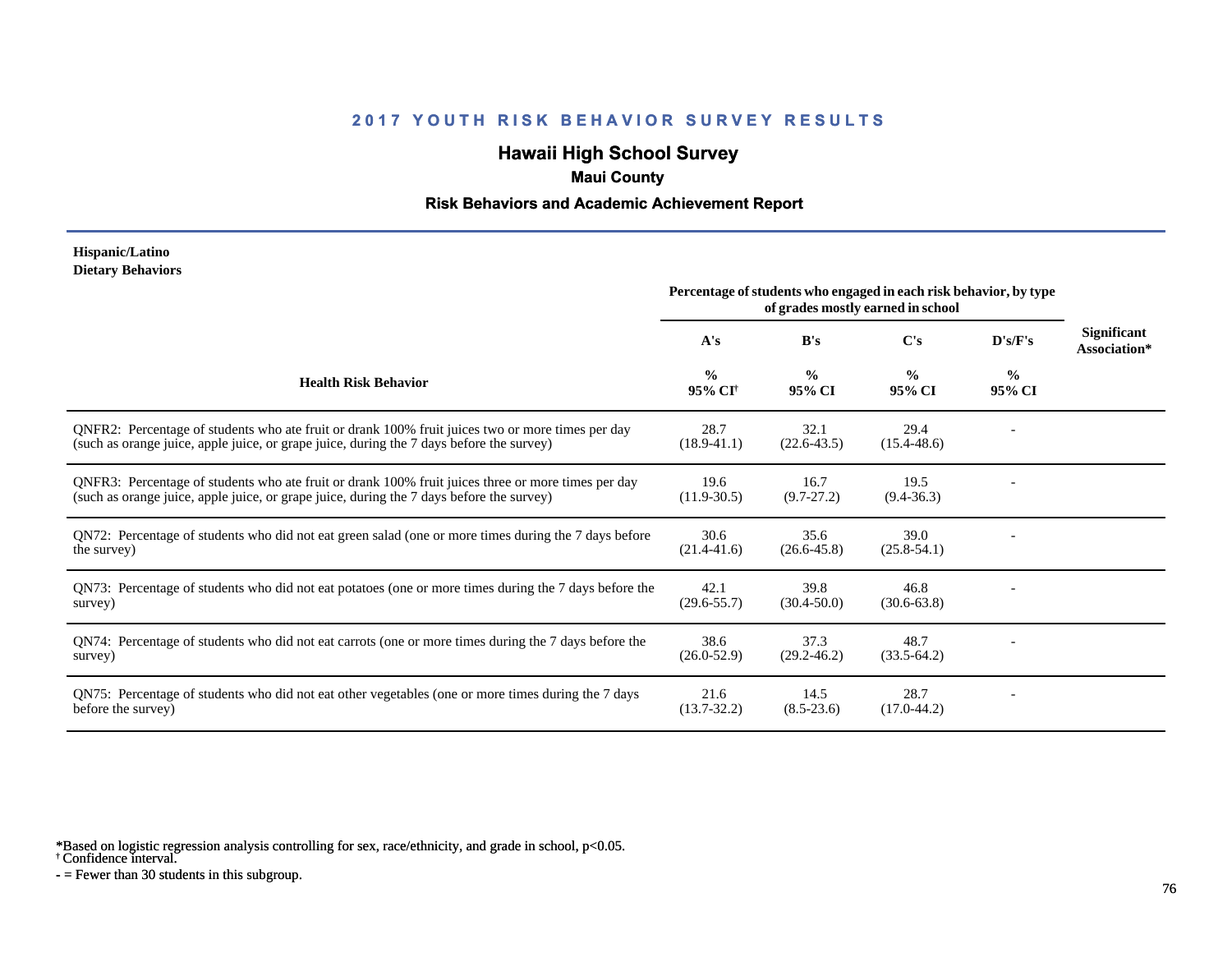# 2017 YOUTH RISK BEHAVIOR SURVEY RESULTS

## Hawaii High School Survey

### Maui County

### Risk Behaviors and Academic Achievement Report

**Hispanic/Latino**
**Dietary Behaviors**

| Health Risk Behavior | Percentage of students who engaged in each risk behavior, by type of grades mostly earned in school | | | | Significant Association* |
|---|---|---|---|---|---|
| | A's | B's | C's | D's/F's | |
| | % 95% CI† | % 95% CI | % 95% CI | % 95% CI | |
| QNFR2: Percentage of students who ate fruit or drank 100% fruit juices two or more times per day (such as orange juice, apple juice, or grape juice, during the 7 days before the survey) | 28.7 (18.9-41.1) | 32.1 (22.6-43.5) | 29.4 (15.4-48.6) | - | |
| QNFR3: Percentage of students who ate fruit or drank 100% fruit juices three or more times per day (such as orange juice, apple juice, or grape juice, during the 7 days before the survey) | 19.6 (11.9-30.5) | 16.7 (9.7-27.2) | 19.5 (9.4-36.3) | - | |
| QN72: Percentage of students who did not eat green salad (one or more times during the 7 days before the survey) | 30.6 (21.4-41.6) | 35.6 (26.6-45.8) | 39.0 (25.8-54.1) | - | |
| QN73: Percentage of students who did not eat potatoes (one or more times during the 7 days before the survey) | 42.1 (29.6-55.7) | 39.8 (30.4-50.0) | 46.8 (30.6-63.8) | - | |
| QN74: Percentage of students who did not eat carrots (one or more times during the 7 days before the survey) | 38.6 (26.0-52.9) | 37.3 (29.2-46.2) | 48.7 (33.5-64.2) | - | |
| QN75: Percentage of students who did not eat other vegetables (one or more times during the 7 days before the survey) | 21.6 (13.7-32.2) | 14.5 (8.5-23.6) | 28.7 (17.0-44.2) | - | |

*Based on logistic regression analysis controlling for sex, race/ethnicity, and grade in school, $p<0.05$.
† Confidence interval.
- = Fewer than 30 students in this subgroup.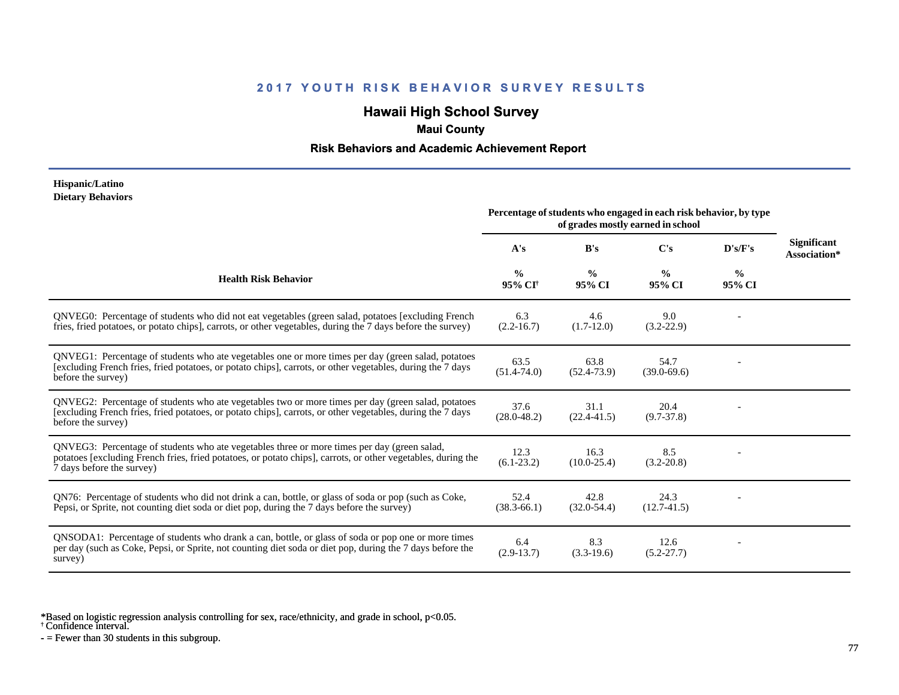## 2017 YOUTH RISK BEHAVIOR SURVEY RESULTS

# Hawaii High School Survey

### Maui County

### Risk Behaviors and Academic Achievement Report

**Hispanic/Latino**
**Dietary Behaviors**

| Health Risk Behavior | Percentage of students who engaged in each risk behavior, by type of grades mostly earned in school | | | | Significant Association* |
|---|---|---|---|---|---|
| | A's | B's | C's | D's/F's | |
| | % 95% CI[†] | % 95% CI | % 95% CI | % 95% CI | |
| QNVEG0: Percentage of students who did not eat vegetables (green salad, potatoes [excluding French fries, fried potatoes, or potato chips], carrots, or other vegetables, during the 7 days before the survey) | 6.3 (2.2-16.7) | 4.6 (1.7-12.0) | 9.0 (3.2-22.9) | - | |
| QNVEG1: Percentage of students who ate vegetables one or more times per day (green salad, potatoes [excluding French fries, fried potatoes, or potato chips], carrots, or other vegetables, during the 7 days before the survey) | 63.5 (51.4-74.0) | 63.8 (52.4-73.9) | 54.7 (39.0-69.6) | - | |
| QNVEG2: Percentage of students who ate vegetables two or more times per day (green salad, potatoes [excluding French fries, fried potatoes, or potato chips], carrots, or other vegetables, during the 7 days before the survey) | 37.6 (28.0-48.2) | 31.1 (22.4-41.5) | 20.4 (9.7-37.8) | - | |
| QNVEG3: Percentage of students who ate vegetables three or more times per day (green salad, potatoes [excluding French fries, fried potatoes, or potato chips], carrots, or other vegetables, during the 7 days before the survey) | 12.3 (6.1-23.2) | 16.3 (10.0-25.4) | 8.5 (3.2-20.8) | - | |
| QN76: Percentage of students who did not drink a can, bottle, or glass of soda or pop (such as Coke, Pepsi, or Sprite, not counting diet soda or diet pop, during the 7 days before the survey) | 52.4 (38.3-66.1) | 42.8 (32.0-54.4) | 24.3 (12.7-41.5) | - | |
| QNSODA1: Percentage of students who drank a can, bottle, or glass of soda or pop one or more times per day (such as Coke, Pepsi, or Sprite, not counting diet soda or diet pop, during the 7 days before the survey) | 6.4 (2.9-13.7) | 8.3 (3.3-19.6) | 12.6 (5.2-27.7) | - | |

*Based on logistic regression analysis controlling for sex, race/ethnicity, and grade in school, $p<0.05$.
† Confidence interval.
- = Fewer than 30 students in this subgroup.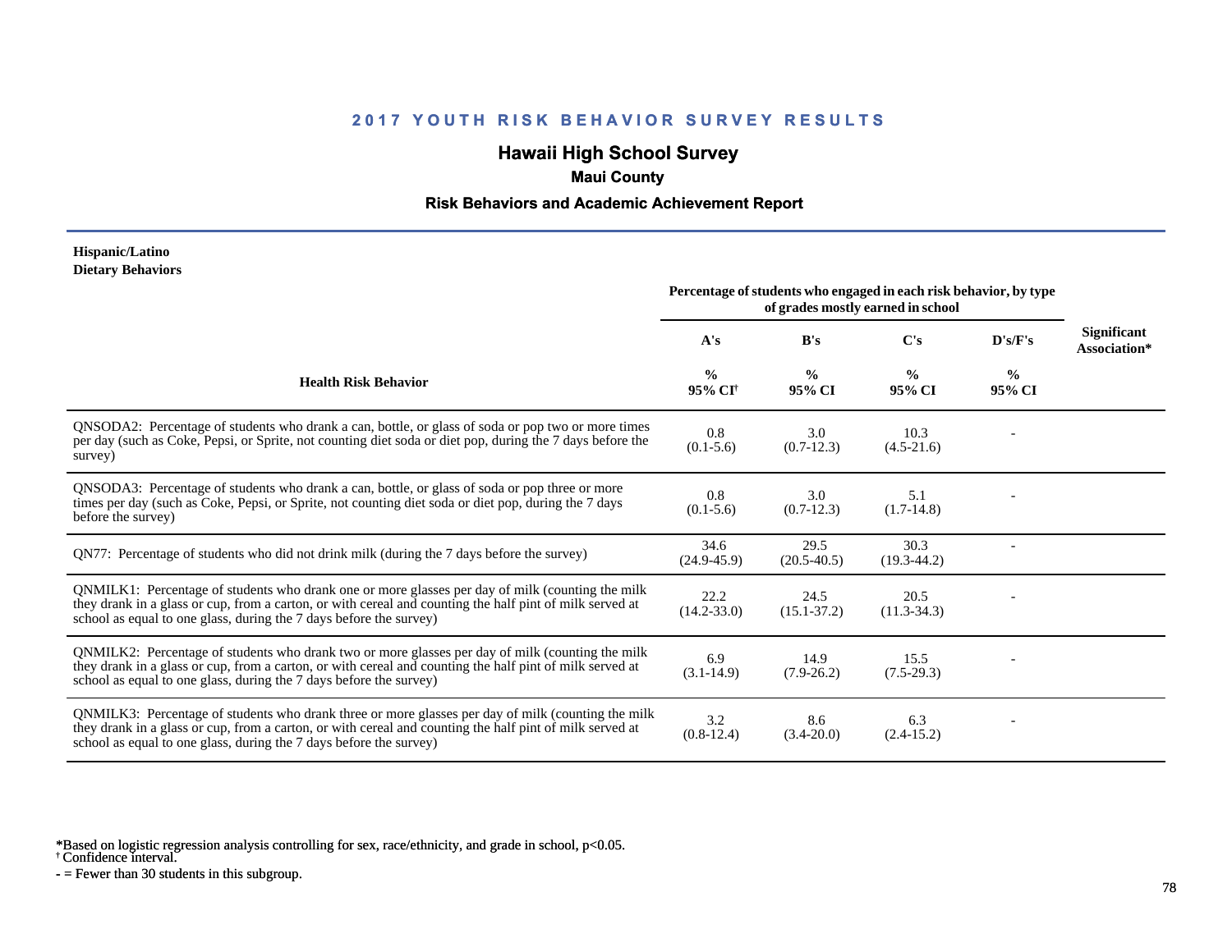# 2017 YOUTH RISK BEHAVIOR SURVEY RESULTS

## Hawaii High School Survey

### Maui County

### Risk Behaviors and Academic Achievement Report

**Hispanic/Latino**
**Dietary Behaviors**

| Health Risk Behavior | Percentage of students who engaged in each risk behavior, by type of grades mostly earned in school | | | | Significant Association* |
|---|---|---|---|---|---|
| | A's | B's | C's | D's/F's | |
| | % 95% CI[†] | % 95% CI | % 95% CI | % 95% CI | |
| QNSODA2: Percentage of students who drank a can, bottle, or glass of soda or pop two or more times per day (such as Coke, Pepsi, or Sprite, not counting diet soda or diet pop, during the 7 days before the survey) | 0.8 (0.1-5.6) | 3.0 (0.7-12.3) | 10.3 (4.5-21.6) | - | |
| QNSODA3: Percentage of students who drank a can, bottle, or glass of soda or pop three or more times per day (such as Coke, Pepsi, or Sprite, not counting diet soda or diet pop, during the 7 days before the survey) | 0.8 (0.1-5.6) | 3.0 (0.7-12.3) | 5.1 (1.7-14.8) | - | |
| QN77: Percentage of students who did not drink milk (during the 7 days before the survey) | 34.6 (24.9-45.9) | 29.5 (20.5-40.5) | 30.3 (19.3-44.2) | - | |
| QNMILK1: Percentage of students who drank one or more glasses per day of milk (counting the milk they drank in a glass or cup, from a carton, or with cereal and counting the half pint of milk served at school as equal to one glass, during the 7 days before the survey) | 22.2 (14.2-33.0) | 24.5 (15.1-37.2) | 20.5 (11.3-34.3) | - | |
| QNMILK2: Percentage of students who drank two or more glasses per day of milk (counting the milk they drank in a glass or cup, from a carton, or with cereal and counting the half pint of milk served at school as equal to one glass, during the 7 days before the survey) | 6.9 (3.1-14.9) | 14.9 (7.9-26.2) | 15.5 (7.5-29.3) | - | |
| QNMILK3: Percentage of students who drank three or more glasses per day of milk (counting the milk they drank in a glass or cup, from a carton, or with cereal and counting the half pint of milk served at school as equal to one glass, during the 7 days before the survey) | 3.2 (0.8-12.4) | 8.6 (3.4-20.0) | 6.3 (2.4-15.2) | - | |

*Based on logistic regression analysis controlling for sex, race/ethnicity, and grade in school, $p<0.05$.
[†] Confidence interval.
- = Fewer than 30 students in this subgroup.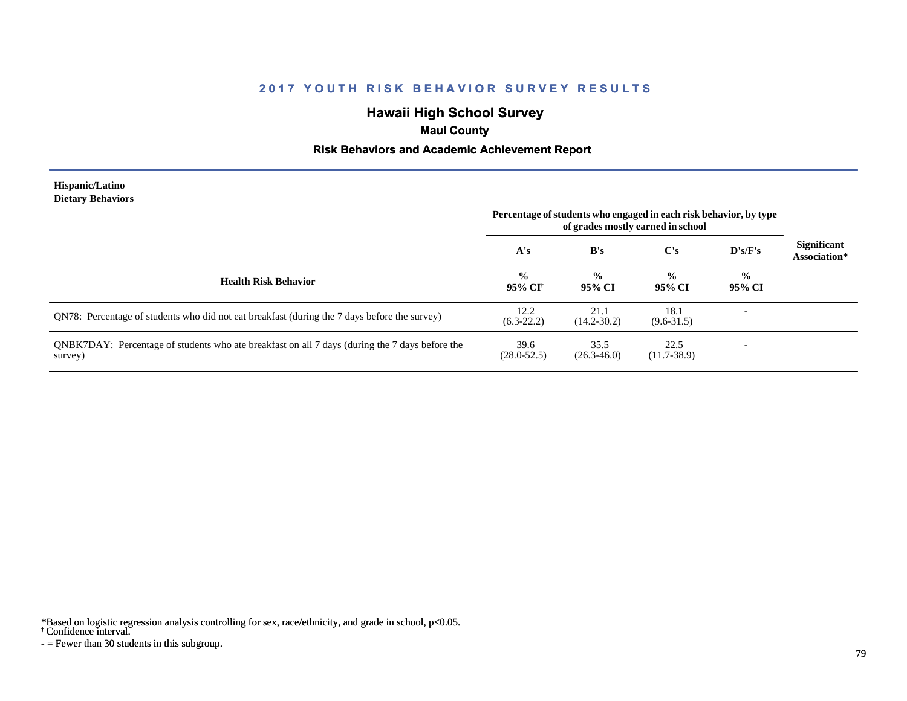# 2017 YOUTH RISK BEHAVIOR SURVEY RESULTS

## Hawaii High School Survey

### Maui County

### Risk Behaviors and Academic Achievement Report

**Hispanic/Latino**
**Dietary Behaviors**

| Health Risk Behavior | A's % 95% CI† | B's % 95% CI | C's % 95% CI | D's/F's % 95% CI | Significant Association* |
|---|---|---|---|---|---|
| | Percentage of students who engaged in each risk behavior, by type of grades mostly earned in school | | | | |
| QN78: Percentage of students who did not eat breakfast (during the 7 days before the survey) | 12.2 (6.3-22.2) | 21.1 (14.2-30.2) | 18.1 (9.6-31.5) | - | |
| QNBK7DAY: Percentage of students who ate breakfast on all 7 days (during the 7 days before the survey) | 39.6 (28.0-52.5) | 35.5 (26.3-46.0) | 22.5 (11.7-38.9) | - | |

*Based on logistic regression analysis controlling for sex, race/ethnicity, and grade in school, $p<0.05$.
† Confidence interval.
- = Fewer than 30 students in this subgroup.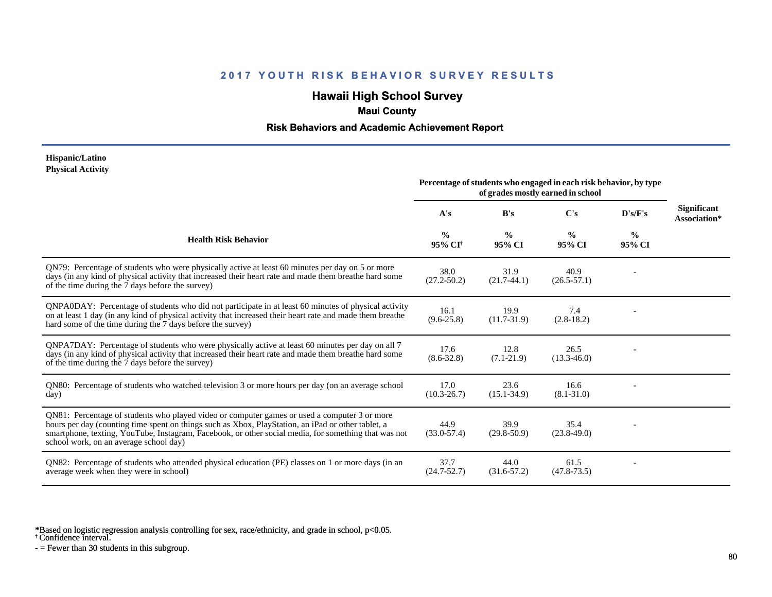## 2017 YOUTH RISK BEHAVIOR SURVEY RESULTS

# Hawaii High School Survey

### Maui County

### Risk Behaviors and Academic Achievement Report

**Hispanic/Latino**
**Physical Activity**

| Health Risk Behavior | Percentage of students who engaged in each risk behavior, by type of grades mostly earned in school | | | | Significant Association* |
|---|---|---|---|---|---|
| | A's | B's | C's | D's/F's | |
| | % 95% CI[†] | % 95% CI | % 95% CI | % 95% CI | |
| QN79: Percentage of students who were physically active at least 60 minutes per day on 5 or more days (in any kind of physical activity that increased their heart rate and made them breathe hard some of the time during the 7 days before the survey) | 38.0 (27.2-50.2) | 31.9 (21.7-44.1) | 40.9 (26.5-57.1) | - | |
| QNPA0DAY: Percentage of students who did not participate in at least 60 minutes of physical activity on at least 1 day (in any kind of physical activity that increased their heart rate and made them breathe hard some of the time during the 7 days before the survey) | 16.1 (9.6-25.8) | 19.9 (11.7-31.9) | 7.4 (2.8-18.2) | - | |
| QNPA7DAY: Percentage of students who were physically active at least 60 minutes per day on all 7 days (in any kind of physical activity that increased their heart rate and made them breathe hard some of the time during the 7 days before the survey) | 17.6 (8.6-32.8) | 12.8 (7.1-21.9) | 26.5 (13.3-46.0) | - | |
| QN80: Percentage of students who watched television 3 or more hours per day (on an average school day) | 17.0 (10.3-26.7) | 23.6 (15.1-34.9) | 16.6 (8.1-31.0) | - | |
| QN81: Percentage of students who played video or computer games or used a computer 3 or more hours per day (counting time spent on things such as Xbox, PlayStation, an iPad or other tablet, a smartphone, texting, YouTube, Instagram, Facebook, or other social media, for something that was not school work, on an average school day) | 44.9 (33.0-57.4) | 39.9 (29.8-50.9) | 35.4 (23.8-49.0) | - | |
| QN82: Percentage of students who attended physical education (PE) classes on 1 or more days (in an average week when they were in school) | 37.7 (24.7-52.7) | 44.0 (31.6-57.2) | 61.5 (47.8-73.5) | - | |

*Based on logistic regression analysis controlling for sex, race/ethnicity, and grade in school, $p<0.05$.
[†] Confidence interval.
- = Fewer than 30 students in this subgroup.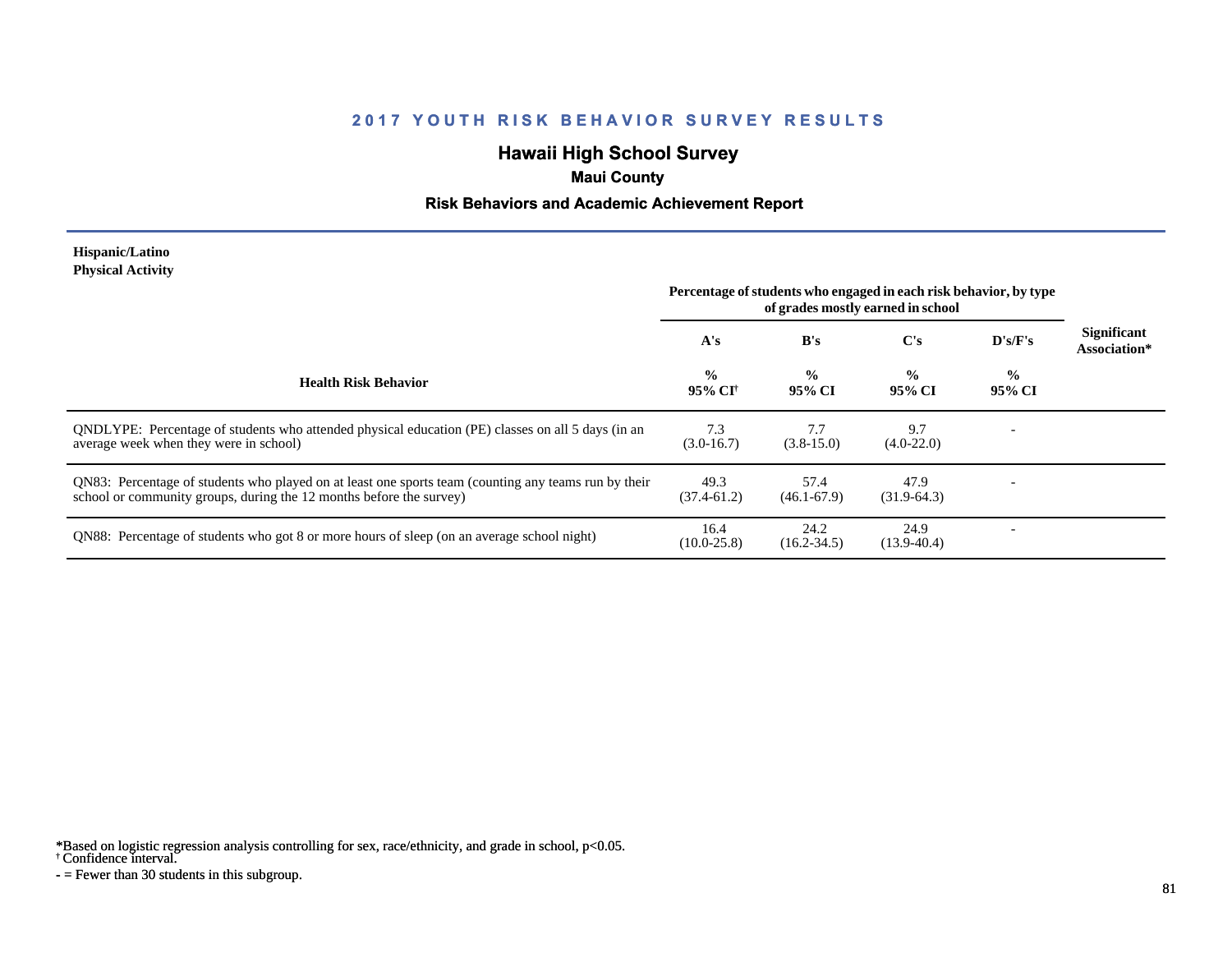# 2017 YOUTH RISK BEHAVIOR SURVEY RESULTS

## Hawaii High School Survey

### Maui County

### Risk Behaviors and Academic Achievement Report

**Hispanic/Latino**
**Physical Activity**

| Health Risk Behavior | Percentage of students who engaged in each risk behavior, by type of grades mostly earned in school | | | | Significant Association* |
|---|---|---|---|---|---|
| | A's | B's | C's | D's/F's | |
| | % 95% CI† | % 95% CI | % 95% CI | % 95% CI | |
| QNDLYPE: Percentage of students who attended physical education (PE) classes on all 5 days (in an average week when they were in school) | 7.3 (3.0-16.7) | 7.7 (3.8-15.0) | 9.7 (4.0-22.0) | - | |
| QN83: Percentage of students who played on at least one sports team (counting any teams run by their school or community groups, during the 12 months before the survey) | 49.3 (37.4-61.2) | 57.4 (46.1-67.9) | 47.9 (31.9-64.3) | - | |
| QN88: Percentage of students who got 8 or more hours of sleep (on an average school night) | 16.4 (10.0-25.8) | 24.2 (16.2-34.5) | 24.9 (13.9-40.4) | - | |

*Based on logistic regression analysis controlling for sex, race/ethnicity, and grade in school, $p<0.05$.
† Confidence interval.
- = Fewer than 30 students in this subgroup.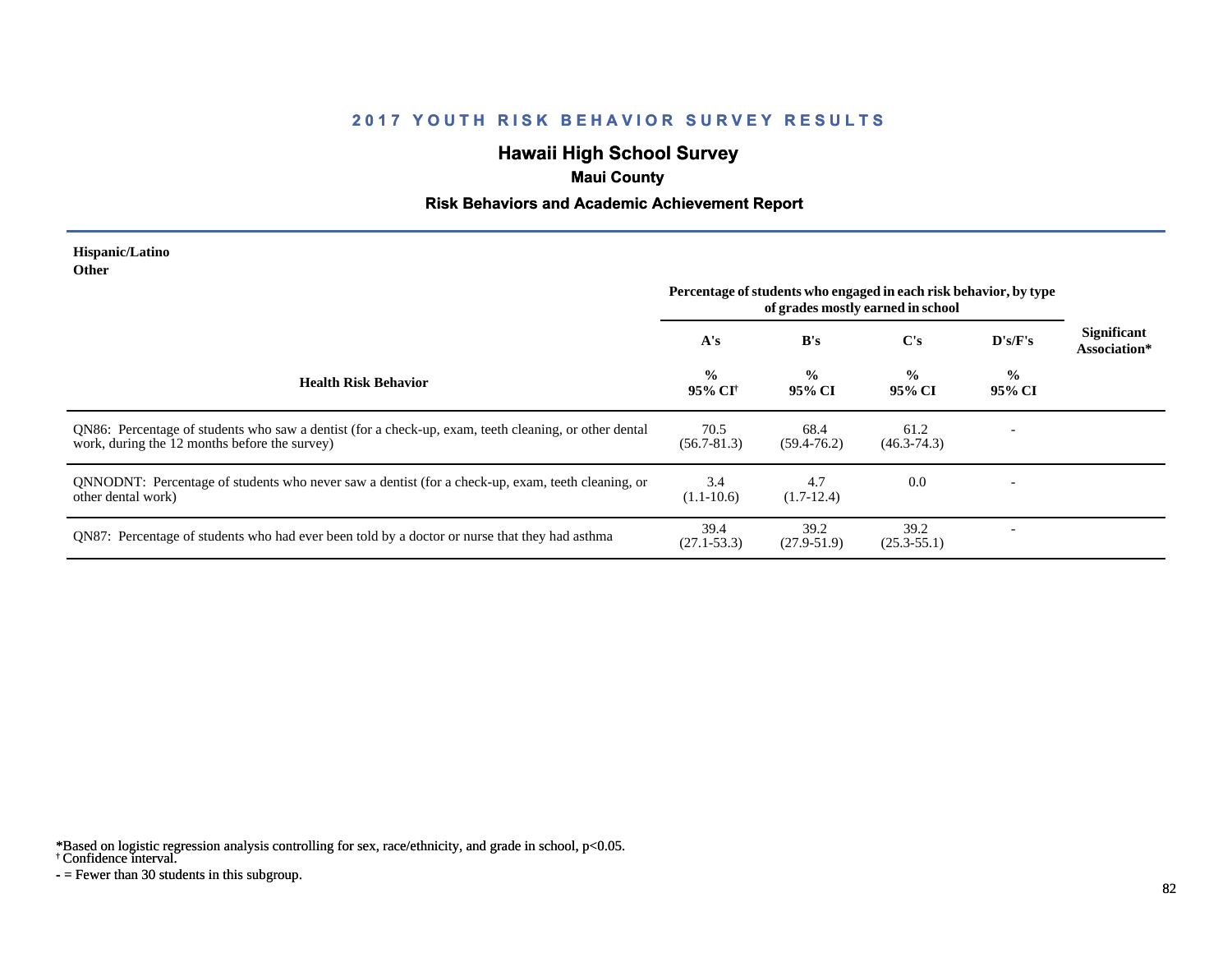## 2017 YOUTH RISK BEHAVIOR SURVEY RESULTS

# Hawaii High School Survey

### Maui County

### Risk Behaviors and Academic Achievement Report

**Hispanic/Latino**
**Other**

| Health Risk Behavior | Percentage of students who engaged in each risk behavior, by type of grades mostly earned in school | | | | Significant Association* |
|---|---|---|---|---|---|
| | A's | B's | C's | D's/F's | |
| | % 95% CI[†] | % 95% CI | % 95% CI | % 95% CI | |
| QN86: Percentage of students who saw a dentist (for a check-up, exam, teeth cleaning, or other dental work, during the 12 months before the survey) | 70.5 (56.7-81.3) | 68.4 (59.4-76.2) | 61.2 (46.3-74.3) | - | |
| QNNODNT: Percentage of students who never saw a dentist (for a check-up, exam, teeth cleaning, or other dental work) | 3.4 (1.1-10.6) | 4.7 (1.7-12.4) | 0.0 | - | |
| QN87: Percentage of students who had ever been told by a doctor or nurse that they had asthma | 39.4 (27.1-53.3) | 39.2 (27.9-51.9) | 39.2 (25.3-55.1) | - | |

*Based on logistic regression analysis controlling for sex, race/ethnicity, and grade in school, $p<0.05$.
[†] Confidence interval.
- = Fewer than 30 students in this subgroup.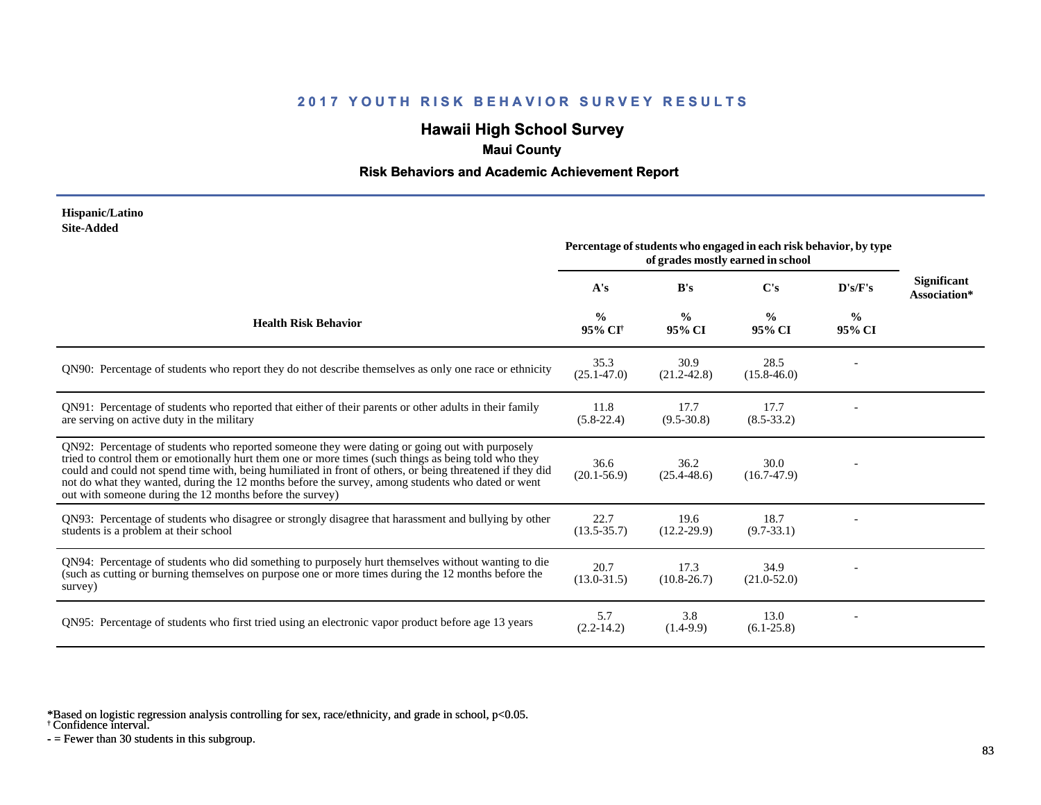## 2017 YOUTH RISK BEHAVIOR SURVEY RESULTS

# Hawaii High School Survey

### Maui County

### Risk Behaviors and Academic Achievement Report

**Hispanic/Latino**
**Site-Added**

| Health Risk Behavior | Percentage of students who engaged in each risk behavior, by type of grades mostly earned in school | | | | Significant Association* |
|---|---|---|---|---|---|
| | A's | B's | C's | D's/F's | |
| | % 95% CI[†] | % 95% CI | % 95% CI | % 95% CI | |
| QN90: Percentage of students who report they do not describe themselves as only one race or ethnicity | 35.3 (25.1-47.0) | 30.9 (21.2-42.8) | 28.5 (15.8-46.0) | - | |
| QN91: Percentage of students who reported that either of their parents or other adults in their family are serving on active duty in the military | 11.8 (5.8-22.4) | 17.7 (9.5-30.8) | 17.7 (8.5-33.2) | - | |
| QN92: Percentage of students who reported someone they were dating or going out with purposely tried to control them or emotionally hurt them one or more times (such things as being told who they could and could not spend time with, being humiliated in front of others, or being threatened if they did not do what they wanted, during the 12 months before the survey, among students who dated or went out with someone during the 12 months before the survey) | 36.6 (20.1-56.9) | 36.2 (25.4-48.6) | 30.0 (16.7-47.9) | - | |
| QN93: Percentage of students who disagree or strongly disagree that harassment and bullying by other students is a problem at their school | 22.7 (13.5-35.7) | 19.6 (12.2-29.9) | 18.7 (9.7-33.1) | - | |
| QN94: Percentage of students who did something to purposely hurt themselves without wanting to die (such as cutting or burning themselves on purpose one or more times during the 12 months before the survey) | 20.7 (13.0-31.5) | 17.3 (10.8-26.7) | 34.9 (21.0-52.0) | - | |
| QN95: Percentage of students who first tried using an electronic vapor product before age 13 years | 5.7 (2.2-14.2) | 3.8 (1.4-9.9) | 13.0 (6.1-25.8) | - | |

*Based on logistic regression analysis controlling for sex, race/ethnicity, and grade in school, $p<0.05$.
[†] Confidence interval.
- = Fewer than 30 students in this subgroup.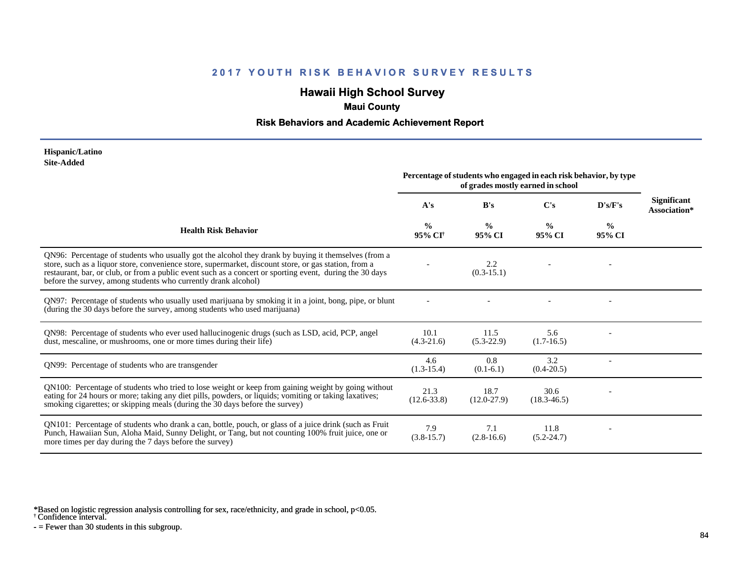## 2017 YOUTH RISK BEHAVIOR SURVEY RESULTS

### Hawaii High School Survey

**Maui County**

**Risk Behaviors and Academic Achievement Report**

**Hispanic/Latino**
**Site-Added**

| Health Risk Behavior | Percentage of students who engaged in each risk behavior, by type of grades mostly earned in school | | | | Significant Association* |
|---|---|---|---|---|---|
| | A's | B's | C's | D's/F's | |
| | % 95% CI† | % 95% CI | % 95% CI | % 95% CI | |
| QN96: Percentage of students who usually got the alcohol they drank by buying it themselves (from a store, such as a liquor store, convenience store, supermarket, discount store, or gas station, from a restaurant, bar, or club, or from a public event such as a concert or sporting event, during the 30 days before the survey, among students who currently drank alcohol) | - | 2.2 (0.3-15.1) | - | - | |
| QN97: Percentage of students who usually used marijuana by smoking it in a joint, bong, pipe, or blunt (during the 30 days before the survey, among students who used marijuana) | - | - | - | - | |
| QN98: Percentage of students who ever used hallucinogenic drugs (such as LSD, acid, PCP, angel dust, mescaline, or mushrooms, one or more times during their life) | 10.1 (4.3-21.6) | 11.5 (5.3-22.9) | 5.6 (1.7-16.5) | - | |
| QN99: Percentage of students who are transgender | 4.6 (1.3-15.4) | 0.8 (0.1-6.1) | 3.2 (0.4-20.5) | - | |
| QN100: Percentage of students who tried to lose weight or keep from gaining weight by going without eating for 24 hours or more; taking any diet pills, powders, or liquids; vomiting or taking laxatives; smoking cigarettes; or skipping meals (during the 30 days before the survey) | 21.3 (12.6-33.8) | 18.7 (12.0-27.9) | 30.6 (18.3-46.5) | - | |
| QN101: Percentage of students who drank a can, bottle, pouch, or glass of a juice drink (such as Fruit Punch, Hawaiian Sun, Aloha Maid, Sunny Delight, or Tang, but not counting 100% fruit juice, one or more times per day during the 7 days before the survey) | 7.9 (3.8-15.7) | 7.1 (2.8-16.6) | 11.8 (5.2-24.7) | - | |

*Based on logistic regression analysis controlling for sex, race/ethnicity, and grade in school, $p<0.05$.
† Confidence interval.
- = Fewer than 30 students in this subgroup.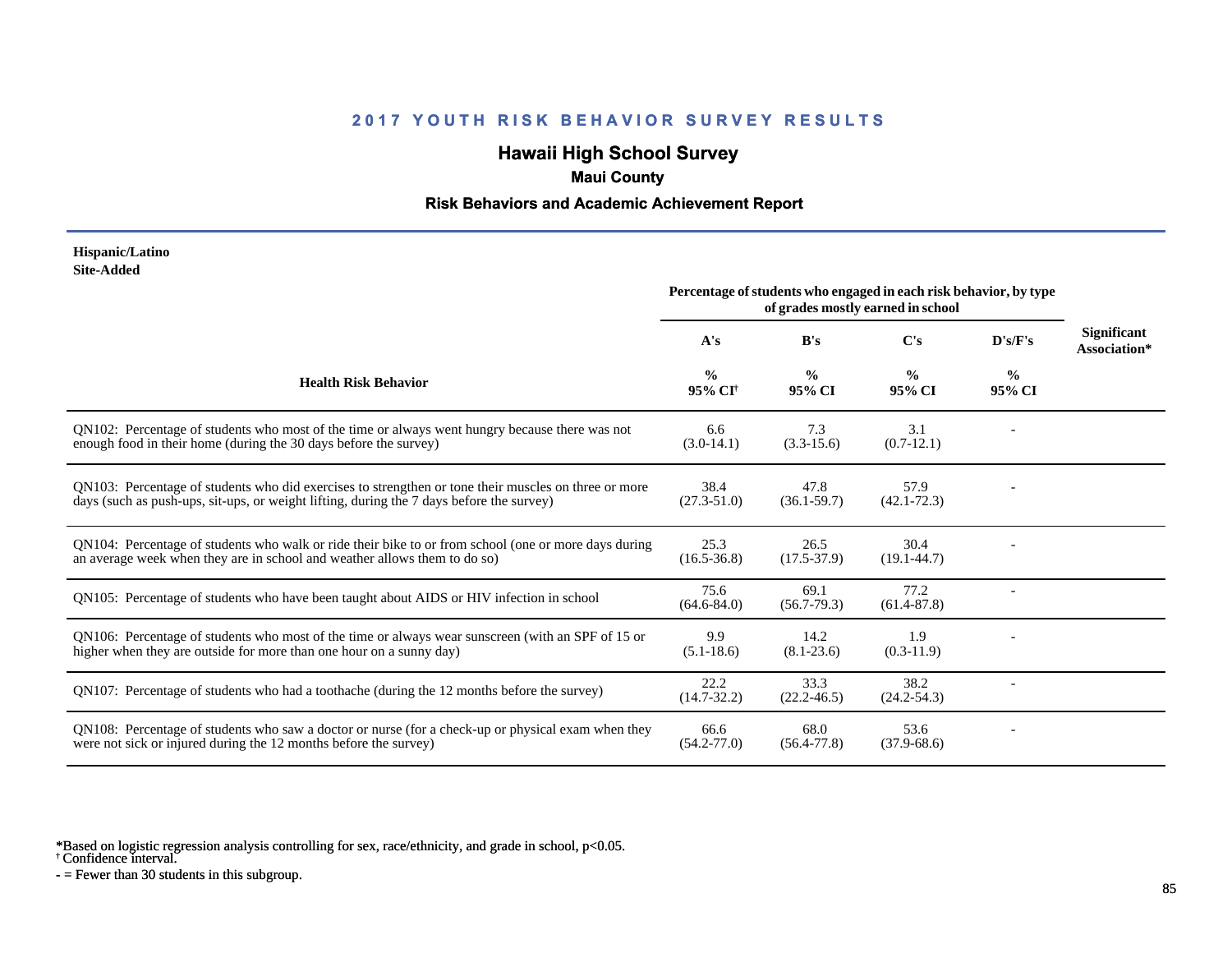# 2017 YOUTH RISK BEHAVIOR SURVEY RESULTS

## Hawaii High School Survey

### Maui County

### Risk Behaviors and Academic Achievement Report

**Hispanic/Latino**
**Site-Added**

| Health Risk Behavior | A's | B's | C's | D's/F's | Significant Association* |
|---|---|---|---|---|---|
| | Percentage of students who engaged in each risk behavior, by type of grades mostly earned in school | | | | |
| | % 95% CI† | % 95% CI | % 95% CI | % 95% CI | |
| QN102: Percentage of students who most of the time or always went hungry because there was not enough food in their home (during the 30 days before the survey) | 6.6 (3.0-14.1) | 7.3 (3.3-15.6) | 3.1 (0.7-12.1) | - | |
| QN103: Percentage of students who did exercises to strengthen or tone their muscles on three or more days (such as push-ups, sit-ups, or weight lifting, during the 7 days before the survey) | 38.4 (27.3-51.0) | 47.8 (36.1-59.7) | 57.9 (42.1-72.3) | - | |
| QN104: Percentage of students who walk or ride their bike to or from school (one or more days during an average week when they are in school and weather allows them to do so) | 25.3 (16.5-36.8) | 26.5 (17.5-37.9) | 30.4 (19.1-44.7) | - | |
| QN105: Percentage of students who have been taught about AIDS or HIV infection in school | 75.6 (64.6-84.0) | 69.1 (56.7-79.3) | 77.2 (61.4-87.8) | - | |
| QN106: Percentage of students who most of the time or always wear sunscreen (with an SPF of 15 or higher when they are outside for more than one hour on a sunny day) | 9.9 (5.1-18.6) | 14.2 (8.1-23.6) | 1.9 (0.3-11.9) | - | |
| QN107: Percentage of students who had a toothache (during the 12 months before the survey) | 22.2 (14.7-32.2) | 33.3 (22.2-46.5) | 38.2 (24.2-54.3) | - | |
| QN108: Percentage of students who saw a doctor or nurse (for a check-up or physical exam when they were not sick or injured during the 12 months before the survey) | 66.6 (54.2-77.0) | 68.0 (56.4-77.8) | 53.6 (37.9-68.6) | - | |

*Based on logistic regression analysis controlling for sex, race/ethnicity, and grade in school, $p<0.05$.
† Confidence interval.
- = Fewer than 30 students in this subgroup.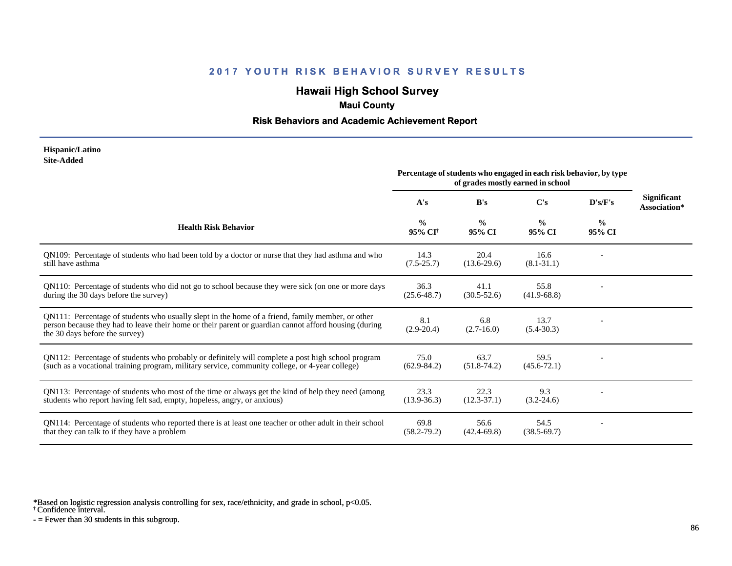## 2017 YOUTH RISK BEHAVIOR SURVEY RESULTS

# Hawaii High School Survey

### Maui County

### Risk Behaviors and Academic Achievement Report

**Hispanic/Latino**
**Site-Added**

| Health Risk Behavior | Percentage of students who engaged in each risk behavior, by type of grades mostly earned in school | | | | Significant Association* |
|---|---|---|---|---|---|
| | A's | B's | C's | D's/F's | |
| | % 95% CI† | % 95% CI | % 95% CI | % 95% CI | |
| QN109: Percentage of students who had been told by a doctor or nurse that they had asthma and who still have asthma | 14.3 (7.5-25.7) | 20.4 (13.6-29.6) | 16.6 (8.1-31.1) | - | |
| QN110: Percentage of students who did not go to school because they were sick (on one or more days during the 30 days before the survey) | 36.3 (25.6-48.7) | 41.1 (30.5-52.6) | 55.8 (41.9-68.8) | - | |
| QN111: Percentage of students who usually slept in the home of a friend, family member, or other person because they had to leave their home or their parent or guardian cannot afford housing (during the 30 days before the survey) | 8.1 (2.9-20.4) | 6.8 (2.7-16.0) | 13.7 (5.4-30.3) | - | |
| QN112: Percentage of students who probably or definitely will complete a post high school program (such as a vocational training program, military service, community college, or 4-year college) | 75.0 (62.9-84.2) | 63.7 (51.8-74.2) | 59.5 (45.6-72.1) | - | |
| QN113: Percentage of students who most of the time or always get the kind of help they need (among students who report having felt sad, empty, hopeless, angry, or anxious) | 23.3 (13.9-36.3) | 22.3 (12.3-37.1) | 9.3 (3.2-24.6) | - | |
| QN114: Percentage of students who reported there is at least one teacher or other adult in their school that they can talk to if they have a problem | 69.8 (58.2-79.2) | 56.6 (42.4-69.8) | 54.5 (38.5-69.7) | - | |

*Based on logistic regression analysis controlling for sex, race/ethnicity, and grade in school, $p<0.05$.
† Confidence interval.
- = Fewer than 30 students in this subgroup.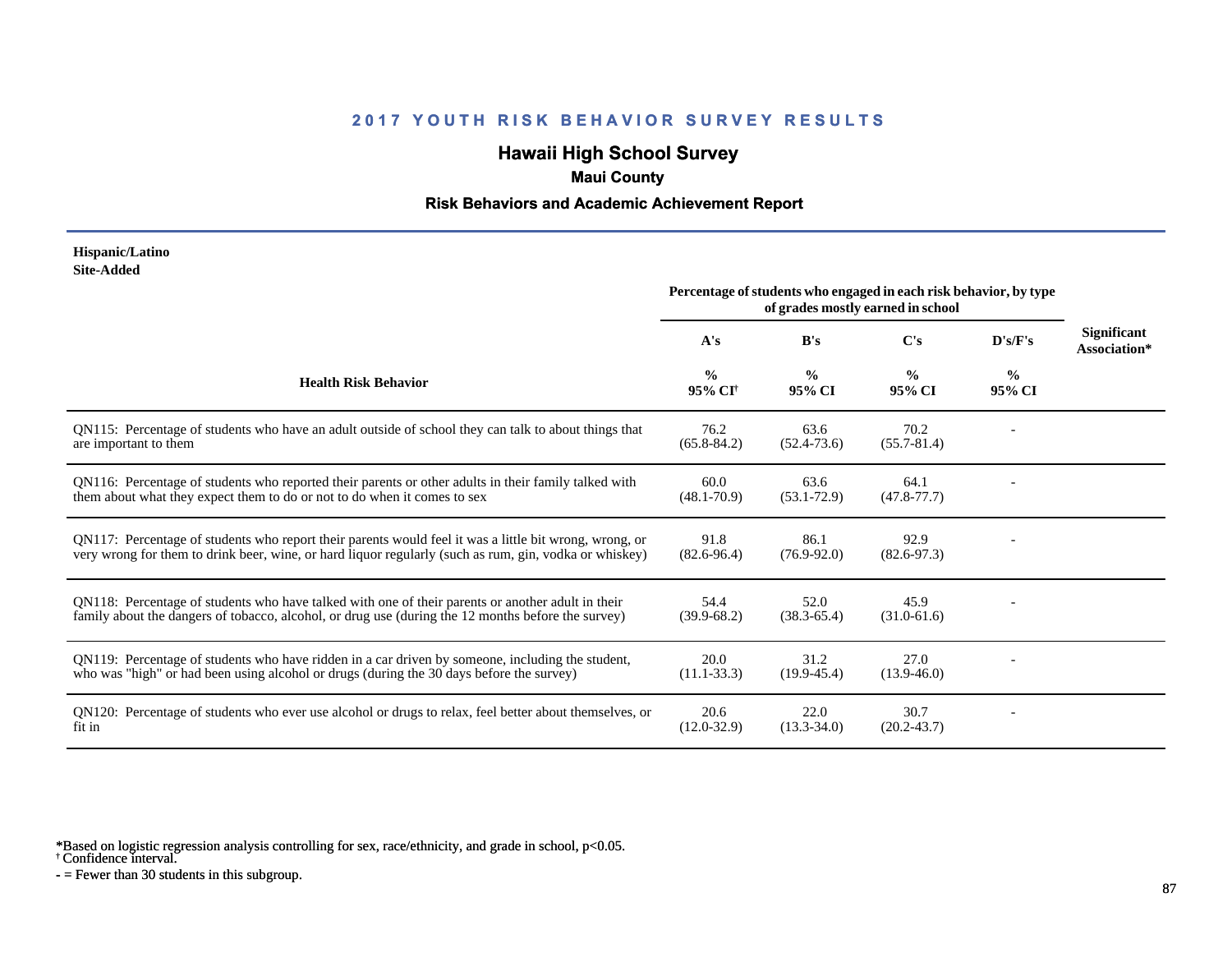## 2017 YOUTH RISK BEHAVIOR SURVEY RESULTS

# Hawaii High School Survey

### Maui County

### Risk Behaviors and Academic Achievement Report

**Hispanic/Latino**
**Site-Added**

| Health Risk Behavior | A's | B's | C's | D's/F's | Significant Association* |
|---|---|---|---|---|---|
| | Percentage of students who engaged in each risk behavior, by type of grades mostly earned in school | | | | |
| | % 95% CI[†] | % 95% CI | % 95% CI | % 95% CI | |
| QN115: Percentage of students who have an adult outside of school they can talk to about things that are important to them | 76.2 (65.8-84.2) | 63.6 (52.4-73.6) | 70.2 (55.7-81.4) | - | |
| QN116: Percentage of students who reported their parents or other adults in their family talked with them about what they expect them to do or not to do when it comes to sex | 60.0 (48.1-70.9) | 63.6 (53.1-72.9) | 64.1 (47.8-77.7) | - | |
| QN117: Percentage of students who report their parents would feel it was a little bit wrong, wrong, or very wrong for them to drink beer, wine, or hard liquor regularly (such as rum, gin, vodka or whiskey) | 91.8 (82.6-96.4) | 86.1 (76.9-92.0) | 92.9 (82.6-97.3) | - | |
| QN118: Percentage of students who have talked with one of their parents or another adult in their family about the dangers of tobacco, alcohol, or drug use (during the 12 months before the survey) | 54.4 (39.9-68.2) | 52.0 (38.3-65.4) | 45.9 (31.0-61.6) | - | |
| QN119: Percentage of students who have ridden in a car driven by someone, including the student, who was "high" or had been using alcohol or drugs (during the 30 days before the survey) | 20.0 (11.1-33.3) | 31.2 (19.9-45.4) | 27.0 (13.9-46.0) | - | |
| QN120: Percentage of students who ever use alcohol or drugs to relax, feel better about themselves, or fit in | 20.6 (12.0-32.9) | 22.0 (13.3-34.0) | 30.7 (20.2-43.7) | - | |

*Based on logistic regression analysis controlling for sex, race/ethnicity, and grade in school, p<0.05.
[†] Confidence interval.
- = Fewer than 30 students in this subgroup.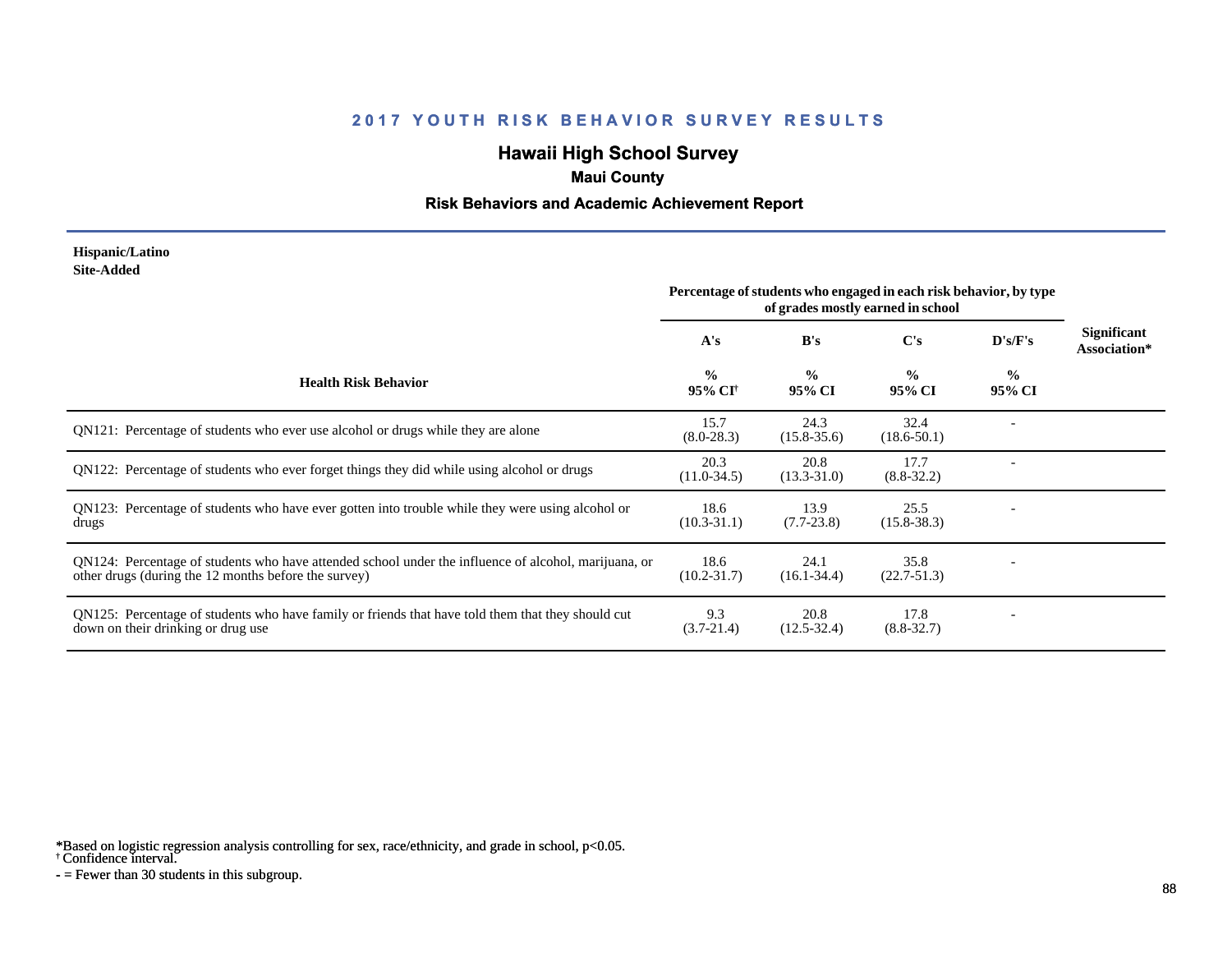# 2017 YOUTH RISK BEHAVIOR SURVEY RESULTS

## Hawaii High School Survey

### Maui County

### Risk Behaviors and Academic Achievement Report

**Hispanic/Latino**
**Site-Added**

| Health Risk Behavior | A's | B's | C's | D's/F's | Significant Association* |
|---|---|---|---|---|---|
| | Percentage of students who engaged in each risk behavior, by type of grades mostly earned in school | | | | |
| | % 95% CI[†] | % 95% CI | % 95% CI | % 95% CI | |
| QN121: Percentage of students who ever use alcohol or drugs while they are alone | 15.7 (8.0-28.3) | 24.3 (15.8-35.6) | 32.4 (18.6-50.1) | - | |
| QN122: Percentage of students who ever forget things they did while using alcohol or drugs | 20.3 (11.0-34.5) | 20.8 (13.3-31.0) | 17.7 (8.8-32.2) | - | |
| QN123: Percentage of students who have ever gotten into trouble while they were using alcohol or drugs | 18.6 (10.3-31.1) | 13.9 (7.7-23.8) | 25.5 (15.8-38.3) | - | |
| QN124: Percentage of students who have attended school under the influence of alcohol, marijuana, or other drugs (during the 12 months before the survey) | 18.6 (10.2-31.7) | 24.1 (16.1-34.4) | 35.8 (22.7-51.3) | - | |
| QN125: Percentage of students who have family or friends that have told them that they should cut down on their drinking or drug use | 9.3 (3.7-21.4) | 20.8 (12.5-32.4) | 17.8 (8.8-32.7) | - | |

*Based on logistic regression analysis controlling for sex, race/ethnicity, and grade in school, $p<0.05$.
[†] Confidence interval.
- = Fewer than 30 students in this subgroup.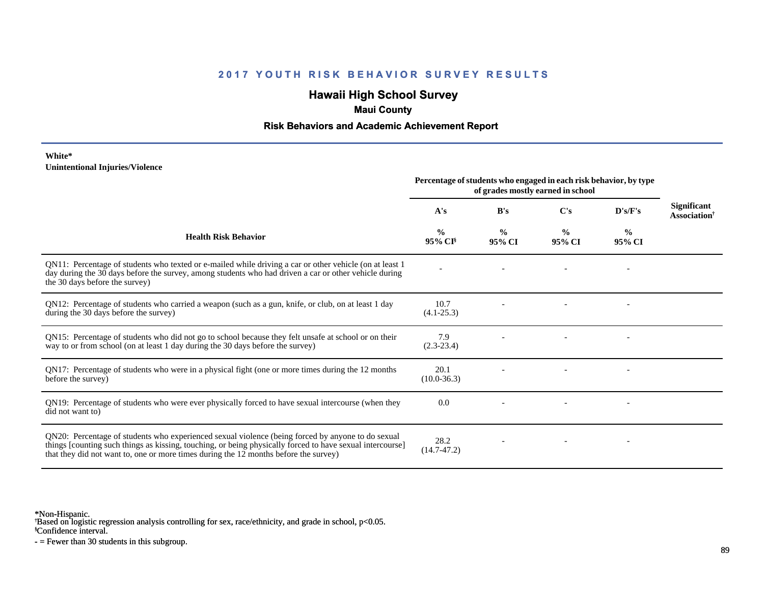## 2017 YOUTH RISK BEHAVIOR SURVEY RESULTS

# Hawaii High School Survey

### Maui County

### Risk Behaviors and Academic Achievement Report

**White***
**Unintentional Injuries/Violence**

| Health Risk Behavior | Percentage of students who engaged in each risk behavior, by type of grades mostly earned in school | | | | Significant Association[†] |
|---|---|---|---|---|---|
| | A's<br>%<br>95% CI[§] | B's<br>%<br>95% CI | C's<br>%<br>95% CI | D's/F's<br>%<br>95% CI | |
| QN11: Percentage of students who texted or e-mailed while driving a car or other vehicle (on at least 1 day during the 30 days before the survey, among students who had driven a car or other vehicle during the 30 days before the survey) | - | - | - | - | |
| QN12: Percentage of students who carried a weapon (such as a gun, knife, or club, on at least 1 day during the 30 days before the survey) | 10.7<br>(4.1-25.3) | - | - | - | |
| QN15: Percentage of students who did not go to school because they felt unsafe at school or on their way to or from school (on at least 1 day during the 30 days before the survey) | 7.9<br>(2.3-23.4) | - | - | - | |
| QN17: Percentage of students who were in a physical fight (one or more times during the 12 months before the survey) | 20.1<br>(10.0-36.3) | - | - | - | |
| QN19: Percentage of students who were ever physically forced to have sexual intercourse (when they did not want to) | 0.0 | - | - | - | |
| QN20: Percentage of students who experienced sexual violence (being forced by anyone to do sexual things [counting such things as kissing, touching, or being physically forced to have sexual intercourse] that they did not want to, one or more times during the 12 months before the survey) | 28.2<br>(14.7-47.2) | - | - | - | |

*Non-Hispanic.
[†]Based on logistic regression analysis controlling for sex, race/ethnicity, and grade in school, $p<0.05$.
[§]Confidence interval.
- = Fewer than 30 students in this subgroup.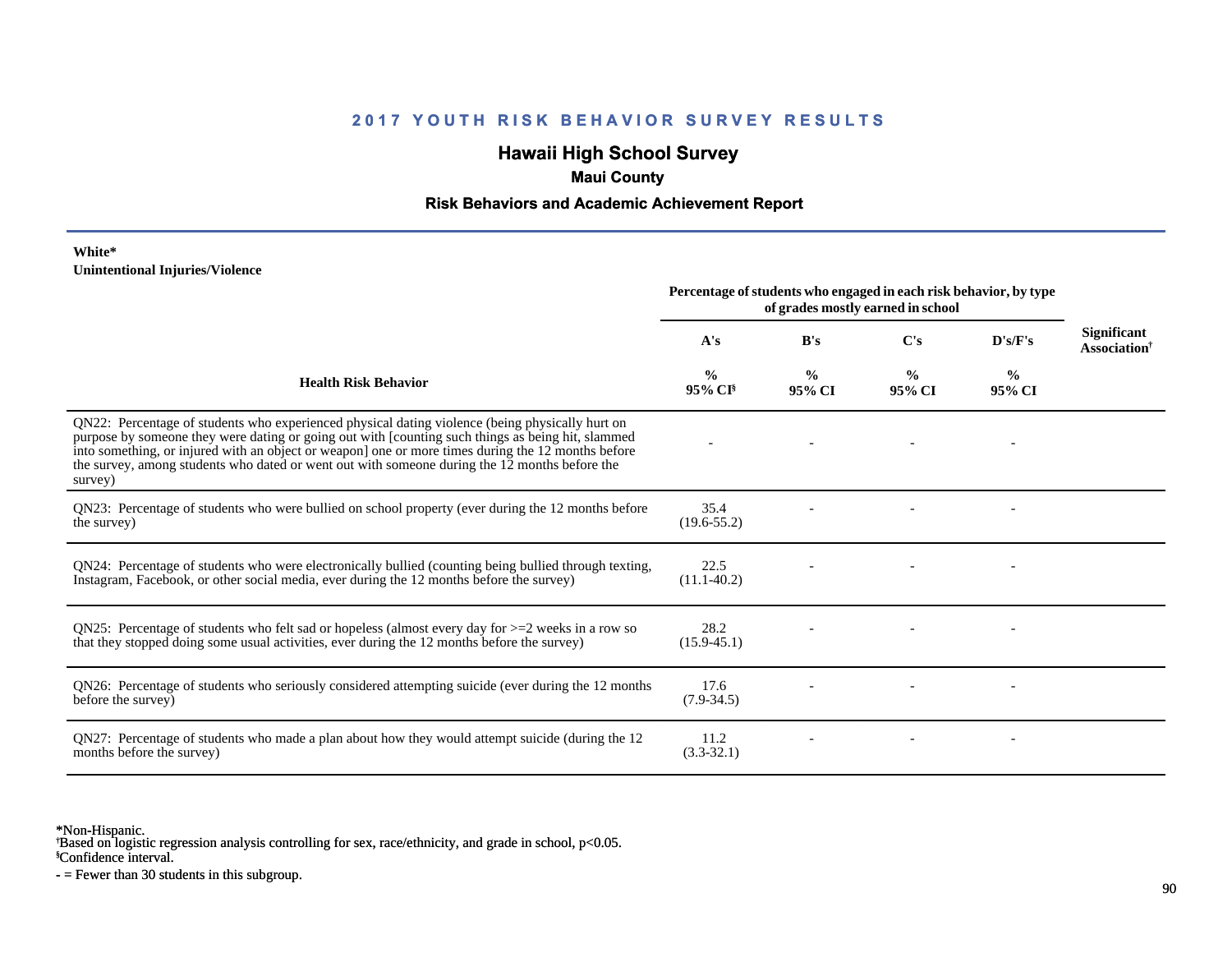## 2017 YOUTH RISK BEHAVIOR SURVEY RESULTS

# Hawaii High School Survey

### Maui County

### Risk Behaviors and Academic Achievement Report

**White***
**Unintentional Injuries/Violence**

| Health Risk Behavior | Percentage of students who engaged in each risk behavior, by type of grades mostly earned in school | | | | Significant Association[†] |
|---|---|---|---|---|---|
| | A's | B's | C's | D's/F's | |
| | % 95% CI[§] | % 95% CI | % 95% CI | % 95% CI | |
| QN22: Percentage of students who experienced physical dating violence (being physically hurt on purpose by someone they were dating or going out with [counting such things as being hit, slammed into something, or injured with an object or weapon] one or more times during the 12 months before the survey, among students who dated or went out with someone during the 12 months before the survey) | - | - | - | - | |
| QN23: Percentage of students who were bullied on school property (ever during the 12 months before the survey) | 35.4 (19.6-55.2) | - | - | - | |
| QN24: Percentage of students who were electronically bullied (counting being bullied through texting, Instagram, Facebook, or other social media, ever during the 12 months before the survey) | 22.5 (11.1-40.2) | - | - | - | |
| QN25: Percentage of students who felt sad or hopeless (almost every day for >=2 weeks in a row so that they stopped doing some usual activities, ever during the 12 months before the survey) | 28.2 (15.9-45.1) | - | - | - | |
| QN26: Percentage of students who seriously considered attempting suicide (ever during the 12 months before the survey) | 17.6 (7.9-34.5) | - | - | - | |
| QN27: Percentage of students who made a plan about how they would attempt suicide (during the 12 months before the survey) | 11.2 (3.3-32.1) | - | - | - | |

*Non-Hispanic.
[†]Based on logistic regression analysis controlling for sex, race/ethnicity, and grade in school, $p<0.05$.
[§]Confidence interval.
- = Fewer than 30 students in this subgroup.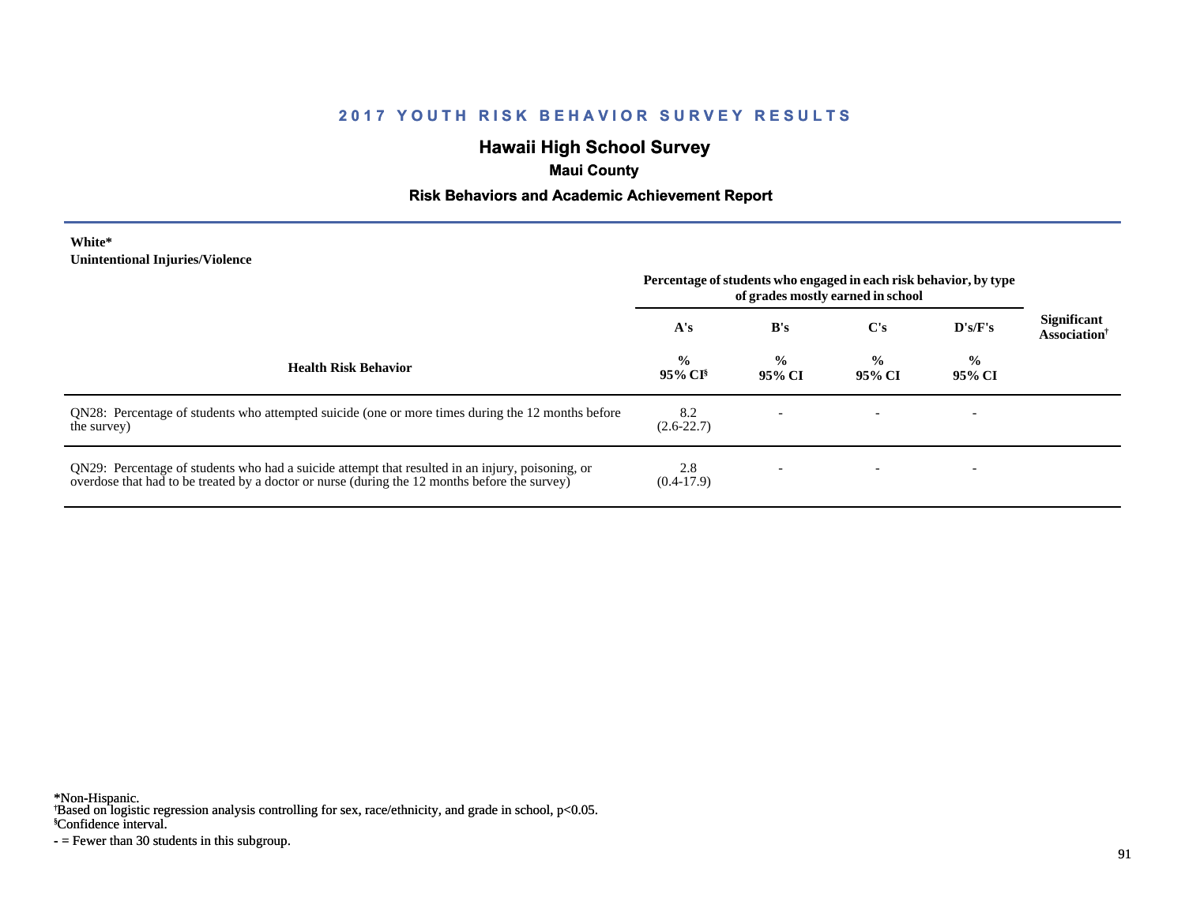## 2017 YOUTH RISK BEHAVIOR SURVEY RESULTS

# Hawaii High School Survey

### Maui County

### Risk Behaviors and Academic Achievement Report

**White***
**Unintentional Injuries/Violence**

| Health Risk Behavior | Percentage of students who engaged in each risk behavior, by type of grades mostly earned in school | | | | Significant Association† |
|---|---|---|---|---|---|
| | A's | B's | C's | D's/F's | |
| | % 95% CI§ | % 95% CI | % 95% CI | % 95% CI | |
| QN28: Percentage of students who attempted suicide (one or more times during the 12 months before the survey) | 8.2 (2.6-22.7) | - | - | - | |
| QN29: Percentage of students who had a suicide attempt that resulted in an injury, poisoning, or overdose that had to be treated by a doctor or nurse (during the 12 months before the survey) | 2.8 (0.4-17.9) | - | - | - | |

*Non-Hispanic.
†Based on logistic regression analysis controlling for sex, race/ethnicity, and grade in school, $p<0.05$.
§Confidence interval.
- = Fewer than 30 students in this subgroup.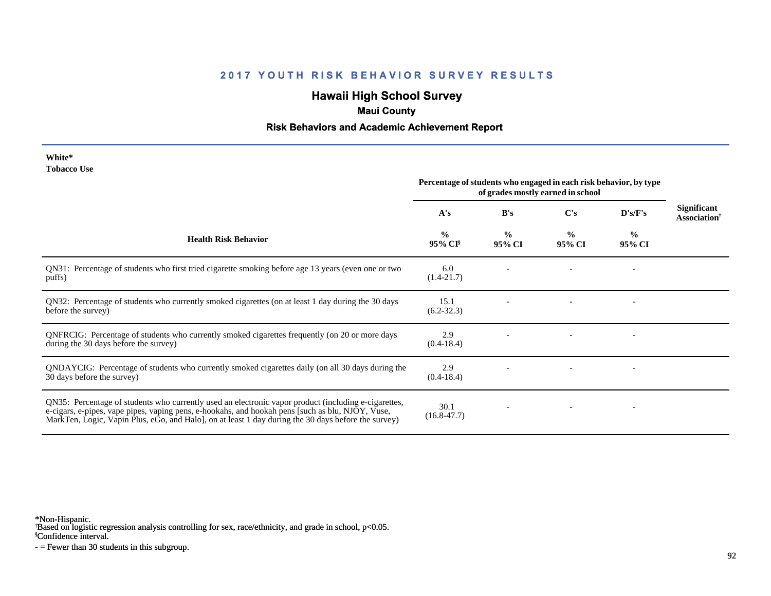# 2017 YOUTH RISK BEHAVIOR SURVEY RESULTS

## Hawaii High School Survey

### Maui County

### Risk Behaviors and Academic Achievement Report

**White***
**Tobacco Use**

| Health Risk Behavior | Percentage of students who engaged in each risk behavior, by type of grades mostly earned in school | | | | Significant Association† |
|---|---|---|---|---|---|
| | A's | B's | C's | D's/F's | |
| | % 95% CI§ | % 95% CI | % 95% CI | % 95% CI | |
| QN31: Percentage of students who first tried cigarette smoking before age 13 years (even one or two puffs) | 6.0 (1.4-21.7) | - | - | - | |
| QN32: Percentage of students who currently smoked cigarettes (on at least 1 day during the 30 days before the survey) | 15.1 (6.2-32.3) | - | - | - | |
| QNFRCIG: Percentage of students who currently smoked cigarettes frequently (on 20 or more days during the 30 days before the survey) | 2.9 (0.4-18.4) | - | - | - | |
| QNDAYCIG: Percentage of students who currently smoked cigarettes daily (on all 30 days during the 30 days before the survey) | 2.9 (0.4-18.4) | - | - | - | |
| QN35: Percentage of students who currently used an electronic vapor product (including e-cigarettes, e-cigars, e-pipes, vape pipes, vaping pens, e-hookahs, and hookah pens [such as blu, NJOY, Vuse, MarkTen, Logic, Vapin Plus, eGo, and Halo], on at least 1 day during the 30 days before the survey) | 30.1 (16.8-47.7) | - | - | - | |

*Non-Hispanic.
†Based on logistic regression analysis controlling for sex, race/ethnicity, and grade in school, $p<0.05$.
§Confidence interval.
- = Fewer than 30 students in this subgroup.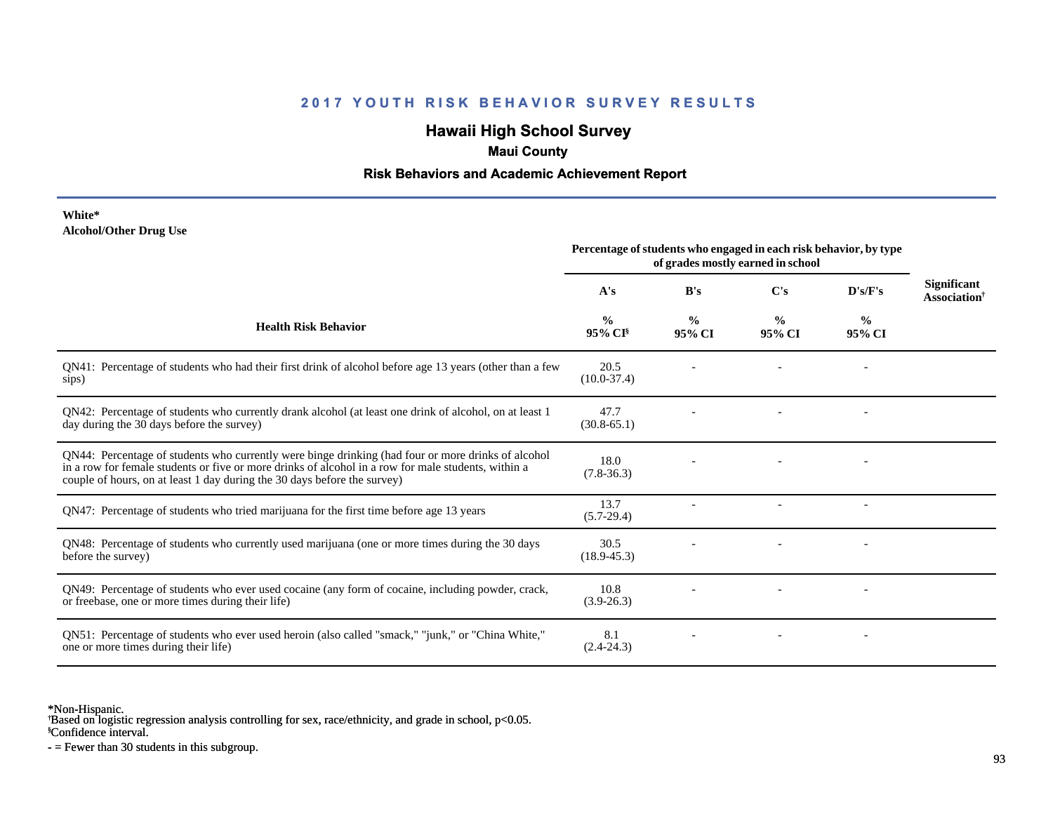## 2017 YOUTH RISK BEHAVIOR SURVEY RESULTS

# Hawaii High School Survey

### Maui County

### Risk Behaviors and Academic Achievement Report

**White***
**Alcohol/Other Drug Use**

| Health Risk Behavior | Percentage of students who engaged in each risk behavior, by type of grades mostly earned in school | | | | Significant Association† |
|---|---|---|---|---|---|
| | A's | B's | C's | D's/F's | |
| | % 95% CI§ | % 95% CI | % 95% CI | % 95% CI | |
| QN41: Percentage of students who had their first drink of alcohol before age 13 years (other than a few sips) | 20.5 (10.0-37.4) | - | - | - | |
| QN42: Percentage of students who currently drank alcohol (at least one drink of alcohol, on at least 1 day during the 30 days before the survey) | 47.7 (30.8-65.1) | - | - | - | |
| QN44: Percentage of students who currently were binge drinking (had four or more drinks of alcohol in a row for female students or five or more drinks of alcohol in a row for male students, within a couple of hours, on at least 1 day during the 30 days before the survey) | 18.0 (7.8-36.3) | - | - | - | |
| QN47: Percentage of students who tried marijuana for the first time before age 13 years | 13.7 (5.7-29.4) | - | - | - | |
| QN48: Percentage of students who currently used marijuana (one or more times during the 30 days before the survey) | 30.5 (18.9-45.3) | - | - | - | |
| QN49: Percentage of students who ever used cocaine (any form of cocaine, including powder, crack, or freebase, one or more times during their life) | 10.8 (3.9-26.3) | - | - | - | |
| QN51: Percentage of students who ever used heroin (also called "smack," "junk," or "China White," one or more times during their life) | 8.1 (2.4-24.3) | - | - | - | |

*Non-Hispanic.
†Based on logistic regression analysis controlling for sex, race/ethnicity, and grade in school, $p<0.05$.
§Confidence interval.
- = Fewer than 30 students in this subgroup.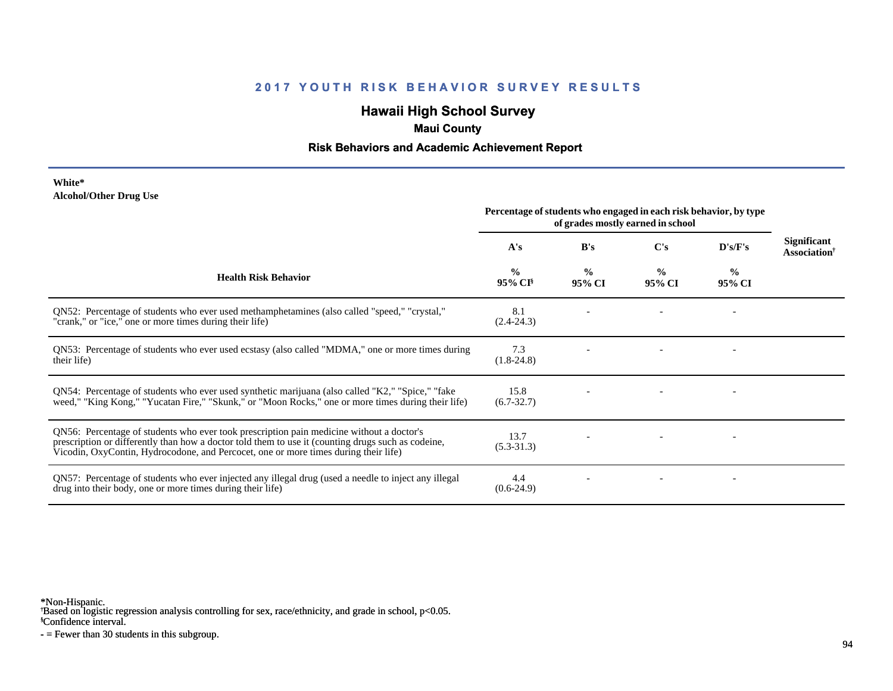## 2017 YOUTH RISK BEHAVIOR SURVEY RESULTS

# Hawaii High School Survey

### Maui County

### Risk Behaviors and Academic Achievement Report

**White***
**Alcohol/Other Drug Use**

| Health Risk Behavior | Percentage of students who engaged in each risk behavior, by type of grades mostly earned in school | | | | Significant Association† |
|---|---|---|---|---|---|
| | A's | B's | C's | D's/F's | |
| | % 95% CI§ | % 95% CI | % 95% CI | % 95% CI | |
| QN52: Percentage of students who ever used methamphetamines (also called "speed," "crystal," "crank," or "ice," one or more times during their life) | 8.1 (2.4-24.3) | - | - | - | |
| QN53: Percentage of students who ever used ecstasy (also called "MDMA," one or more times during their life) | 7.3 (1.8-24.8) | - | - | - | |
| QN54: Percentage of students who ever used synthetic marijuana (also called "K2," "Spice," "fake weed," "King Kong," "Yucatan Fire," "Skunk," or "Moon Rocks," one or more times during their life) | 15.8 (6.7-32.7) | - | - | - | |
| QN56: Percentage of students who ever took prescription pain medicine without a doctor's prescription or differently than how a doctor told them to use it (counting drugs such as codeine, Vicodin, OxyContin, Hydrocodone, and Percocet, one or more times during their life) | 13.7 (5.3-31.3) | - | - | - | |
| QN57: Percentage of students who ever injected any illegal drug (used a needle to inject any illegal drug into their body, one or more times during their life) | 4.4 (0.6-24.9) | - | - | - | |

*Non-Hispanic.
†Based on logistic regression analysis controlling for sex, race/ethnicity, and grade in school, $p<0.05$.
§Confidence interval.
- = Fewer than 30 students in this subgroup.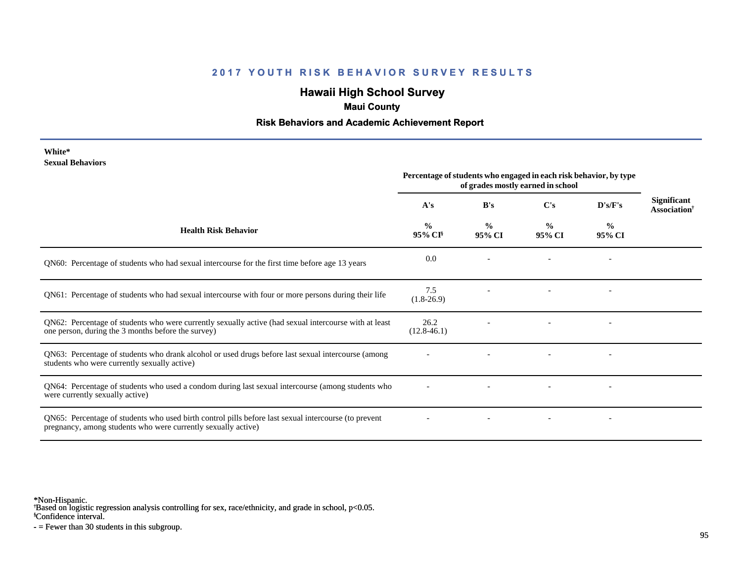## 2017 YOUTH RISK BEHAVIOR SURVEY RESULTS

# Hawaii High School Survey

### Maui County

### Risk Behaviors and Academic Achievement Report

**White***
**Sexual Behaviors**

| Health Risk Behavior | Percentage of students who engaged in each risk behavior, by type of grades mostly earned in school | | | | Significant Association† |
|---|---|---|---|---|---|
| | A's | B's | C's | D's/F's | |
| | % 95% CI§ | % 95% CI | % 95% CI | % 95% CI | |
| QN60: Percentage of students who had sexual intercourse for the first time before age 13 years | 0.0 | - | - | - | |
| QN61: Percentage of students who had sexual intercourse with four or more persons during their life | 7.5 (1.8-26.9) | - | - | - | |
| QN62: Percentage of students who were currently sexually active (had sexual intercourse with at least one person, during the 3 months before the survey) | 26.2 (12.8-46.1) | - | - | - | |
| QN63: Percentage of students who drank alcohol or used drugs before last sexual intercourse (among students who were currently sexually active) | - | - | - | - | |
| QN64: Percentage of students who used a condom during last sexual intercourse (among students who were currently sexually active) | - | - | - | - | |
| QN65: Percentage of students who used birth control pills before last sexual intercourse (to prevent pregnancy, among students who were currently sexually active) | - | - | - | - | |

*Non-Hispanic.
†Based on logistic regression analysis controlling for sex, race/ethnicity, and grade in school, $p<0.05$.
§Confidence interval.
- = Fewer than 30 students in this subgroup.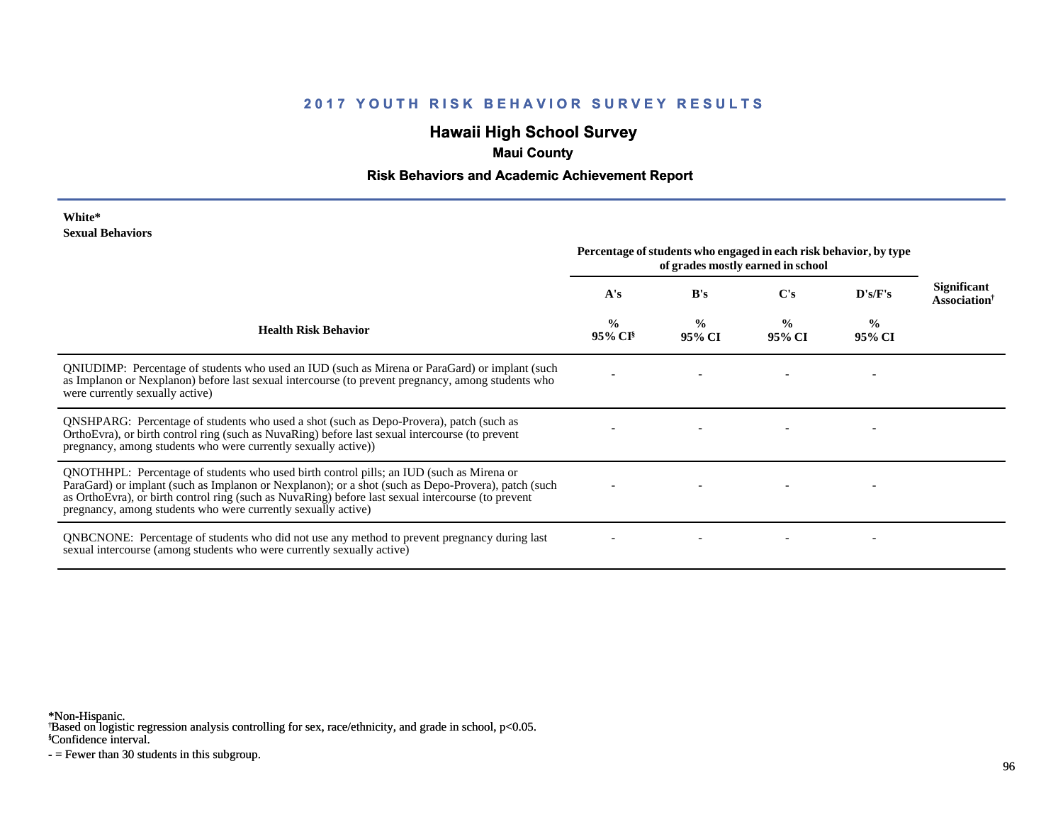## 2017 YOUTH RISK BEHAVIOR SURVEY RESULTS

# Hawaii High School Survey

### Maui County

### Risk Behaviors and Academic Achievement Report

**White***
**Sexual Behaviors**

| Health Risk Behavior | Percentage of students who engaged in each risk behavior, by type of grades mostly earned in school | | | | Significant Association† |
|---|---|---|---|---|---|
| | A's | B's | C's | D's/F's | |
| | % 95% CI§ | % 95% CI | % 95% CI | % 95% CI | |
| QNIUDIMP: Percentage of students who used an IUD (such as Mirena or ParaGard) or implant (such as Implanon or Nexplanon) before last sexual intercourse (to prevent pregnancy, among students who were currently sexually active) | - | - | - | - | |
| QNSHPARG: Percentage of students who used a shot (such as Depo-Provera), patch (such as OrthoEvra), or birth control ring (such as NuvaRing) before last sexual intercourse (to prevent pregnancy, among students who were currently sexually active)) | - | - | - | - | |
| QNOTHHPL: Percentage of students who used birth control pills; an IUD (such as Mirena or ParaGard) or implant (such as Implanon or Nexplanon); or a shot (such as Depo-Provera), patch (such as OrthoEvra), or birth control ring (such as NuvaRing) before last sexual intercourse (to prevent pregnancy, among students who were currently sexually active) | - | - | - | - | |
| QNBCNONE: Percentage of students who did not use any method to prevent pregnancy during last sexual intercourse (among students who were currently sexually active) | - | - | - | - | |

*Non-Hispanic.
†Based on logistic regression analysis controlling for sex, race/ethnicity, and grade in school, $p<0.05$.
§Confidence interval.
- = Fewer than 30 students in this subgroup.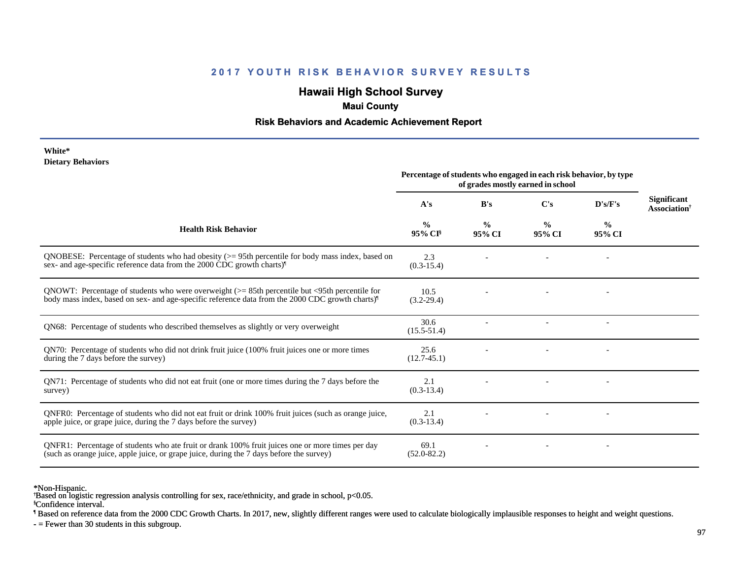## 2017 YOUTH RISK BEHAVIOR SURVEY RESULTS

# Hawaii High School Survey

### Maui County

### Risk Behaviors and Academic Achievement Report

**White***
**Dietary Behaviors**

| Health Risk Behavior | Percentage of students who engaged in each risk behavior, by type of grades mostly earned in school | | | | Significant Association† |
|---|---|---|---|---|---|
| | A's | B's | C's | D's/F's | |
| | % 95% CI§ | % 95% CI | % 95% CI | % 95% CI | |
| QNOBESE: Percentage of students who had obesity (>= 95th percentile for body mass index, based on sex- and age-specific reference data from the 2000 CDC growth charts)¶ | 2.3 (0.3-15.4) | - | - | - | |
| QNOWT: Percentage of students who were overweight (>= 85th percentile but <95th percentile for body mass index, based on sex- and age-specific reference data from the 2000 CDC growth charts)¶ | 10.5 (3.2-29.4) | - | - | - | |
| QN68: Percentage of students who described themselves as slightly or very overweight | 30.6 (15.5-51.4) | - | - | - | |
| QN70: Percentage of students who did not drink fruit juice (100% fruit juices one or more times during the 7 days before the survey) | 25.6 (12.7-45.1) | - | - | - | |
| QN71: Percentage of students who did not eat fruit (one or more times during the 7 days before the survey) | 2.1 (0.3-13.4) | - | - | - | |
| QNFR0: Percentage of students who did not eat fruit or drink 100% fruit juices (such as orange juice, apple juice, or grape juice, during the 7 days before the survey) | 2.1 (0.3-13.4) | - | - | - | |
| QNFR1: Percentage of students who ate fruit or drank 100% fruit juices one or more times per day (such as orange juice, apple juice, or grape juice, during the 7 days before the survey) | 69.1 (52.0-82.2) | - | - | - | |

*Non-Hispanic.
†Based on logistic regression analysis controlling for sex, race/ethnicity, and grade in school, $p<0.05$.
§Confidence interval.
¶ Based on reference data from the 2000 CDC Growth Charts. In 2017, new, slightly different ranges were used to calculate biologically implausible responses to height and weight questions.
- = Fewer than 30 students in this subgroup.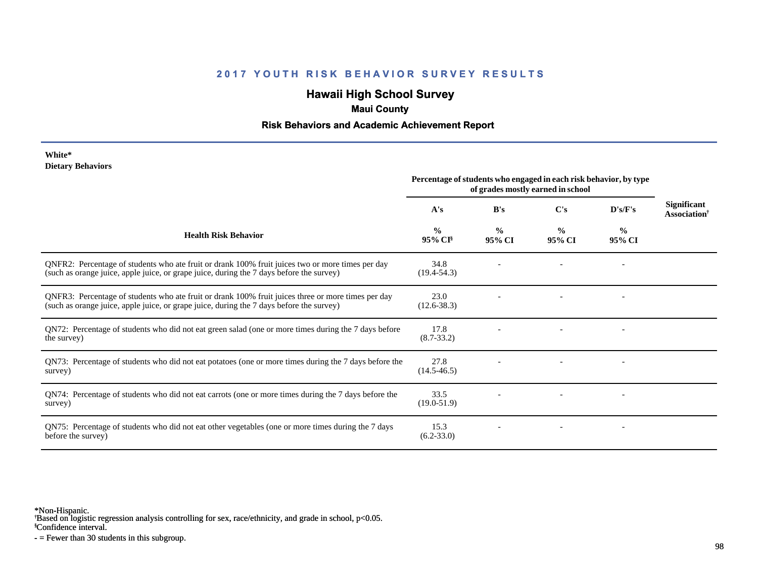# 2017 YOUTH RISK BEHAVIOR SURVEY RESULTS

## Hawaii High School Survey

### Maui County

### Risk Behaviors and Academic Achievement Report

**White***
**Dietary Behaviors**

| Health Risk Behavior | Percentage of students who engaged in each risk behavior, by type of grades mostly earned in school | | | | Significant Association† |
|---|---|---|---|---|---|
| | A's | B's | C's | D's/F's | |
| | % 95% CI§ | % 95% CI | % 95% CI | % 95% CI | |
| QNFR2: Percentage of students who ate fruit or drank 100% fruit juices two or more times per day (such as orange juice, apple juice, or grape juice, during the 7 days before the survey) | 34.8 (19.4-54.3) | - | - | - | |
| QNFR3: Percentage of students who ate fruit or drank 100% fruit juices three or more times per day (such as orange juice, apple juice, or grape juice, during the 7 days before the survey) | 23.0 (12.6-38.3) | - | - | - | |
| QN72: Percentage of students who did not eat green salad (one or more times during the 7 days before the survey) | 17.8 (8.7-33.2) | - | - | - | |
| QN73: Percentage of students who did not eat potatoes (one or more times during the 7 days before the survey) | 27.8 (14.5-46.5) | - | - | - | |
| QN74: Percentage of students who did not eat carrots (one or more times during the 7 days before the survey) | 33.5 (19.0-51.9) | - | - | - | |
| QN75: Percentage of students who did not eat other vegetables (one or more times during the 7 days before the survey) | 15.3 (6.2-33.0) | - | - | - | |

*Non-Hispanic.
†Based on logistic regression analysis controlling for sex, race/ethnicity, and grade in school, $p<0.05$.
§Confidence interval.
- = Fewer than 30 students in this subgroup.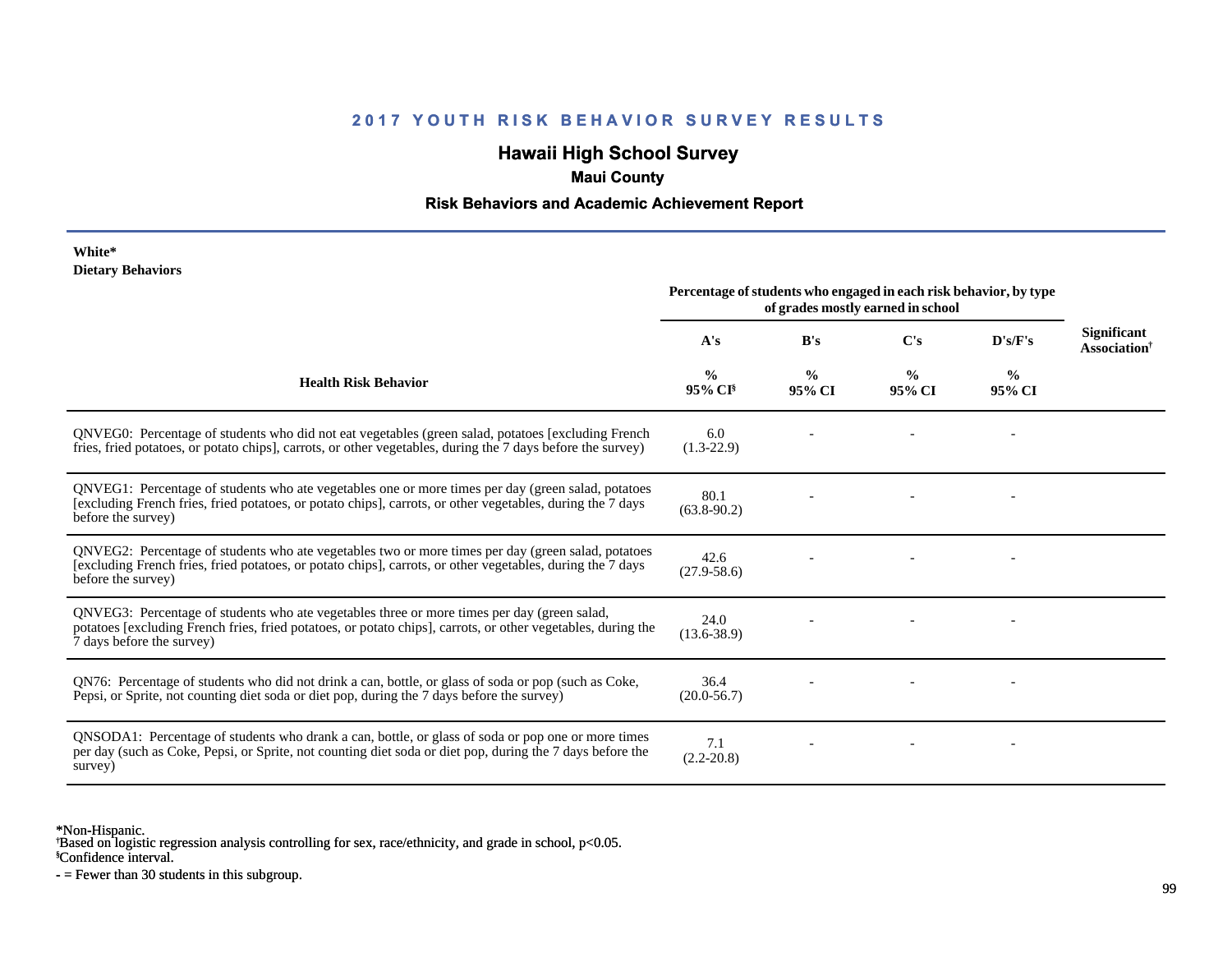## 2017 YOUTH RISK BEHAVIOR SURVEY RESULTS

# Hawaii High School Survey

### Maui County

### Risk Behaviors and Academic Achievement Report

**White***
**Dietary Behaviors**

| Health Risk Behavior | Percentage of students who engaged in each risk behavior, by type of grades mostly earned in school | | | | Significant Association[†] |
|---|---|---|---|---|---|
| | A's | B's | C's | D's/F's | |
| | % 95% CI[§] | % 95% CI | % 95% CI | % 95% CI | |
| QNVEG0: Percentage of students who did not eat vegetables (green salad, potatoes [excluding French fries, fried potatoes, or potato chips], carrots, or other vegetables, during the 7 days before the survey) | 6.0 (1.3-22.9) | - | - | - | |
| QNVEG1: Percentage of students who ate vegetables one or more times per day (green salad, potatoes [excluding French fries, fried potatoes, or potato chips], carrots, or other vegetables, during the 7 days before the survey) | 80.1 (63.8-90.2) | - | - | - | |
| QNVEG2: Percentage of students who ate vegetables two or more times per day (green salad, potatoes [excluding French fries, fried potatoes, or potato chips], carrots, or other vegetables, during the 7 days before the survey) | 42.6 (27.9-58.6) | - | - | - | |
| QNVEG3: Percentage of students who ate vegetables three or more times per day (green salad, potatoes [excluding French fries, fried potatoes, or potato chips], carrots, or other vegetables, during the 7 days before the survey) | 24.0 (13.6-38.9) | - | - | - | |
| QN76: Percentage of students who did not drink a can, bottle, or glass of soda or pop (such as Coke, Pepsi, or Sprite, not counting diet soda or diet pop, during the 7 days before the survey) | 36.4 (20.0-56.7) | - | - | - | |
| QNSODA1: Percentage of students who drank a can, bottle, or glass of soda or pop one or more times per day (such as Coke, Pepsi, or Sprite, not counting diet soda or diet pop, during the 7 days before the survey) | 7.1 (2.2-20.8) | - | - | - | |

*Non-Hispanic.
[†]Based on logistic regression analysis controlling for sex, race/ethnicity, and grade in school, $p<0.05$.
[§]Confidence interval.
- = Fewer than 30 students in this subgroup.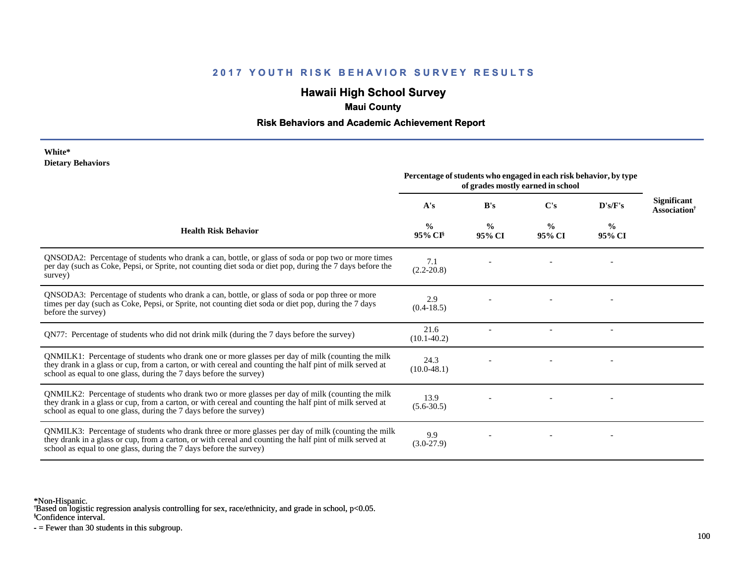## 2017 YOUTH RISK BEHAVIOR SURVEY RESULTS

### Hawaii High School Survey

**Maui County**

**Risk Behaviors and Academic Achievement Report**

**White***
**Dietary Behaviors**

| Health Risk Behavior | Percentage of students who engaged in each risk behavior, by type of grades mostly earned in school | | | | Significant Association† |
|---|---|---|---|---|---|
| | A's | B's | C's | D's/F's | |
| | % 95% CI§ | % 95% CI | % 95% CI | % 95% CI | |
| QNSODA2: Percentage of students who drank a can, bottle, or glass of soda or pop two or more times per day (such as Coke, Pepsi, or Sprite, not counting diet soda or diet pop, during the 7 days before the survey) | 7.1 (2.2-20.8) | - | - | - | |
| QNSODA3: Percentage of students who drank a can, bottle, or glass of soda or pop three or more times per day (such as Coke, Pepsi, or Sprite, not counting diet soda or diet pop, during the 7 days before the survey) | 2.9 (0.4-18.5) | - | - | - | |
| QN77: Percentage of students who did not drink milk (during the 7 days before the survey) | 21.6 (10.1-40.2) | - | - | - | |
| QNMILK1: Percentage of students who drank one or more glasses per day of milk (counting the milk they drank in a glass or cup, from a carton, or with cereal and counting the half pint of milk served at school as equal to one glass, during the 7 days before the survey) | 24.3 (10.0-48.1) | - | - | - | |
| QNMILK2: Percentage of students who drank two or more glasses per day of milk (counting the milk they drank in a glass or cup, from a carton, or with cereal and counting the half pint of milk served at school as equal to one glass, during the 7 days before the survey) | 13.9 (5.6-30.5) | - | - | - | |
| QNMILK3: Percentage of students who drank three or more glasses per day of milk (counting the milk they drank in a glass or cup, from a carton, or with cereal and counting the half pint of milk served at school as equal to one glass, during the 7 days before the survey) | 9.9 (3.0-27.9) | - | - | - | |

*Non-Hispanic.
†Based on logistic regression analysis controlling for sex, race/ethnicity, and grade in school, $p<0.05$.
§Confidence interval.
- = Fewer than 30 students in this subgroup.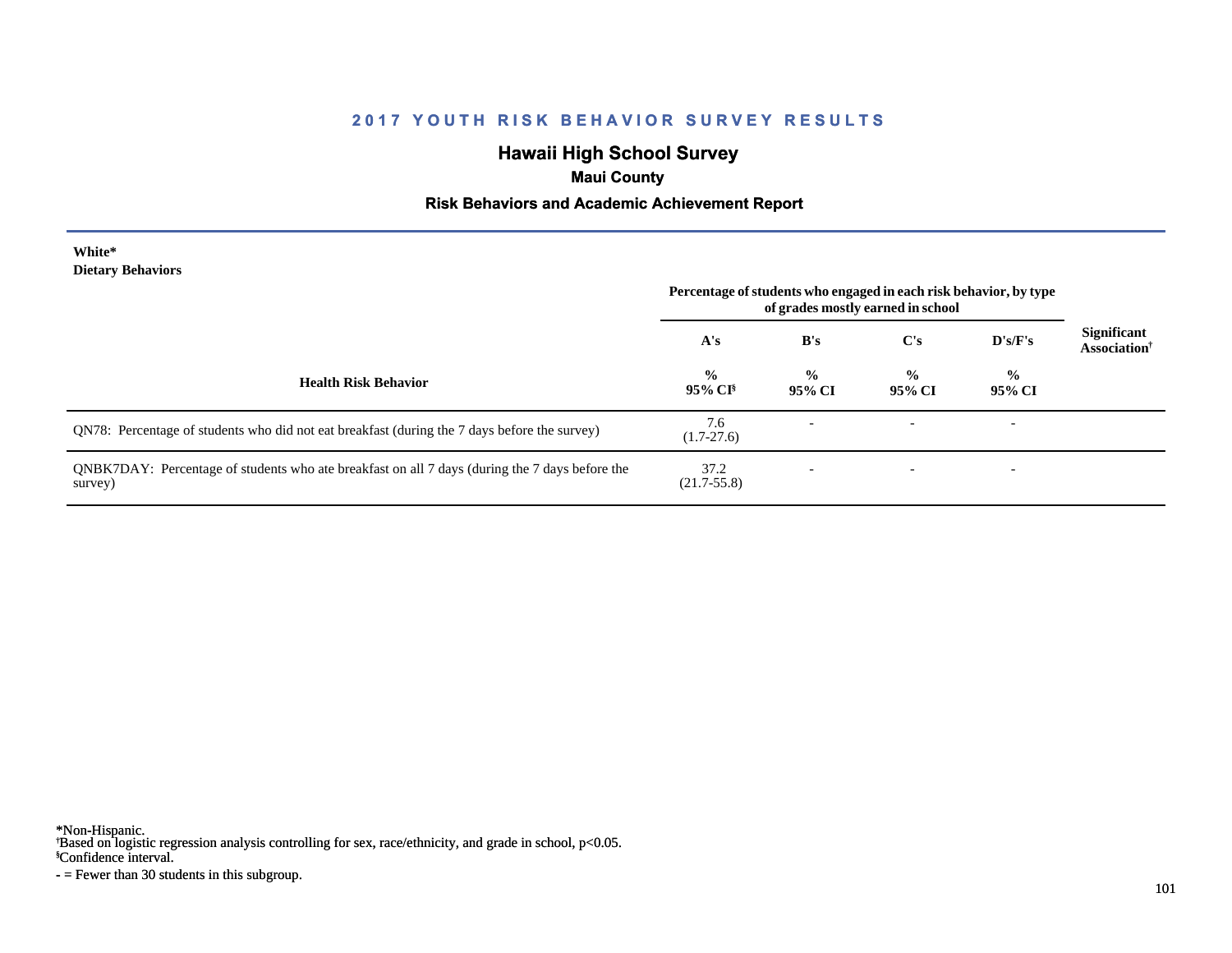## 2017 YOUTH RISK BEHAVIOR SURVEY RESULTS

# Hawaii High School Survey

### Maui County

### Risk Behaviors and Academic Achievement Report

**White***
**Dietary Behaviors**

| Health Risk Behavior | Percentage of students who engaged in each risk behavior, by type of grades mostly earned in school | | | | Significant Association† |
|---|---|---|---|---|---|
| | A's | B's | C's | D's/F's | |
| | % 95% CI§ | % 95% CI | % 95% CI | % 95% CI | |
| QN78: Percentage of students who did not eat breakfast (during the 7 days before the survey) | 7.6 (1.7-27.6) | - | - | - | |
| QNBK7DAY: Percentage of students who ate breakfast on all 7 days (during the 7 days before the survey) | 37.2 (21.7-55.8) | - | - | - | |

*Non-Hispanic.
†Based on logistic regression analysis controlling for sex, race/ethnicity, and grade in school, $p<0.05$.
§Confidence interval.
- = Fewer than 30 students in this subgroup.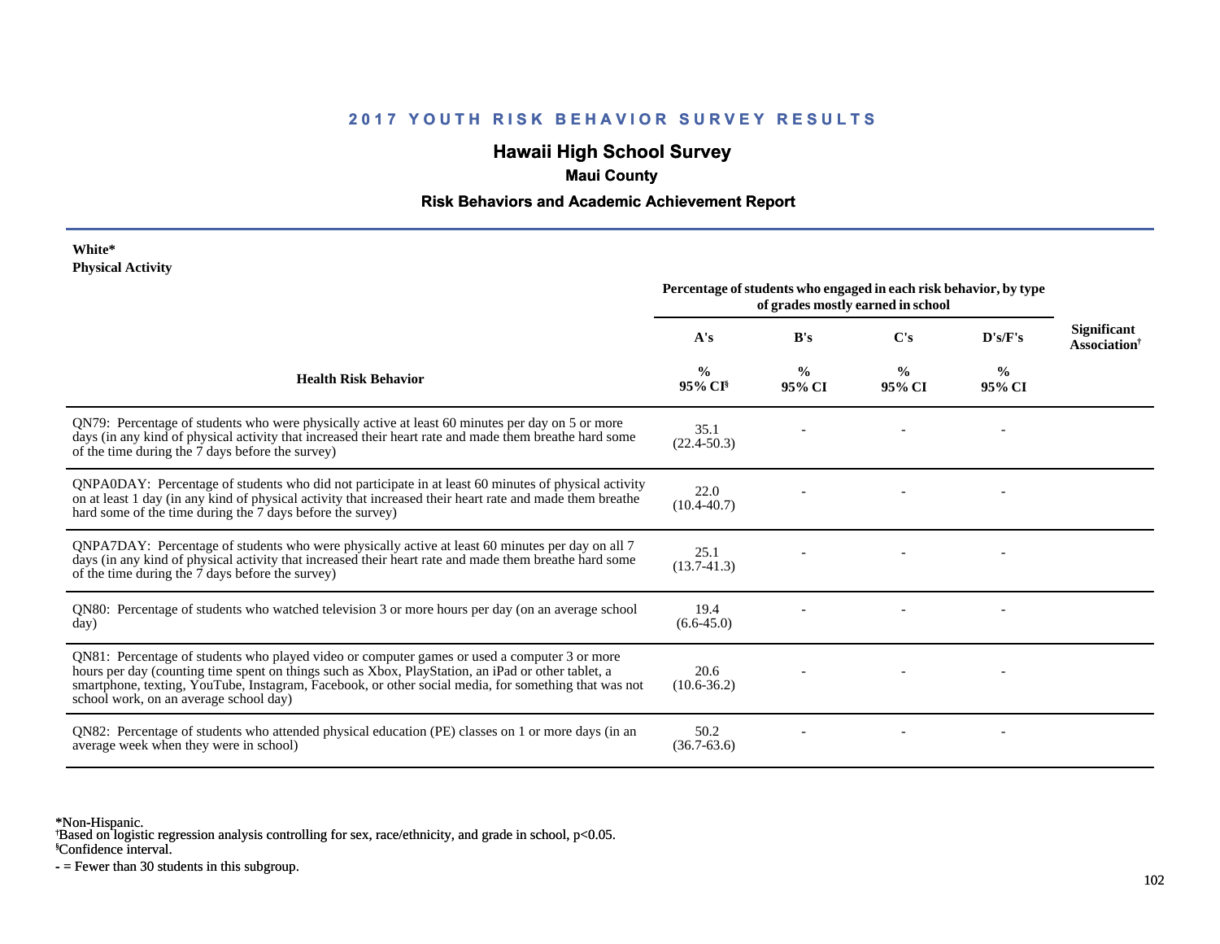## 2017 YOUTH RISK BEHAVIOR SURVEY RESULTS

# Hawaii High School Survey

### Maui County

### Risk Behaviors and Academic Achievement Report

**White***
**Physical Activity**

| Health Risk Behavior | Percentage of students who engaged in each risk behavior, by type of grades mostly earned in school | | | | Significant Association† |
|---|---|---|---|---|---|
| | A's | B's | C's | D's/F's | |
| | % 95% CI§ | % 95% CI | % 95% CI | % 95% CI | |
| QN79: Percentage of students who were physically active at least 60 minutes per day on 5 or more days (in any kind of physical activity that increased their heart rate and made them breathe hard some of the time during the 7 days before the survey) | 35.1 (22.4-50.3) | - | - | - | |
| QNPA0DAY: Percentage of students who did not participate in at least 60 minutes of physical activity on at least 1 day (in any kind of physical activity that increased their heart rate and made them breathe hard some of the time during the 7 days before the survey) | 22.0 (10.4-40.7) | - | - | - | |
| QNPA7DAY: Percentage of students who were physically active at least 60 minutes per day on all 7 days (in any kind of physical activity that increased their heart rate and made them breathe hard some of the time during the 7 days before the survey) | 25.1 (13.7-41.3) | - | - | - | |
| QN80: Percentage of students who watched television 3 or more hours per day (on an average school day) | 19.4 (6.6-45.0) | - | - | - | |
| QN81: Percentage of students who played video or computer games or used a computer 3 or more hours per day (counting time spent on things such as Xbox, PlayStation, an iPad or other tablet, a smartphone, texting, YouTube, Instagram, Facebook, or other social media, for something that was not school work, on an average school day) | 20.6 (10.6-36.2) | - | - | - | |
| QN82: Percentage of students who attended physical education (PE) classes on 1 or more days (in an average week when they were in school) | 50.2 (36.7-63.6) | - | - | - | |

*Non-Hispanic.
†Based on logistic regression analysis controlling for sex, race/ethnicity, and grade in school, $p<0.05$.
§Confidence interval.
- = Fewer than 30 students in this subgroup.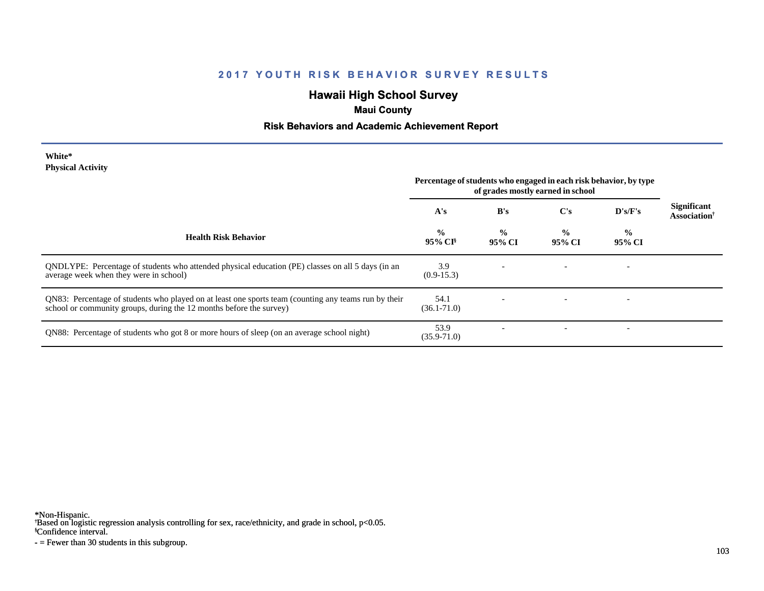## 2017 YOUTH RISK BEHAVIOR SURVEY RESULTS

# Hawaii High School Survey

### Maui County

### Risk Behaviors and Academic Achievement Report

**White***
**Physical Activity**

| Health Risk Behavior | Percentage of students who engaged in each risk behavior, by type of grades mostly earned in school | | | | Significant Association[†] |
|---|---|---|---|---|---|
| | A's | B's | C's | D's/F's | |
| | % 95% CI[§] | % 95% CI | % 95% CI | % 95% CI | |
| QNDLYPE: Percentage of students who attended physical education (PE) classes on all 5 days (in an average week when they were in school) | 3.9 (0.9-15.3) | - | - | - | |
| QN83: Percentage of students who played on at least one sports team (counting any teams run by their school or community groups, during the 12 months before the survey) | 54.1 (36.1-71.0) | - | - | - | |
| QN88: Percentage of students who got 8 or more hours of sleep (on an average school night) | 53.9 (35.9-71.0) | - | - | - | |

*Non-Hispanic.
[†]Based on logistic regression analysis controlling for sex, race/ethnicity, and grade in school, $p<0.05$.
[§]Confidence interval.
- = Fewer than 30 students in this subgroup.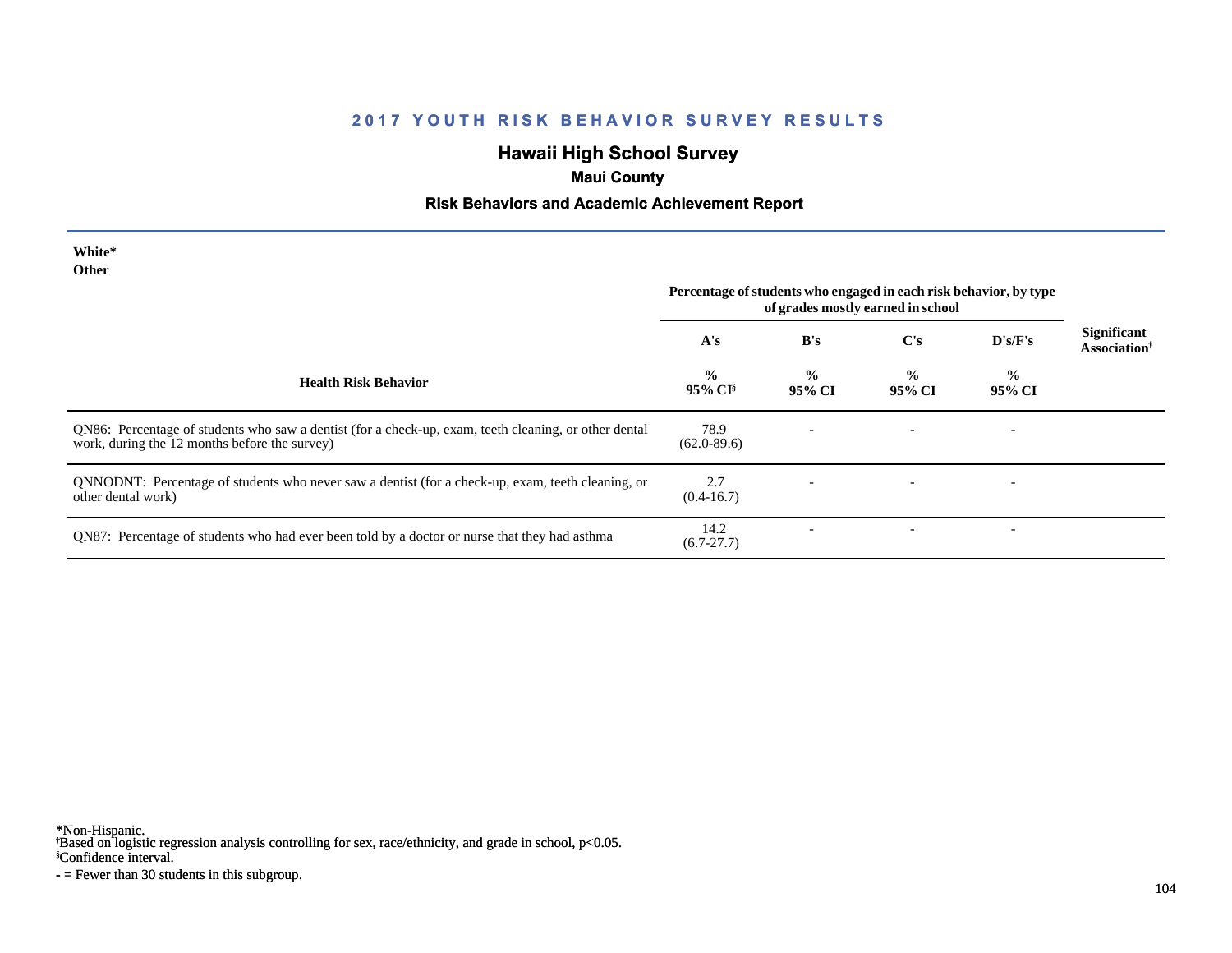## 2017 YOUTH RISK BEHAVIOR SURVEY RESULTS

# Hawaii High School Survey

### Maui County

### Risk Behaviors and Academic Achievement Report

**White***
**Other**

| Health Risk Behavior | Percentage of students who engaged in each risk behavior, by type of grades mostly earned in school | | | | Significant Association† |
|---|---|---|---|---|---|
| | A's | B's | C's | D's/F's | |
| | % 95% CI§ | % 95% CI | % 95% CI | % 95% CI | |
| QN86: Percentage of students who saw a dentist (for a check-up, exam, teeth cleaning, or other dental work, during the 12 months before the survey) | 78.9 (62.0-89.6) | - | - | - | |
| QNNODNT: Percentage of students who never saw a dentist (for a check-up, exam, teeth cleaning, or other dental work) | 2.7 (0.4-16.7) | - | - | - | |
| QN87: Percentage of students who had ever been told by a doctor or nurse that they had asthma | 14.2 (6.7-27.7) | - | - | - | |

*Non-Hispanic.
†Based on logistic regression analysis controlling for sex, race/ethnicity, and grade in school, $p<0.05$.
§Confidence interval.
- = Fewer than 30 students in this subgroup.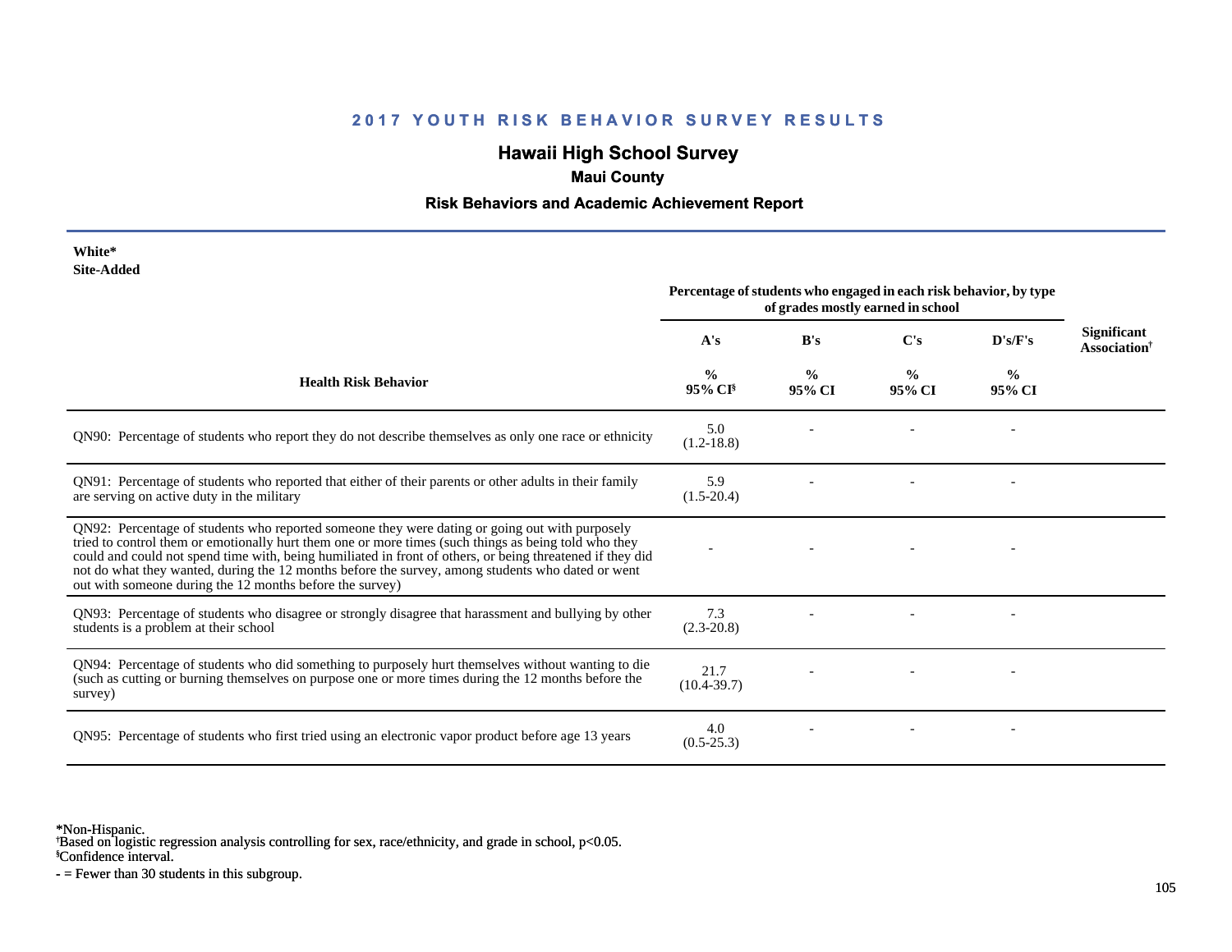## 2017 YOUTH RISK BEHAVIOR SURVEY RESULTS

# Hawaii High School Survey

### Maui County

### Risk Behaviors and Academic Achievement Report

**White***
**Site-Added**

| Health Risk Behavior | Percentage of students who engaged in each risk behavior, by type of grades mostly earned in school | | | | Significant Association† |
|---|---|---|---|---|---|
| | A's | B's | C's | D's/F's | |
| | % 95% CI§ | % 95% CI | % 95% CI | % 95% CI | |
| QN90: Percentage of students who report they do not describe themselves as only one race or ethnicity | 5.0 (1.2-18.8) | - | - | - | |
| QN91: Percentage of students who reported that either of their parents or other adults in their family are serving on active duty in the military | 5.9 (1.5-20.4) | - | - | - | |
| QN92: Percentage of students who reported someone they were dating or going out with purposely tried to control them or emotionally hurt them one or more times (such things as being told who they could and could not spend time with, being humiliated in front of others, or being threatened if they did not do what they wanted, during the 12 months before the survey, among students who dated or went out with someone during the 12 months before the survey) | - | - | - | - | |
| QN93: Percentage of students who disagree or strongly disagree that harassment and bullying by other students is a problem at their school | 7.3 (2.3-20.8) | - | - | - | |
| QN94: Percentage of students who did something to purposely hurt themselves without wanting to die (such as cutting or burning themselves on purpose one or more times during the 12 months before the survey) | 21.7 (10.4-39.7) | - | - | - | |
| QN95: Percentage of students who first tried using an electronic vapor product before age 13 years | 4.0 (0.5-25.3) | - | - | - | |

*Non-Hispanic.
†Based on logistic regression analysis controlling for sex, race/ethnicity, and grade in school, $p<0.05$.
§Confidence interval.
- = Fewer than 30 students in this subgroup.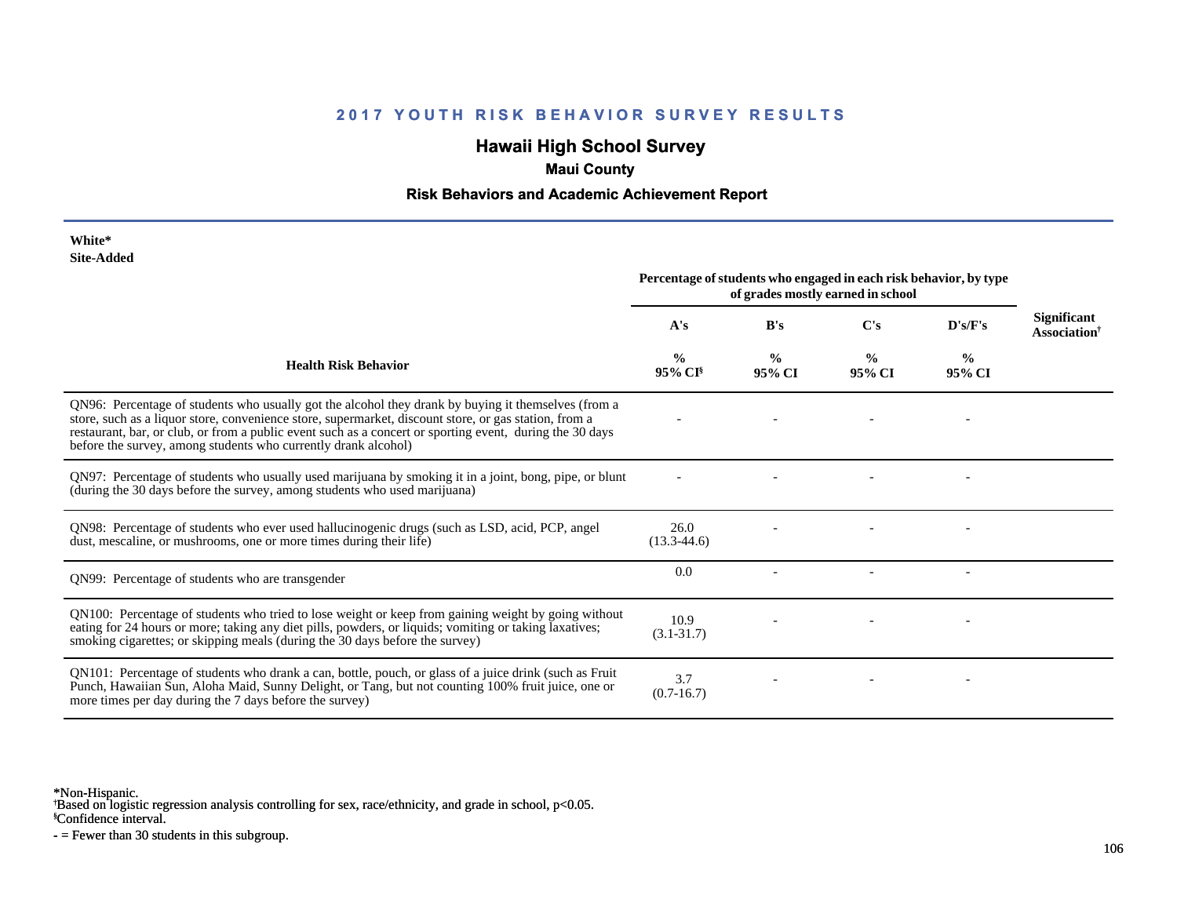# 2017 YOUTH RISK BEHAVIOR SURVEY RESULTS

## Hawaii High School Survey

### Maui County

### Risk Behaviors and Academic Achievement Report

**White***
**Site-Added**

| Health Risk Behavior | Percentage of students who engaged in each risk behavior, by type of grades mostly earned in school | | | | Significant Association[†] |
|---|---|---|---|---|---|
| | A's | B's | C's | D's/F's | |
| | % 95% CI[§] | % 95% CI | % 95% CI | % 95% CI | |
| QN96: Percentage of students who usually got the alcohol they drank by buying it themselves (from a store, such as a liquor store, convenience store, supermarket, discount store, or gas station, from a restaurant, bar, or club, or from a public event such as a concert or sporting event, during the 30 days before the survey, among students who currently drank alcohol) | - | - | - | - | |
| QN97: Percentage of students who usually used marijuana by smoking it in a joint, bong, pipe, or blunt (during the 30 days before the survey, among students who used marijuana) | - | - | - | - | |
| QN98: Percentage of students who ever used hallucinogenic drugs (such as LSD, acid, PCP, angel dust, mescaline, or mushrooms, one or more times during their life) | 26.0 (13.3-44.6) | - | - | - | |
| QN99: Percentage of students who are transgender | 0.0 | - | - | - | |
| QN100: Percentage of students who tried to lose weight or keep from gaining weight by going without eating for 24 hours or more; taking any diet pills, powders, or liquids; vomiting or taking laxatives; smoking cigarettes; or skipping meals (during the 30 days before the survey) | 10.9 (3.1-31.7) | - | - | - | |
| QN101: Percentage of students who drank a can, bottle, pouch, or glass of a juice drink (such as Fruit Punch, Hawaiian Sun, Aloha Maid, Sunny Delight, or Tang, but not counting 100% fruit juice, one or more times per day during the 7 days before the survey) | 3.7 (0.7-16.7) | - | - | - | |

*Non-Hispanic.
[†]Based on logistic regression analysis controlling for sex, race/ethnicity, and grade in school, $p<0.05$.
[§]Confidence interval.
- = Fewer than 30 students in this subgroup.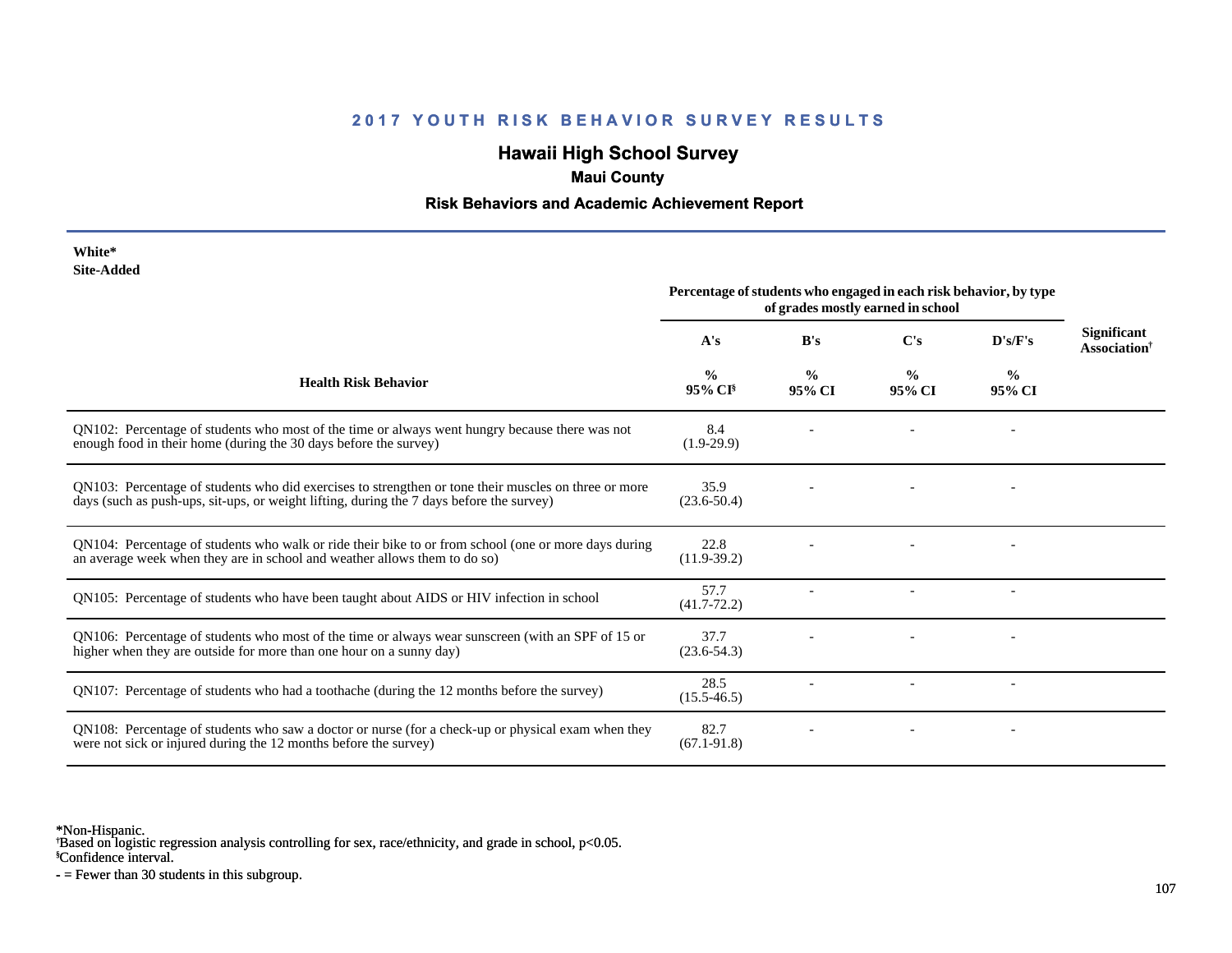## 2017 YOUTH RISK BEHAVIOR SURVEY RESULTS

## Hawaii High School Survey

### Maui County

### Risk Behaviors and Academic Achievement Report

**White***
**Site-Added**

| Health Risk Behavior | Percentage of students who engaged in each risk behavior, by type of grades mostly earned in school | | | | Significant Association† |
|---|---|---|---|---|---|
| | A's | B's | C's | D's/F's | |
| | % 95% CI§ | % 95% CI | % 95% CI | % 95% CI | |
| QN102: Percentage of students who most of the time or always went hungry because there was not enough food in their home (during the 30 days before the survey) | 8.4 (1.9-29.9) | - | - | - | |
| QN103: Percentage of students who did exercises to strengthen or tone their muscles on three or more days (such as push-ups, sit-ups, or weight lifting, during the 7 days before the survey) | 35.9 (23.6-50.4) | - | - | - | |
| QN104: Percentage of students who walk or ride their bike to or from school (one or more days during an average week when they are in school and weather allows them to do so) | 22.8 (11.9-39.2) | - | - | - | |
| QN105: Percentage of students who have been taught about AIDS or HIV infection in school | 57.7 (41.7-72.2) | - | - | - | |
| QN106: Percentage of students who most of the time or always wear sunscreen (with an SPF of 15 or higher when they are outside for more than one hour on a sunny day) | 37.7 (23.6-54.3) | - | - | - | |
| QN107: Percentage of students who had a toothache (during the 12 months before the survey) | 28.5 (15.5-46.5) | - | - | - | |
| QN108: Percentage of students who saw a doctor or nurse (for a check-up or physical exam when they were not sick or injured during the 12 months before the survey) | 82.7 (67.1-91.8) | - | - | - | |

*Non-Hispanic.
†Based on logistic regression analysis controlling for sex, race/ethnicity, and grade in school, $p<0.05$.
§Confidence interval.
- = Fewer than 30 students in this subgroup.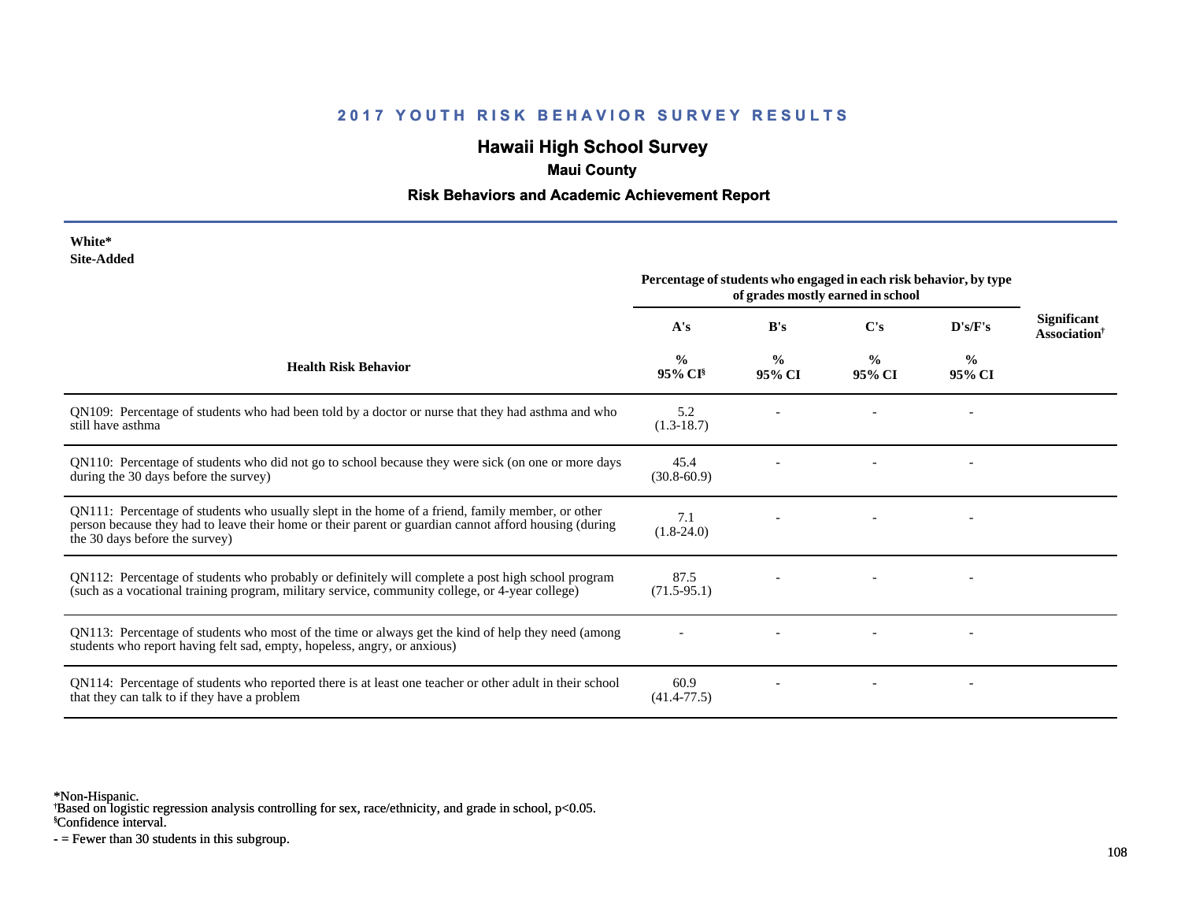# 2017 YOUTH RISK BEHAVIOR SURVEY RESULTS

## Hawaii High School Survey

### Maui County

### Risk Behaviors and Academic Achievement Report

**White***
**Site-Added**

| Health Risk Behavior | Percentage of students who engaged in each risk behavior, by type of grades mostly earned in school | | | | Significant Association† |
|---|---|---|---|---|---|
| | A's | B's | C's | D's/F's | |
| | % 95% CI§ | % 95% CI | % 95% CI | % 95% CI | |
| QN109: Percentage of students who had been told by a doctor or nurse that they had asthma and who still have asthma | 5.2 (1.3-18.7) | - | - | - | |
| QN110: Percentage of students who did not go to school because they were sick (on one or more days during the 30 days before the survey) | 45.4 (30.8-60.9) | - | - | - | |
| QN111: Percentage of students who usually slept in the home of a friend, family member, or other person because they had to leave their home or their parent or guardian cannot afford housing (during the 30 days before the survey) | 7.1 (1.8-24.0) | - | - | - | |
| QN112: Percentage of students who probably or definitely will complete a post high school program (such as a vocational training program, military service, community college, or 4-year college) | 87.5 (71.5-95.1) | - | - | - | |
| QN113: Percentage of students who most of the time or always get the kind of help they need (among students who report having felt sad, empty, hopeless, angry, or anxious) | - | - | - | - | |
| QN114: Percentage of students who reported there is at least one teacher or other adult in their school that they can talk to if they have a problem | 60.9 (41.4-77.5) | - | - | - | |

*Non-Hispanic.
†Based on logistic regression analysis controlling for sex, race/ethnicity, and grade in school, $p<0.05$.
§Confidence interval.
- = Fewer than 30 students in this subgroup.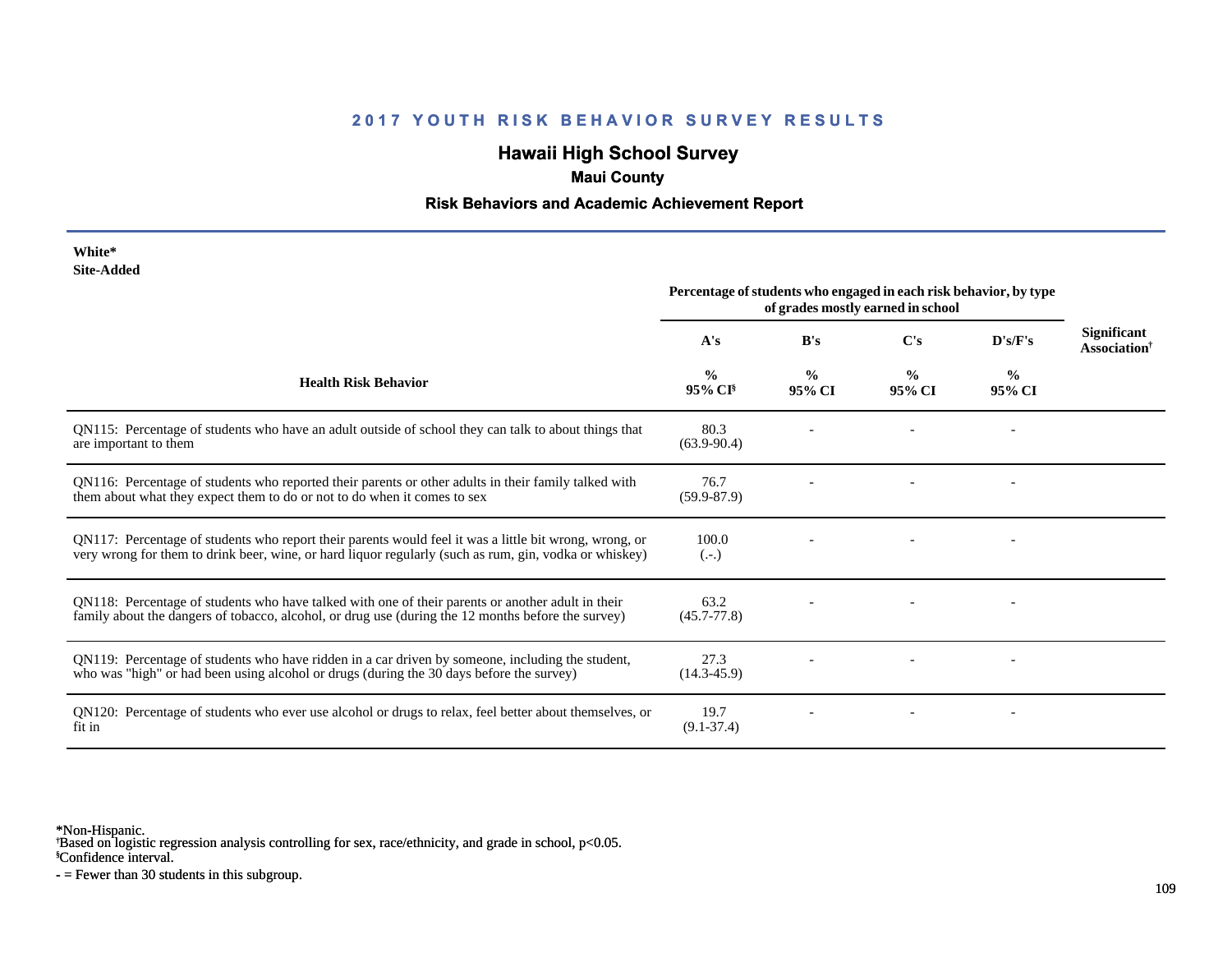# 2017 YOUTH RISK BEHAVIOR SURVEY RESULTS

## Hawaii High School Survey

### Maui County

### Risk Behaviors and Academic Achievement Report

**White***
**Site-Added**

| Health Risk Behavior | Percentage of students who engaged in each risk behavior, by type of grades mostly earned in school | | | | Significant Association† |
|---|---|---|---|---|---|
| | A's | B's | C's | D's/F's | |
| | % 95% CI§ | % 95% CI | % 95% CI | % 95% CI | |
| QN115: Percentage of students who have an adult outside of school they can talk to about things that are important to them | 80.3 (63.9-90.4) | - | - | - | |
| QN116: Percentage of students who reported their parents or other adults in their family talked with them about what they expect them to do or not to do when it comes to sex | 76.7 (59.9-87.9) | - | - | - | |
| QN117: Percentage of students who report their parents would feel it was a little bit wrong, wrong, or very wrong for them to drink beer, wine, or hard liquor regularly (such as rum, gin, vodka or whiskey) | 100.0 (.-.) | - | - | - | |
| QN118: Percentage of students who have talked with one of their parents or another adult in their family about the dangers of tobacco, alcohol, or drug use (during the 12 months before the survey) | 63.2 (45.7-77.8) | - | - | - | |
| QN119: Percentage of students who have ridden in a car driven by someone, including the student, who was "high" or had been using alcohol or drugs (during the 30 days before the survey) | 27.3 (14.3-45.9) | - | - | - | |
| QN120: Percentage of students who ever use alcohol or drugs to relax, feel better about themselves, or fit in | 19.7 (9.1-37.4) | - | - | - | |

*Non-Hispanic.
†Based on logistic regression analysis controlling for sex, race/ethnicity, and grade in school, $p<0.05$.
§Confidence interval.
- = Fewer than 30 students in this subgroup.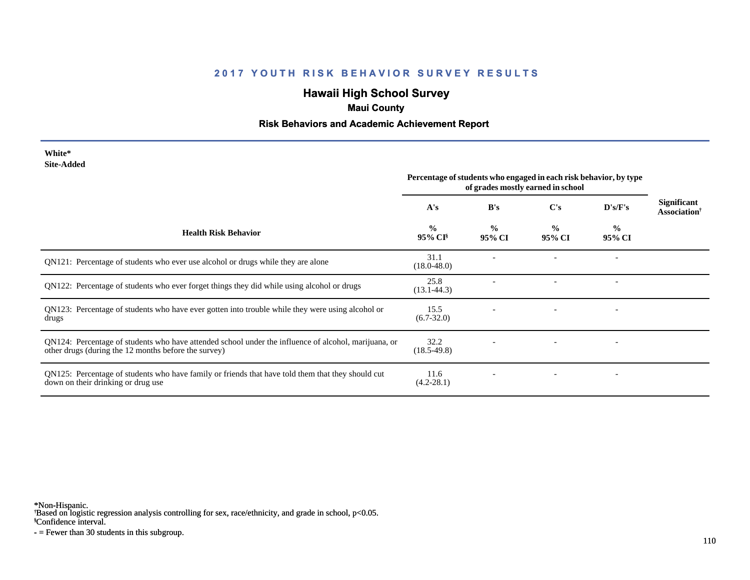## 2017 YOUTH RISK BEHAVIOR SURVEY RESULTS

# Hawaii High School Survey

### Maui County

### Risk Behaviors and Academic Achievement Report

**White***
**Site-Added**

| Health Risk Behavior | Percentage of students who engaged in each risk behavior, by type of grades mostly earned in school | | | | Significant Association† |
|---|---|---|---|---|---|
| | A's | B's | C's | D's/F's | |
| | % 95% CI§ | % 95% CI | % 95% CI | % 95% CI | |
| QN121: Percentage of students who ever use alcohol or drugs while they are alone | 31.1 (18.0-48.0) | - | - | - | |
| QN122: Percentage of students who ever forget things they did while using alcohol or drugs | 25.8 (13.1-44.3) | - | - | - | |
| QN123: Percentage of students who have ever gotten into trouble while they were using alcohol or drugs | 15.5 (6.7-32.0) | - | - | - | |
| QN124: Percentage of students who have attended school under the influence of alcohol, marijuana, or other drugs (during the 12 months before the survey) | 32.2 (18.5-49.8) | - | - | - | |
| QN125: Percentage of students who have family or friends that have told them that they should cut down on their drinking or drug use | 11.6 (4.2-28.1) | - | - | - | |

*Non-Hispanic.
†Based on logistic regression analysis controlling for sex, race/ethnicity, and grade in school, p<0.05.
§Confidence interval.
- = Fewer than 30 students in this subgroup.